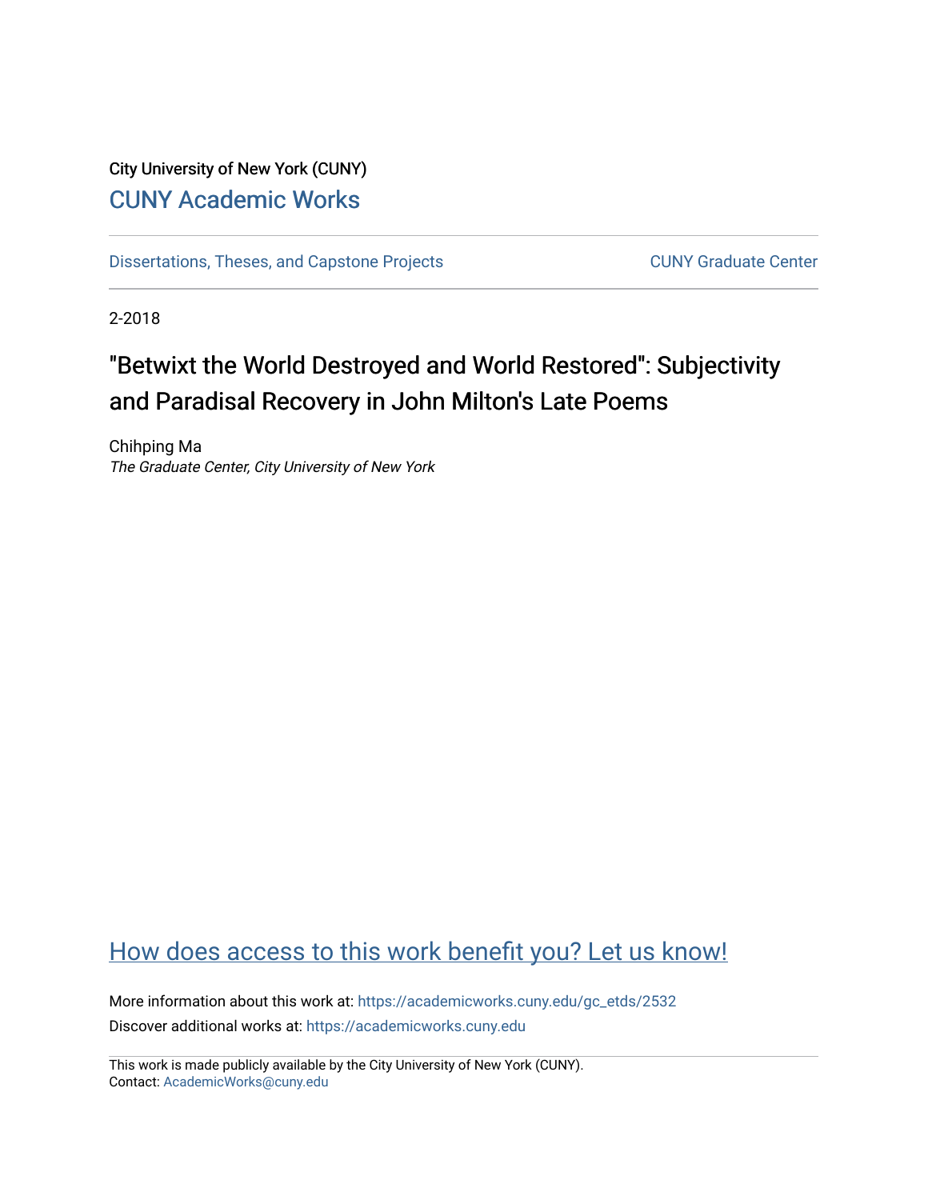City University of New York (CUNY)

CUNY Academic Works

Dissertations, Theses, and Capstone Projects

CUNY Graduate Center

2-2018

# "Betwixt the World Destroyed and World Restored": Subjectivity and Paradisal Recovery in John Milton's Late Poems

Chihping Ma

*The Graduate Center, City University of New York*

How does access to this work benefit you? Let us know!

More information about this work at: https://academicworks.cuny.edu/gc_etds/2532

Discover additional works at: https://academicworks.cuny.edu

This work is made publicly available by the City University of New York (CUNY).
Contact: AcademicWorks@cuny.edu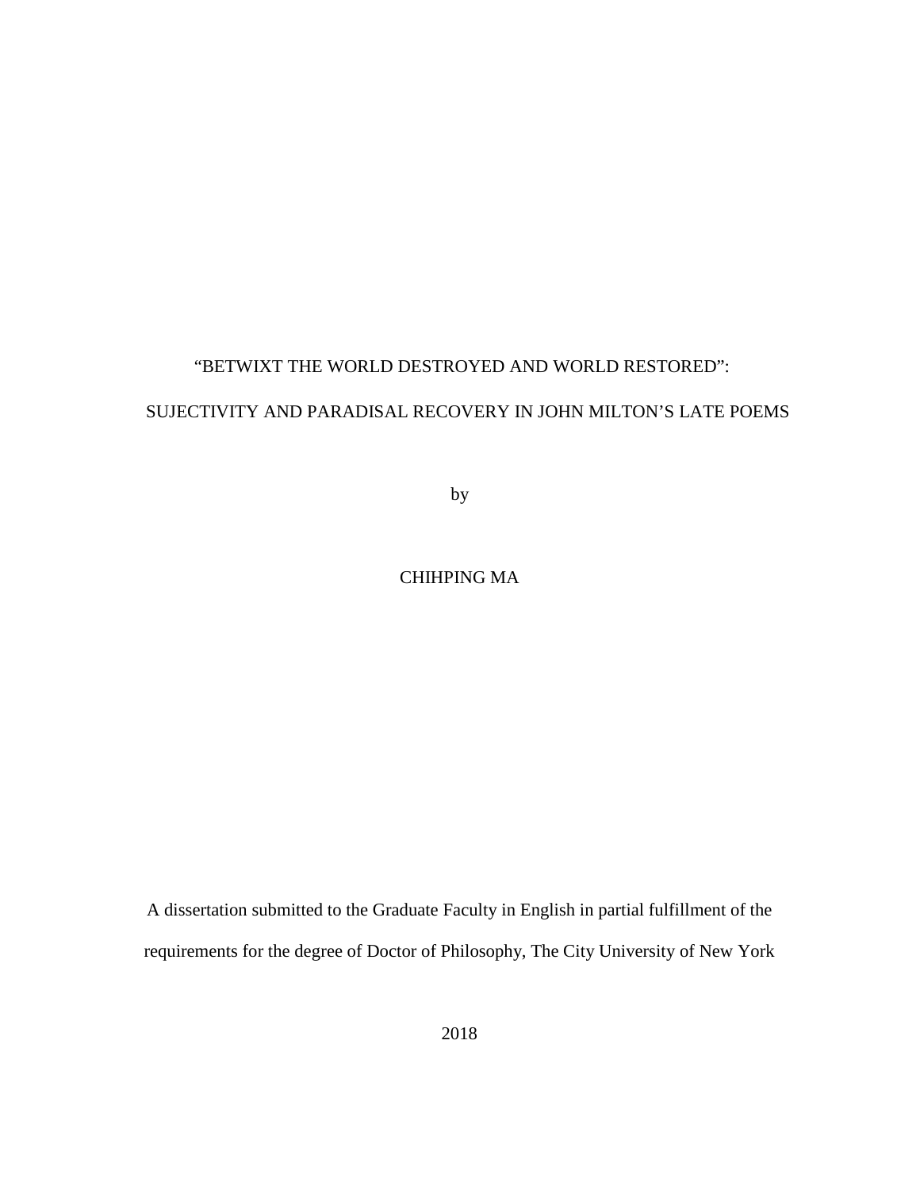“BETWIXT THE WORLD DESTROYED AND WORLD RESTORED”:

SUJECTIVITY AND PARADISAL RECOVERY IN JOHN MILTON’S LATE POEMS

by

CHIHPING MA

A dissertation submitted to the Graduate Faculty in English in partial fulfillment of the requirements for the degree of Doctor of Philosophy, The City University of New York

2018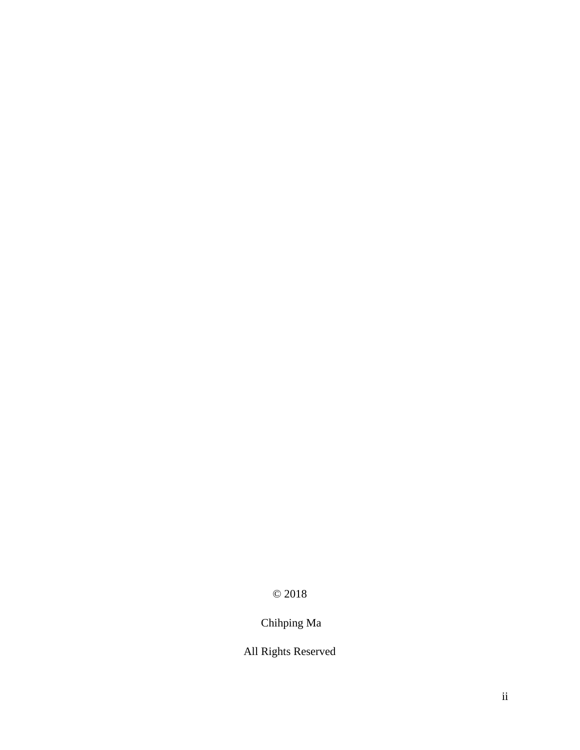© 2018

Chihping Ma

All Rights Reserved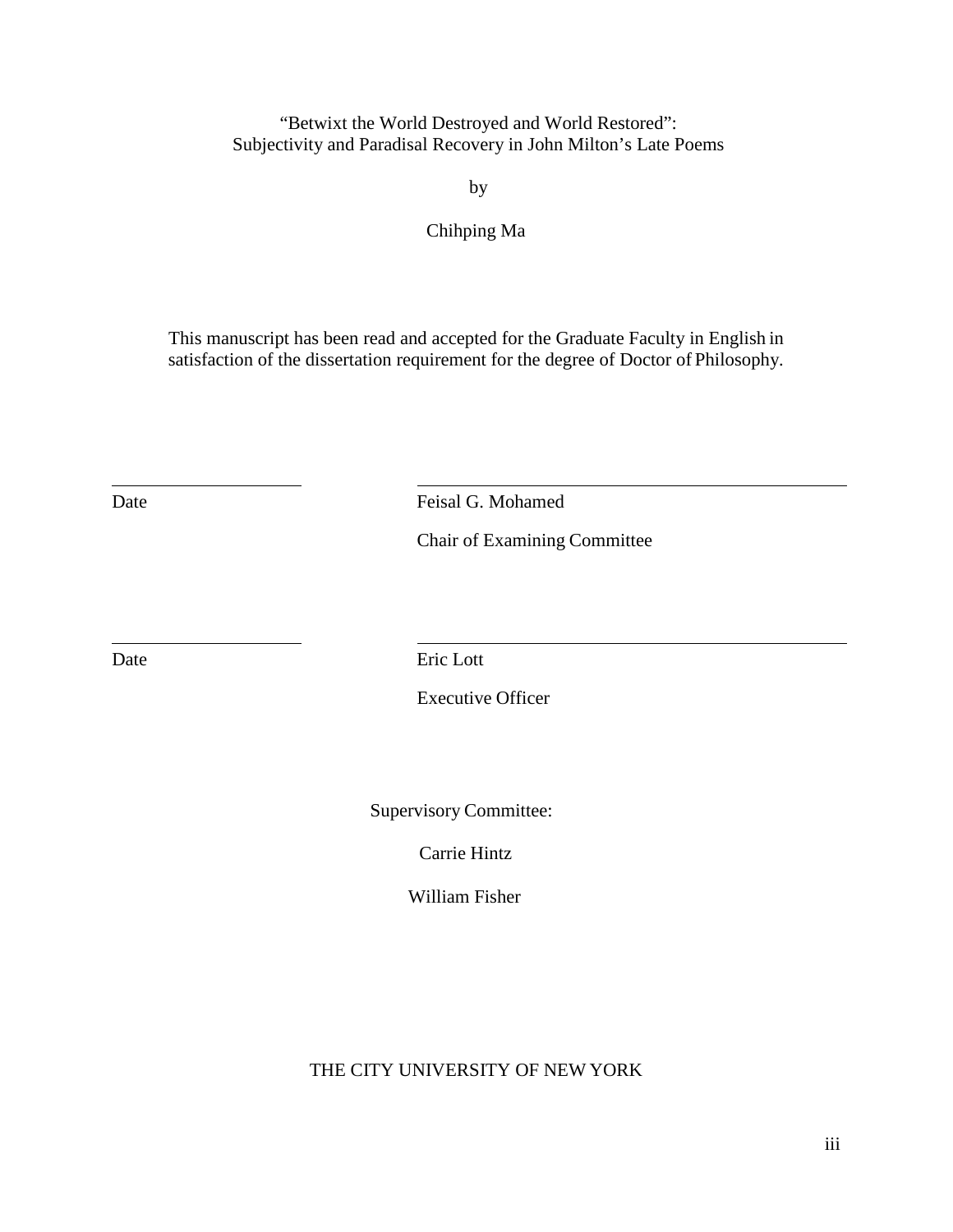“Betwixt the World Destroyed and World Restored”:
Subjectivity and Paradisal Recovery in John Milton’s Late Poems

by

Chihping Ma

This manuscript has been read and accepted for the Graduate Faculty in English in satisfaction of the dissertation requirement for the degree of Doctor of Philosophy.

| | |
|---|---|
| Date | Feisal G. Mohamed |
| | Chair of Examining Committee |

| | |
|---|---|
| Date | Eric Lott |
| | Executive Officer |

Supervisory Committee:

Carrie Hintz

William Fisher

THE CITY UNIVERSITY OF NEW YORK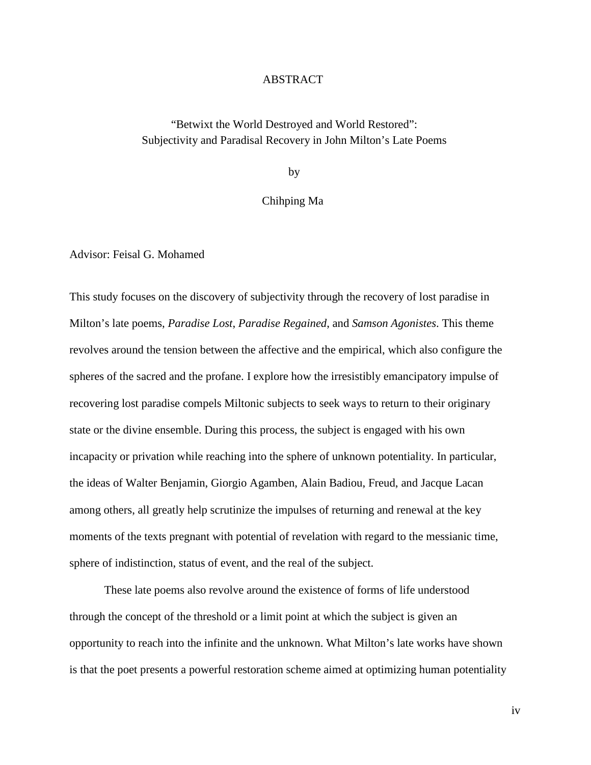# ABSTRACT

## "Betwixt the World Destroyed and World Restored": Subjectivity and Paradisal Recovery in John Milton's Late Poems

by

Chihping Ma

Advisor: Feisal G. Mohamed

This study focuses on the discovery of subjectivity through the recovery of lost paradise in Milton's late poems, *Paradise Lost*, *Paradise Regained*, and *Samson Agonistes*. This theme revolves around the tension between the affective and the empirical, which also configure the spheres of the sacred and the profane. I explore how the irresistibly emancipatory impulse of recovering lost paradise compels Miltonic subjects to seek ways to return to their originary state or the divine ensemble. During this process, the subject is engaged with his own incapacity or privation while reaching into the sphere of unknown potentiality. In particular, the ideas of Walter Benjamin, Giorgio Agamben, Alain Badiou, Freud, and Jacque Lacan among others, all greatly help scrutinize the impulses of returning and renewal at the key moments of the texts pregnant with potential of revelation with regard to the messianic time, sphere of indistinction, status of event, and the real of the subject.

These late poems also revolve around the existence of forms of life understood through the concept of the threshold or a limit point at which the subject is given an opportunity to reach into the infinite and the unknown. What Milton's late works have shown is that the poet presents a powerful restoration scheme aimed at optimizing human potentiality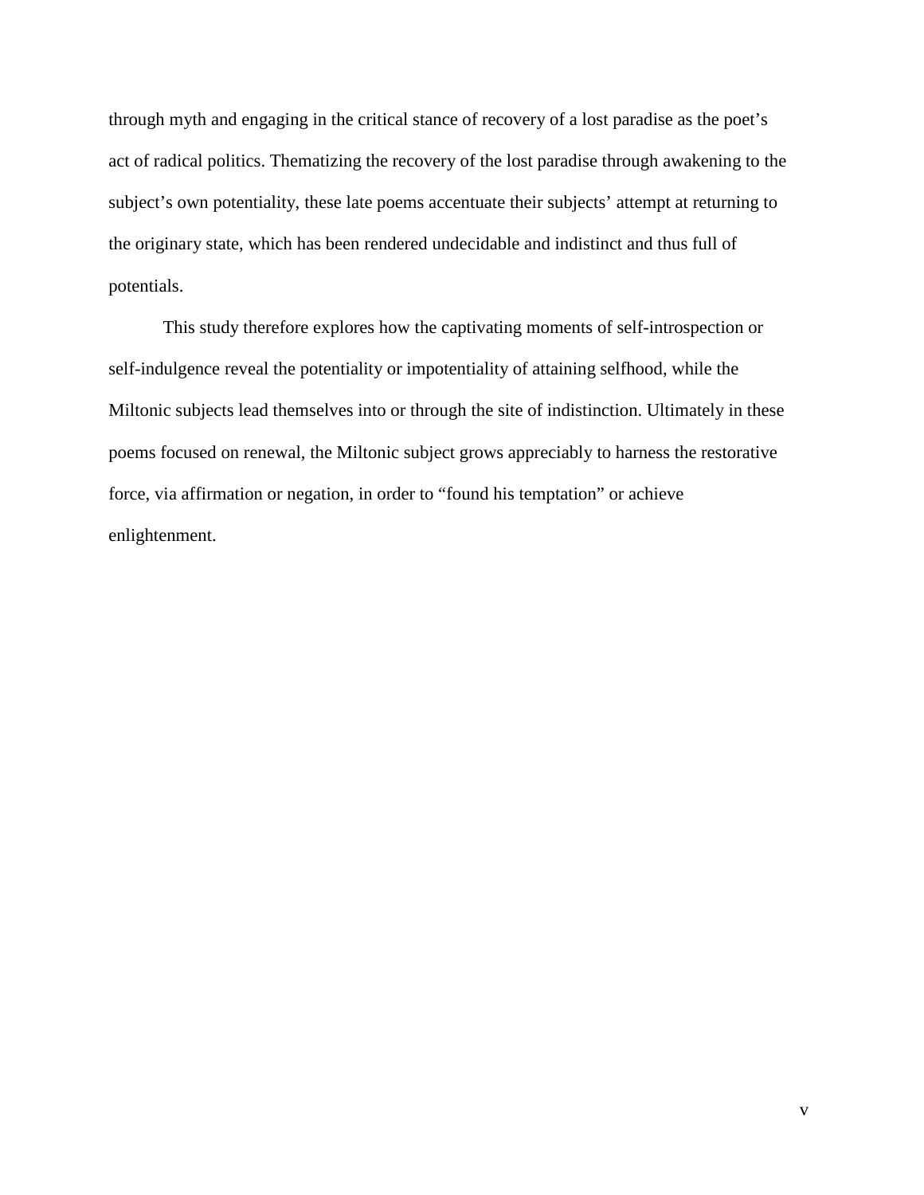through myth and engaging in the critical stance of recovery of a lost paradise as the poet's act of radical politics. Thematizing the recovery of the lost paradise through awakening to the subject's own potentiality, these late poems accentuate their subjects' attempt at returning to the originary state, which has been rendered undecidable and indistinct and thus full of potentials.

This study therefore explores how the captivating moments of self-introspection or self-indulgence reveal the potentiality or impotentiality of attaining selfhood, while the Miltonic subjects lead themselves into or through the site of indistinction. Ultimately in these poems focused on renewal, the Miltonic subject grows appreciably to harness the restorative force, via affirmation or negation, in order to "found his temptation" or achieve enlightenment.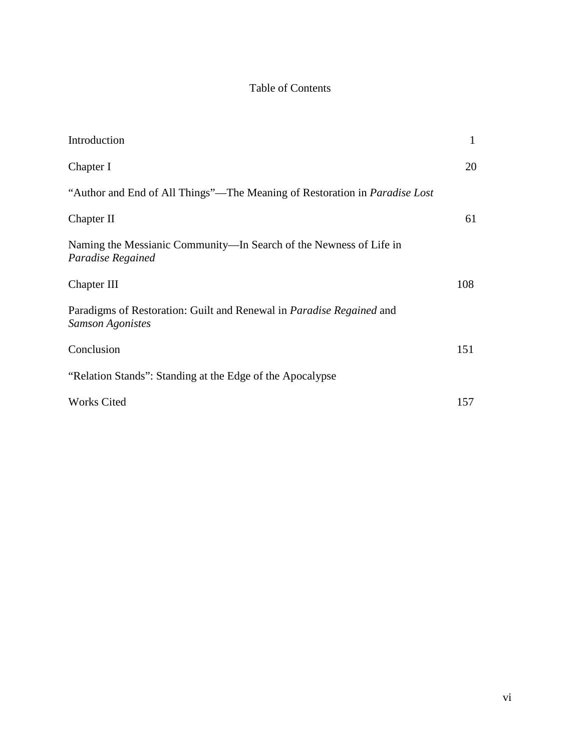# Table of Contents

| | |
|---|---|
| Introduction | 1 |
| Chapter I | 20 |
| “Author and End of All Things”—The Meaning of Restoration in *Paradise Lost* | |
| Chapter II | 61 |
| Naming the Messianic Community—In Search of the Newness of Life in *Paradise Regained* | |
| Chapter III | 108 |
| Paradigms of Restoration: Guilt and Renewal in *Paradise Regained* and *Samson Agonistes* | |
| Conclusion | 151 |
| “Relation Stands”: Standing at the Edge of the Apocalypse | |
| Works Cited | 157 |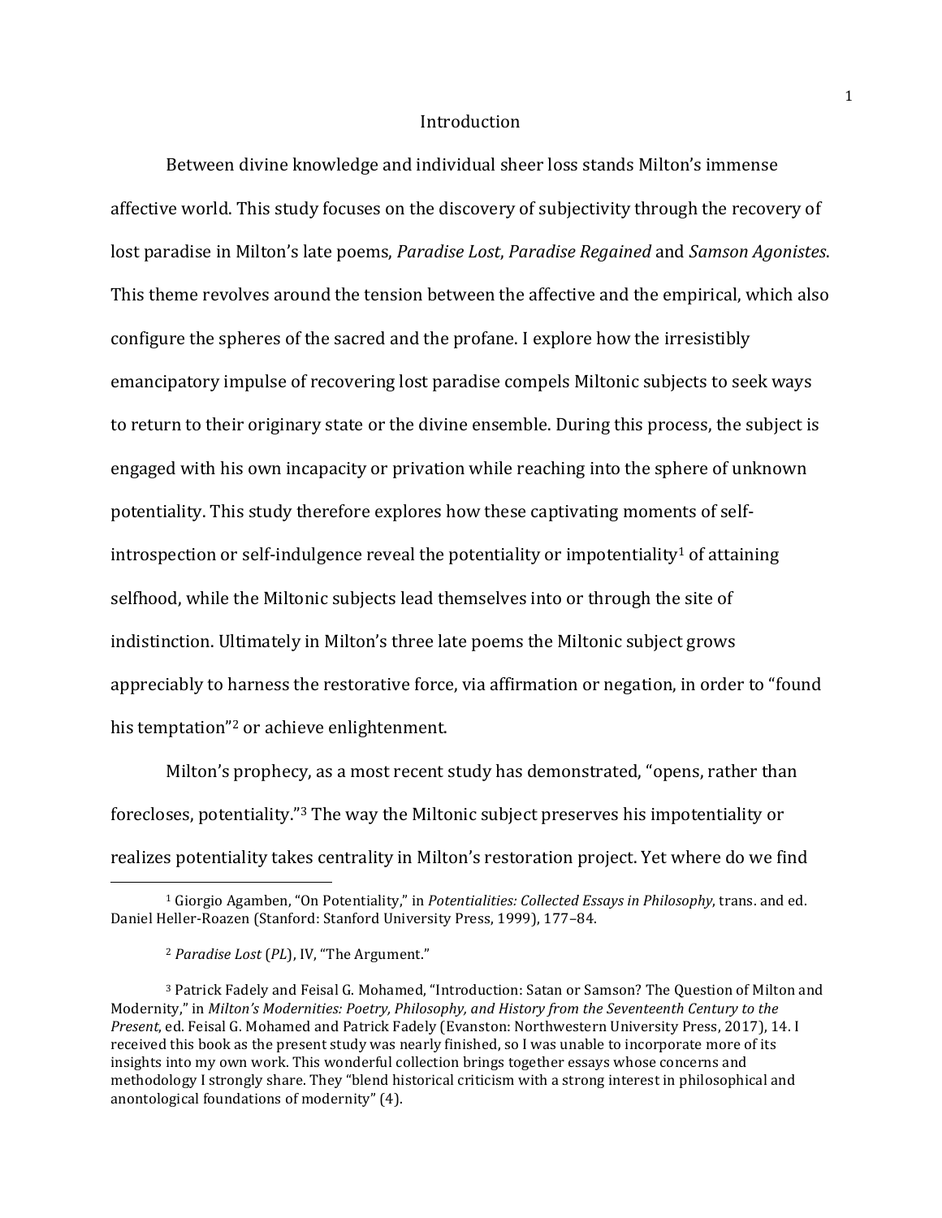# Introduction

Between divine knowledge and individual sheer loss stands Milton's immense affective world. This study focuses on the discovery of subjectivity through the recovery of lost paradise in Milton's late poems, *Paradise Lost*, *Paradise Regained* and *Samson Agonistes*. This theme revolves around the tension between the affective and the empirical, which also configure the spheres of the sacred and the profane. I explore how the irresistibly emancipatory impulse of recovering lost paradise compels Miltonic subjects to seek ways to return to their originary state or the divine ensemble. During this process, the subject is engaged with his own incapacity or privation while reaching into the sphere of unknown potentiality. This study therefore explores how these captivating moments of self-introspection or self-indulgence reveal the potentiality or impotentiality[1] of attaining selfhood, while the Miltonic subjects lead themselves into or through the site of indistinction. Ultimately in Milton's three late poems the Miltonic subject grows appreciably to harness the restorative force, via affirmation or negation, in order to "found his temptation"[2] or achieve enlightenment.

Milton's prophecy, as a most recent study has demonstrated, "opens, rather than forecloses, potentiality."[3] The way the Miltonic subject preserves his impotentiality or realizes potentiality takes centrality in Milton's restoration project. Yet where do we find

---

[1] Giorgio Agamben, "On Potentiality," in *Potentialities: Collected Essays in Philosophy*, trans. and ed. Daniel Heller-Roazen (Stanford: Stanford University Press, 1999), 177–84.

[2] *Paradise Lost* (*PL*), IV, "The Argument."

[3] Patrick Fadely and Feisal G. Mohamed, "Introduction: Satan or Samson? The Question of Milton and Modernity," in *Milton's Modernities: Poetry, Philosophy, and History from the Seventeenth Century to the Present*, ed. Feisal G. Mohamed and Patrick Fadely (Evanston: Northwestern University Press, 2017), 14. I received this book as the present study was nearly finished, so I was unable to incorporate more of its insights into my own work. This wonderful collection brings together essays whose concerns and methodology I strongly share. They "blend historical criticism with a strong interest in philosophical and anontological foundations of modernity" (4).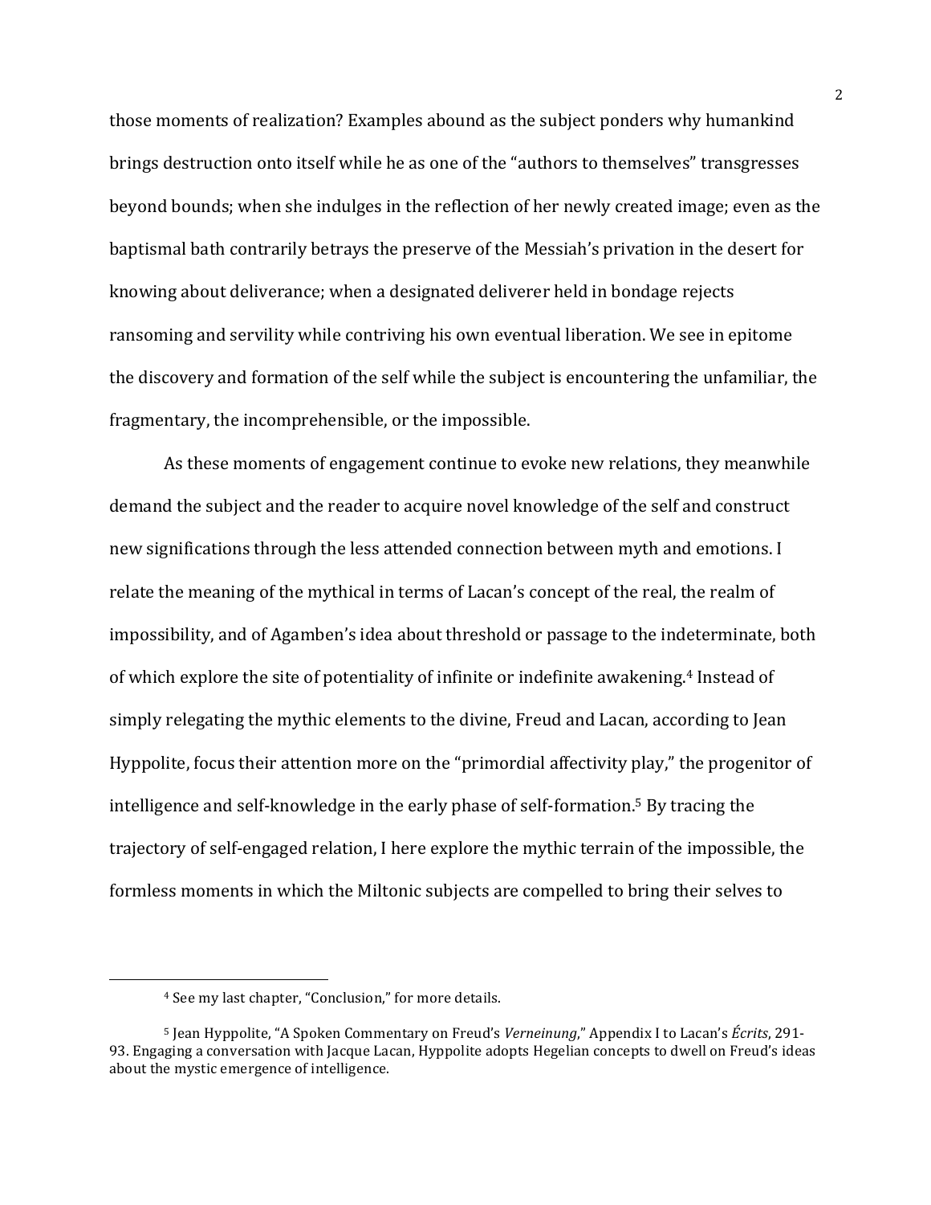those moments of realization? Examples abound as the subject ponders why humankind brings destruction onto itself while he as one of the "authors to themselves" transgresses beyond bounds; when she indulges in the reflection of her newly created image; even as the baptismal bath contrarily betrays the preserve of the Messiah's privation in the desert for knowing about deliverance; when a designated deliverer held in bondage rejects ransoming and servility while contriving his own eventual liberation. We see in epitome the discovery and formation of the self while the subject is encountering the unfamiliar, the fragmentary, the incomprehensible, or the impossible.

As these moments of engagement continue to evoke new relations, they meanwhile demand the subject and the reader to acquire novel knowledge of the self and construct new significations through the less attended connection between myth and emotions. I relate the meaning of the mythical in terms of Lacan's concept of the real, the realm of impossibility, and of Agamben's idea about threshold or passage to the indeterminate, both of which explore the site of potentiality of infinite or indefinite awakening.[4] Instead of simply relegating the mythic elements to the divine, Freud and Lacan, according to Jean Hyppolite, focus their attention more on the "primordial affectivity play," the progenitor of intelligence and self-knowledge in the early phase of self-formation.[5] By tracing the trajectory of self-engaged relation, I here explore the mythic terrain of the impossible, the formless moments in which the Miltonic subjects are compelled to bring their selves to

---

[4] See my last chapter, "Conclusion," for more details.

[5] Jean Hyppolite, "A Spoken Commentary on Freud's *Verneinung*," Appendix I to Lacan's *Écrits*, 291-93. Engaging a conversation with Jacque Lacan, Hyppolite adopts Hegelian concepts to dwell on Freud's ideas about the mystic emergence of intelligence.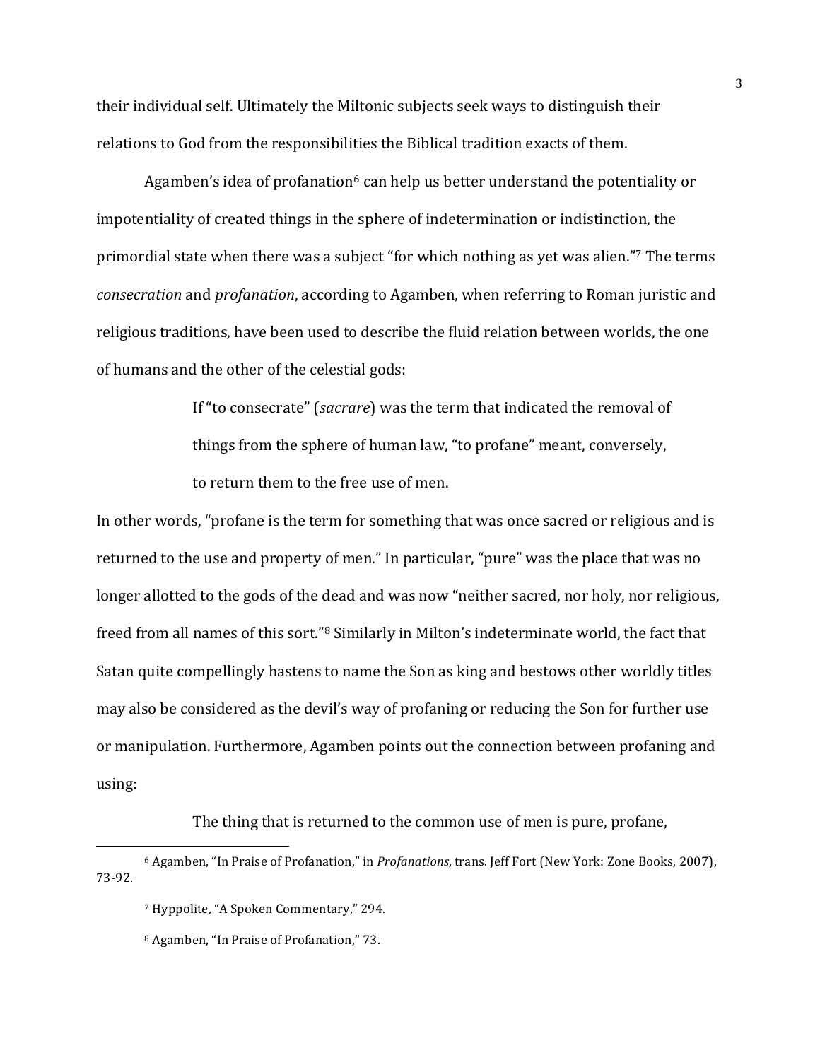their individual self. Ultimately the Miltonic subjects seek ways to distinguish their relations to God from the responsibilities the Biblical tradition exacts of them.

Agamben's idea of profanation[6] can help us better understand the potentiality or impotentiality of created things in the sphere of indetermination or indistinction, the primordial state when there was a subject "for which nothing as yet was alien."[7] The terms *consecration* and *profanation*, according to Agamben, when referring to Roman juristic and religious traditions, have been used to describe the fluid relation between worlds, the one of humans and the other of the celestial gods:

> If "to consecrate" (*sacrare*) was the term that indicated the removal of things from the sphere of human law, "to profane" meant, conversely, to return them to the free use of men.

In other words, "profane is the term for something that was once sacred or religious and is returned to the use and property of men." In particular, "pure" was the place that was no longer allotted to the gods of the dead and was now "neither sacred, nor holy, nor religious, freed from all names of this sort."[8] Similarly in Milton's indeterminate world, the fact that Satan quite compellingly hastens to name the Son as king and bestows other worldly titles may also be considered as the devil's way of profaning or reducing the Son for further use or manipulation. Furthermore, Agamben points out the connection between profaning and using:

> The thing that is returned to the common use of men is pure, profane,

---

[6] Agamben, "In Praise of Profanation," in *Profanations*, trans. Jeff Fort (New York: Zone Books, 2007), 73-92.

[7] Hyppolite, "A Spoken Commentary," 294.

[8] Agamben, "In Praise of Profanation," 73.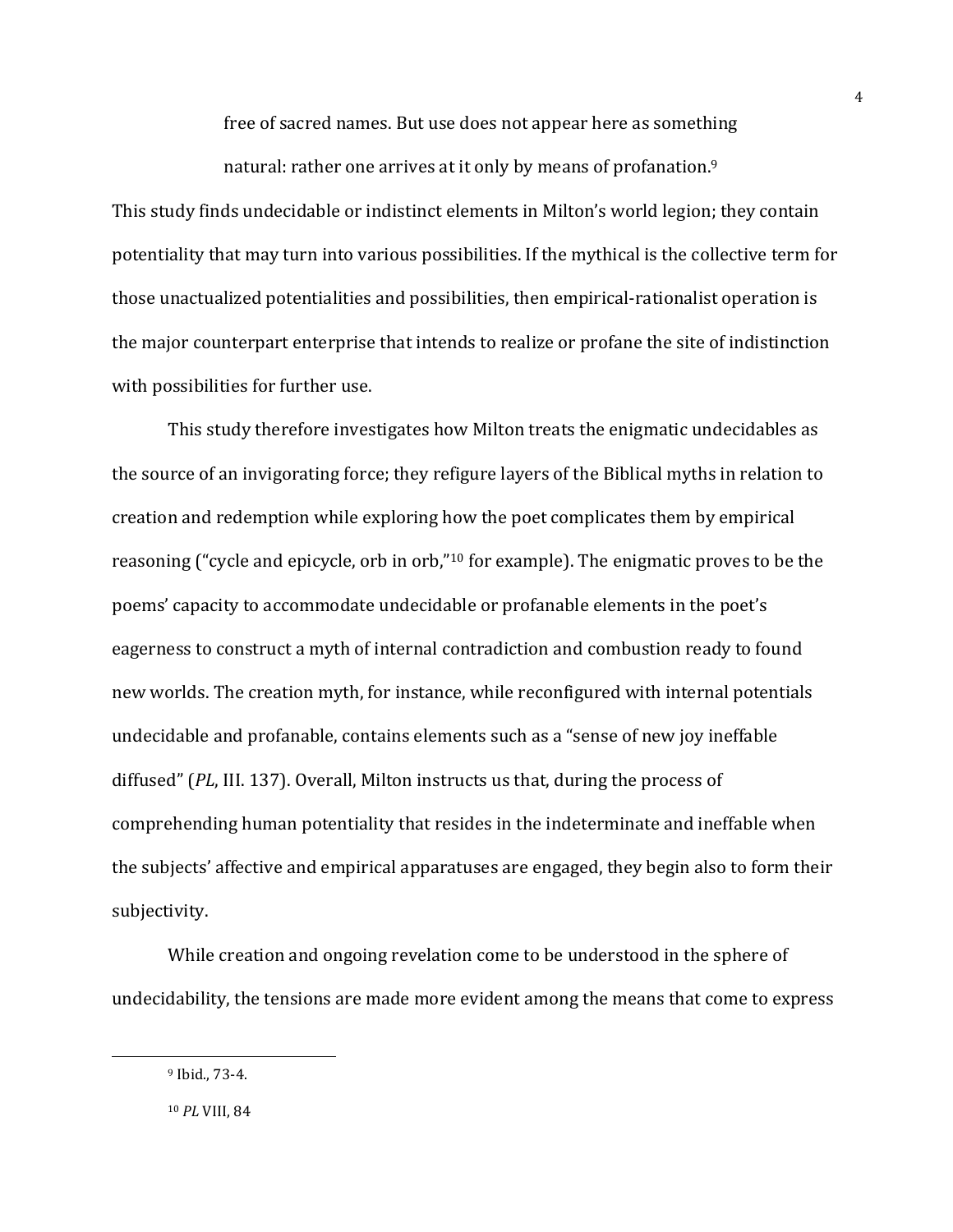> free of sacred names. But use does not appear here as something natural: rather one arrives at it only by means of profanation.[9]

This study finds undecidable or indistinct elements in Milton's world legion; they contain potentiality that may turn into various possibilities. If the mythical is the collective term for those unactualized potentialities and possibilities, then empirical-rationalist operation is the major counterpart enterprise that intends to realize or profane the site of indistinction with possibilities for further use.

This study therefore investigates how Milton treats the enigmatic undecidables as the source of an invigorating force; they refigure layers of the Biblical myths in relation to creation and redemption while exploring how the poet complicates them by empirical reasoning ("cycle and epicycle, orb in orb,"[10] for example). The enigmatic proves to be the poems' capacity to accommodate undecidable or profanable elements in the poet's eagerness to construct a myth of internal contradiction and combustion ready to found new worlds. The creation myth, for instance, while reconfigured with internal potentials undecidable and profanable, contains elements such as a "sense of new joy ineffable diffused" (*PL*, III. 137). Overall, Milton instructs us that, during the process of comprehending human potentiality that resides in the indeterminate and ineffable when the subjects' affective and empirical apparatuses are engaged, they begin also to form their subjectivity.

While creation and ongoing revelation come to be understood in the sphere of undecidability, the tensions are made more evident among the means that come to express

---

[9] Ibid., 73-4.

[10] *PL* VIII, 84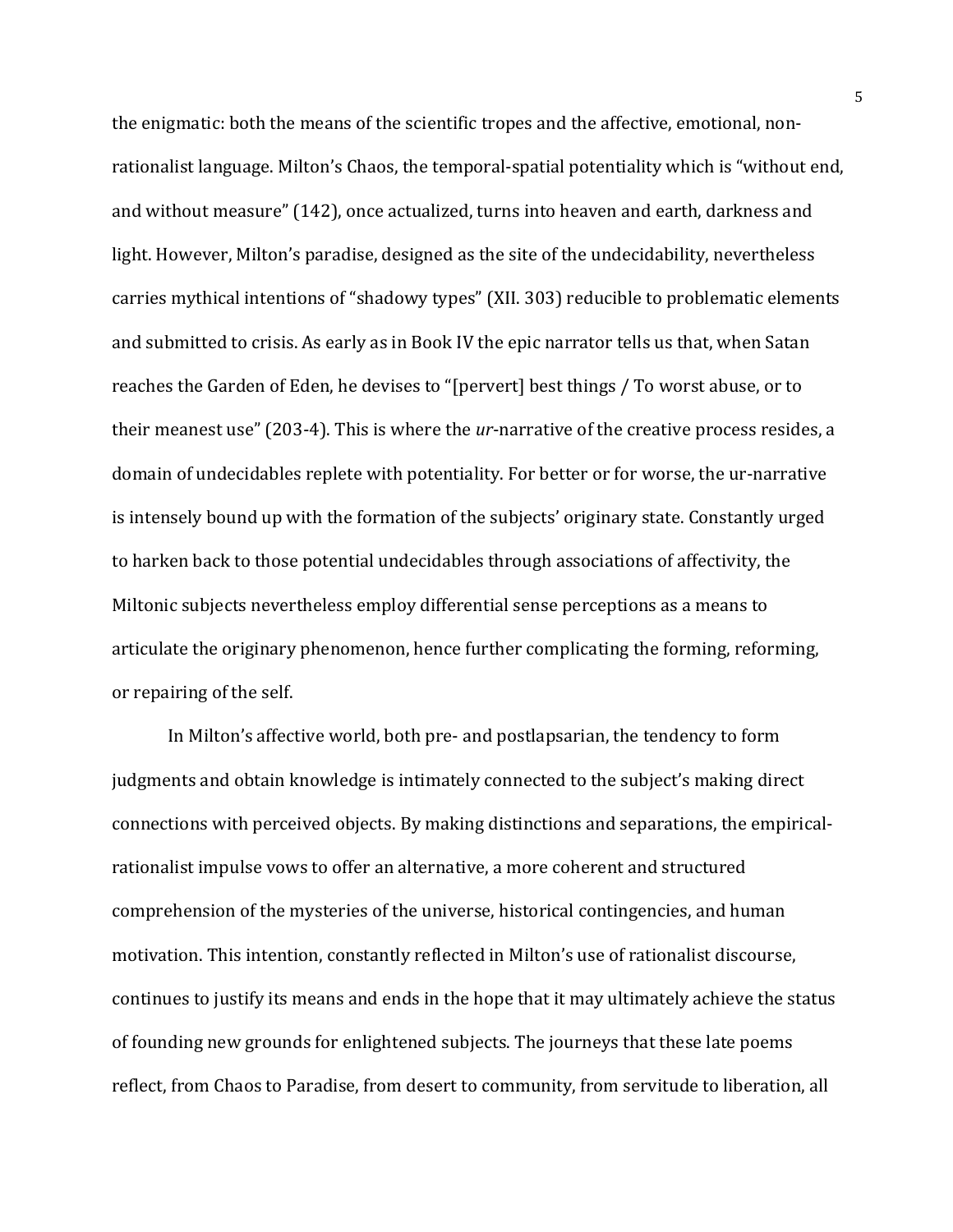the enigmatic: both the means of the scientific tropes and the affective, emotional, non-rationalist language. Milton's Chaos, the temporal-spatial potentiality which is "without end, and without measure" (142), once actualized, turns into heaven and earth, darkness and light. However, Milton's paradise, designed as the site of the undecidability, nevertheless carries mythical intentions of "shadowy types" (XII. 303) reducible to problematic elements and submitted to crisis. As early as in Book IV the epic narrator tells us that, when Satan reaches the Garden of Eden, he devises to "[pervert] best things / To worst abuse, or to their meanest use" (203-4). This is where the *ur*-narrative of the creative process resides, a domain of undecidables replete with potentiality. For better or for worse, the ur-narrative is intensely bound up with the formation of the subjects' originary state. Constantly urged to harken back to those potential undecidables through associations of affectivity, the Miltonic subjects nevertheless employ differential sense perceptions as a means to articulate the originary phenomenon, hence further complicating the forming, reforming, or repairing of the self.

In Milton's affective world, both pre- and postlapsarian, the tendency to form judgments and obtain knowledge is intimately connected to the subject's making direct connections with perceived objects. By making distinctions and separations, the empirical-rationalist impulse vows to offer an alternative, a more coherent and structured comprehension of the mysteries of the universe, historical contingencies, and human motivation. This intention, constantly reflected in Milton's use of rationalist discourse, continues to justify its means and ends in the hope that it may ultimately achieve the status of founding new grounds for enlightened subjects. The journeys that these late poems reflect, from Chaos to Paradise, from desert to community, from servitude to liberation, all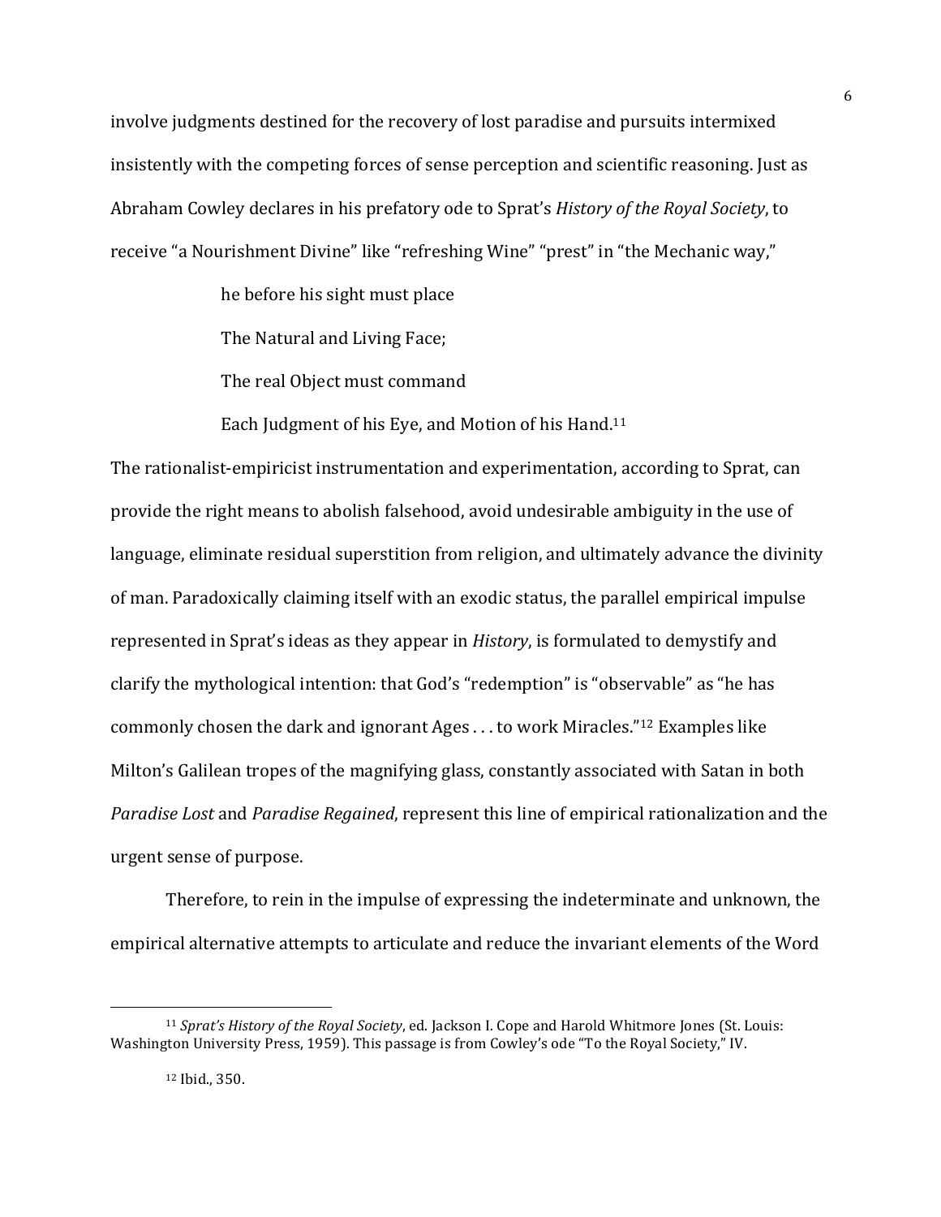involve judgments destined for the recovery of lost paradise and pursuits intermixed insistently with the competing forces of sense perception and scientific reasoning. Just as Abraham Cowley declares in his prefatory ode to Sprat's *History of the Royal Society*, to receive "a Nourishment Divine" like "refreshing Wine" "prest" in "the Mechanic way,"

> he before his sight must place
>
> The Natural and Living Face;
>
> The real Object must command
>
> Each Judgment of his Eye, and Motion of his Hand.[11]

The rationalist-empiricist instrumentation and experimentation, according to Sprat, can provide the right means to abolish falsehood, avoid undesirable ambiguity in the use of language, eliminate residual superstition from religion, and ultimately advance the divinity of man. Paradoxically claiming itself with an exodic status, the parallel empirical impulse represented in Sprat's ideas as they appear in *History*, is formulated to demystify and clarify the mythological intention: that God's "redemption" is "observable" as "he has commonly chosen the dark and ignorant Ages . . . to work Miracles."[12] Examples like Milton's Galilean tropes of the magnifying glass, constantly associated with Satan in both *Paradise Lost* and *Paradise Regained*, represent this line of empirical rationalization and the urgent sense of purpose.

Therefore, to rein in the impulse of expressing the indeterminate and unknown, the empirical alternative attempts to articulate and reduce the invariant elements of the Word

---

[11] *Sprat's History of the Royal Society*, ed. Jackson I. Cope and Harold Whitmore Jones (St. Louis: Washington University Press, 1959). This passage is from Cowley's ode "To the Royal Society," IV.

[12] Ibid., 350.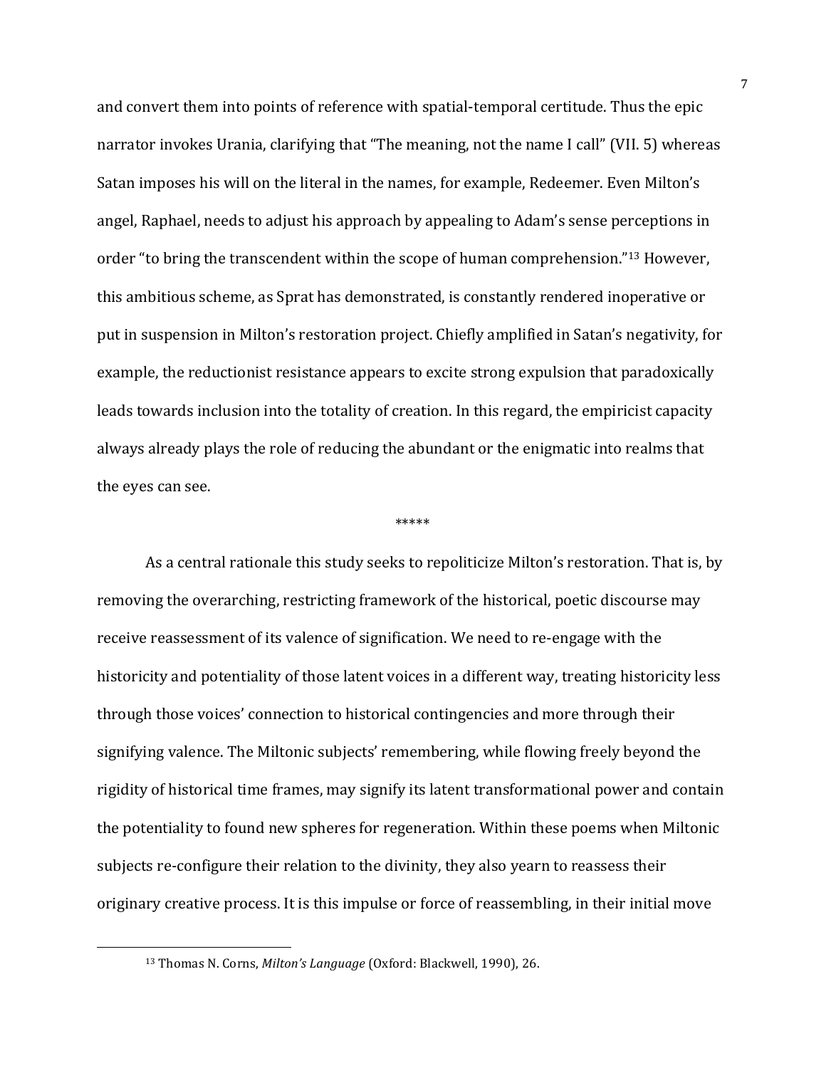and convert them into points of reference with spatial-temporal certitude. Thus the epic narrator invokes Urania, clarifying that "The meaning, not the name I call" (VII. 5) whereas Satan imposes his will on the literal in the names, for example, Redeemer. Even Milton's angel, Raphael, needs to adjust his approach by appealing to Adam's sense perceptions in order "to bring the transcendent within the scope of human comprehension."[13] However, this ambitious scheme, as Sprat has demonstrated, is constantly rendered inoperative or put in suspension in Milton's restoration project. Chiefly amplified in Satan's negativity, for example, the reductionist resistance appears to excite strong expulsion that paradoxically leads towards inclusion into the totality of creation. In this regard, the empiricist capacity always already plays the role of reducing the abundant or the enigmatic into realms that the eyes can see.

*****

As a central rationale this study seeks to repoliticize Milton's restoration. That is, by removing the overarching, restricting framework of the historical, poetic discourse may receive reassessment of its valence of signification. We need to re-engage with the historicity and potentiality of those latent voices in a different way, treating historicity less through those voices' connection to historical contingencies and more through their signifying valence. The Miltonic subjects' remembering, while flowing freely beyond the rigidity of historical time frames, may signify its latent transformational power and contain the potentiality to found new spheres for regeneration. Within these poems when Miltonic subjects re-configure their relation to the divinity, they also yearn to reassess their originary creative process. It is this impulse or force of reassembling, in their initial move

[13] Thomas N. Corns, *Milton's Language* (Oxford: Blackwell, 1990), 26.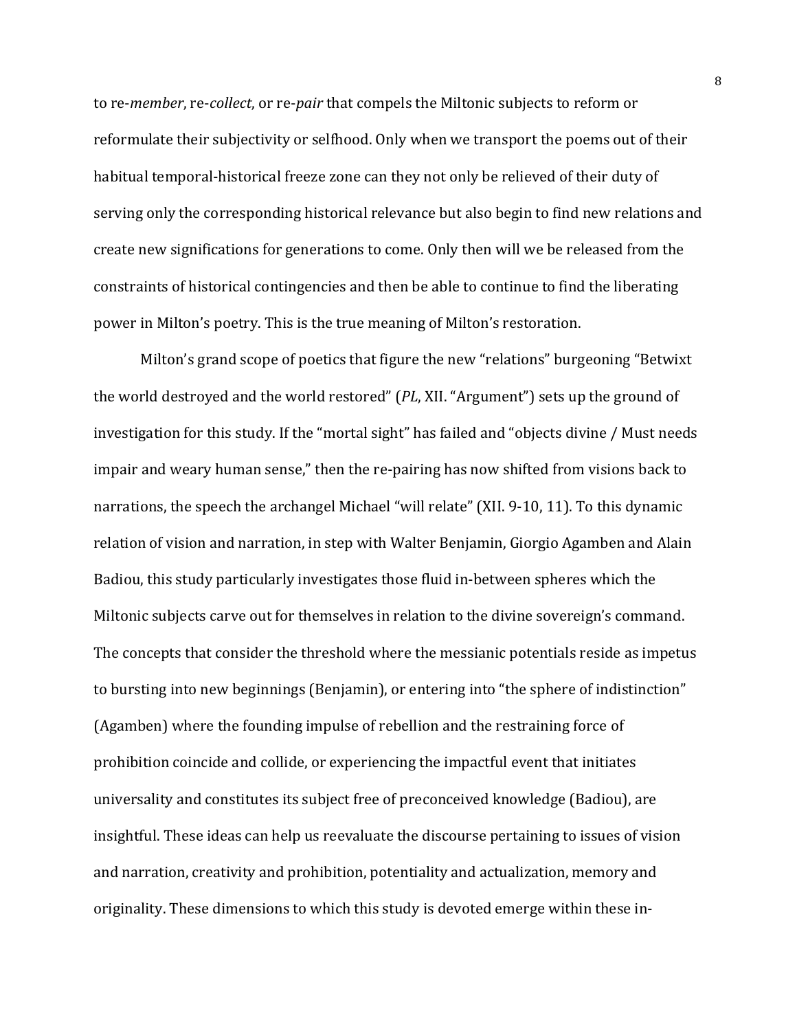to re-*member*, re-*collect*, or re-*pair* that compels the Miltonic subjects to reform or reformulate their subjectivity or selfhood. Only when we transport the poems out of their habitual temporal-historical freeze zone can they not only be relieved of their duty of serving only the corresponding historical relevance but also begin to find new relations and create new significations for generations to come. Only then will we be released from the constraints of historical contingencies and then be able to continue to find the liberating power in Milton's poetry. This is the true meaning of Milton's restoration.

Milton's grand scope of poetics that figure the new "relations" burgeoning "Betwixt the world destroyed and the world restored" (*PL*, XII. "Argument") sets up the ground of investigation for this study. If the "mortal sight" has failed and "objects divine / Must needs impair and weary human sense," then the re-pairing has now shifted from visions back to narrations, the speech the archangel Michael "will relate" (XII. 9-10, 11). To this dynamic relation of vision and narration, in step with Walter Benjamin, Giorgio Agamben and Alain Badiou, this study particularly investigates those fluid in-between spheres which the Miltonic subjects carve out for themselves in relation to the divine sovereign's command. The concepts that consider the threshold where the messianic potentials reside as impetus to bursting into new beginnings (Benjamin), or entering into "the sphere of indistinction" (Agamben) where the founding impulse of rebellion and the restraining force of prohibition coincide and collide, or experiencing the impactful event that initiates universality and constitutes its subject free of preconceived knowledge (Badiou), are insightful. These ideas can help us reevaluate the discourse pertaining to issues of vision and narration, creativity and prohibition, potentiality and actualization, memory and originality. These dimensions to which this study is devoted emerge within these in-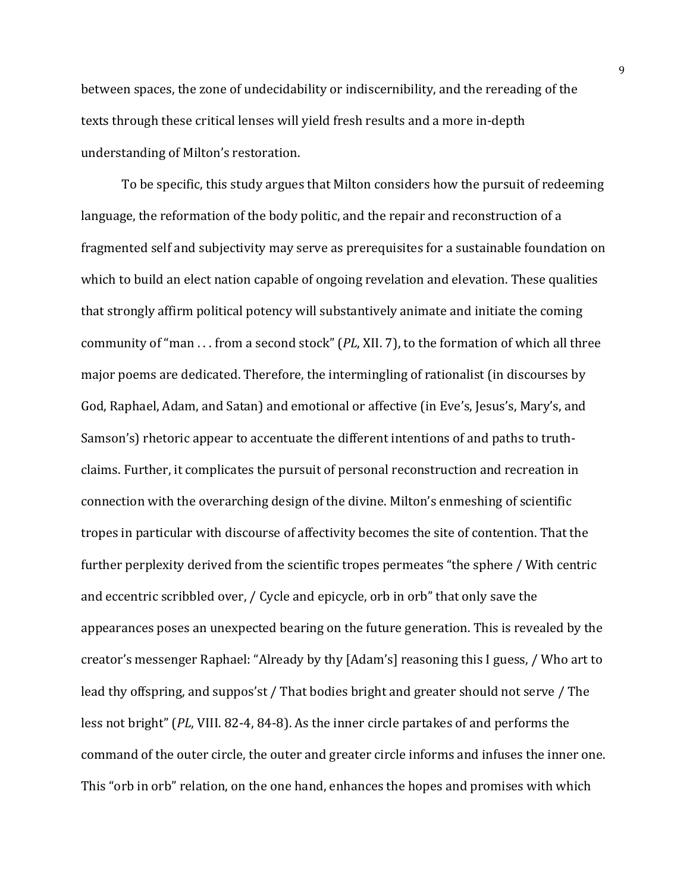between spaces, the zone of undecidability or indiscernibility, and the rereading of the texts through these critical lenses will yield fresh results and a more in-depth understanding of Milton's restoration.

To be specific, this study argues that Milton considers how the pursuit of redeeming language, the reformation of the body politic, and the repair and reconstruction of a fragmented self and subjectivity may serve as prerequisites for a sustainable foundation on which to build an elect nation capable of ongoing revelation and elevation. These qualities that strongly affirm political potency will substantively animate and initiate the coming community of "man . . . from a second stock" (*PL*, XII. 7), to the formation of which all three major poems are dedicated. Therefore, the intermingling of rationalist (in discourses by God, Raphael, Adam, and Satan) and emotional or affective (in Eve's, Jesus's, Mary's, and Samson's) rhetoric appear to accentuate the different intentions of and paths to truth-claims. Further, it complicates the pursuit of personal reconstruction and recreation in connection with the overarching design of the divine. Milton's enmeshing of scientific tropes in particular with discourse of affectivity becomes the site of contention. That the further perplexity derived from the scientific tropes permeates "the sphere / With centric and eccentric scribbled over, / Cycle and epicycle, orb in orb" that only save the appearances poses an unexpected bearing on the future generation. This is revealed by the creator's messenger Raphael: "Already by thy [Adam's] reasoning this I guess, / Who art to lead thy offspring, and suppos'st / That bodies bright and greater should not serve / The less not bright" (*PL*, VIII. 82-4, 84-8). As the inner circle partakes of and performs the command of the outer circle, the outer and greater circle informs and infuses the inner one. This "orb in orb" relation, on the one hand, enhances the hopes and promises with which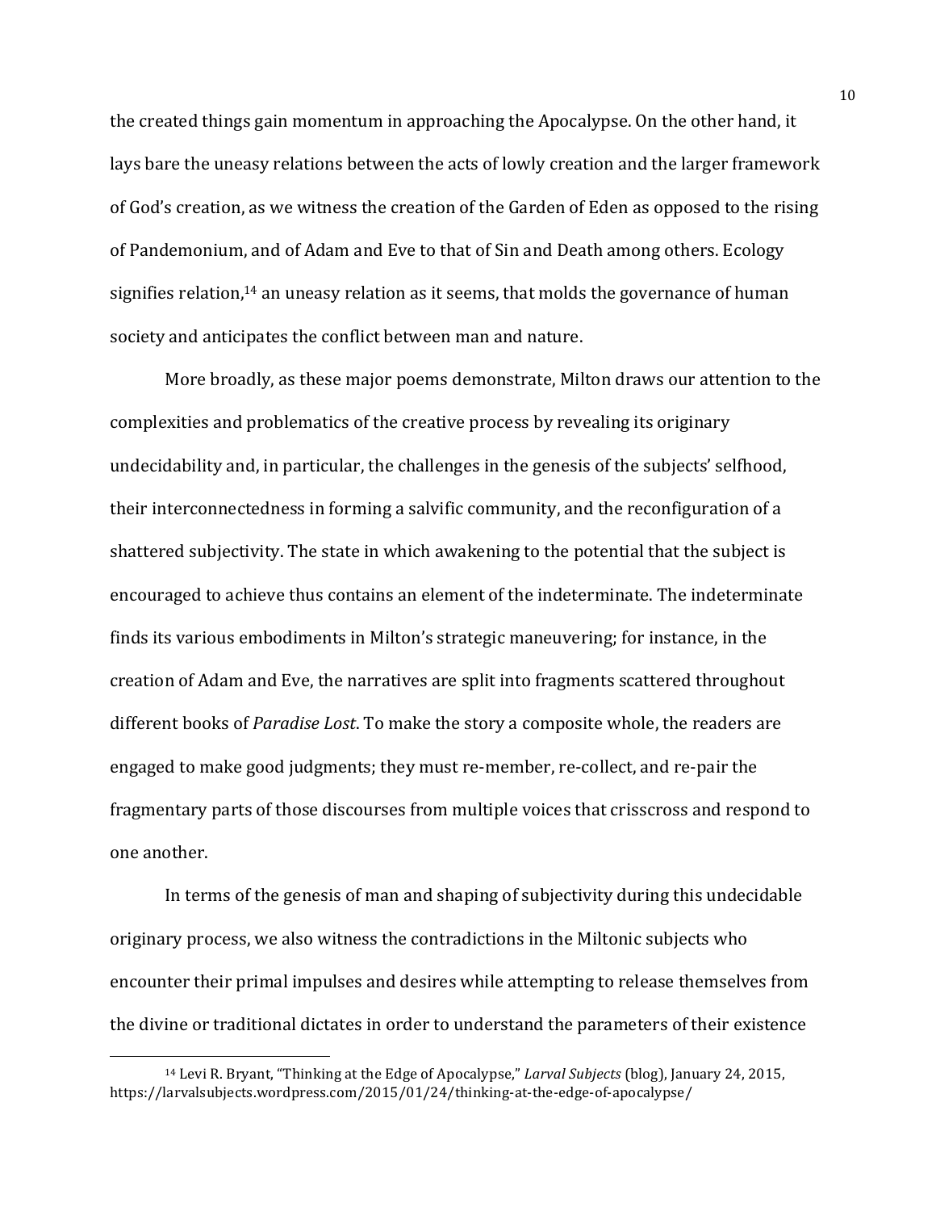the created things gain momentum in approaching the Apocalypse. On the other hand, it lays bare the uneasy relations between the acts of lowly creation and the larger framework of God's creation, as we witness the creation of the Garden of Eden as opposed to the rising of Pandemonium, and of Adam and Eve to that of Sin and Death among others. Ecology signifies relation,[14] an uneasy relation as it seems, that molds the governance of human society and anticipates the conflict between man and nature.

More broadly, as these major poems demonstrate, Milton draws our attention to the complexities and problematics of the creative process by revealing its originary undecidability and, in particular, the challenges in the genesis of the subjects' selfhood, their interconnectedness in forming a salvific community, and the reconfiguration of a shattered subjectivity. The state in which awakening to the potential that the subject is encouraged to achieve thus contains an element of the indeterminate. The indeterminate finds its various embodiments in Milton's strategic maneuvering; for instance, in the creation of Adam and Eve, the narratives are split into fragments scattered throughout different books of *Paradise Lost*. To make the story a composite whole, the readers are engaged to make good judgments; they must re-member, re-collect, and re-pair the fragmentary parts of those discourses from multiple voices that crisscross and respond to one another.

In terms of the genesis of man and shaping of subjectivity during this undecidable originary process, we also witness the contradictions in the Miltonic subjects who encounter their primal impulses and desires while attempting to release themselves from the divine or traditional dictates in order to understand the parameters of their existence

---

[14] Levi R. Bryant, "Thinking at the Edge of Apocalypse," *Larval Subjects* (blog), January 24, 2015, https://larvalsubjects.wordpress.com/2015/01/24/thinking-at-the-edge-of-apocalypse/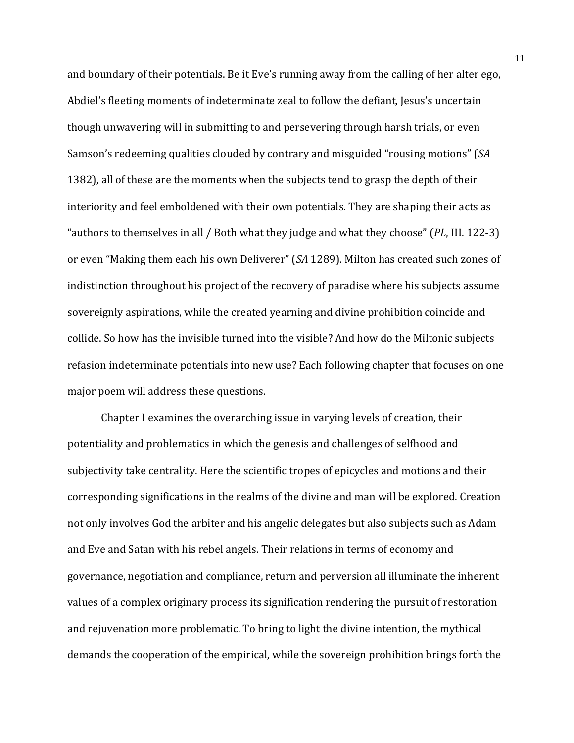and boundary of their potentials. Be it Eve's running away from the calling of her alter ego, Abdiel's fleeting moments of indeterminate zeal to follow the defiant, Jesus's uncertain though unwavering will in submitting to and persevering through harsh trials, or even Samson's redeeming qualities clouded by contrary and misguided "rousing motions" (*SA* 1382), all of these are the moments when the subjects tend to grasp the depth of their interiority and feel emboldened with their own potentials. They are shaping their acts as "authors to themselves in all / Both what they judge and what they choose" (*PL*, III. 122-3) or even "Making them each his own Deliverer" (*SA* 1289). Milton has created such zones of indistinction throughout his project of the recovery of paradise where his subjects assume sovereignly aspirations, while the created yearning and divine prohibition coincide and collide. So how has the invisible turned into the visible? And how do the Miltonic subjects refasion indeterminate potentials into new use? Each following chapter that focuses on one major poem will address these questions.

Chapter I examines the overarching issue in varying levels of creation, their potentiality and problematics in which the genesis and challenges of selfhood and subjectivity take centrality. Here the scientific tropes of epicycles and motions and their corresponding significations in the realms of the divine and man will be explored. Creation not only involves God the arbiter and his angelic delegates but also subjects such as Adam and Eve and Satan with his rebel angels. Their relations in terms of economy and governance, negotiation and compliance, return and perversion all illuminate the inherent values of a complex originary process its signification rendering the pursuit of restoration and rejuvenation more problematic. To bring to light the divine intention, the mythical demands the cooperation of the empirical, while the sovereign prohibition brings forth the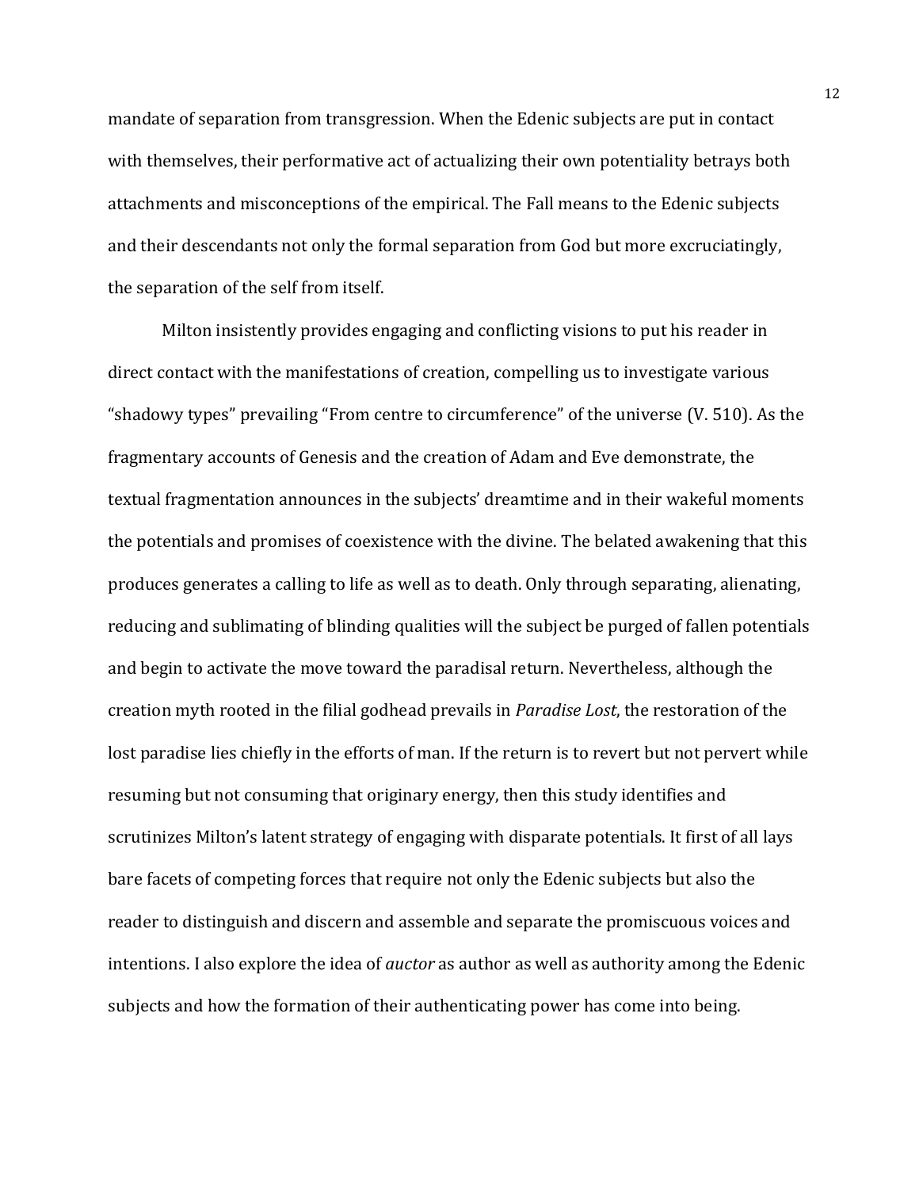mandate of separation from transgression. When the Edenic subjects are put in contact with themselves, their performative act of actualizing their own potentiality betrays both attachments and misconceptions of the empirical. The Fall means to the Edenic subjects and their descendants not only the formal separation from God but more excruciatingly, the separation of the self from itself.

Milton insistently provides engaging and conflicting visions to put his reader in direct contact with the manifestations of creation, compelling us to investigate various "shadowy types" prevailing "From centre to circumference" of the universe (V. 510). As the fragmentary accounts of Genesis and the creation of Adam and Eve demonstrate, the textual fragmentation announces in the subjects' dreamtime and in their wakeful moments the potentials and promises of coexistence with the divine. The belated awakening that this produces generates a calling to life as well as to death. Only through separating, alienating, reducing and sublimating of blinding qualities will the subject be purged of fallen potentials and begin to activate the move toward the paradisal return. Nevertheless, although the creation myth rooted in the filial godhead prevails in *Paradise Lost*, the restoration of the lost paradise lies chiefly in the efforts of man. If the return is to revert but not pervert while resuming but not consuming that originary energy, then this study identifies and scrutinizes Milton's latent strategy of engaging with disparate potentials. It first of all lays bare facets of competing forces that require not only the Edenic subjects but also the reader to distinguish and discern and assemble and separate the promiscuous voices and intentions. I also explore the idea of *auctor* as author as well as authority among the Edenic subjects and how the formation of their authenticating power has come into being.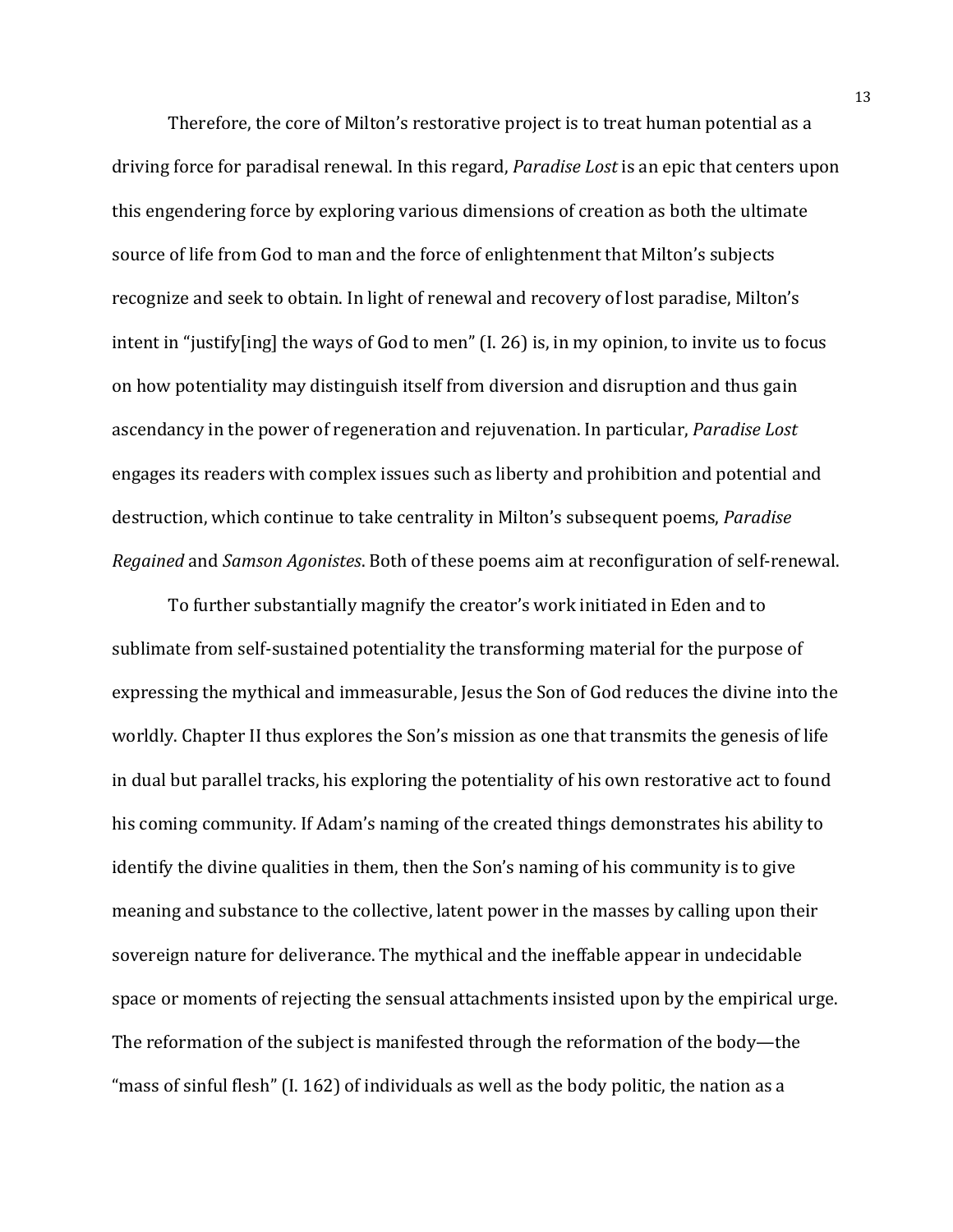Therefore, the core of Milton's restorative project is to treat human potential as a driving force for paradisal renewal. In this regard, *Paradise Lost* is an epic that centers upon this engendering force by exploring various dimensions of creation as both the ultimate source of life from God to man and the force of enlightenment that Milton's subjects recognize and seek to obtain. In light of renewal and recovery of lost paradise, Milton's intent in "justify[ing] the ways of God to men" (I. 26) is, in my opinion, to invite us to focus on how potentiality may distinguish itself from diversion and disruption and thus gain ascendancy in the power of regeneration and rejuvenation. In particular, *Paradise Lost* engages its readers with complex issues such as liberty and prohibition and potential and destruction, which continue to take centrality in Milton's subsequent poems, *Paradise Regained* and *Samson Agonistes*. Both of these poems aim at reconfiguration of self-renewal.

To further substantially magnify the creator's work initiated in Eden and to sublimate from self-sustained potentiality the transforming material for the purpose of expressing the mythical and immeasurable, Jesus the Son of God reduces the divine into the worldly. Chapter II thus explores the Son's mission as one that transmits the genesis of life in dual but parallel tracks, his exploring the potentiality of his own restorative act to found his coming community. If Adam's naming of the created things demonstrates his ability to identify the divine qualities in them, then the Son's naming of his community is to give meaning and substance to the collective, latent power in the masses by calling upon their sovereign nature for deliverance. The mythical and the ineffable appear in undecidable space or moments of rejecting the sensual attachments insisted upon by the empirical urge. The reformation of the subject is manifested through the reformation of the body—the "mass of sinful flesh" (I. 162) of individuals as well as the body politic, the nation as a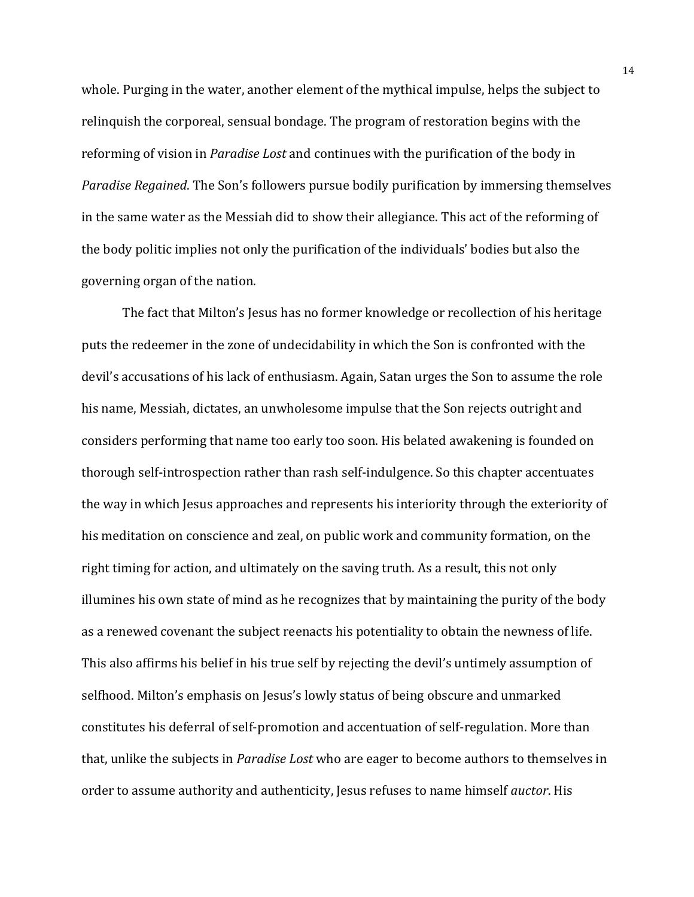whole. Purging in the water, another element of the mythical impulse, helps the subject to relinquish the corporeal, sensual bondage. The program of restoration begins with the reforming of vision in *Paradise Lost* and continues with the purification of the body in *Paradise Regained*. The Son's followers pursue bodily purification by immersing themselves in the same water as the Messiah did to show their allegiance. This act of the reforming of the body politic implies not only the purification of the individuals' bodies but also the governing organ of the nation.

The fact that Milton's Jesus has no former knowledge or recollection of his heritage puts the redeemer in the zone of undecidability in which the Son is confronted with the devil's accusations of his lack of enthusiasm. Again, Satan urges the Son to assume the role his name, Messiah, dictates, an unwholesome impulse that the Son rejects outright and considers performing that name too early too soon. His belated awakening is founded on thorough self-introspection rather than rash self-indulgence. So this chapter accentuates the way in which Jesus approaches and represents his interiority through the exteriority of his meditation on conscience and zeal, on public work and community formation, on the right timing for action, and ultimately on the saving truth. As a result, this not only illumines his own state of mind as he recognizes that by maintaining the purity of the body as a renewed covenant the subject reenacts his potentiality to obtain the newness of life. This also affirms his belief in his true self by rejecting the devil's untimely assumption of selfhood. Milton's emphasis on Jesus's lowly status of being obscure and unmarked constitutes his deferral of self-promotion and accentuation of self-regulation. More than that, unlike the subjects in *Paradise Lost* who are eager to become authors to themselves in order to assume authority and authenticity, Jesus refuses to name himself *auctor*. His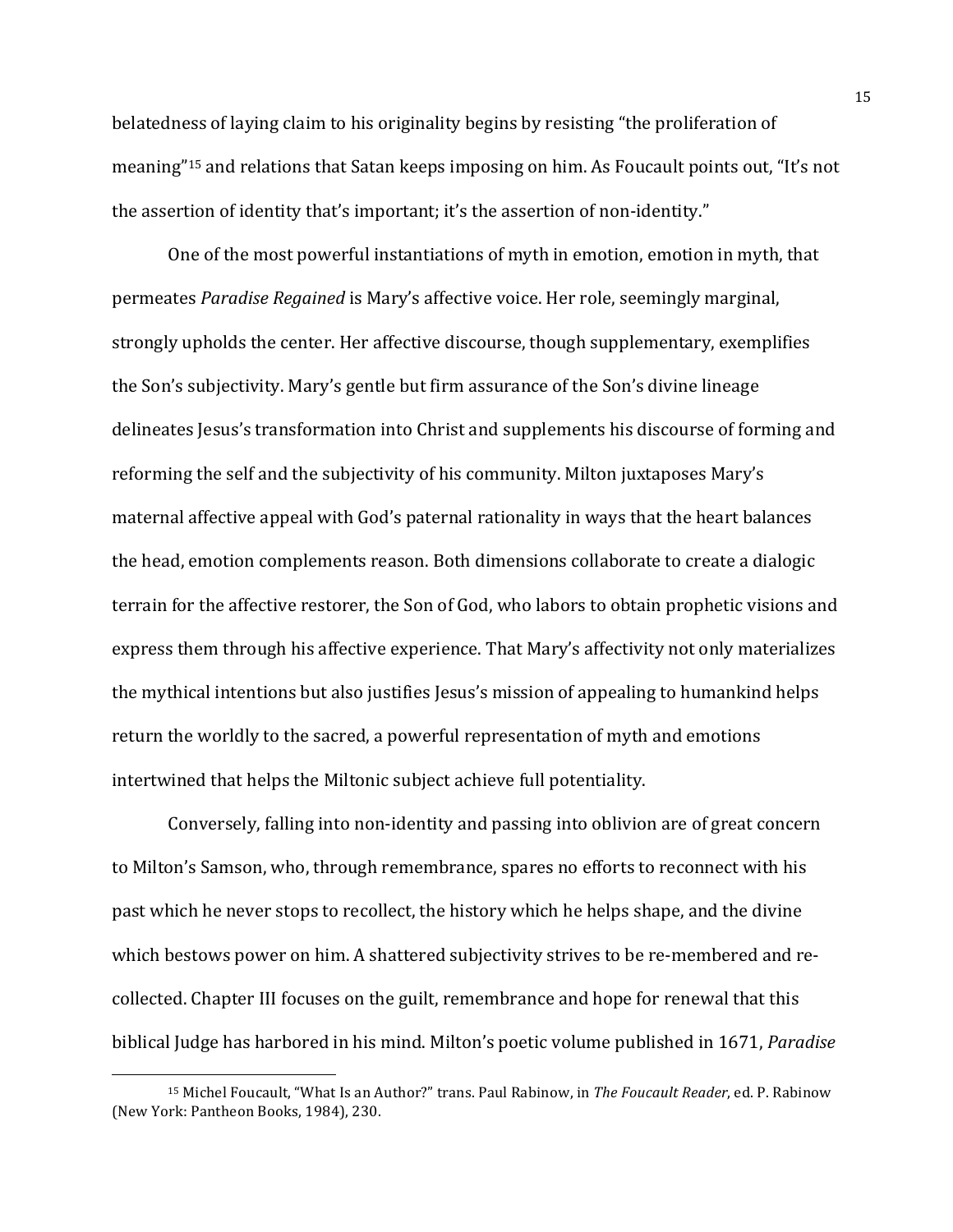belatedness of laying claim to his originality begins by resisting "the proliferation of meaning"[15] and relations that Satan keeps imposing on him. As Foucault points out, "It's not the assertion of identity that's important; it's the assertion of non-identity."

One of the most powerful instantiations of myth in emotion, emotion in myth, that permeates *Paradise Regained* is Mary's affective voice. Her role, seemingly marginal, strongly upholds the center. Her affective discourse, though supplementary, exemplifies the Son's subjectivity. Mary's gentle but firm assurance of the Son's divine lineage delineates Jesus's transformation into Christ and supplements his discourse of forming and reforming the self and the subjectivity of his community. Milton juxtaposes Mary's maternal affective appeal with God's paternal rationality in ways that the heart balances the head, emotion complements reason. Both dimensions collaborate to create a dialogic terrain for the affective restorer, the Son of God, who labors to obtain prophetic visions and express them through his affective experience. That Mary's affectivity not only materializes the mythical intentions but also justifies Jesus's mission of appealing to humankind helps return the worldly to the sacred, a powerful representation of myth and emotions intertwined that helps the Miltonic subject achieve full potentiality.

Conversely, falling into non-identity and passing into oblivion are of great concern to Milton's Samson, who, through remembrance, spares no efforts to reconnect with his past which he never stops to recollect, the history which he helps shape, and the divine which bestows power on him. A shattered subjectivity strives to be re-membered and re-collected. Chapter III focuses on the guilt, remembrance and hope for renewal that this biblical Judge has harbored in his mind. Milton's poetic volume published in 1671, *Paradise*

---

[15] Michel Foucault, "What Is an Author?" trans. Paul Rabinow, in *The Foucault Reader*, ed. P. Rabinow (New York: Pantheon Books, 1984), 230.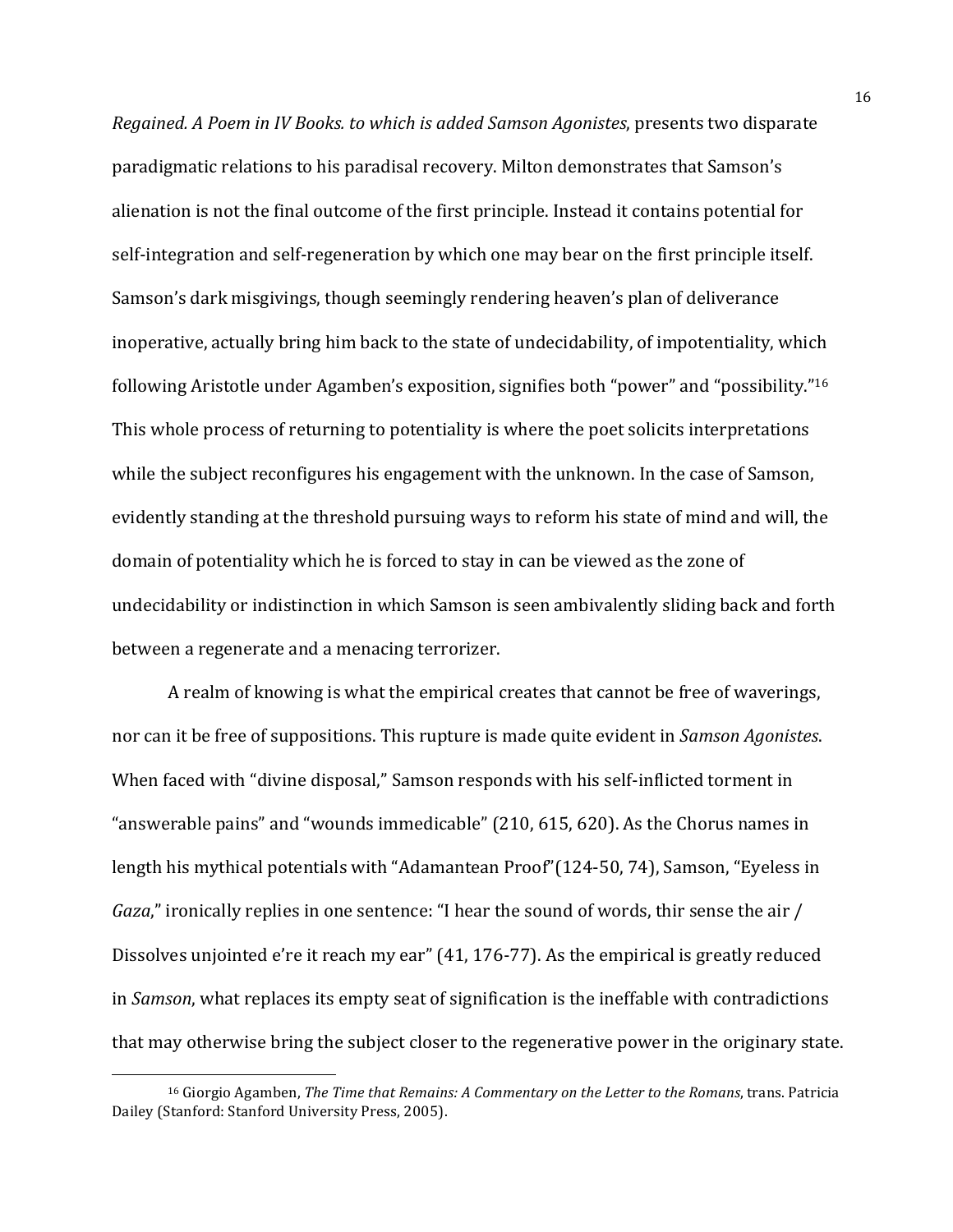*Regained. A Poem in IV Books. to which is added Samson Agonistes*, presents two disparate paradigmatic relations to his paradisal recovery. Milton demonstrates that Samson's alienation is not the final outcome of the first principle. Instead it contains potential for self-integration and self-regeneration by which one may bear on the first principle itself. Samson's dark misgivings, though seemingly rendering heaven's plan of deliverance inoperative, actually bring him back to the state of undecidability, of impotentiality, which following Aristotle under Agamben's exposition, signifies both "power" and "possibility."[16] This whole process of returning to potentiality is where the poet solicits interpretations while the subject reconfigures his engagement with the unknown. In the case of Samson, evidently standing at the threshold pursuing ways to reform his state of mind and will, the domain of potentiality which he is forced to stay in can be viewed as the zone of undecidability or indistinction in which Samson is seen ambivalently sliding back and forth between a regenerate and a menacing terrorizer.

A realm of knowing is what the empirical creates that cannot be free of waverings, nor can it be free of suppositions. This rupture is made quite evident in *Samson Agonistes*. When faced with "divine disposal," Samson responds with his self-inflicted torment in "answerable pains" and "wounds immedicable" (210, 615, 620). As the Chorus names in length his mythical potentials with "Adamantean Proof"(124-50, 74), Samson, "Eyeless in *Gaza*," ironically replies in one sentence: "I hear the sound of words, thir sense the air / Dissolves unjointed e're it reach my ear" (41, 176-77). As the empirical is greatly reduced in *Samson*, what replaces its empty seat of signification is the ineffable with contradictions that may otherwise bring the subject closer to the regenerative power in the originary state.

[16] Giorgio Agamben, *The Time that Remains: A Commentary on the Letter to the Romans*, trans. Patricia Dailey (Stanford: Stanford University Press, 2005).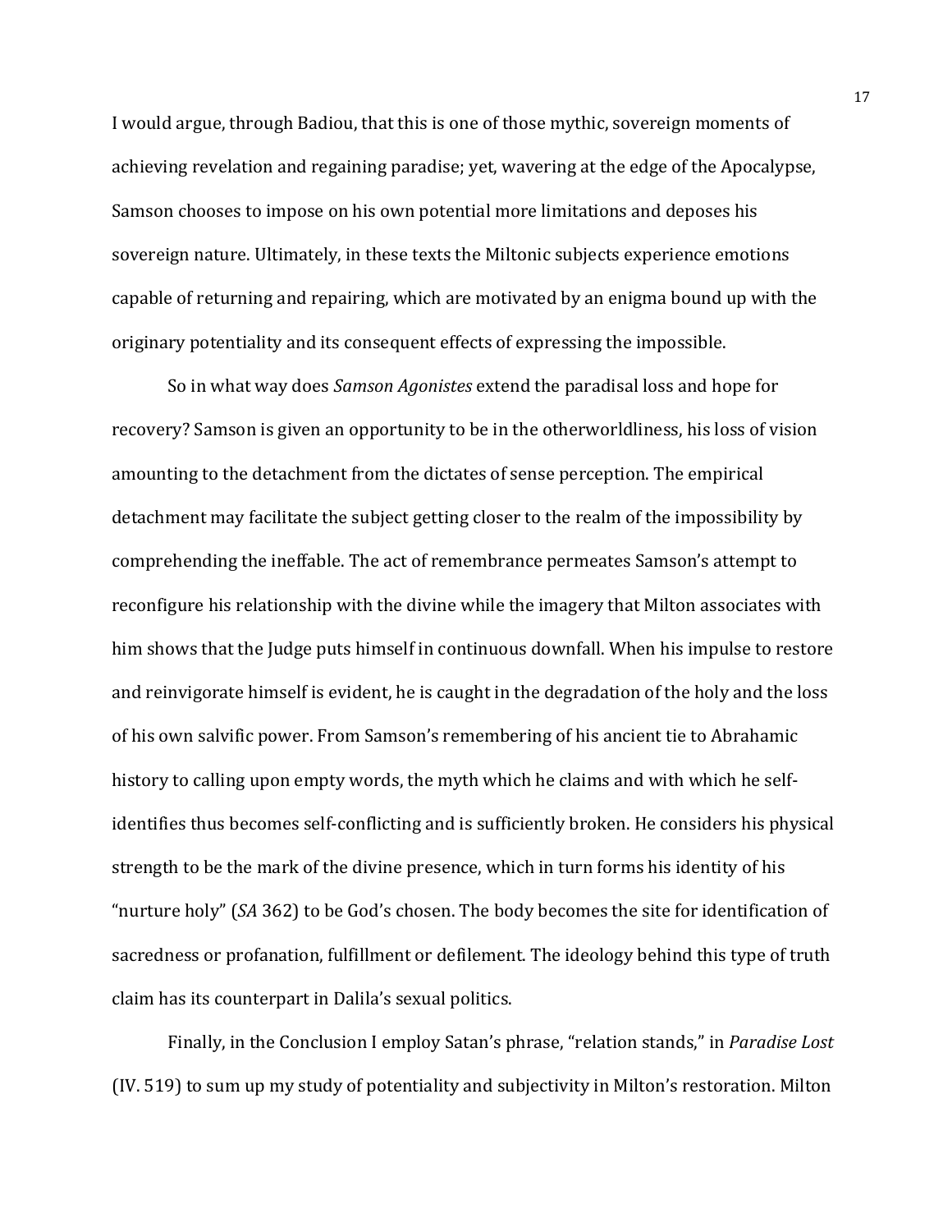I would argue, through Badiou, that this is one of those mythic, sovereign moments of achieving revelation and regaining paradise; yet, wavering at the edge of the Apocalypse, Samson chooses to impose on his own potential more limitations and deposes his sovereign nature. Ultimately, in these texts the Miltonic subjects experience emotions capable of returning and repairing, which are motivated by an enigma bound up with the originary potentiality and its consequent effects of expressing the impossible.

So in what way does *Samson Agonistes* extend the paradisal loss and hope for recovery? Samson is given an opportunity to be in the otherworldliness, his loss of vision amounting to the detachment from the dictates of sense perception. The empirical detachment may facilitate the subject getting closer to the realm of the impossibility by comprehending the ineffable. The act of remembrance permeates Samson's attempt to reconfigure his relationship with the divine while the imagery that Milton associates with him shows that the Judge puts himself in continuous downfall. When his impulse to restore and reinvigorate himself is evident, he is caught in the degradation of the holy and the loss of his own salvific power. From Samson's remembering of his ancient tie to Abrahamic history to calling upon empty words, the myth which he claims and with which he self-identifies thus becomes self-conflicting and is sufficiently broken. He considers his physical strength to be the mark of the divine presence, which in turn forms his identity of his "nurture holy" (*SA* 362) to be God's chosen. The body becomes the site for identification of sacredness or profanation, fulfillment or defilement. The ideology behind this type of truth claim has its counterpart in Dalila's sexual politics.

Finally, in the Conclusion I employ Satan's phrase, "relation stands," in *Paradise Lost* (IV. 519) to sum up my study of potentiality and subjectivity in Milton's restoration. Milton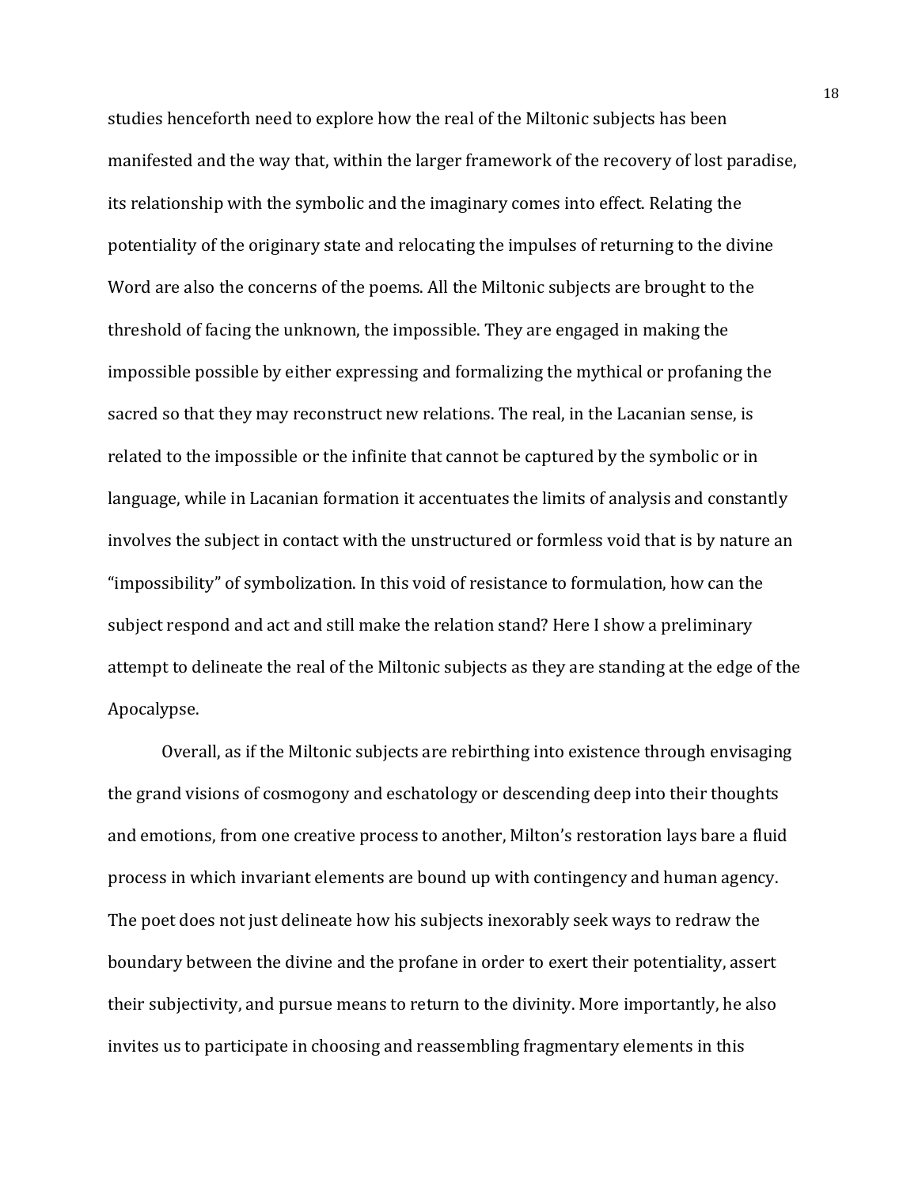studies henceforth need to explore how the real of the Miltonic subjects has been manifested and the way that, within the larger framework of the recovery of lost paradise, its relationship with the symbolic and the imaginary comes into effect. Relating the potentiality of the originary state and relocating the impulses of returning to the divine Word are also the concerns of the poems. All the Miltonic subjects are brought to the threshold of facing the unknown, the impossible. They are engaged in making the impossible possible by either expressing and formalizing the mythical or profaning the sacred so that they may reconstruct new relations. The real, in the Lacanian sense, is related to the impossible or the infinite that cannot be captured by the symbolic or in language, while in Lacanian formation it accentuates the limits of analysis and constantly involves the subject in contact with the unstructured or formless void that is by nature an "impossibility" of symbolization. In this void of resistance to formulation, how can the subject respond and act and still make the relation stand? Here I show a preliminary attempt to delineate the real of the Miltonic subjects as they are standing at the edge of the Apocalypse.

Overall, as if the Miltonic subjects are rebirthing into existence through envisaging the grand visions of cosmogony and eschatology or descending deep into their thoughts and emotions, from one creative process to another, Milton's restoration lays bare a fluid process in which invariant elements are bound up with contingency and human agency. The poet does not just delineate how his subjects inexorably seek ways to redraw the boundary between the divine and the profane in order to exert their potentiality, assert their subjectivity, and pursue means to return to the divinity. More importantly, he also invites us to participate in choosing and reassembling fragmentary elements in this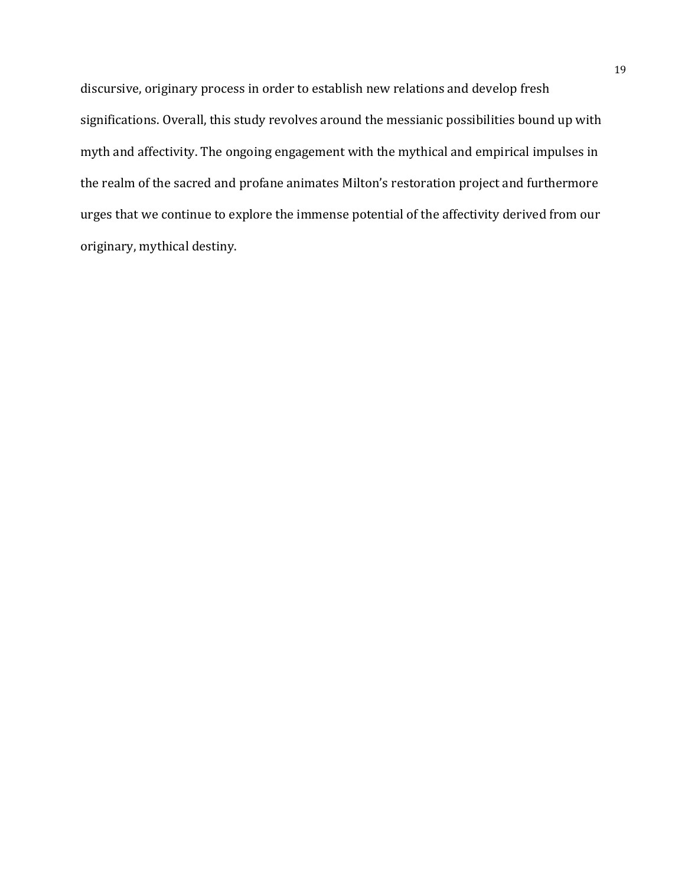discursive, originary process in order to establish new relations and develop fresh significations. Overall, this study revolves around the messianic possibilities bound up with myth and affectivity. The ongoing engagement with the mythical and empirical impulses in the realm of the sacred and profane animates Milton's restoration project and furthermore urges that we continue to explore the immense potential of the affectivity derived from our originary, mythical destiny.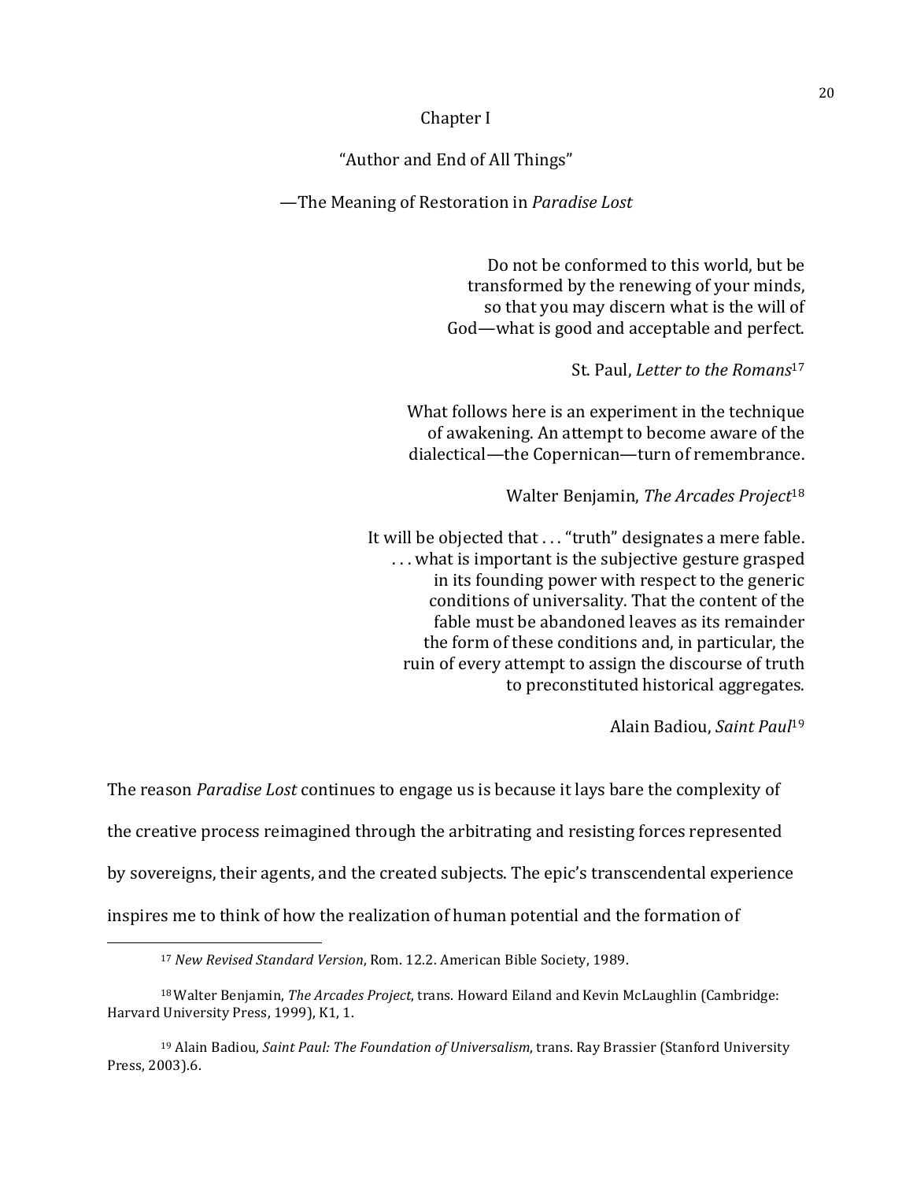# Chapter I

## "Author and End of All Things"

## —The Meaning of Restoration in *Paradise Lost*

> Do not be conformed to this world, but be transformed by the renewing of your minds, so that you may discern what is the will of God—what is good and acceptable and perfect.
>
> St. Paul, *Letter to the Romans*[17]

> What follows here is an experiment in the technique of awakening. An attempt to become aware of the dialectical—the Copernican—turn of remembrance.
>
> Walter Benjamin, *The Arcades Project*[18]

> It will be objected that . . . "truth" designates a mere fable. . . . what is important is the subjective gesture grasped in its founding power with respect to the generic conditions of universality. That the content of the fable must be abandoned leaves as its remainder the form of these conditions and, in particular, the ruin of every attempt to assign the discourse of truth to preconstituted historical aggregates.
>
> Alain Badiou, *Saint Paul*[19]

The reason *Paradise Lost* continues to engage us is because it lays bare the complexity of the creative process reimagined through the arbitrating and resisting forces represented by sovereigns, their agents, and the created subjects. The epic's transcendental experience inspires me to think of how the realization of human potential and the formation of

---

[17] *New Revised Standard Version*, Rom. 12.2. American Bible Society, 1989.

[18] Walter Benjamin, *The Arcades Project*, trans. Howard Eiland and Kevin McLaughlin (Cambridge: Harvard University Press, 1999), K1, 1.

[19] Alain Badiou, *Saint Paul: The Foundation of Universalism*, trans. Ray Brassier (Stanford University Press, 2003).6.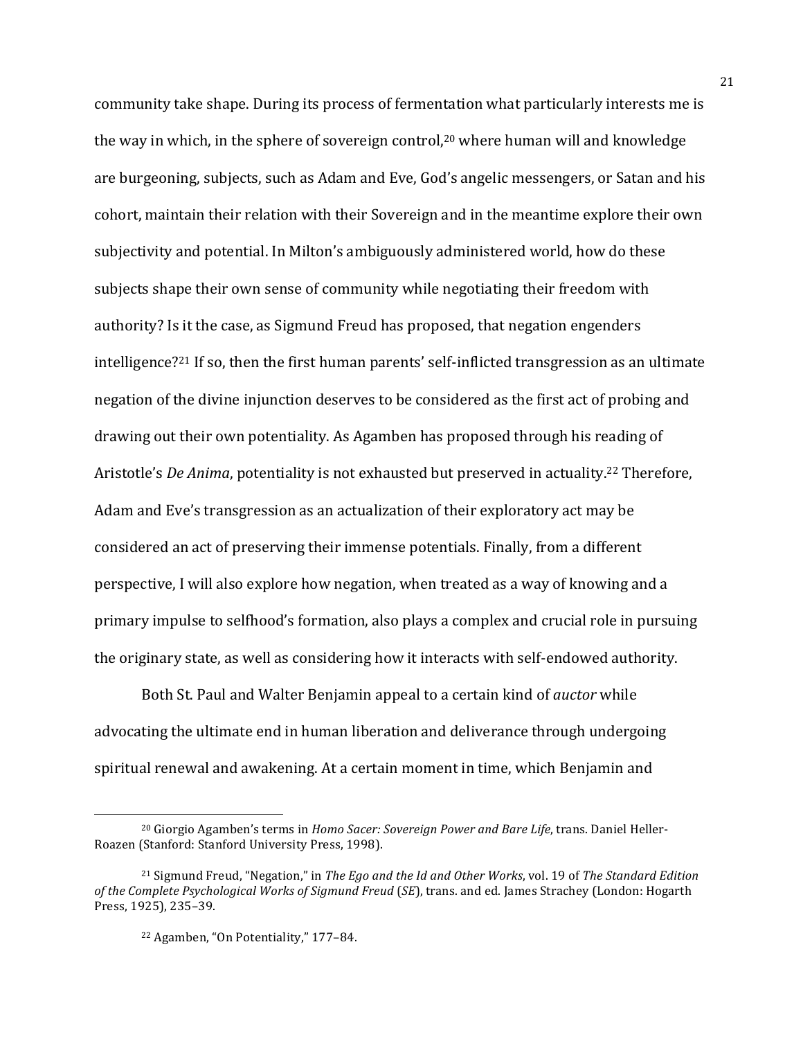community take shape. During its process of fermentation what particularly interests me is the way in which, in the sphere of sovereign control,[20] where human will and knowledge are burgeoning, subjects, such as Adam and Eve, God's angelic messengers, or Satan and his cohort, maintain their relation with their Sovereign and in the meantime explore their own subjectivity and potential. In Milton's ambiguously administered world, how do these subjects shape their own sense of community while negotiating their freedom with authority? Is it the case, as Sigmund Freud has proposed, that negation engenders intelligence?[21] If so, then the first human parents' self-inflicted transgression as an ultimate negation of the divine injunction deserves to be considered as the first act of probing and drawing out their own potentiality. As Agamben has proposed through his reading of Aristotle's *De Anima*, potentiality is not exhausted but preserved in actuality.[22] Therefore, Adam and Eve's transgression as an actualization of their exploratory act may be considered an act of preserving their immense potentials. Finally, from a different perspective, I will also explore how negation, when treated as a way of knowing and a primary impulse to selfhood's formation, also plays a complex and crucial role in pursuing the originary state, as well as considering how it interacts with self-endowed authority.

Both St. Paul and Walter Benjamin appeal to a certain kind of *auctor* while advocating the ultimate end in human liberation and deliverance through undergoing spiritual renewal and awakening. At a certain moment in time, which Benjamin and

---

[20] Giorgio Agamben's terms in *Homo Sacer: Sovereign Power and Bare Life*, trans. Daniel Heller-Roazen (Stanford: Stanford University Press, 1998).

[21] Sigmund Freud, "Negation," in *The Ego and the Id and Other Works*, vol. 19 of *The Standard Edition of the Complete Psychological Works of Sigmund Freud* (*SE*), trans. and ed. James Strachey (London: Hogarth Press, 1925), 235–39.

[22] Agamben, "On Potentiality," 177–84.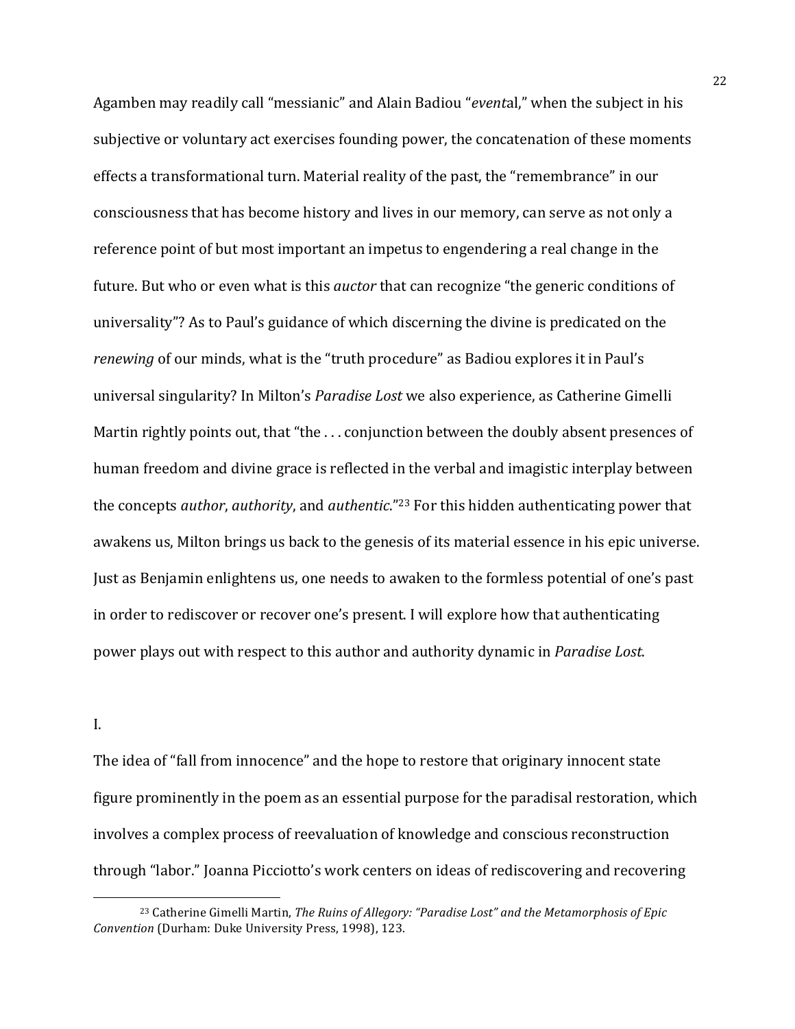Agamben may readily call "messianic" and Alain Badiou "*event*al," when the subject in his subjective or voluntary act exercises founding power, the concatenation of these moments effects a transformational turn. Material reality of the past, the "remembrance" in our consciousness that has become history and lives in our memory, can serve as not only a reference point of but most important an impetus to engendering a real change in the future. But who or even what is this *auctor* that can recognize "the generic conditions of universality"? As to Paul's guidance of which discerning the divine is predicated on the *renewing* of our minds, what is the "truth procedure" as Badiou explores it in Paul's universal singularity? In Milton's *Paradise Lost* we also experience, as Catherine Gimelli Martin rightly points out, that "the . . . conjunction between the doubly absent presences of human freedom and divine grace is reflected in the verbal and imagistic interplay between the concepts *author*, *authority*, and *authentic*."[23] For this hidden authenticating power that awakens us, Milton brings us back to the genesis of its material essence in his epic universe. Just as Benjamin enlightens us, one needs to awaken to the formless potential of one's past in order to rediscover or recover one's present. I will explore how that authenticating power plays out with respect to this author and authority dynamic in *Paradise Lost*.

I.

The idea of "fall from innocence" and the hope to restore that originary innocent state figure prominently in the poem as an essential purpose for the paradisal restoration, which involves a complex process of reevaluation of knowledge and conscious reconstruction through "labor." Joanna Picciotto's work centers on ideas of rediscovering and recovering

[23] Catherine Gimelli Martin, *The Ruins of Allegory: "Paradise Lost" and the Metamorphosis of Epic Convention* (Durham: Duke University Press, 1998), 123.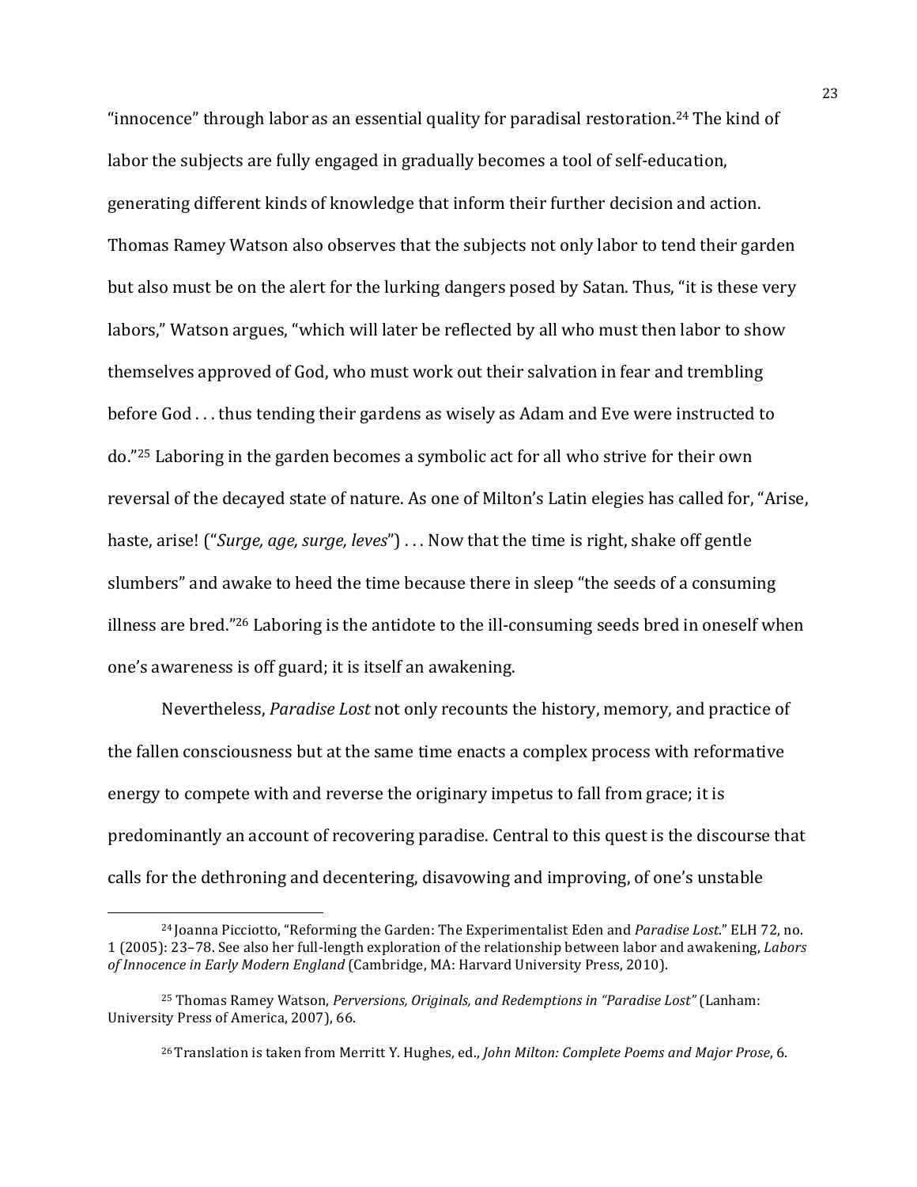"innocence" through labor as an essential quality for paradisal restoration.[24] The kind of labor the subjects are fully engaged in gradually becomes a tool of self-education, generating different kinds of knowledge that inform their further decision and action. Thomas Ramey Watson also observes that the subjects not only labor to tend their garden but also must be on the alert for the lurking dangers posed by Satan. Thus, "it is these very labors," Watson argues, "which will later be reflected by all who must then labor to show themselves approved of God, who must work out their salvation in fear and trembling before God . . . thus tending their gardens as wisely as Adam and Eve were instructed to do."[25] Laboring in the garden becomes a symbolic act for all who strive for their own reversal of the decayed state of nature. As one of Milton's Latin elegies has called for, "Arise, haste, arise! ("*Surge, age, surge, leves*") . . . Now that the time is right, shake off gentle slumbers" and awake to heed the time because there in sleep "the seeds of a consuming illness are bred."[26] Laboring is the antidote to the ill-consuming seeds bred in oneself when one's awareness is off guard; it is itself an awakening.

Nevertheless, *Paradise Lost* not only recounts the history, memory, and practice of the fallen consciousness but at the same time enacts a complex process with reformative energy to compete with and reverse the originary impetus to fall from grace; it is predominantly an account of recovering paradise. Central to this quest is the discourse that calls for the dethroning and decentering, disavowing and improving, of one's unstable

---

[24] Joanna Picciotto, "Reforming the Garden: The Experimentalist Eden and *Paradise Lost*." ELH 72, no. 1 (2005): 23–78. See also her full-length exploration of the relationship between labor and awakening, *Labors of Innocence in Early Modern England* (Cambridge, MA: Harvard University Press, 2010).

[25] Thomas Ramey Watson, *Perversions, Originals, and Redemptions in "Paradise Lost"* (Lanham: University Press of America, 2007), 66.

[26] Translation is taken from Merritt Y. Hughes, ed., *John Milton: Complete Poems and Major Prose*, 6.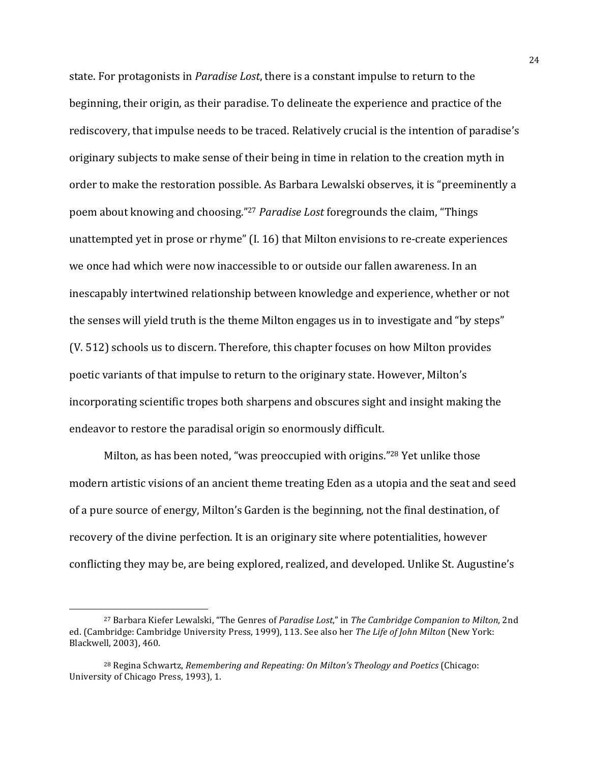state. For protagonists in *Paradise Lost*, there is a constant impulse to return to the beginning, their origin, as their paradise. To delineate the experience and practice of the rediscovery, that impulse needs to be traced. Relatively crucial is the intention of paradise's originary subjects to make sense of their being in time in relation to the creation myth in order to make the restoration possible. As Barbara Lewalski observes, it is "preeminently a poem about knowing and choosing."[27] *Paradise Lost* foregrounds the claim, "Things unattempted yet in prose or rhyme" (I. 16) that Milton envisions to re-create experiences we once had which were now inaccessible to or outside our fallen awareness. In an inescapably intertwined relationship between knowledge and experience, whether or not the senses will yield truth is the theme Milton engages us in to investigate and "by steps" (V. 512) schools us to discern. Therefore, this chapter focuses on how Milton provides poetic variants of that impulse to return to the originary state. However, Milton's incorporating scientific tropes both sharpens and obscures sight and insight making the endeavor to restore the paradisal origin so enormously difficult.

Milton, as has been noted, "was preoccupied with origins."[28] Yet unlike those modern artistic visions of an ancient theme treating Eden as a utopia and the seat and seed of a pure source of energy, Milton's Garden is the beginning, not the final destination, of recovery of the divine perfection. It is an originary site where potentialities, however conflicting they may be, are being explored, realized, and developed. Unlike St. Augustine's

---

[27] Barbara Kiefer Lewalski, "The Genres of *Paradise Lost*," in *The Cambridge Companion to Milton*, 2nd ed. (Cambridge: Cambridge University Press, 1999), 113. See also her *The Life of John Milton* (New York: Blackwell, 2003), 460.

[28] Regina Schwartz, *Remembering and Repeating: On Milton's Theology and Poetics* (Chicago: University of Chicago Press, 1993), 1.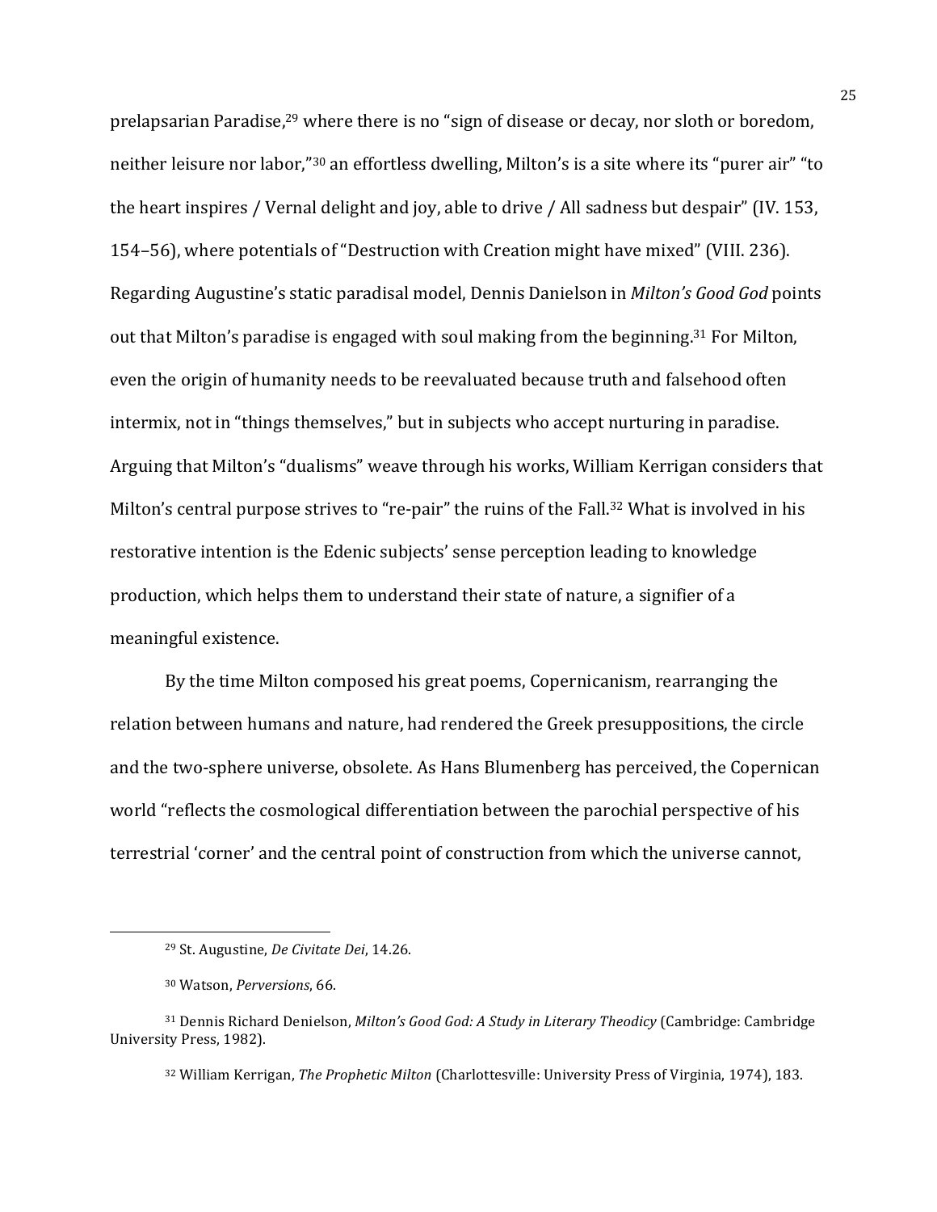prelapsarian Paradise,[29] where there is no "sign of disease or decay, nor sloth or boredom, neither leisure nor labor,"[30] an effortless dwelling, Milton's is a site where its "purer air" "to the heart inspires / Vernal delight and joy, able to drive / All sadness but despair" (IV. 153, 154–56), where potentials of "Destruction with Creation might have mixed" (VIII. 236). Regarding Augustine's static paradisal model, Dennis Danielson in *Milton's Good God* points out that Milton's paradise is engaged with soul making from the beginning.[31] For Milton, even the origin of humanity needs to be reevaluated because truth and falsehood often intermix, not in "things themselves," but in subjects who accept nurturing in paradise. Arguing that Milton's "dualisms" weave through his works, William Kerrigan considers that Milton's central purpose strives to "re-pair" the ruins of the Fall.[32] What is involved in his restorative intention is the Edenic subjects' sense perception leading to knowledge production, which helps them to understand their state of nature, a signifier of a meaningful existence.

By the time Milton composed his great poems, Copernicanism, rearranging the relation between humans and nature, had rendered the Greek presuppositions, the circle and the two-sphere universe, obsolete. As Hans Blumenberg has perceived, the Copernican world "reflects the cosmological differentiation between the parochial perspective of his terrestrial 'corner' and the central point of construction from which the universe cannot,

---

[29] St. Augustine, *De Civitate Dei*, 14.26.

[30] Watson, *Perversions*, 66.

[31] Dennis Richard Denielson, *Milton's Good God: A Study in Literary Theodicy* (Cambridge: Cambridge University Press, 1982).

[32] William Kerrigan, *The Prophetic Milton* (Charlottesville: University Press of Virginia, 1974), 183.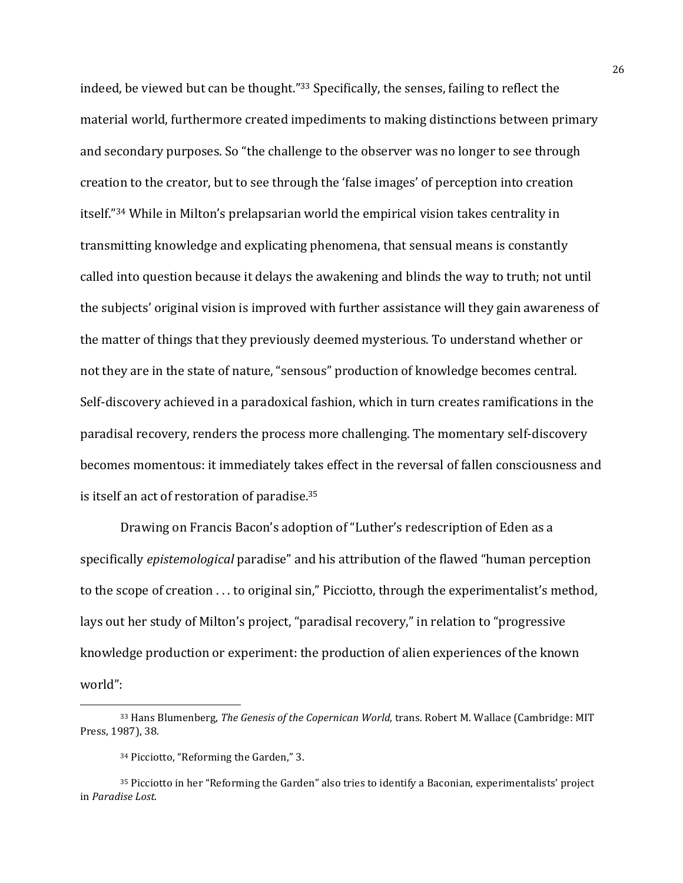indeed, be viewed but can be thought."[33] Specifically, the senses, failing to reflect the material world, furthermore created impediments to making distinctions between primary and secondary purposes. So "the challenge to the observer was no longer to see through creation to the creator, but to see through the 'false images' of perception into creation itself."[34] While in Milton's prelapsarian world the empirical vision takes centrality in transmitting knowledge and explicating phenomena, that sensual means is constantly called into question because it delays the awakening and blinds the way to truth; not until the subjects' original vision is improved with further assistance will they gain awareness of the matter of things that they previously deemed mysterious. To understand whether or not they are in the state of nature, "sensous" production of knowledge becomes central. Self-discovery achieved in a paradoxical fashion, which in turn creates ramifications in the paradisal recovery, renders the process more challenging. The momentary self-discovery becomes momentous: it immediately takes effect in the reversal of fallen consciousness and is itself an act of restoration of paradise.[35]

Drawing on Francis Bacon's adoption of "Luther's redescription of Eden as a specifically *epistemological* paradise" and his attribution of the flawed "human perception to the scope of creation . . . to original sin," Picciotto, through the experimentalist's method, lays out her study of Milton's project, "paradisal recovery," in relation to "progressive knowledge production or experiment: the production of alien experiences of the known world":

---

[33] Hans Blumenberg, *The Genesis of the Copernican World*, trans. Robert M. Wallace (Cambridge: MIT Press, 1987), 38.

[34] Picciotto, "Reforming the Garden," 3.

[35] Picciotto in her "Reforming the Garden" also tries to identify a Baconian, experimentalists' project in *Paradise Lost*.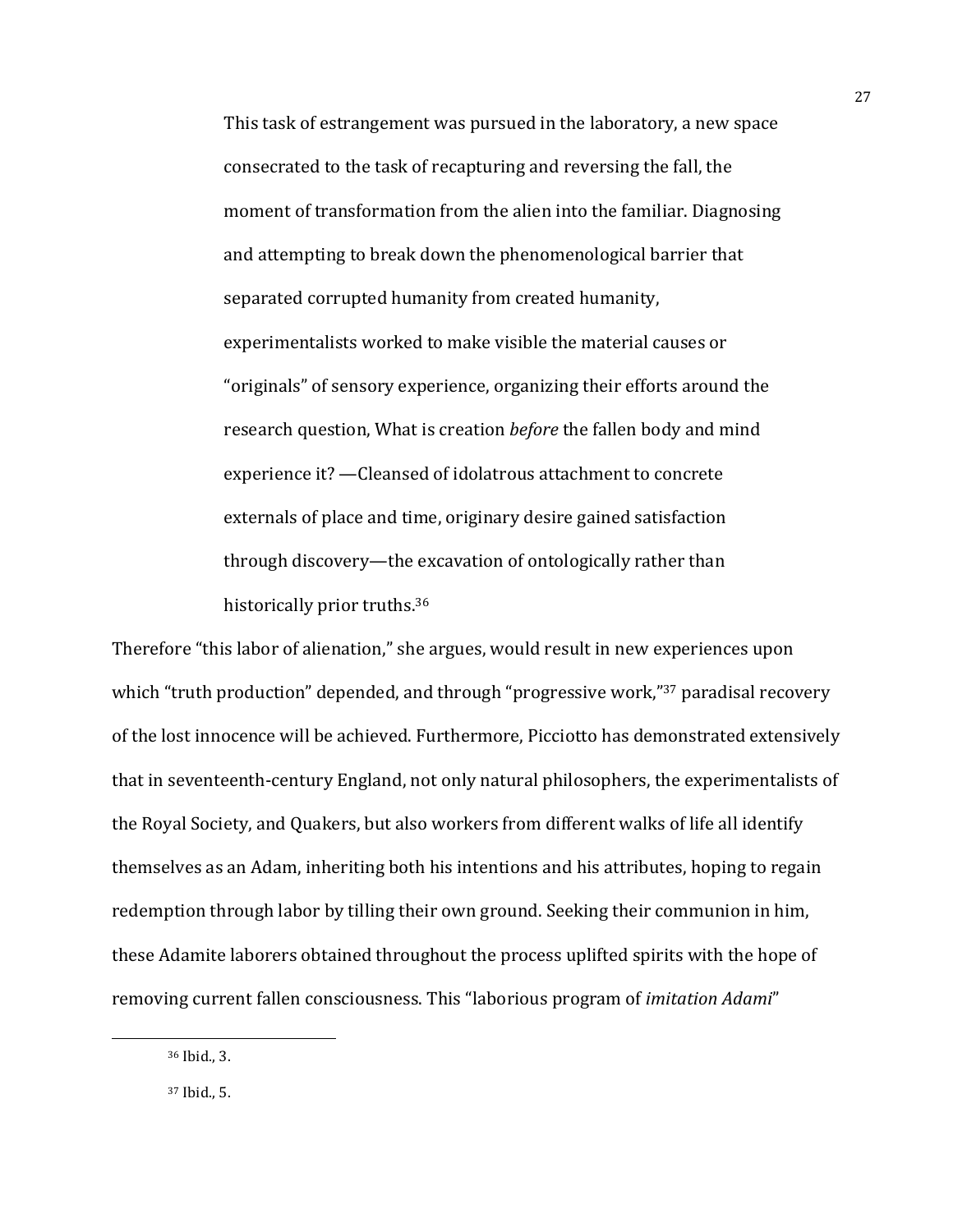> This task of estrangement was pursued in the laboratory, a new space consecrated to the task of recapturing and reversing the fall, the moment of transformation from the alien into the familiar. Diagnosing and attempting to break down the phenomenological barrier that separated corrupted humanity from created humanity, experimentalists worked to make visible the material causes or "originals" of sensory experience, organizing their efforts around the research question, What is creation *before* the fallen body and mind experience it? —Cleansed of idolatrous attachment to concrete externals of place and time, originary desire gained satisfaction through discovery—the excavation of ontologically rather than historically prior truths.[36]

Therefore "this labor of alienation," she argues, would result in new experiences upon which "truth production" depended, and through "progressive work,"[37] paradisal recovery of the lost innocence will be achieved. Furthermore, Picciotto has demonstrated extensively that in seventeenth-century England, not only natural philosophers, the experimentalists of the Royal Society, and Quakers, but also workers from different walks of life all identify themselves as an Adam, inheriting both his intentions and his attributes, hoping to regain redemption through labor by tilling their own ground. Seeking their communion in him, these Adamite laborers obtained throughout the process uplifted spirits with the hope of removing current fallen consciousness. This "laborious program of *imitation Adami*"

---

[36] Ibid., 3.

[37] Ibid., 5.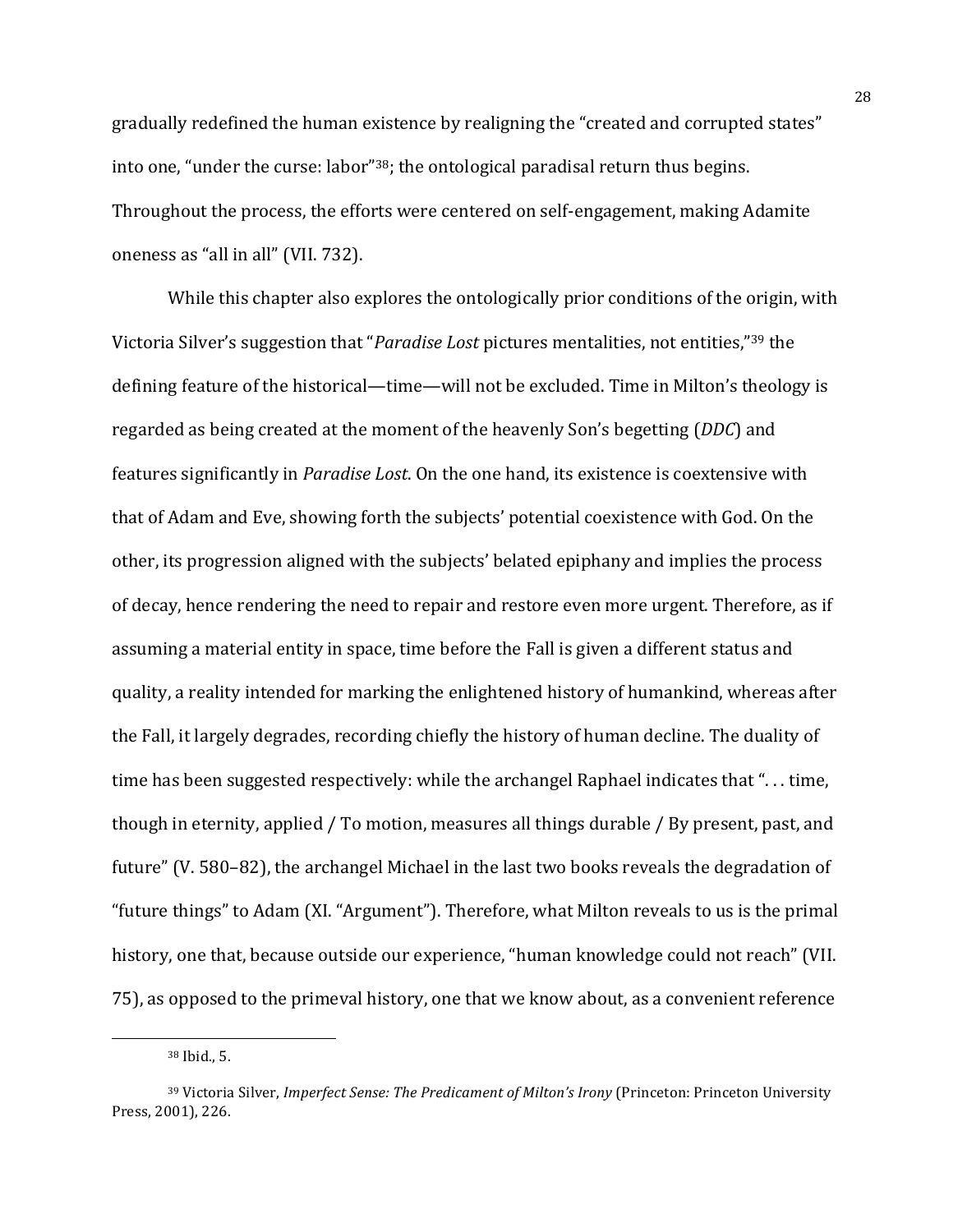gradually redefined the human existence by realigning the "created and corrupted states" into one, "under the curse: labor"[38]; the ontological paradisal return thus begins. Throughout the process, the efforts were centered on self-engagement, making Adamite oneness as "all in all" (VII. 732).

While this chapter also explores the ontologically prior conditions of the origin, with Victoria Silver's suggestion that "*Paradise Lost* pictures mentalities, not entities,"[39] the defining feature of the historical—time—will not be excluded. Time in Milton's theology is regarded as being created at the moment of the heavenly Son's begetting (*DDC*) and features significantly in *Paradise Lost*. On the one hand, its existence is coextensive with that of Adam and Eve, showing forth the subjects' potential coexistence with God. On the other, its progression aligned with the subjects' belated epiphany and implies the process of decay, hence rendering the need to repair and restore even more urgent. Therefore, as if assuming a material entity in space, time before the Fall is given a different status and quality, a reality intended for marking the enlightened history of humankind, whereas after the Fall, it largely degrades, recording chiefly the history of human decline. The duality of time has been suggested respectively: while the archangel Raphael indicates that ". . . time, though in eternity, applied / To motion, measures all things durable / By present, past, and future" (V. 580–82), the archangel Michael in the last two books reveals the degradation of "future things" to Adam (XI. "Argument"). Therefore, what Milton reveals to us is the primal history, one that, because outside our experience, "human knowledge could not reach" (VII. 75), as opposed to the primeval history, one that we know about, as a convenient reference

[38] Ibid., 5.

[39] Victoria Silver, *Imperfect Sense: The Predicament of Milton's Irony* (Princeton: Princeton University Press, 2001), 226.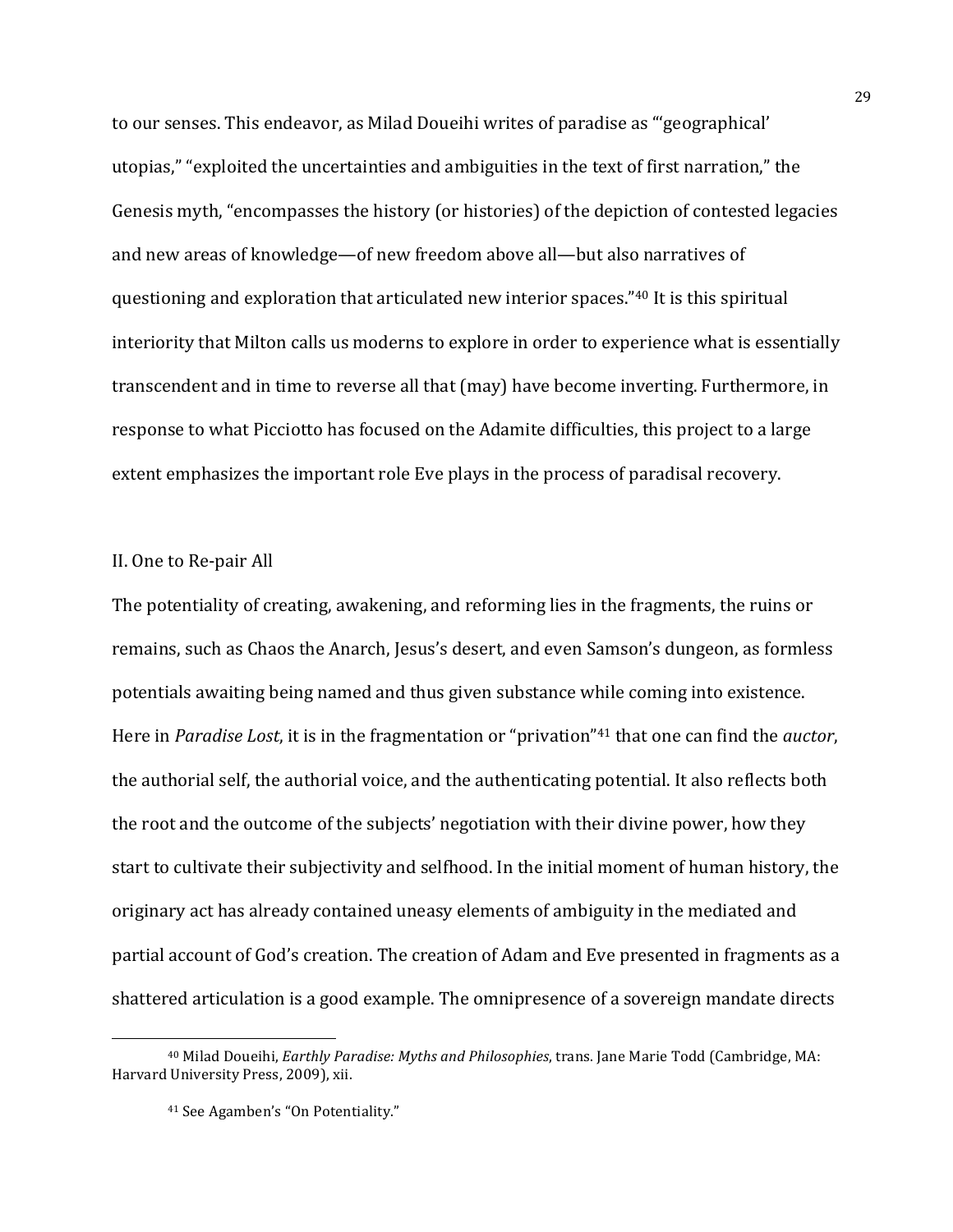to our senses. This endeavor, as Milad Doueihi writes of paradise as "'geographical' utopias," "exploited the uncertainties and ambiguities in the text of first narration," the Genesis myth, "encompasses the history (or histories) of the depiction of contested legacies and new areas of knowledge—of new freedom above all—but also narratives of questioning and exploration that articulated new interior spaces."[40] It is this spiritual interiority that Milton calls us moderns to explore in order to experience what is essentially transcendent and in time to reverse all that (may) have become inverting. Furthermore, in response to what Picciotto has focused on the Adamite difficulties, this project to a large extent emphasizes the important role Eve plays in the process of paradisal recovery.

## II. One to Re-pair All

The potentiality of creating, awakening, and reforming lies in the fragments, the ruins or remains, such as Chaos the Anarch, Jesus's desert, and even Samson's dungeon, as formless potentials awaiting being named and thus given substance while coming into existence. Here in *Paradise Lost*, it is in the fragmentation or "privation"[41] that one can find the *auctor*, the authorial self, the authorial voice, and the authenticating potential. It also reflects both the root and the outcome of the subjects' negotiation with their divine power, how they start to cultivate their subjectivity and selfhood. In the initial moment of human history, the originary act has already contained uneasy elements of ambiguity in the mediated and partial account of God's creation. The creation of Adam and Eve presented in fragments as a shattered articulation is a good example. The omnipresence of a sovereign mandate directs

---

[40] Milad Doueihi, *Earthly Paradise: Myths and Philosophies*, trans. Jane Marie Todd (Cambridge, MA: Harvard University Press, 2009), xii.

[41] See Agamben's "On Potentiality."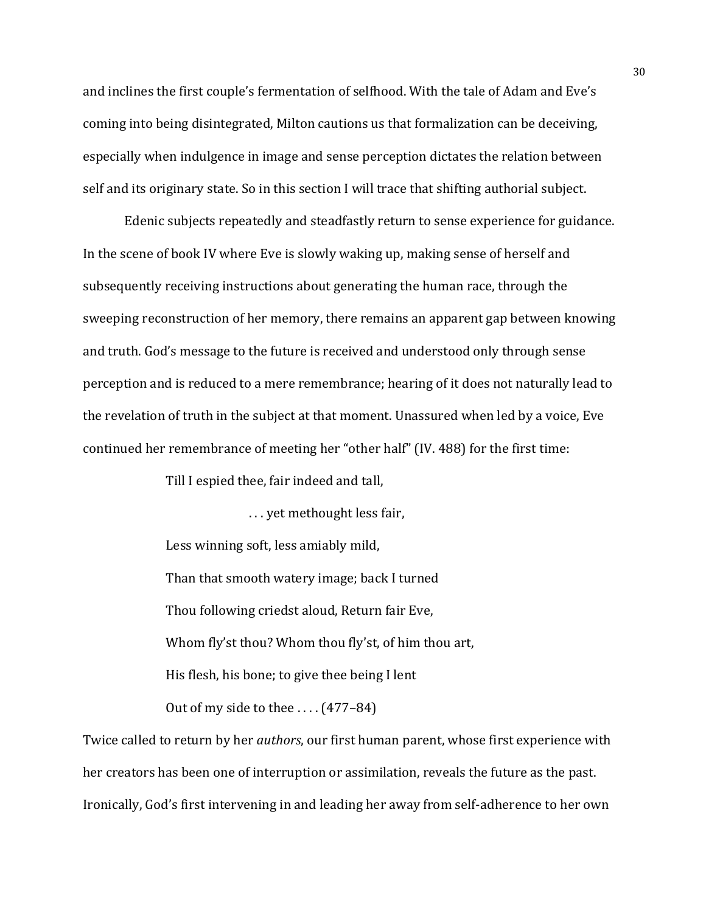and inclines the first couple's fermentation of selfhood. With the tale of Adam and Eve's coming into being disintegrated, Milton cautions us that formalization can be deceiving, especially when indulgence in image and sense perception dictates the relation between self and its originary state. So in this section I will trace that shifting authorial subject.

Edenic subjects repeatedly and steadfastly return to sense experience for guidance. In the scene of book IV where Eve is slowly waking up, making sense of herself and subsequently receiving instructions about generating the human race, through the sweeping reconstruction of her memory, there remains an apparent gap between knowing and truth. God's message to the future is received and understood only through sense perception and is reduced to a mere remembrance; hearing of it does not naturally lead to the revelation of truth in the subject at that moment. Unassured when led by a voice, Eve continued her remembrance of meeting her "other half" (IV. 488) for the first time:

> Till I espied thee, fair indeed and tall,
>
> . . . yet methought less fair,
>
> Less winning soft, less amiably mild,
>
> Than that smooth watery image; back I turned
>
> Thou following criedst aloud, Return fair Eve,
>
> Whom fly'st thou? Whom thou fly'st, of him thou art,
>
> His flesh, his bone; to give thee being I lent
>
> Out of my side to thee . . . . (477–84)

Twice called to return by her *authors*, our first human parent, whose first experience with her creators has been one of interruption or assimilation, reveals the future as the past. Ironically, God's first intervening in and leading her away from self-adherence to her own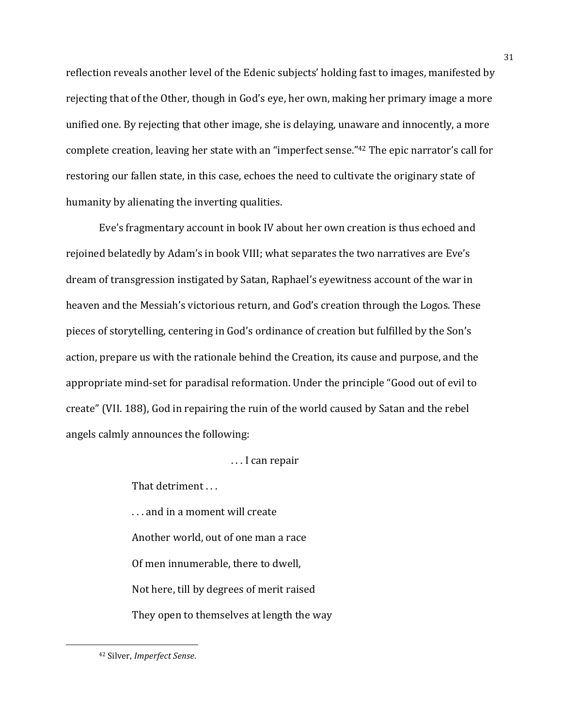reflection reveals another level of the Edenic subjects' holding fast to images, manifested by rejecting that of the Other, though in God's eye, her own, making her primary image a more unified one. By rejecting that other image, she is delaying, unaware and innocently, a more complete creation, leaving her state with an "imperfect sense."[42] The epic narrator's call for restoring our fallen state, in this case, echoes the need to cultivate the originary state of humanity by alienating the inverting qualities.

Eve's fragmentary account in book IV about her own creation is thus echoed and rejoined belatedly by Adam's in book VIII; what separates the two narratives are Eve's dream of transgression instigated by Satan, Raphael's eyewitness account of the war in heaven and the Messiah's victorious return, and God's creation through the Logos. These pieces of storytelling, centering in God's ordinance of creation but fulfilled by the Son's action, prepare us with the rationale behind the Creation, its cause and purpose, and the appropriate mind-set for paradisal reformation. Under the principle "Good out of evil to create" (VII. 188), God in repairing the ruin of the world caused by Satan and the rebel angels calmly announces the following:

> . . . I can repair
>
> That detriment . . .
>
> . . . and in a moment will create
>
> Another world, out of one man a race
>
> Of men innumerable, there to dwell,
>
> Not here, till by degrees of merit raised
>
> They open to themselves at length the way

[42] Silver, *Imperfect Sense*.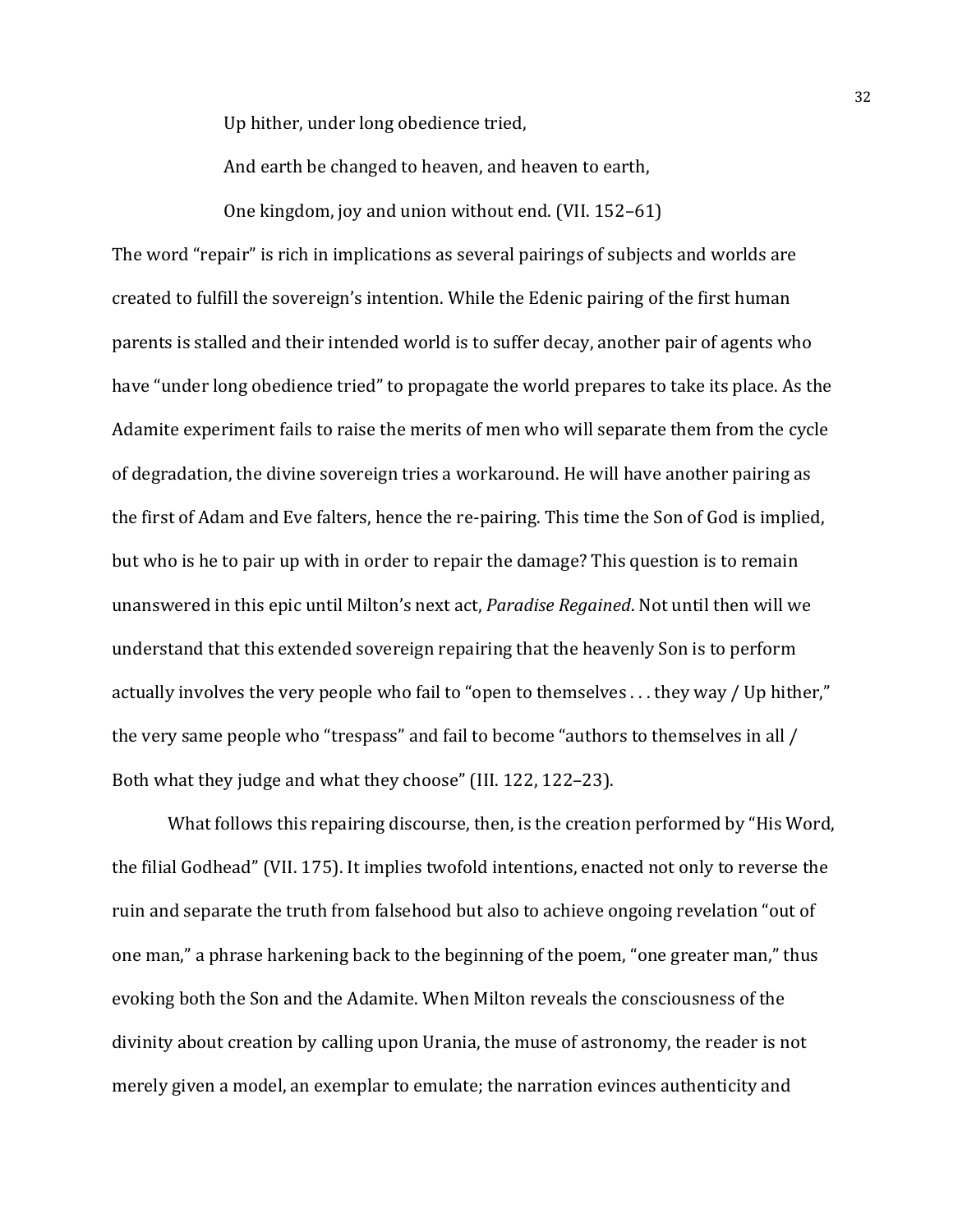> Up hither, under long obedience tried,
>
> And earth be changed to heaven, and heaven to earth,
>
> One kingdom, joy and union without end. (VII. 152–61)

The word "repair" is rich in implications as several pairings of subjects and worlds are created to fulfill the sovereign's intention. While the Edenic pairing of the first human parents is stalled and their intended world is to suffer decay, another pair of agents who have "under long obedience tried" to propagate the world prepares to take its place. As the Adamite experiment fails to raise the merits of men who will separate them from the cycle of degradation, the divine sovereign tries a workaround. He will have another pairing as the first of Adam and Eve falters, hence the re-pairing. This time the Son of God is implied, but who is he to pair up with in order to repair the damage? This question is to remain unanswered in this epic until Milton's next act, *Paradise Regained*. Not until then will we understand that this extended sovereign repairing that the heavenly Son is to perform actually involves the very people who fail to "open to themselves . . . they way / Up hither," the very same people who "trespass" and fail to become "authors to themselves in all / Both what they judge and what they choose" (III. 122, 122–23).

What follows this repairing discourse, then, is the creation performed by "His Word, the filial Godhead" (VII. 175). It implies twofold intentions, enacted not only to reverse the ruin and separate the truth from falsehood but also to achieve ongoing revelation "out of one man," a phrase harkening back to the beginning of the poem, "one greater man," thus evoking both the Son and the Adamite. When Milton reveals the consciousness of the divinity about creation by calling upon Urania, the muse of astronomy, the reader is not merely given a model, an exemplar to emulate; the narration evinces authenticity and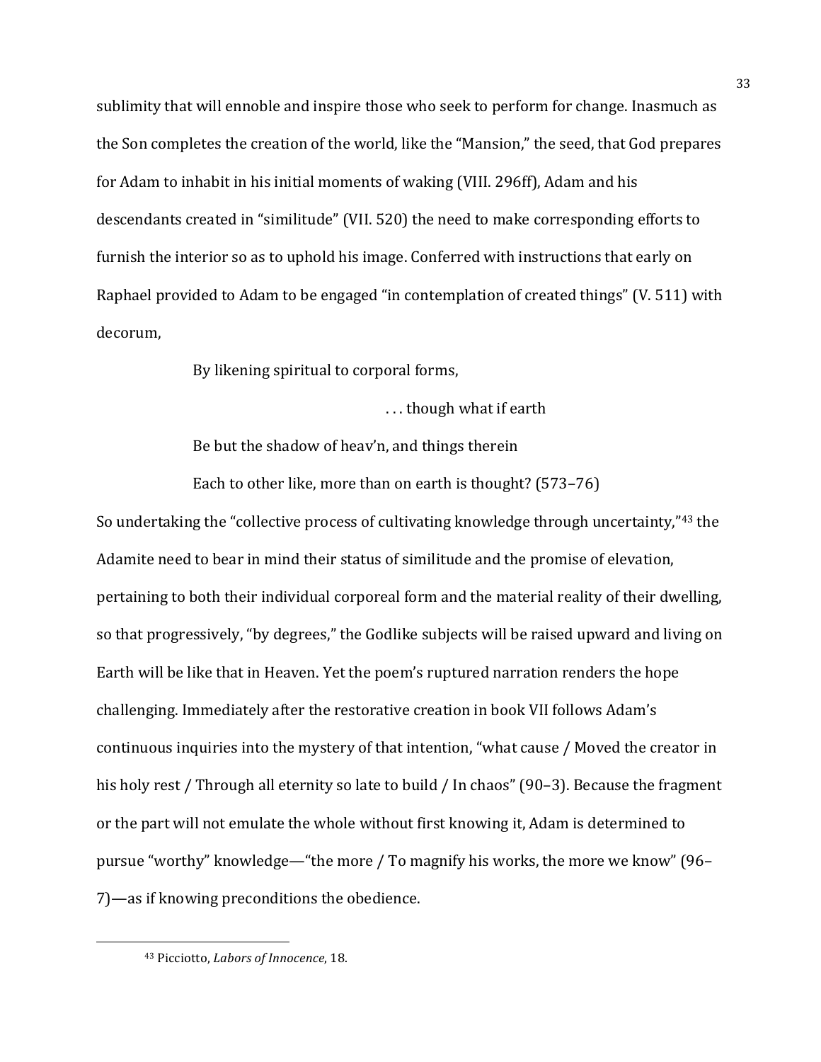sublimity that will ennoble and inspire those who seek to perform for change. Inasmuch as the Son completes the creation of the world, like the "Mansion," the seed, that God prepares for Adam to inhabit in his initial moments of waking (VIII. 296ff), Adam and his descendants created in "similitude" (VII. 520) the need to make corresponding efforts to furnish the interior so as to uphold his image. Conferred with instructions that early on Raphael provided to Adam to be engaged "in contemplation of created things" (V. 511) with decorum,

> By likening spiritual to corporal forms,
>
> . . . though what if earth
>
> Be but the shadow of heav'n, and things therein
>
> Each to other like, more than on earth is thought? (573–76)

So undertaking the "collective process of cultivating knowledge through uncertainty,"[43] the Adamite need to bear in mind their status of similitude and the promise of elevation, pertaining to both their individual corporeal form and the material reality of their dwelling, so that progressively, "by degrees," the Godlike subjects will be raised upward and living on Earth will be like that in Heaven. Yet the poem's ruptured narration renders the hope challenging. Immediately after the restorative creation in book VII follows Adam's continuous inquiries into the mystery of that intention, "what cause / Moved the creator in his holy rest / Through all eternity so late to build / In chaos" (90–3). Because the fragment or the part will not emulate the whole without first knowing it, Adam is determined to pursue "worthy" knowledge—"the more / To magnify his works, the more we know" (96–7)—as if knowing preconditions the obedience.

[43] Picciotto, *Labors of Innocence*, 18.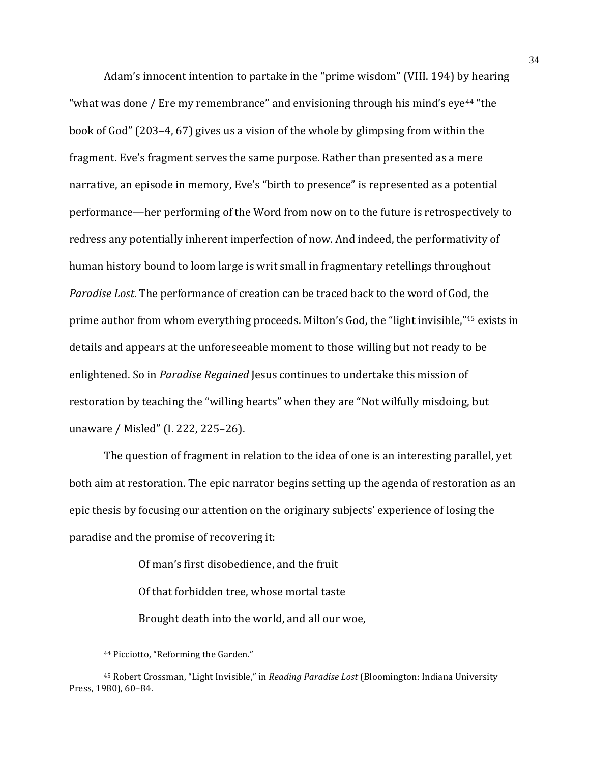Adam's innocent intention to partake in the "prime wisdom" (VIII. 194) by hearing "what was done / Ere my remembrance" and envisioning through his mind's eye[44] "the book of God" (203–4, 67) gives us a vision of the whole by glimpsing from within the fragment. Eve's fragment serves the same purpose. Rather than presented as a mere narrative, an episode in memory, Eve's "birth to presence" is represented as a potential performance—her performing of the Word from now on to the future is retrospectively to redress any potentially inherent imperfection of now. And indeed, the performativity of human history bound to loom large is writ small in fragmentary retellings throughout *Paradise Lost*. The performance of creation can be traced back to the word of God, the prime author from whom everything proceeds. Milton's God, the "light invisible,"[45] exists in details and appears at the unforeseeable moment to those willing but not ready to be enlightened. So in *Paradise Regained* Jesus continues to undertake this mission of restoration by teaching the "willing hearts" when they are "Not wilfully misdoing, but unaware / Misled" (I. 222, 225–26).

The question of fragment in relation to the idea of one is an interesting parallel, yet both aim at restoration. The epic narrator begins setting up the agenda of restoration as an epic thesis by focusing our attention on the originary subjects' experience of losing the paradise and the promise of recovering it:

> Of man's first disobedience, and the fruit
> Of that forbidden tree, whose mortal taste
> Brought death into the world, and all our woe,

---

[44] Picciotto, "Reforming the Garden."

[45] Robert Crossman, "Light Invisible," in *Reading Paradise Lost* (Bloomington: Indiana University Press, 1980), 60–84.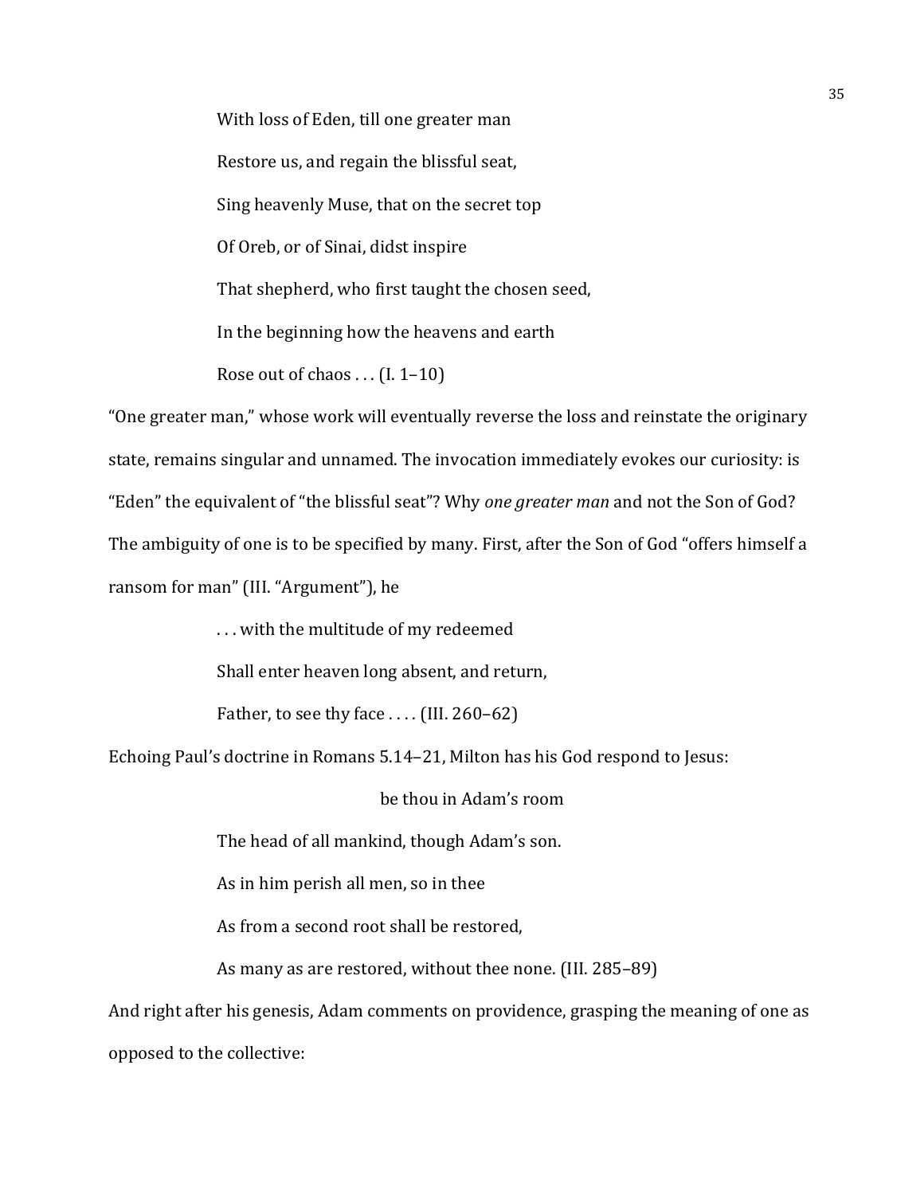> With loss of Eden, till one greater man
>
> Restore us, and regain the blissful seat,
>
> Sing heavenly Muse, that on the secret top
>
> Of Oreb, or of Sinai, didst inspire
>
> That shepherd, who first taught the chosen seed,
>
> In the beginning how the heavens and earth
>
> Rose out of chaos . . . (I. 1–10)

"One greater man," whose work will eventually reverse the loss and reinstate the originary state, remains singular and unnamed. The invocation immediately evokes our curiosity: is "Eden" the equivalent of "the blissful seat"? Why *one greater man* and not the Son of God? The ambiguity of one is to be specified by many. First, after the Son of God "offers himself a ransom for man" (III. "Argument"), he

> . . . with the multitude of my redeemed
>
> Shall enter heaven long absent, and return,
>
> Father, to see thy face . . . . (III. 260–62)

Echoing Paul's doctrine in Romans 5.14–21, Milton has his God respond to Jesus:

> be thou in Adam's room
>
> The head of all mankind, though Adam's son.
>
> As in him perish all men, so in thee
>
> As from a second root shall be restored,
>
> As many as are restored, without thee none. (III. 285–89)

And right after his genesis, Adam comments on providence, grasping the meaning of one as opposed to the collective: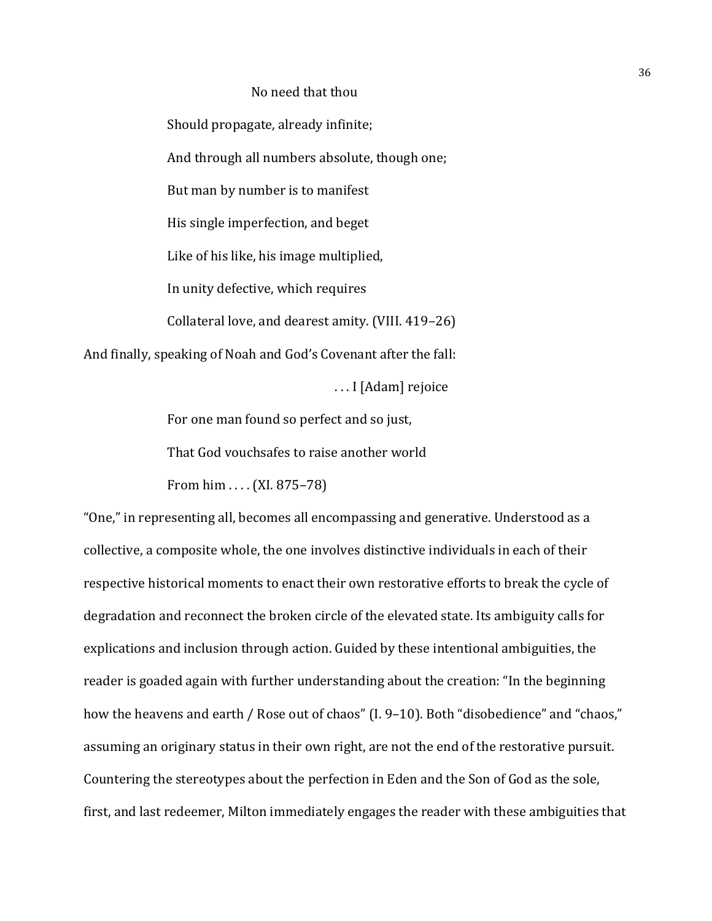No need that thou

Should propagate, already infinite;

And through all numbers absolute, though one;

But man by number is to manifest

His single imperfection, and beget

Like of his like, his image multiplied,

In unity defective, which requires

Collateral love, and dearest amity. (VIII. 419–26)

And finally, speaking of Noah and God's Covenant after the fall:

. . . I [Adam] rejoice

For one man found so perfect and so just,

That God vouchsafes to raise another world

From him . . . . (XI. 875–78)

"One," in representing all, becomes all encompassing and generative. Understood as a collective, a composite whole, the one involves distinctive individuals in each of their respective historical moments to enact their own restorative efforts to break the cycle of degradation and reconnect the broken circle of the elevated state. Its ambiguity calls for explications and inclusion through action. Guided by these intentional ambiguities, the reader is goaded again with further understanding about the creation: "In the beginning how the heavens and earth / Rose out of chaos" (I. 9–10). Both "disobedience" and "chaos," assuming an originary status in their own right, are not the end of the restorative pursuit. Countering the stereotypes about the perfection in Eden and the Son of God as the sole, first, and last redeemer, Milton immediately engages the reader with these ambiguities that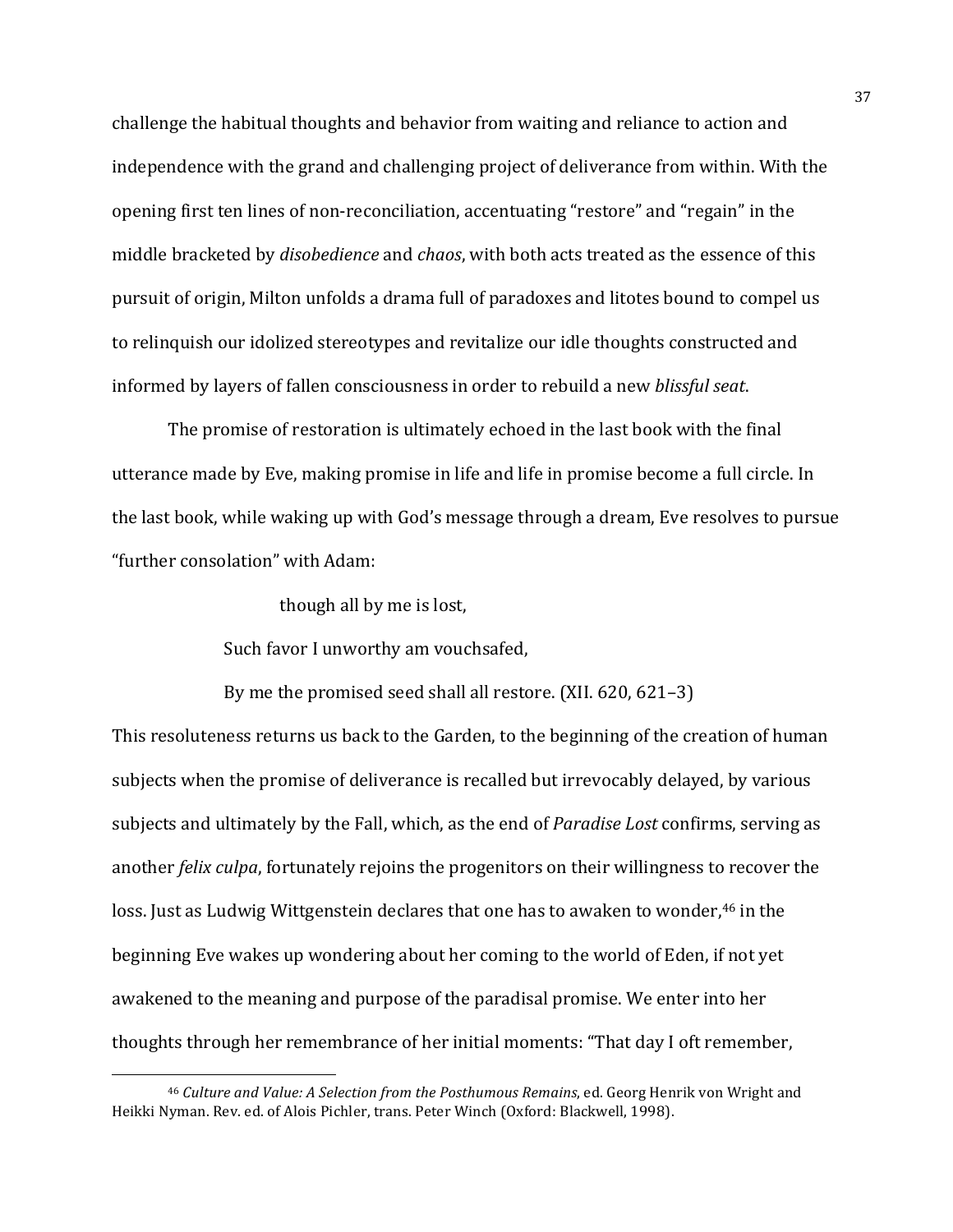challenge the habitual thoughts and behavior from waiting and reliance to action and independence with the grand and challenging project of deliverance from within. With the opening first ten lines of non-reconciliation, accentuating "restore" and "regain" in the middle bracketed by *disobedience* and *chaos*, with both acts treated as the essence of this pursuit of origin, Milton unfolds a drama full of paradoxes and litotes bound to compel us to relinquish our idolized stereotypes and revitalize our idle thoughts constructed and informed by layers of fallen consciousness in order to rebuild a new *blissful seat*.

The promise of restoration is ultimately echoed in the last book with the final utterance made by Eve, making promise in life and life in promise become a full circle. In the last book, while waking up with God's message through a dream, Eve resolves to pursue "further consolation" with Adam:

> though all by me is lost,
>
> Such favor I unworthy am vouchsafed,
>
> By me the promised seed shall all restore. (XII. 620, 621–3)

This resoluteness returns us back to the Garden, to the beginning of the creation of human subjects when the promise of deliverance is recalled but irrevocably delayed, by various subjects and ultimately by the Fall, which, as the end of *Paradise Lost* confirms, serving as another *felix culpa*, fortunately rejoins the progenitors on their willingness to recover the loss. Just as Ludwig Wittgenstein declares that one has to awaken to wonder,[46] in the beginning Eve wakes up wondering about her coming to the world of Eden, if not yet awakened to the meaning and purpose of the paradisal promise. We enter into her thoughts through her remembrance of her initial moments: "That day I oft remember,

---

[46] *Culture and Value: A Selection from the Posthumous Remains*, ed. Georg Henrik von Wright and Heikki Nyman. Rev. ed. of Alois Pichler, trans. Peter Winch (Oxford: Blackwell, 1998).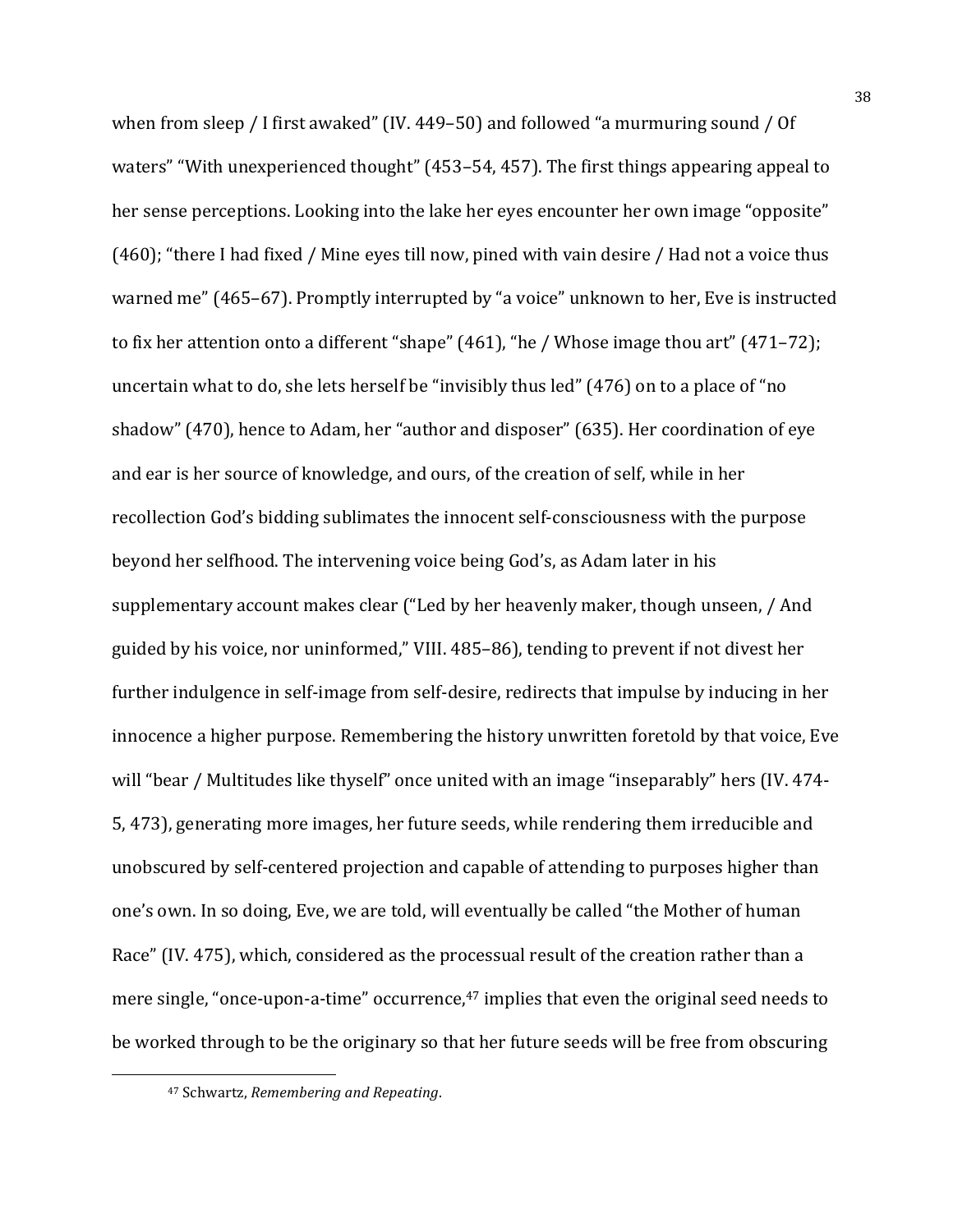when from sleep / I first awaked" (IV. 449–50) and followed "a murmuring sound / Of waters" "With unexperienced thought" (453–54, 457). The first things appearing appeal to her sense perceptions. Looking into the lake her eyes encounter her own image "opposite" (460); "there I had fixed / Mine eyes till now, pined with vain desire / Had not a voice thus warned me" (465–67). Promptly interrupted by "a voice" unknown to her, Eve is instructed to fix her attention onto a different "shape" (461), "he / Whose image thou art" (471–72); uncertain what to do, she lets herself be "invisibly thus led" (476) on to a place of "no shadow" (470), hence to Adam, her "author and disposer" (635). Her coordination of eye and ear is her source of knowledge, and ours, of the creation of self, while in her recollection God's bidding sublimates the innocent self-consciousness with the purpose beyond her selfhood. The intervening voice being God's, as Adam later in his supplementary account makes clear ("Led by her heavenly maker, though unseen, / And guided by his voice, nor uninformed," VIII. 485–86), tending to prevent if not divest her further indulgence in self-image from self-desire, redirects that impulse by inducing in her innocence a higher purpose. Remembering the history unwritten foretold by that voice, Eve will "bear / Multitudes like thyself" once united with an image "inseparably" hers (IV. 474-5, 473), generating more images, her future seeds, while rendering them irreducible and unobscured by self-centered projection and capable of attending to purposes higher than one's own. In so doing, Eve, we are told, will eventually be called "the Mother of human Race" (IV. 475), which, considered as the processual result of the creation rather than a mere single, "once-upon-a-time" occurrence,[47] implies that even the original seed needs to be worked through to be the originary so that her future seeds will be free from obscuring

[47] Schwartz, *Remembering and Repeating*.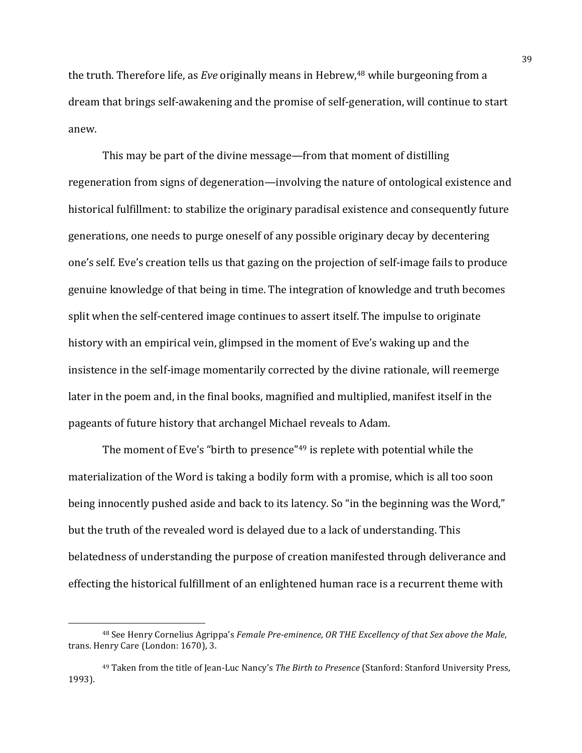the truth. Therefore life, as *Eve* originally means in Hebrew,[48] while burgeoning from a dream that brings self-awakening and the promise of self-generation, will continue to start anew.

This may be part of the divine message—from that moment of distilling regeneration from signs of degeneration—involving the nature of ontological existence and historical fulfillment: to stabilize the originary paradisal existence and consequently future generations, one needs to purge oneself of any possible originary decay by decentering one's self. Eve's creation tells us that gazing on the projection of self-image fails to produce genuine knowledge of that being in time. The integration of knowledge and truth becomes split when the self-centered image continues to assert itself. The impulse to originate history with an empirical vein, glimpsed in the moment of Eve's waking up and the insistence in the self-image momentarily corrected by the divine rationale, will reemerge later in the poem and, in the final books, magnified and multiplied, manifest itself in the pageants of future history that archangel Michael reveals to Adam.

The moment of Eve's "birth to presence"[49] is replete with potential while the materialization of the Word is taking a bodily form with a promise, which is all too soon being innocently pushed aside and back to its latency. So "in the beginning was the Word," but the truth of the revealed word is delayed due to a lack of understanding. This belatedness of understanding the purpose of creation manifested through deliverance and effecting the historical fulfillment of an enlightened human race is a recurrent theme with

[48] See Henry Cornelius Agrippa's *Female Pre-eminence, OR THE Excellency of that Sex above the Male*, trans. Henry Care (London: 1670), 3.

[49] Taken from the title of Jean-Luc Nancy's *The Birth to Presence* (Stanford: Stanford University Press, 1993).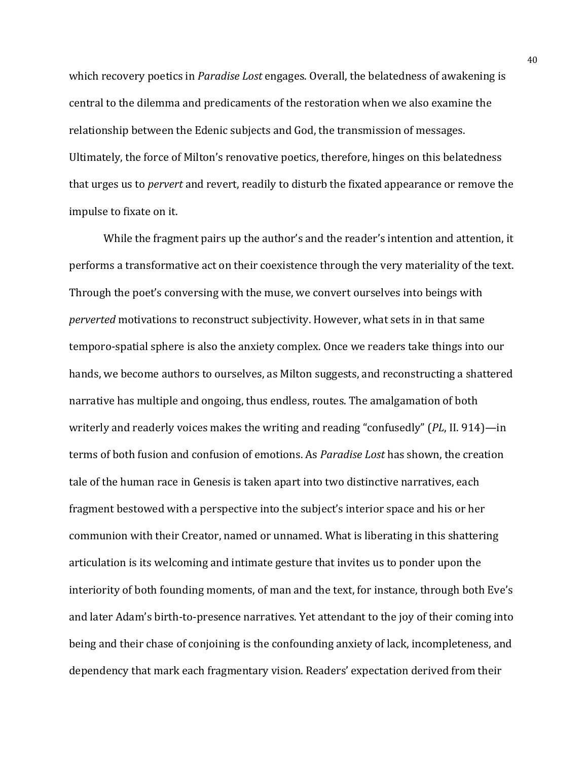which recovery poetics in *Paradise Lost* engages. Overall, the belatedness of awakening is central to the dilemma and predicaments of the restoration when we also examine the relationship between the Edenic subjects and God, the transmission of messages. Ultimately, the force of Milton's renovative poetics, therefore, hinges on this belatedness that urges us to *pervert* and revert, readily to disturb the fixated appearance or remove the impulse to fixate on it.

While the fragment pairs up the author's and the reader's intention and attention, it performs a transformative act on their coexistence through the very materiality of the text. Through the poet's conversing with the muse, we convert ourselves into beings with *perverted* motivations to reconstruct subjectivity. However, what sets in in that same temporo-spatial sphere is also the anxiety complex. Once we readers take things into our hands, we become authors to ourselves, as Milton suggests, and reconstructing a shattered narrative has multiple and ongoing, thus endless, routes. The amalgamation of both writerly and readerly voices makes the writing and reading "confusedly" (*PL*, II. 914)—in terms of both fusion and confusion of emotions. As *Paradise Lost* has shown, the creation tale of the human race in Genesis is taken apart into two distinctive narratives, each fragment bestowed with a perspective into the subject's interior space and his or her communion with their Creator, named or unnamed. What is liberating in this shattering articulation is its welcoming and intimate gesture that invites us to ponder upon the interiority of both founding moments, of man and the text, for instance, through both Eve's and later Adam's birth-to-presence narratives. Yet attendant to the joy of their coming into being and their chase of conjoining is the confounding anxiety of lack, incompleteness, and dependency that mark each fragmentary vision. Readers' expectation derived from their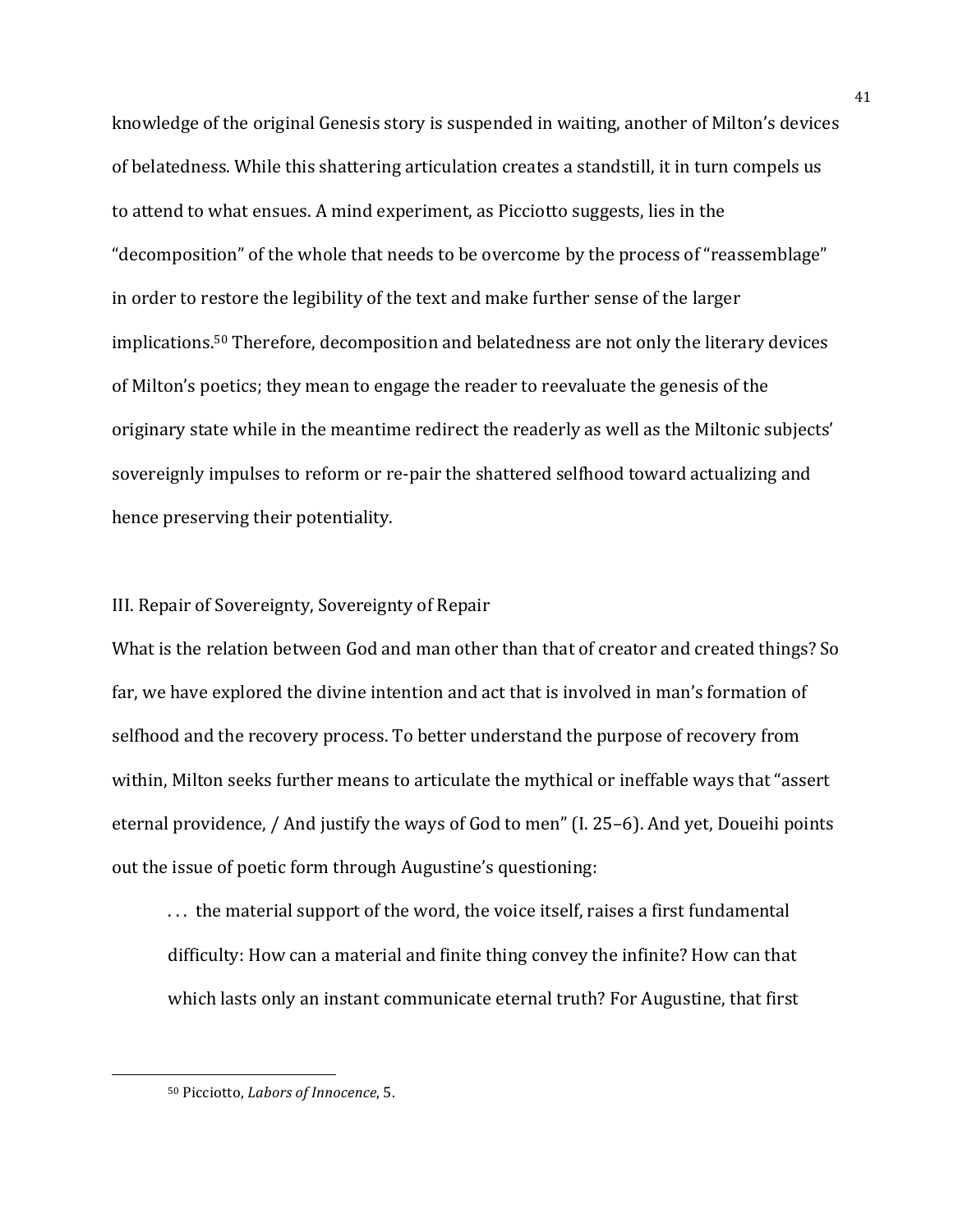knowledge of the original Genesis story is suspended in waiting, another of Milton's devices of belatedness. While this shattering articulation creates a standstill, it in turn compels us to attend to what ensues. A mind experiment, as Picciotto suggests, lies in the "decomposition" of the whole that needs to be overcome by the process of "reassemblage" in order to restore the legibility of the text and make further sense of the larger implications.[50] Therefore, decomposition and belatedness are not only the literary devices of Milton's poetics; they mean to engage the reader to reevaluate the genesis of the originary state while in the meantime redirect the readerly as well as the Miltonic subjects' sovereignly impulses to reform or re-pair the shattered selfhood toward actualizing and hence preserving their potentiality.

## III. Repair of Sovereignty, Sovereignty of Repair

What is the relation between God and man other than that of creator and created things? So far, we have explored the divine intention and act that is involved in man's formation of selfhood and the recovery process. To better understand the purpose of recovery from within, Milton seeks further means to articulate the mythical or ineffable ways that "assert eternal providence, / And justify the ways of God to men" (I. 25–6). And yet, Doueihi points out the issue of poetic form through Augustine's questioning:

> . . . the material support of the word, the voice itself, raises a first fundamental difficulty: How can a material and finite thing convey the infinite? How can that which lasts only an instant communicate eternal truth? For Augustine, that first

---

[50] Picciotto, *Labors of Innocence*, 5.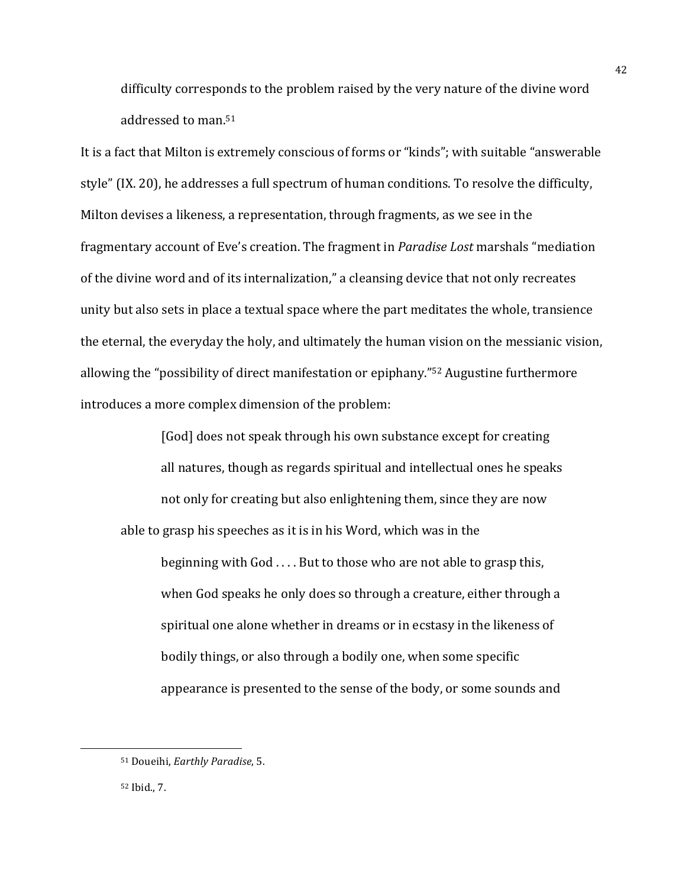> difficulty corresponds to the problem raised by the very nature of the divine word addressed to man.[51]

It is a fact that Milton is extremely conscious of forms or "kinds"; with suitable "answerable style" (IX. 20), he addresses a full spectrum of human conditions. To resolve the difficulty, Milton devises a likeness, a representation, through fragments, as we see in the fragmentary account of Eve's creation. The fragment in *Paradise Lost* marshals "mediation of the divine word and of its internalization," a cleansing device that not only recreates unity but also sets in place a textual space where the part meditates the whole, transience the eternal, the everyday the holy, and ultimately the human vision on the messianic vision, allowing the "possibility of direct manifestation or epiphany."[52] Augustine furthermore introduces a more complex dimension of the problem:

> [God] does not speak through his own substance except for creating all natures, though as regards spiritual and intellectual ones he speaks not only for creating but also enlightening them, since they are now able to grasp his speeches as it is in his Word, which was in the beginning with God . . . . But to those who are not able to grasp this, when God speaks he only does so through a creature, either through a spiritual one alone whether in dreams or in ecstasy in the likeness of bodily things, or also through a bodily one, when some specific appearance is presented to the sense of the body, or some sounds and

[51] Doueihi, *Earthly Paradise*, 5.

[52] Ibid., 7.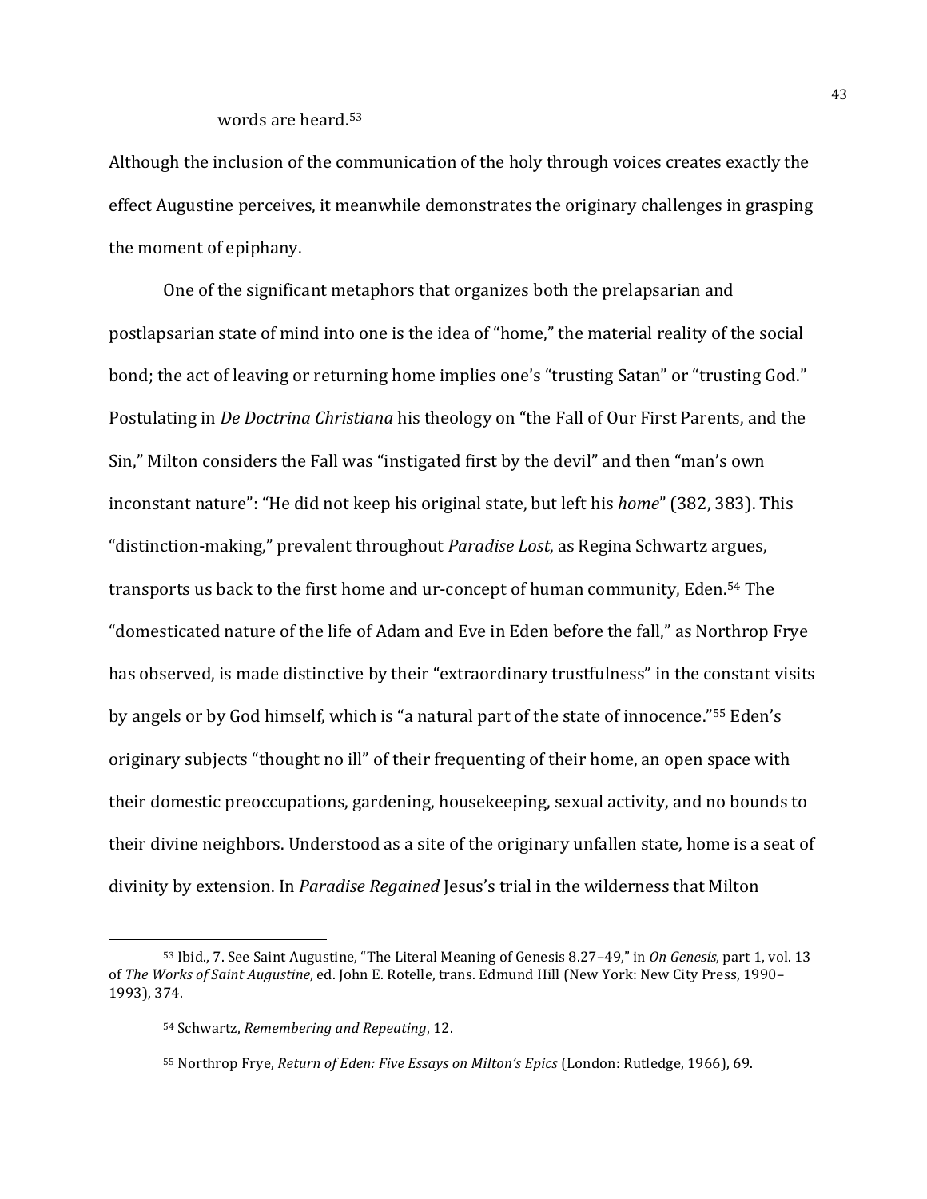words are heard.[53]

Although the inclusion of the communication of the holy through voices creates exactly the effect Augustine perceives, it meanwhile demonstrates the originary challenges in grasping the moment of epiphany.

One of the significant metaphors that organizes both the prelapsarian and postlapsarian state of mind into one is the idea of "home," the material reality of the social bond; the act of leaving or returning home implies one's "trusting Satan" or "trusting God." Postulating in *De Doctrina Christiana* his theology on "the Fall of Our First Parents, and the Sin," Milton considers the Fall was "instigated first by the devil" and then "man's own inconstant nature": "He did not keep his original state, but left his *home*" (382, 383). This "distinction-making," prevalent throughout *Paradise Lost*, as Regina Schwartz argues, transports us back to the first home and ur-concept of human community, Eden.[54] The "domesticated nature of the life of Adam and Eve in Eden before the fall," as Northrop Frye has observed, is made distinctive by their "extraordinary trustfulness" in the constant visits by angels or by God himself, which is "a natural part of the state of innocence."[55] Eden's originary subjects "thought no ill" of their frequenting of their home, an open space with their domestic preoccupations, gardening, housekeeping, sexual activity, and no bounds to their divine neighbors. Understood as a site of the originary unfallen state, home is a seat of divinity by extension. In *Paradise Regained* Jesus's trial in the wilderness that Milton

---

[53] Ibid., 7. See Saint Augustine, "The Literal Meaning of Genesis 8.27–49," in *On Genesis*, part 1, vol. 13 of *The Works of Saint Augustine*, ed. John E. Rotelle, trans. Edmund Hill (New York: New City Press, 1990–1993), 374.

[54] Schwartz, *Remembering and Repeating*, 12.

[55] Northrop Frye, *Return of Eden: Five Essays on Milton's Epics* (London: Rutledge, 1966), 69.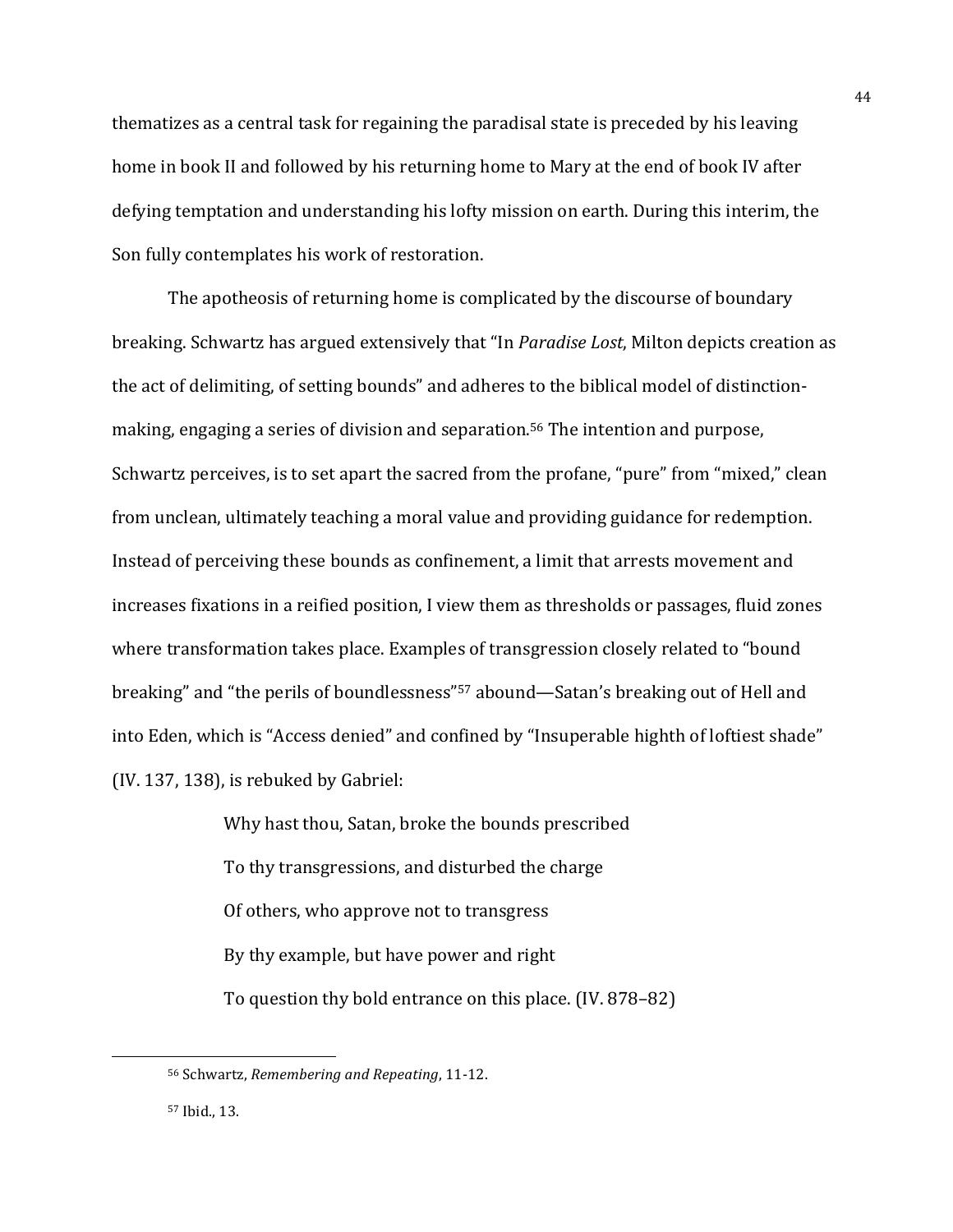thematizes as a central task for regaining the paradisal state is preceded by his leaving home in book II and followed by his returning home to Mary at the end of book IV after defying temptation and understanding his lofty mission on earth. During this interim, the Son fully contemplates his work of restoration.

The apotheosis of returning home is complicated by the discourse of boundary breaking. Schwartz has argued extensively that "In *Paradise Lost*, Milton depicts creation as the act of delimiting, of setting bounds" and adheres to the biblical model of distinction-making, engaging a series of division and separation.[56] The intention and purpose, Schwartz perceives, is to set apart the sacred from the profane, "pure" from "mixed," clean from unclean, ultimately teaching a moral value and providing guidance for redemption. Instead of perceiving these bounds as confinement, a limit that arrests movement and increases fixations in a reified position, I view them as thresholds or passages, fluid zones where transformation takes place. Examples of transgression closely related to "bound breaking" and "the perils of boundlessness"[57] abound—Satan's breaking out of Hell and into Eden, which is "Access denied" and confined by "Insuperable highth of loftiest shade" (IV. 137, 138), is rebuked by Gabriel:

> Why hast thou, Satan, broke the bounds prescribed
> To thy transgressions, and disturbed the charge
> Of others, who approve not to transgress
> By thy example, but have power and right
> To question thy bold entrance on this place. (IV. 878–82)

---

[56] Schwartz, *Remembering and Repeating*, 11-12.

[57] Ibid., 13.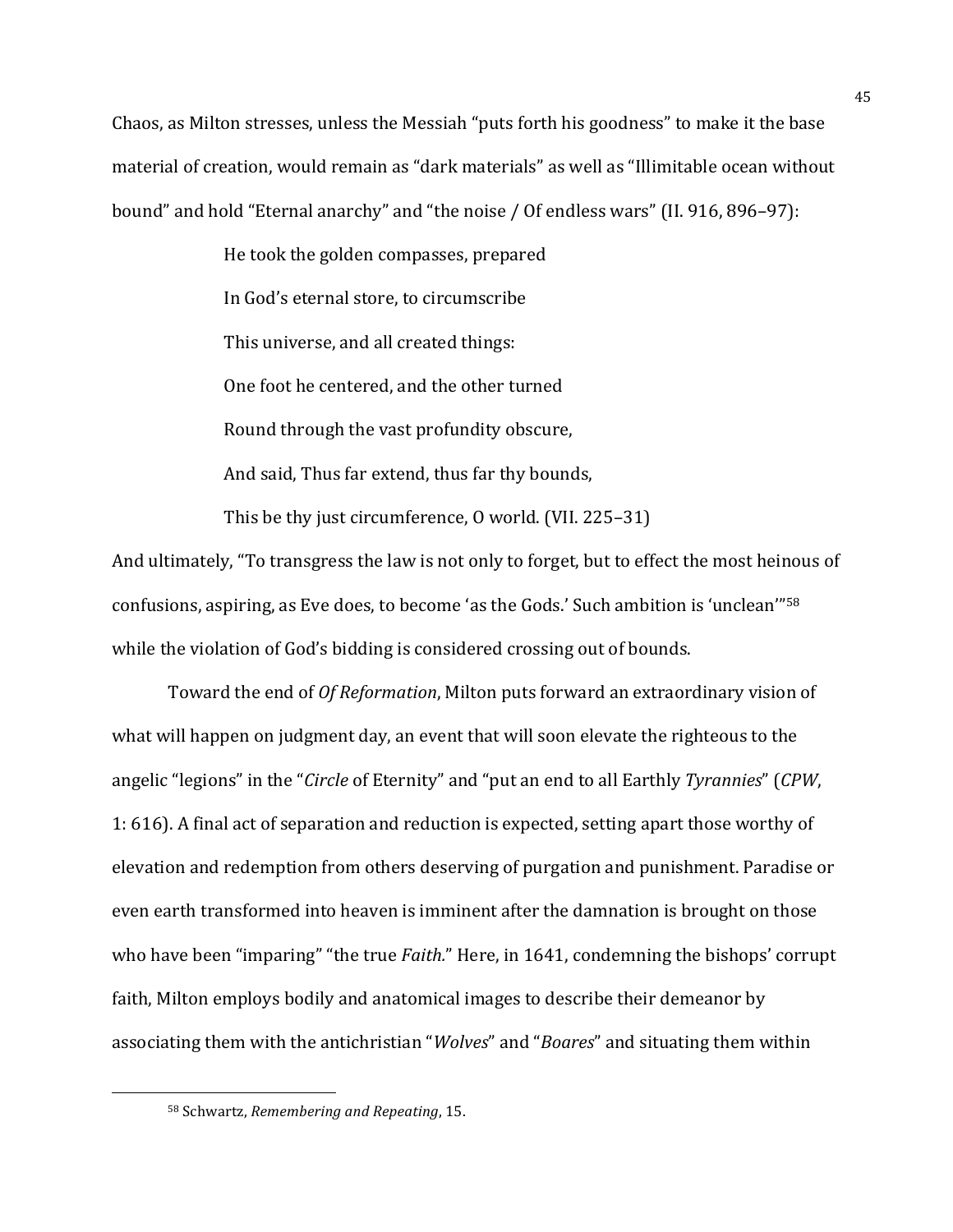Chaos, as Milton stresses, unless the Messiah "puts forth his goodness" to make it the base material of creation, would remain as "dark materials" as well as "Illimitable ocean without bound" and hold "Eternal anarchy" and "the noise / Of endless wars" (II. 916, 896–97):

> He took the golden compasses, prepared
>
> In God's eternal store, to circumscribe
>
> This universe, and all created things:
>
> One foot he centered, and the other turned
>
> Round through the vast profundity obscure,
>
> And said, Thus far extend, thus far thy bounds,
>
> This be thy just circumference, O world. (VII. 225–31)

And ultimately, "To transgress the law is not only to forget, but to effect the most heinous of confusions, aspiring, as Eve does, to become 'as the Gods.' Such ambition is 'unclean'"[58] while the violation of God's bidding is considered crossing out of bounds.

Toward the end of *Of Reformation*, Milton puts forward an extraordinary vision of what will happen on judgment day, an event that will soon elevate the righteous to the angelic "legions" in the "*Circle* of Eternity" and "put an end to all Earthly *Tyrannies*" (*CPW*, 1: 616). A final act of separation and reduction is expected, setting apart those worthy of elevation and redemption from others deserving of purgation and punishment. Paradise or even earth transformed into heaven is imminent after the damnation is brought on those who have been "imparing" "the true *Faith.*" Here, in 1641, condemning the bishops' corrupt faith, Milton employs bodily and anatomical images to describe their demeanor by associating them with the antichristian "*Wolves*" and "*Boares*" and situating them within

---

[58] Schwartz, *Remembering and Repeating*, 15.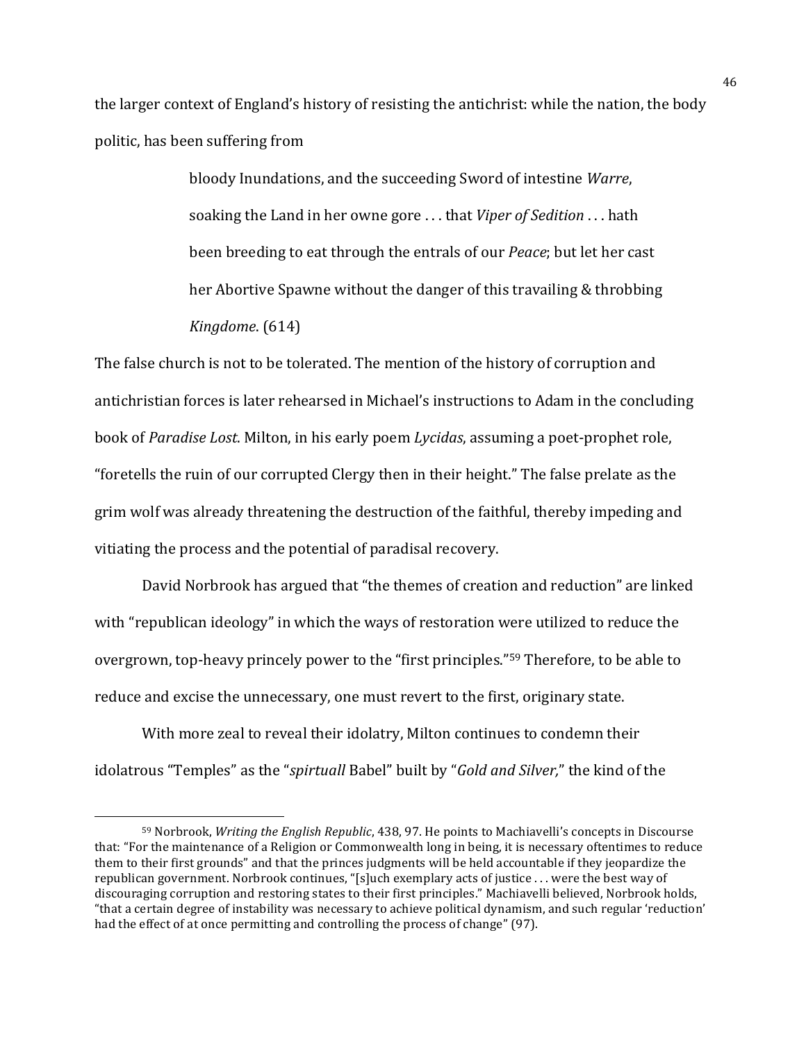the larger context of England's history of resisting the antichrist: while the nation, the body politic, has been suffering from

> bloody Inundations, and the succeeding Sword of intestine *Warre*, soaking the Land in her owne gore . . . that *Viper of Sedition* . . . hath been breeding to eat through the entrals of our *Peace*; but let her cast her Abortive Spawne without the danger of this travailing & throbbing *Kingdome*. (614)

The false church is not to be tolerated. The mention of the history of corruption and antichristian forces is later rehearsed in Michael's instructions to Adam in the concluding book of *Paradise Lost*. Milton, in his early poem *Lycidas*, assuming a poet-prophet role, "foretells the ruin of our corrupted Clergy then in their height." The false prelate as the grim wolf was already threatening the destruction of the faithful, thereby impeding and vitiating the process and the potential of paradisal recovery.

David Norbrook has argued that "the themes of creation and reduction" are linked with "republican ideology" in which the ways of restoration were utilized to reduce the overgrown, top-heavy princely power to the "first principles."[59] Therefore, to be able to reduce and excise the unnecessary, one must revert to the first, originary state.

With more zeal to reveal their idolatry, Milton continues to condemn their idolatrous "Temples" as the "*spirtuall* Babel" built by "*Gold and Silver,*" the kind of the

---

[59] Norbrook, *Writing the English Republic*, 438, 97. He points to Machiavelli's concepts in Discourse that: "For the maintenance of a Religion or Commonwealth long in being, it is necessary oftentimes to reduce them to their first grounds" and that the princes judgments will be held accountable if they jeopardize the republican government. Norbrook continues, "[s]uch exemplary acts of justice . . . were the best way of discouraging corruption and restoring states to their first principles." Machiavelli believed, Norbrook holds, "that a certain degree of instability was necessary to achieve political dynamism, and such regular 'reduction' had the effect of at once permitting and controlling the process of change" (97).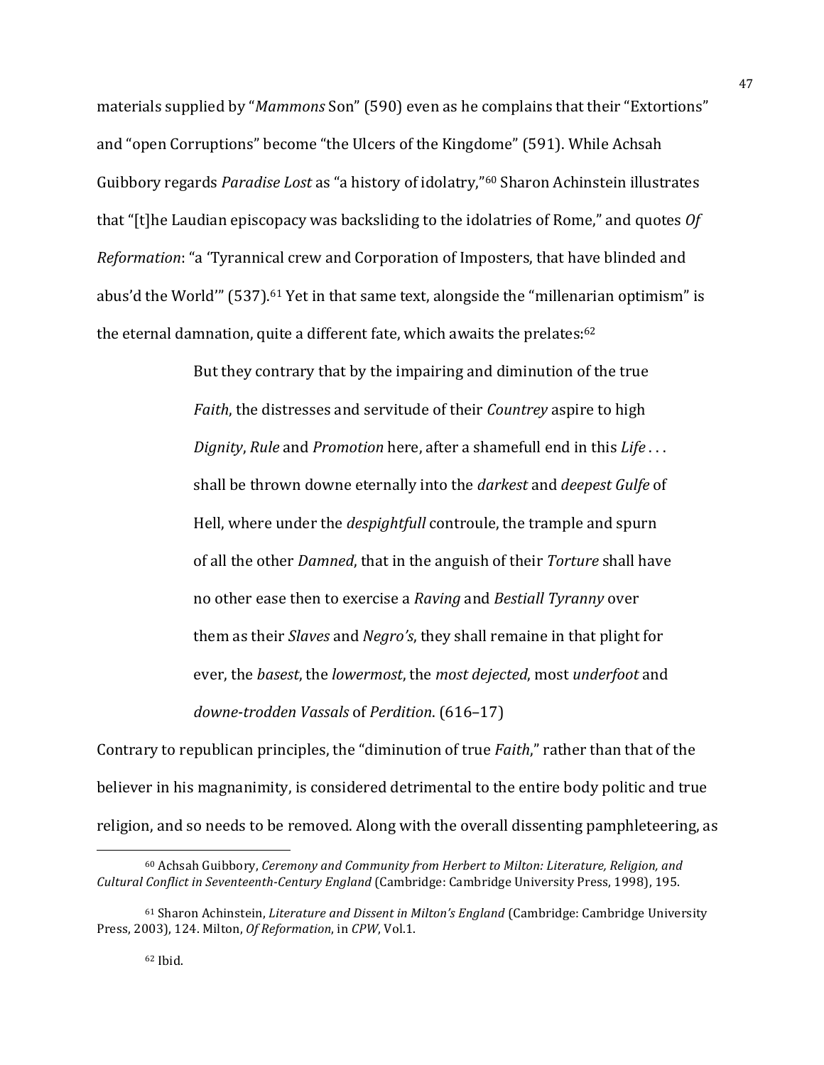materials supplied by "*Mammons* Son" (590) even as he complains that their "Extortions" and "open Corruptions" become "the Ulcers of the Kingdome" (591). While Achsah Guibbory regards *Paradise Lost* as "a history of idolatry,"[60] Sharon Achinstein illustrates that "[t]he Laudian episcopacy was backsliding to the idolatries of Rome," and quotes *Of Reformation*: "a 'Tyrannical crew and Corporation of Imposters, that have blinded and abus'd the World'" (537).[61] Yet in that same text, alongside the "millenarian optimism" is the eternal damnation, quite a different fate, which awaits the prelates:[62]

> But they contrary that by the impairing and diminution of the true *Faith*, the distresses and servitude of their *Countrey* aspire to high *Dignity*, *Rule* and *Promotion* here, after a shamefull end in this *Life* . . . shall be thrown downe eternally into the *darkest* and *deepest Gulfe* of Hell, where under the *despightfull* controule, the trample and spurn of all the other *Damned*, that in the anguish of their *Torture* shall have no other ease then to exercise a *Raving* and *Bestiall Tyranny* over them as their *Slaves* and *Negro's*, they shall remaine in that plight for ever, the *basest*, the *lowermost*, the *most dejected*, most *underfoot* and *downe-trodden Vassals* of *Perdition*. (616–17)

Contrary to republican principles, the "diminution of true *Faith*," rather than that of the believer in his magnanimity, is considered detrimental to the entire body politic and true religion, and so needs to be removed. Along with the overall dissenting pamphleteering, as

---

[60] Achsah Guibbory, *Ceremony and Community from Herbert to Milton: Literature, Religion, and Cultural Conflict in Seventeenth-Century England* (Cambridge: Cambridge University Press, 1998), 195.

[61] Sharon Achinstein, *Literature and Dissent in Milton's England* (Cambridge: Cambridge University Press, 2003), 124. Milton, *Of Reformation*, in *CPW*, Vol.1.

[62] Ibid.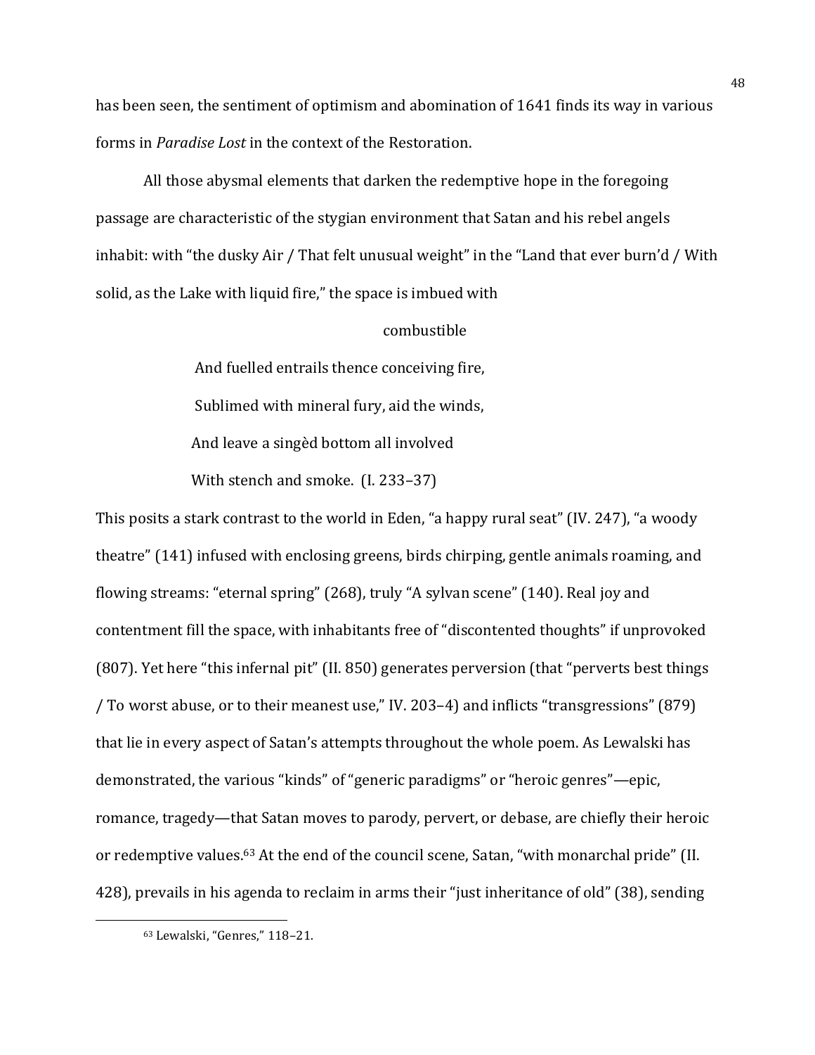has been seen, the sentiment of optimism and abomination of 1641 finds its way in various forms in *Paradise Lost* in the context of the Restoration.

All those abysmal elements that darken the redemptive hope in the foregoing passage are characteristic of the stygian environment that Satan and his rebel angels inhabit: with "the dusky Air / That felt unusual weight" in the "Land that ever burn'd / With solid, as the Lake with liquid fire," the space is imbued with

> combustible
> 
> And fuelled entrails thence conceiving fire,
> 
> Sublimed with mineral fury, aid the winds,
> 
> And leave a singèd bottom all involved
> 
> With stench and smoke. (I. 233–37)

This posits a stark contrast to the world in Eden, "a happy rural seat" (IV. 247), "a woody theatre" (141) infused with enclosing greens, birds chirping, gentle animals roaming, and flowing streams: "eternal spring" (268), truly "A sylvan scene" (140). Real joy and contentment fill the space, with inhabitants free of "discontented thoughts" if unprovoked (807). Yet here "this infernal pit" (II. 850) generates perversion (that "perverts best things / To worst abuse, or to their meanest use," IV. 203–4) and inflicts "transgressions" (879) that lie in every aspect of Satan's attempts throughout the whole poem. As Lewalski has demonstrated, the various "kinds" of "generic paradigms" or "heroic genres"—epic, romance, tragedy—that Satan moves to parody, pervert, or debase, are chiefly their heroic or redemptive values.[63] At the end of the council scene, Satan, "with monarchal pride" (II. 428), prevails in his agenda to reclaim in arms their "just inheritance of old" (38), sending

---

[63] Lewalski, "Genres," 118–21.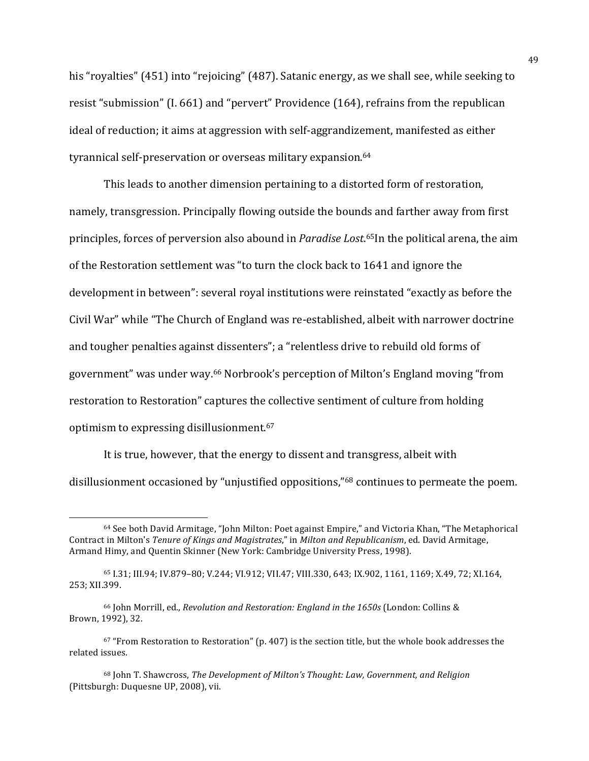his "royalties" (451) into "rejoicing" (487). Satanic energy, as we shall see, while seeking to resist "submission" (I. 661) and "pervert" Providence (164), refrains from the republican ideal of reduction; it aims at aggression with self-aggrandizement, manifested as either tyrannical self-preservation or overseas military expansion.[64]

This leads to another dimension pertaining to a distorted form of restoration, namely, transgression. Principally flowing outside the bounds and farther away from first principles, forces of perversion also abound in *Paradise Lost*.[65]In the political arena, the aim of the Restoration settlement was "to turn the clock back to 1641 and ignore the development in between": several royal institutions were reinstated "exactly as before the Civil War" while "The Church of England was re-established, albeit with narrower doctrine and tougher penalties against dissenters"; a "relentless drive to rebuild old forms of government" was under way.[66] Norbrook's perception of Milton's England moving "from restoration to Restoration" captures the collective sentiment of culture from holding optimism to expressing disillusionment.[67]

It is true, however, that the energy to dissent and transgress, albeit with disillusionment occasioned by "unjustified oppositions,"[68] continues to permeate the poem.

---

[64] See both David Armitage, "John Milton: Poet against Empire," and Victoria Khan, "The Metaphorical Contract in Milton's *Tenure of Kings and Magistrates*," in *Milton and Republicanism*, ed. David Armitage, Armand Himy, and Quentin Skinner (New York: Cambridge University Press, 1998).

[65] I.31; III.94; IV.879–80; V.244; VI.912; VII.47; VIII.330, 643; IX.902, 1161, 1169; X.49, 72; XI.164, 253; XII.399.

[66] John Morrill, ed., *Revolution and Restoration: England in the 1650s* (London: Collins & Brown, 1992), 32.

[67] "From Restoration to Restoration" (p. 407) is the section title, but the whole book addresses the related issues.

[68] John T. Shawcross, *The Development of Milton's Thought: Law, Government, and Religion* (Pittsburgh: Duquesne UP, 2008), vii.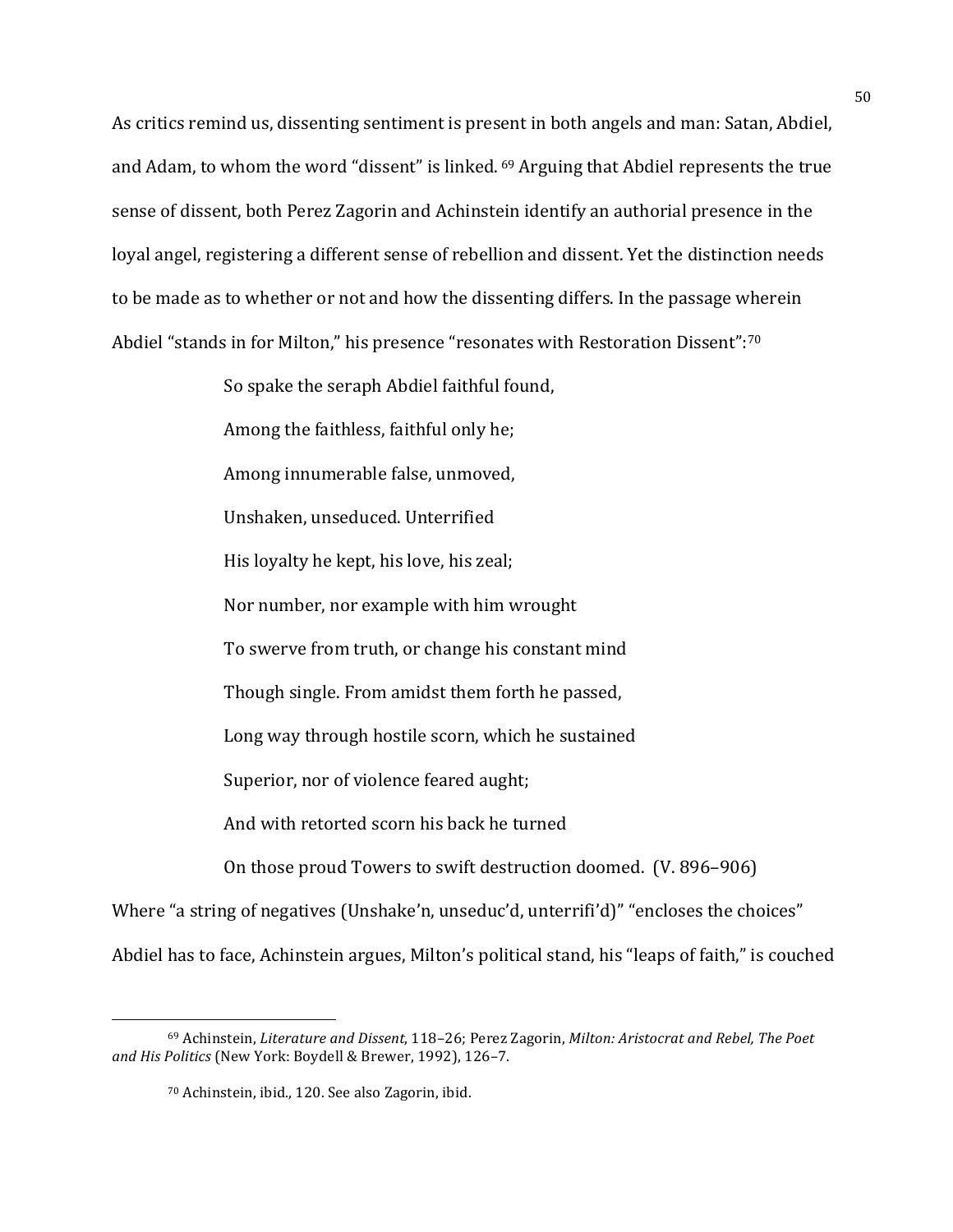As critics remind us, dissenting sentiment is present in both angels and man: Satan, Abdiel, and Adam, to whom the word "dissent" is linked. [69] Arguing that Abdiel represents the true sense of dissent, both Perez Zagorin and Achinstein identify an authorial presence in the loyal angel, registering a different sense of rebellion and dissent. Yet the distinction needs to be made as to whether or not and how the dissenting differs. In the passage wherein Abdiel "stands in for Milton," his presence "resonates with Restoration Dissent":[70]

> So spake the seraph Abdiel faithful found,
>
> Among the faithless, faithful only he;
>
> Among innumerable false, unmoved,
>
> Unshaken, unseduced. Unterrified
>
> His loyalty he kept, his love, his zeal;
>
> Nor number, nor example with him wrought
>
> To swerve from truth, or change his constant mind
>
> Though single. From amidst them forth he passed,
>
> Long way through hostile scorn, which he sustained
>
> Superior, nor of violence feared aught;
>
> And with retorted scorn his back he turned
>
> On those proud Towers to swift destruction doomed. (V. 896–906)

Where "a string of negatives (Unshake'n, unseduc'd, unterrifi'd)" "encloses the choices" Abdiel has to face, Achinstein argues, Milton's political stand, his "leaps of faith," is couched

---

[69] Achinstein, *Literature and Dissent*, 118–26; Perez Zagorin, *Milton: Aristocrat and Rebel, The Poet and His Politics* (New York: Boydell & Brewer, 1992), 126–7.

[70] Achinstein, ibid., 120. See also Zagorin, ibid.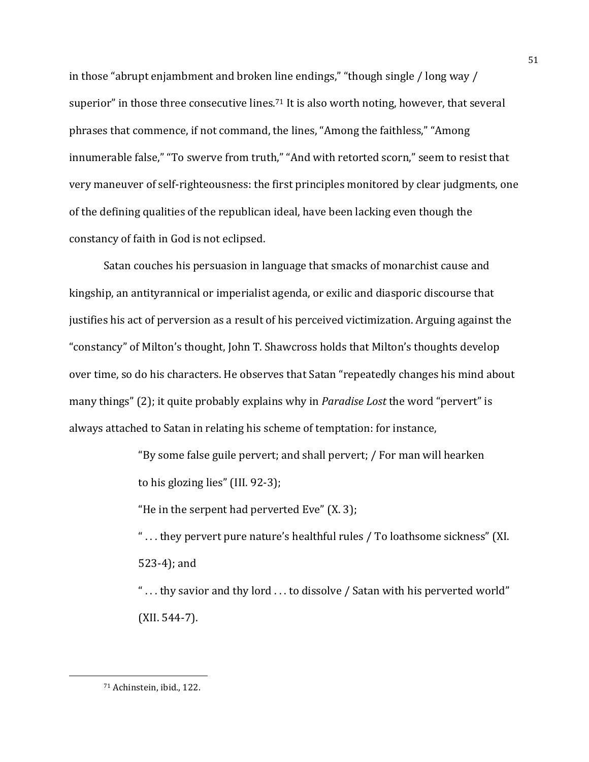in those "abrupt enjambment and broken line endings," "though single / long way / superior" in those three consecutive lines.[71] It is also worth noting, however, that several phrases that commence, if not command, the lines, "Among the faithless," "Among innumerable false," "To swerve from truth," "And with retorted scorn," seem to resist that very maneuver of self-righteousness: the first principles monitored by clear judgments, one of the defining qualities of the republican ideal, have been lacking even though the constancy of faith in God is not eclipsed.

Satan couches his persuasion in language that smacks of monarchist cause and kingship, an antityrannical or imperialist agenda, or exilic and diasporic discourse that justifies his act of perversion as a result of his perceived victimization. Arguing against the "constancy" of Milton's thought, John T. Shawcross holds that Milton's thoughts develop over time, so do his characters. He observes that Satan "repeatedly changes his mind about many things" (2); it quite probably explains why in *Paradise Lost* the word "pervert" is always attached to Satan in relating his scheme of temptation: for instance,

> "By some false guile pervert; and shall pervert; / For man will hearken to his glozing lies" (III. 92-3);
>
> "He in the serpent had perverted Eve" (X. 3);
>
> " . . . they pervert pure nature's healthful rules / To loathsome sickness" (XI. 523-4); and
>
> " . . . thy savior and thy lord . . . to dissolve / Satan with his perverted world" (XII. 544-7).

---

[71] Achinstein, ibid., 122.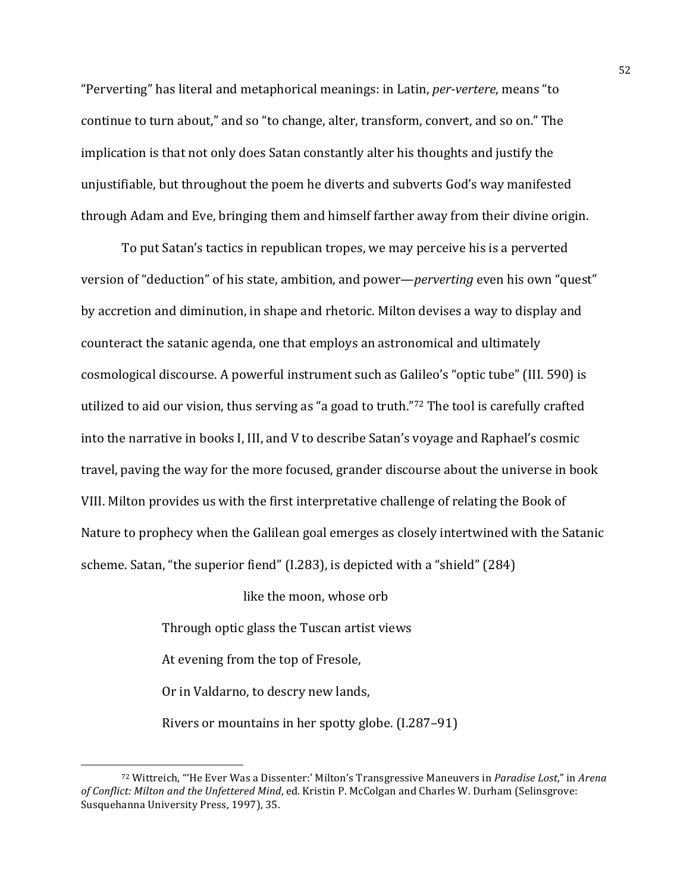"Perverting" has literal and metaphorical meanings: in Latin, *per-vertere*, means "to continue to turn about," and so "to change, alter, transform, convert, and so on." The implication is that not only does Satan constantly alter his thoughts and justify the unjustifiable, but throughout the poem he diverts and subverts God's way manifested through Adam and Eve, bringing them and himself farther away from their divine origin.

To put Satan's tactics in republican tropes, we may perceive his is a perverted version of "deduction" of his state, ambition, and power—*perverting* even his own "quest" by accretion and diminution, in shape and rhetoric. Milton devises a way to display and counteract the satanic agenda, one that employs an astronomical and ultimately cosmological discourse. A powerful instrument such as Galileo's "optic tube" (III. 590) is utilized to aid our vision, thus serving as "a goad to truth."[72] The tool is carefully crafted into the narrative in books I, III, and V to describe Satan's voyage and Raphael's cosmic travel, paving the way for the more focused, grander discourse about the universe in book VIII. Milton provides us with the first interpretative challenge of relating the Book of Nature to prophecy when the Galilean goal emerges as closely intertwined with the Satanic scheme. Satan, "the superior fiend" (I.283), is depicted with a "shield" (284)

> like the moon, whose orb
>
> Through optic glass the Tuscan artist views
>
> At evening from the top of Fresole,
>
> Or in Valdarno, to descry new lands,
>
> Rivers or mountains in her spotty globe. (I.287–91)

---

[72] Wittreich, "'He Ever Was a Dissenter:' Milton's Transgressive Maneuvers in *Paradise Lost*," in *Arena of Conflict: Milton and the Unfettered Mind*, ed. Kristin P. McColgan and Charles W. Durham (Selinsgrove: Susquehanna University Press, 1997), 35.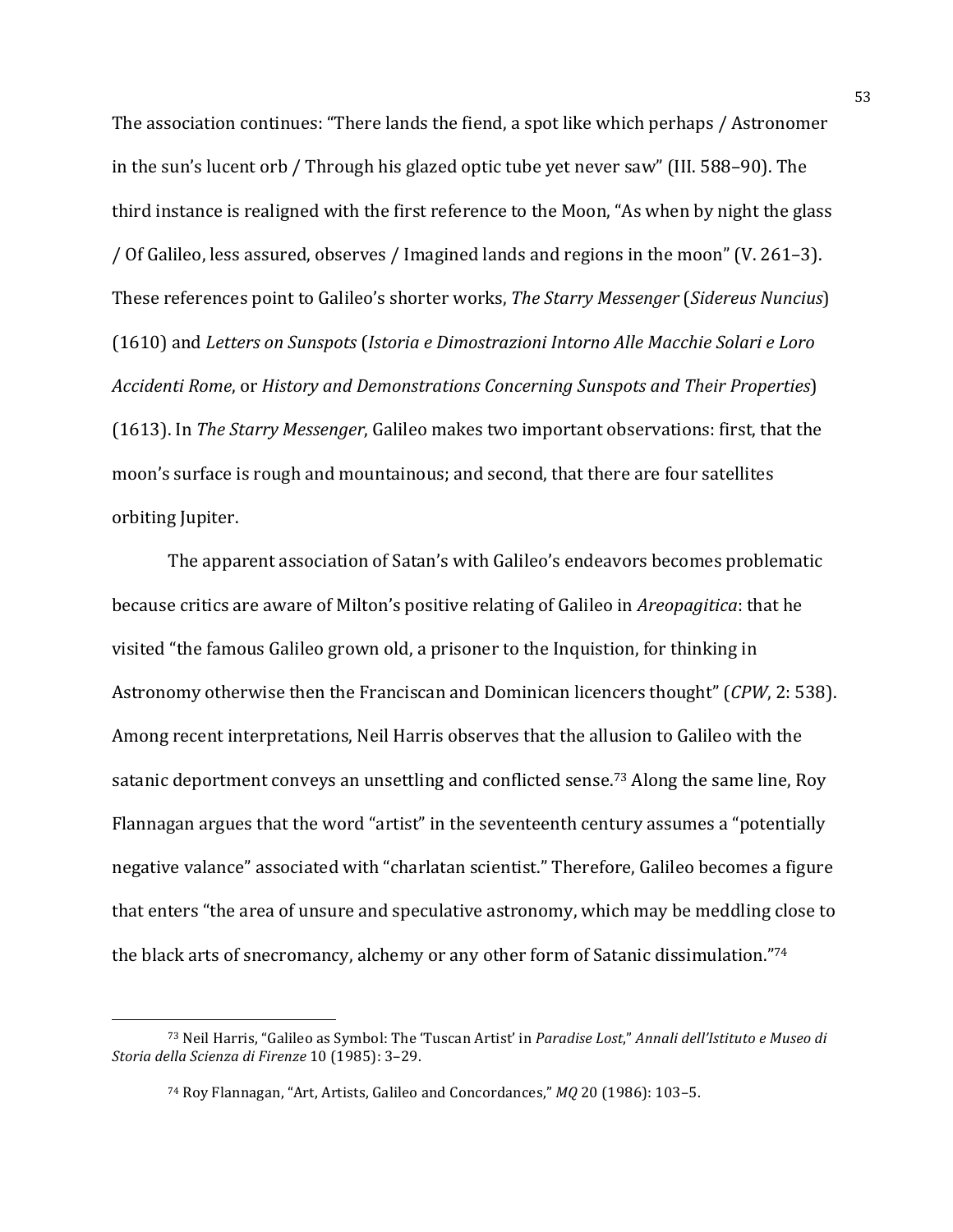The association continues: "There lands the fiend, a spot like which perhaps / Astronomer in the sun's lucent orb / Through his glazed optic tube yet never saw" (III. 588–90). The third instance is realigned with the first reference to the Moon, "As when by night the glass / Of Galileo, less assured, observes / Imagined lands and regions in the moon" (V. 261–3). These references point to Galileo's shorter works, *The Starry Messenger* (*Sidereus Nuncius*) (1610) and *Letters on Sunspots* (*Istoria e Dimostrazioni Intorno Alle Macchie Solari e Loro Accidenti Rome*, or *History and Demonstrations Concerning Sunspots and Their Properties*) (1613). In *The Starry Messenger*, Galileo makes two important observations: first, that the moon's surface is rough and mountainous; and second, that there are four satellites orbiting Jupiter.

The apparent association of Satan's with Galileo's endeavors becomes problematic because critics are aware of Milton's positive relating of Galileo in *Areopagitica*: that he visited "the famous Galileo grown old, a prisoner to the Inquistion, for thinking in Astronomy otherwise then the Franciscan and Dominican licencers thought" (*CPW*, 2: 538). Among recent interpretations, Neil Harris observes that the allusion to Galileo with the satanic deportment conveys an unsettling and conflicted sense.[73] Along the same line, Roy Flannagan argues that the word "artist" in the seventeenth century assumes a "potentially negative valance" associated with "charlatan scientist." Therefore, Galileo becomes a figure that enters "the area of unsure and speculative astronomy, which may be meddling close to the black arts of snecromancy, alchemy or any other form of Satanic dissimulation."[74]

---

[73] Neil Harris, "Galileo as Symbol: The 'Tuscan Artist' in *Paradise Lost*," *Annali dell'Istituto e Museo di Storia della Scienza di Firenze* 10 (1985): 3–29.

[74] Roy Flannagan, "Art, Artists, Galileo and Concordances," *MQ* 20 (1986): 103–5.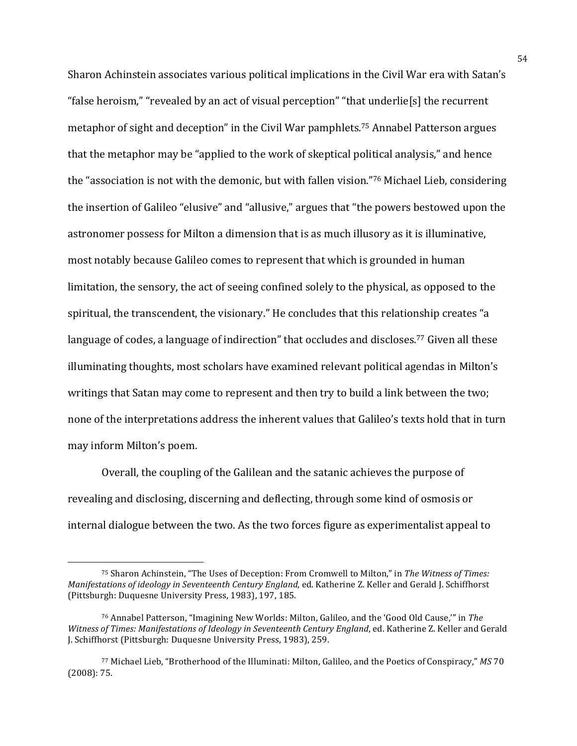Sharon Achinstein associates various political implications in the Civil War era with Satan's "false heroism," "revealed by an act of visual perception" "that underlie[s] the recurrent metaphor of sight and deception" in the Civil War pamphlets.[75] Annabel Patterson argues that the metaphor may be "applied to the work of skeptical political analysis," and hence the "association is not with the demonic, but with fallen vision."[76] Michael Lieb, considering the insertion of Galileo "elusive" and "allusive," argues that "the powers bestowed upon the astronomer possess for Milton a dimension that is as much illusory as it is illuminative, most notably because Galileo comes to represent that which is grounded in human limitation, the sensory, the act of seeing confined solely to the physical, as opposed to the spiritual, the transcendent, the visionary." He concludes that this relationship creates "a language of codes, a language of indirection" that occludes and discloses.[77] Given all these illuminating thoughts, most scholars have examined relevant political agendas in Milton's writings that Satan may come to represent and then try to build a link between the two; none of the interpretations address the inherent values that Galileo's texts hold that in turn may inform Milton's poem.

Overall, the coupling of the Galilean and the satanic achieves the purpose of revealing and disclosing, discerning and deflecting, through some kind of osmosis or internal dialogue between the two. As the two forces figure as experimentalist appeal to

---

[75] Sharon Achinstein, "The Uses of Deception: From Cromwell to Milton," in *The Witness of Times: Manifestations of ideology in Seventeenth Century England*, ed. Katherine Z. Keller and Gerald J. Schiffhorst (Pittsburgh: Duquesne University Press, 1983), 197, 185.

[76] Annabel Patterson, "Imagining New Worlds: Milton, Galileo, and the 'Good Old Cause,'" in *The Witness of Times: Manifestations of Ideology in Seventeenth Century England*, ed. Katherine Z. Keller and Gerald J. Schiffhorst (Pittsburgh: Duquesne University Press, 1983), 259.

[77] Michael Lieb, "Brotherhood of the Illuminati: Milton, Galileo, and the Poetics of Conspiracy," *MS* 70 (2008): 75.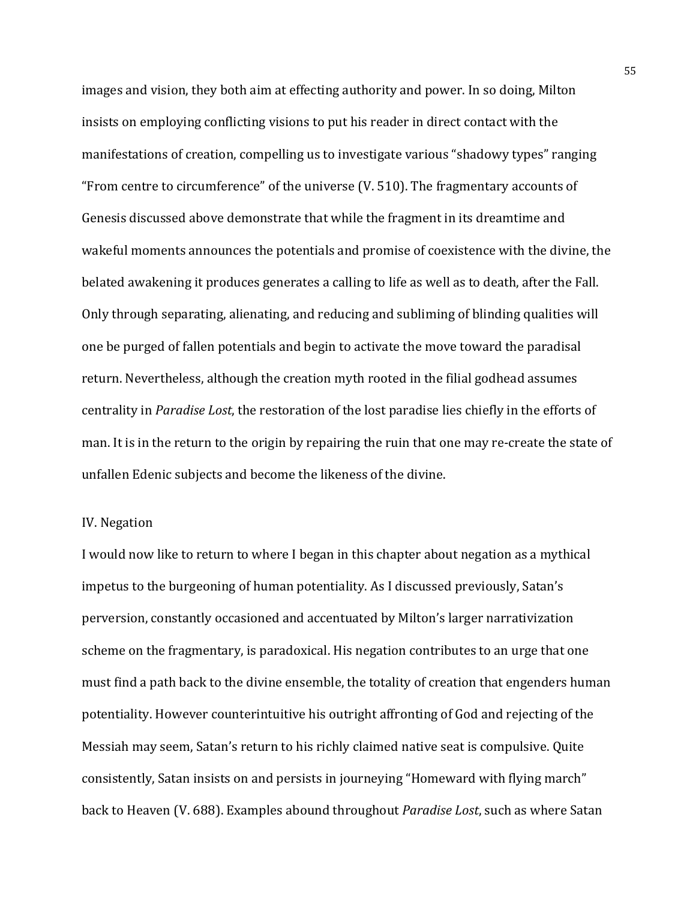images and vision, they both aim at effecting authority and power. In so doing, Milton insists on employing conflicting visions to put his reader in direct contact with the manifestations of creation, compelling us to investigate various "shadowy types" ranging "From centre to circumference" of the universe (V. 510). The fragmentary accounts of Genesis discussed above demonstrate that while the fragment in its dreamtime and wakeful moments announces the potentials and promise of coexistence with the divine, the belated awakening it produces generates a calling to life as well as to death, after the Fall. Only through separating, alienating, and reducing and subliming of blinding qualities will one be purged of fallen potentials and begin to activate the move toward the paradisal return. Nevertheless, although the creation myth rooted in the filial godhead assumes centrality in *Paradise Lost*, the restoration of the lost paradise lies chiefly in the efforts of man. It is in the return to the origin by repairing the ruin that one may re-create the state of unfallen Edenic subjects and become the likeness of the divine.

## IV. Negation

I would now like to return to where I began in this chapter about negation as a mythical impetus to the burgeoning of human potentiality. As I discussed previously, Satan's perversion, constantly occasioned and accentuated by Milton's larger narrativization scheme on the fragmentary, is paradoxical. His negation contributes to an urge that one must find a path back to the divine ensemble, the totality of creation that engenders human potentiality. However counterintuitive his outright affronting of God and rejecting of the Messiah may seem, Satan's return to his richly claimed native seat is compulsive. Quite consistently, Satan insists on and persists in journeying "Homeward with flying march" back to Heaven (V. 688). Examples abound throughout *Paradise Lost*, such as where Satan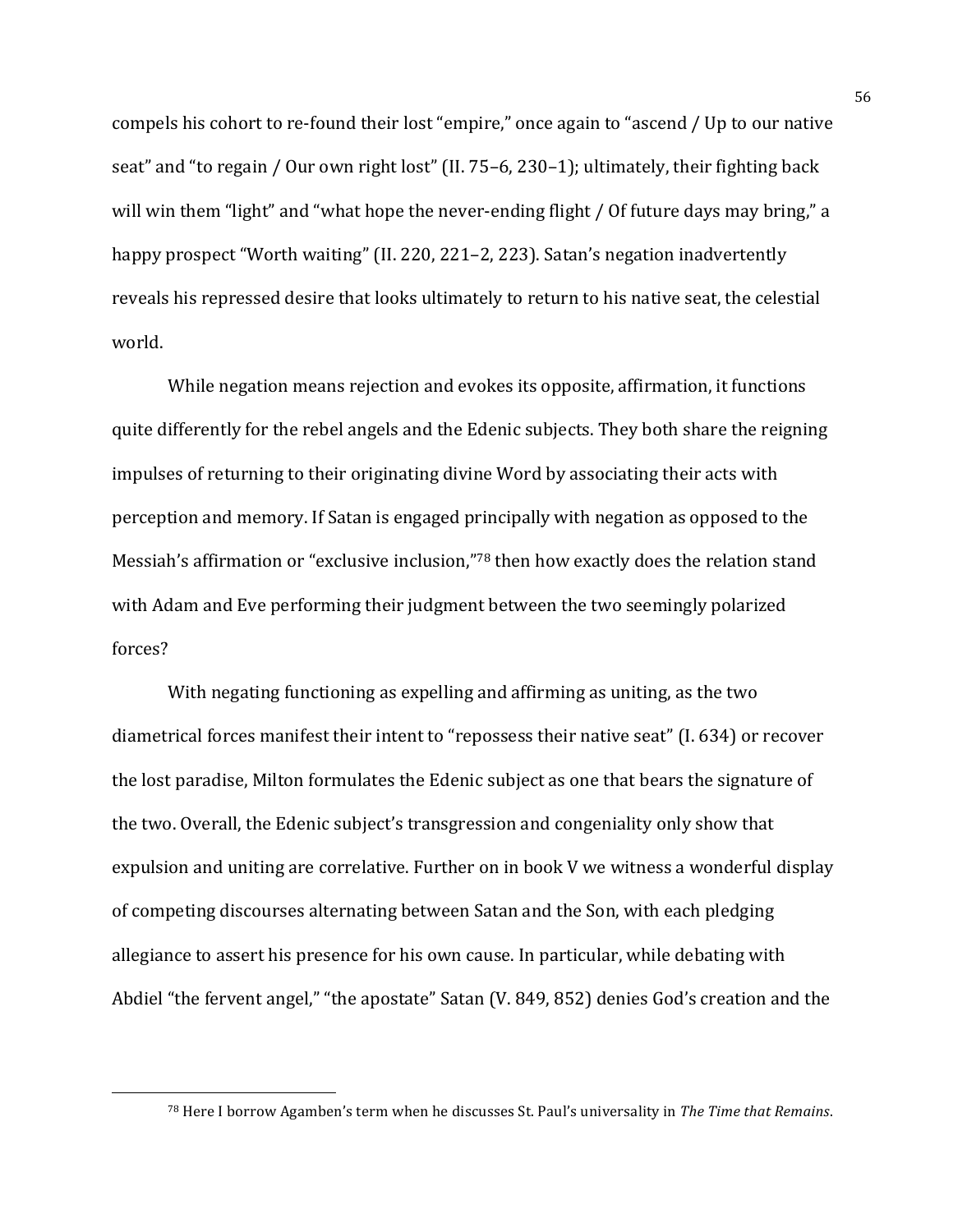compels his cohort to re-found their lost "empire," once again to "ascend / Up to our native seat" and "to regain / Our own right lost" (II. 75–6, 230–1); ultimately, their fighting back will win them "light" and "what hope the never-ending flight / Of future days may bring," a happy prospect "Worth waiting" (II. 220, 221–2, 223). Satan's negation inadvertently reveals his repressed desire that looks ultimately to return to his native seat, the celestial world.

While negation means rejection and evokes its opposite, affirmation, it functions quite differently for the rebel angels and the Edenic subjects. They both share the reigning impulses of returning to their originating divine Word by associating their acts with perception and memory. If Satan is engaged principally with negation as opposed to the Messiah's affirmation or "exclusive inclusion,"[78] then how exactly does the relation stand with Adam and Eve performing their judgment between the two seemingly polarized forces?

With negating functioning as expelling and affirming as uniting, as the two diametrical forces manifest their intent to "repossess their native seat" (I. 634) or recover the lost paradise, Milton formulates the Edenic subject as one that bears the signature of the two. Overall, the Edenic subject's transgression and congeniality only show that expulsion and uniting are correlative. Further on in book V we witness a wonderful display of competing discourses alternating between Satan and the Son, with each pledging allegiance to assert his presence for his own cause. In particular, while debating with Abdiel "the fervent angel," "the apostate" Satan (V. 849, 852) denies God's creation and the

[78] Here I borrow Agamben's term when he discusses St. Paul's universality in *The Time that Remains*.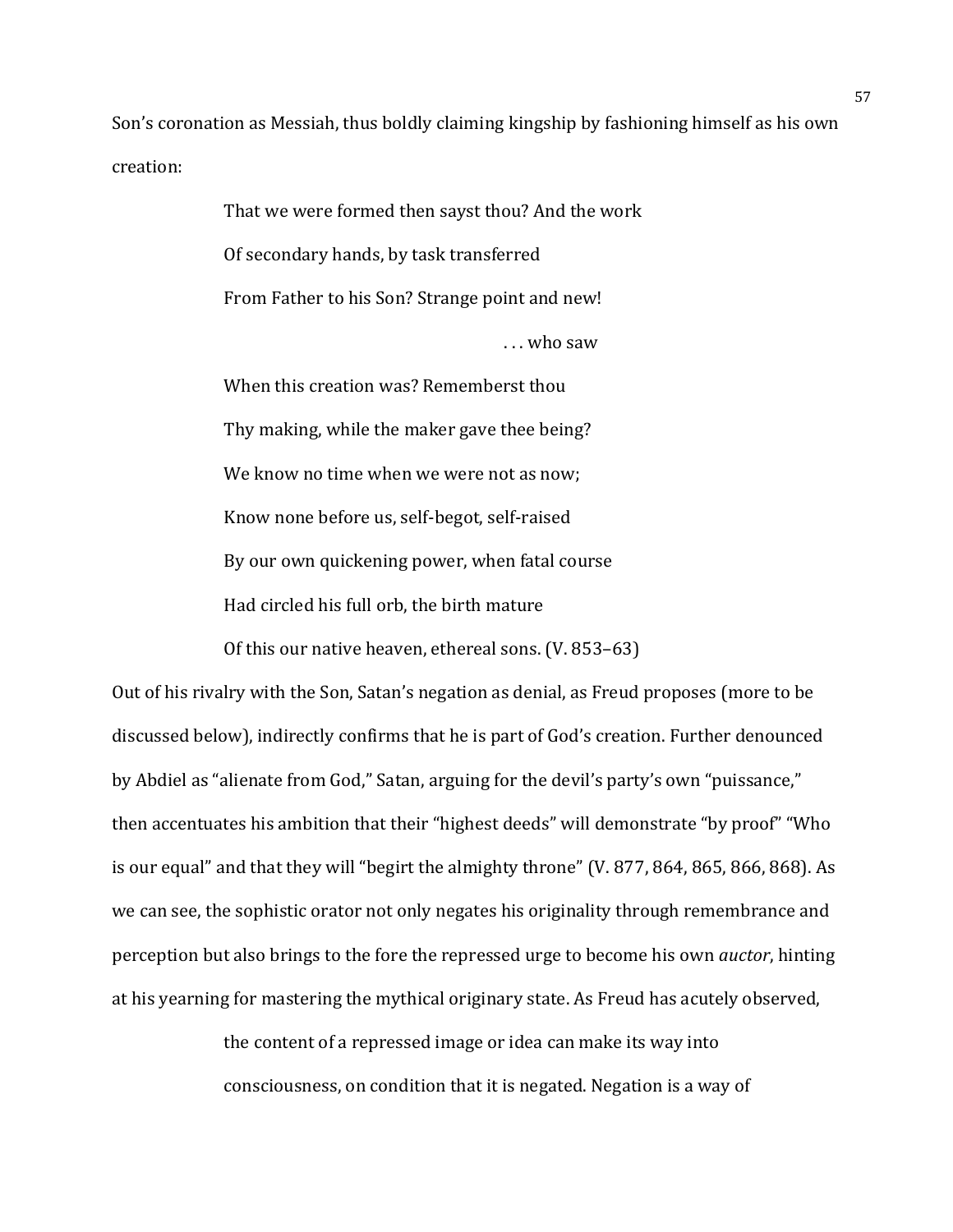Son's coronation as Messiah, thus boldly claiming kingship by fashioning himself as his own creation:

> That we were formed then sayst thou? And the work
> 
> Of secondary hands, by task transferred
> 
> From Father to his Son? Strange point and new!
> 
> . . . who saw
> 
> When this creation was? Rememberst thou
> 
> Thy making, while the maker gave thee being?
> 
> We know no time when we were not as now;
> 
> Know none before us, self-begot, self-raised
> 
> By our own quickening power, when fatal course
> 
> Had circled his full orb, the birth mature
> 
> Of this our native heaven, ethereal sons. (V. 853–63)

Out of his rivalry with the Son, Satan's negation as denial, as Freud proposes (more to be discussed below), indirectly confirms that he is part of God's creation. Further denounced by Abdiel as "alienate from God," Satan, arguing for the devil's party's own "puissance," then accentuates his ambition that their "highest deeds" will demonstrate "by proof" "Who is our equal" and that they will "begirt the almighty throne" (V. 877, 864, 865, 866, 868). As we can see, the sophistic orator not only negates his originality through remembrance and perception but also brings to the fore the repressed urge to become his own *auctor*, hinting at his yearning for mastering the mythical originary state. As Freud has acutely observed,

> the content of a repressed image or idea can make its way into consciousness, on condition that it is negated. Negation is a way of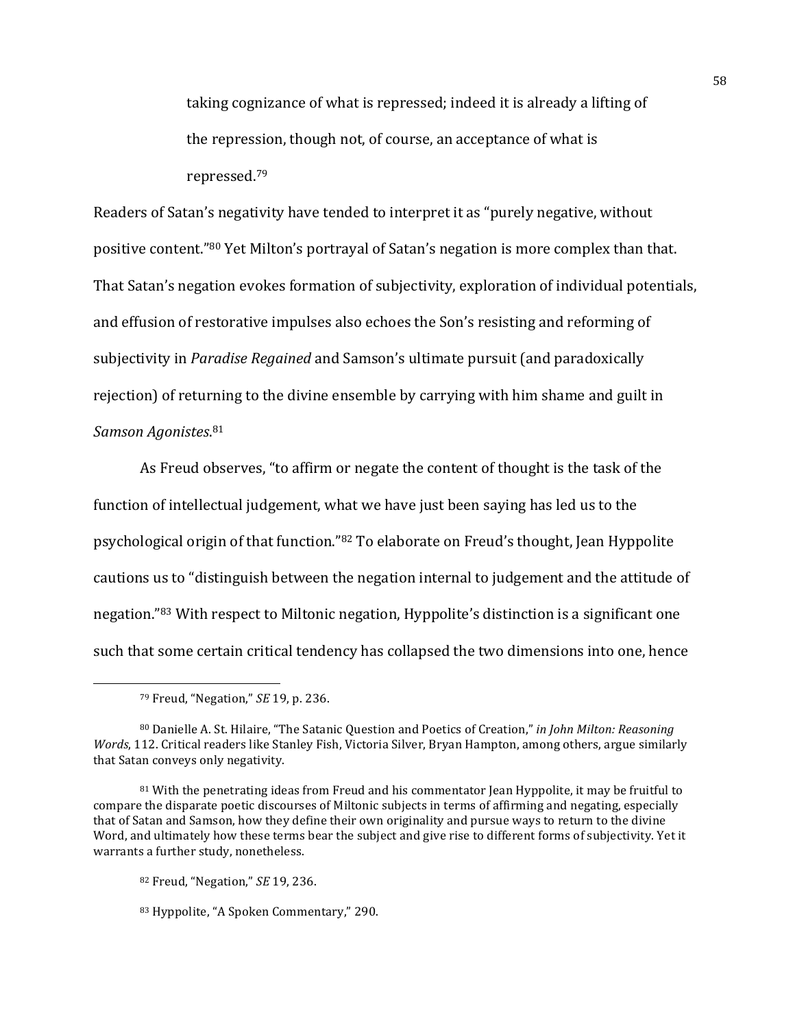> taking cognizance of what is repressed; indeed it is already a lifting of the repression, though not, of course, an acceptance of what is repressed.[79]

Readers of Satan's negativity have tended to interpret it as "purely negative, without positive content."[80] Yet Milton's portrayal of Satan's negation is more complex than that. That Satan's negation evokes formation of subjectivity, exploration of individual potentials, and effusion of restorative impulses also echoes the Son's resisting and reforming of subjectivity in *Paradise Regained* and Samson's ultimate pursuit (and paradoxically rejection) of returning to the divine ensemble by carrying with him shame and guilt in *Samson Agonistes*.[81]

As Freud observes, "to affirm or negate the content of thought is the task of the function of intellectual judgement, what we have just been saying has led us to the psychological origin of that function."[82] To elaborate on Freud's thought, Jean Hyppolite cautions us to "distinguish between the negation internal to judgement and the attitude of negation."[83] With respect to Miltonic negation, Hyppolite's distinction is a significant one such that some certain critical tendency has collapsed the two dimensions into one, hence

---

[79] Freud, "Negation," *SE* 19, p. 236.

[80] Danielle A. St. Hilaire, "The Satanic Question and Poetics of Creation," *in John Milton: Reasoning Words*, 112. Critical readers like Stanley Fish, Victoria Silver, Bryan Hampton, among others, argue similarly that Satan conveys only negativity.

[81] With the penetrating ideas from Freud and his commentator Jean Hyppolite, it may be fruitful to compare the disparate poetic discourses of Miltonic subjects in terms of affirming and negating, especially that of Satan and Samson, how they define their own originality and pursue ways to return to the divine Word, and ultimately how these terms bear the subject and give rise to different forms of subjectivity. Yet it warrants a further study, nonetheless.

[82] Freud, "Negation," *SE* 19, 236.

[83] Hyppolite, "A Spoken Commentary," 290.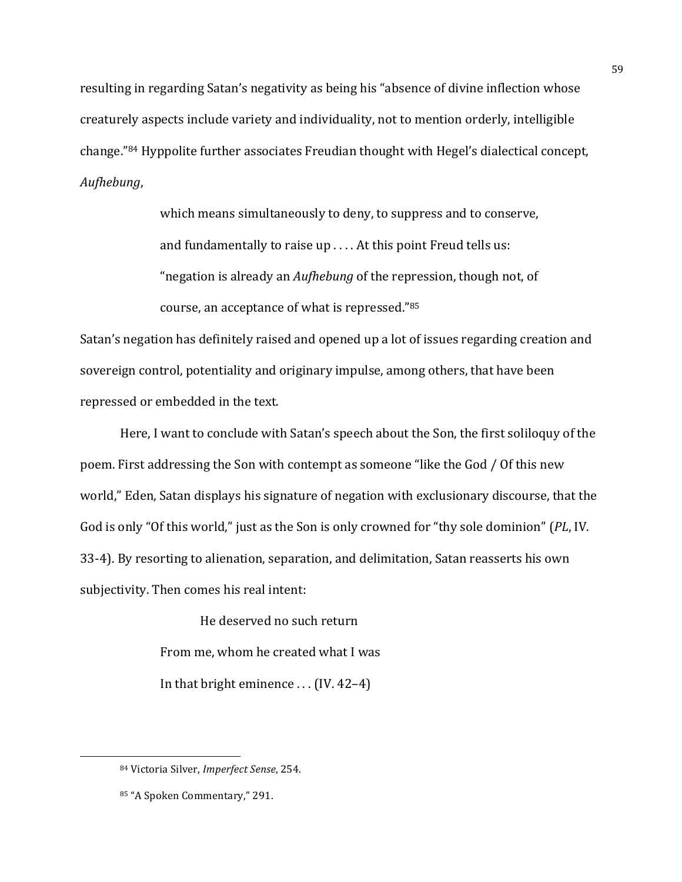resulting in regarding Satan's negativity as being his "absence of divine inflection whose creaturely aspects include variety and individuality, not to mention orderly, intelligible change."[84] Hyppolite further associates Freudian thought with Hegel's dialectical concept, *Aufhebung*,

> which means simultaneously to deny, to suppress and to conserve, and fundamentally to raise up . . . . At this point Freud tells us: "negation is already an *Aufhebung* of the repression, though not, of course, an acceptance of what is repressed."[85]

Satan's negation has definitely raised and opened up a lot of issues regarding creation and sovereign control, potentiality and originary impulse, among others, that have been repressed or embedded in the text.

Here, I want to conclude with Satan's speech about the Son, the first soliloquy of the poem. First addressing the Son with contempt as someone "like the God / Of this new world," Eden, Satan displays his signature of negation with exclusionary discourse, that the God is only "Of this world," just as the Son is only crowned for "thy sole dominion" (*PL*, IV. 33-4). By resorting to alienation, separation, and delimitation, Satan reasserts his own subjectivity. Then comes his real intent:

> He deserved no such return
> From me, whom he created what I was
> In that bright eminence . . . (IV. 42–4)

---

[84] Victoria Silver, *Imperfect Sense*, 254.

[85] "A Spoken Commentary," 291.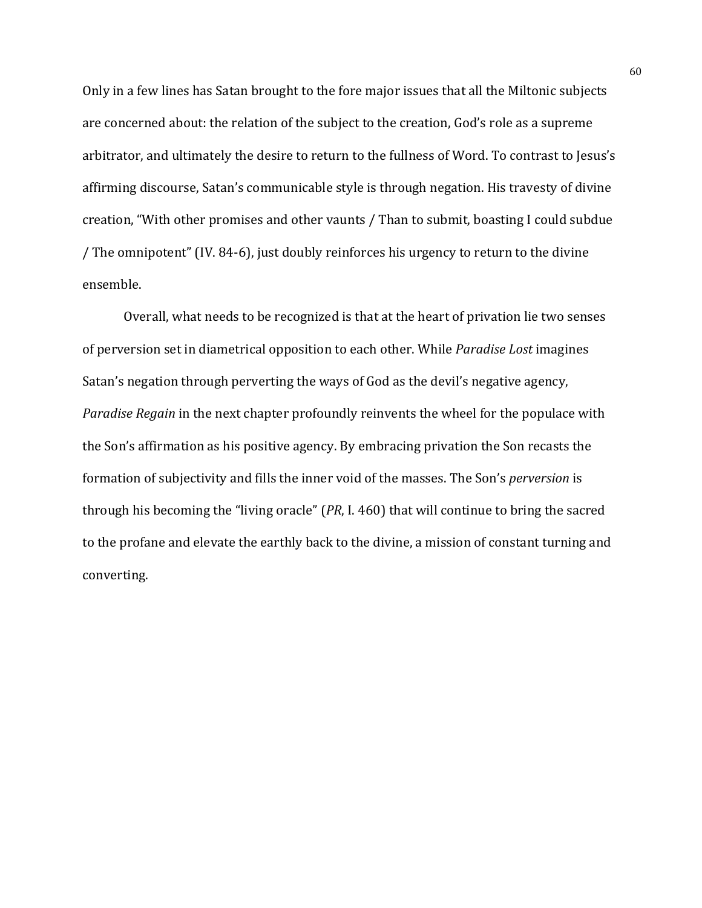Only in a few lines has Satan brought to the fore major issues that all the Miltonic subjects are concerned about: the relation of the subject to the creation, God's role as a supreme arbitrator, and ultimately the desire to return to the fullness of Word. To contrast to Jesus's affirming discourse, Satan's communicable style is through negation. His travesty of divine creation, "With other promises and other vaunts / Than to submit, boasting I could subdue / The omnipotent" (IV. 84-6), just doubly reinforces his urgency to return to the divine ensemble.

Overall, what needs to be recognized is that at the heart of privation lie two senses of perversion set in diametrical opposition to each other. While *Paradise Lost* imagines Satan's negation through perverting the ways of God as the devil's negative agency, *Paradise Regain* in the next chapter profoundly reinvents the wheel for the populace with the Son's affirmation as his positive agency. By embracing privation the Son recasts the formation of subjectivity and fills the inner void of the masses. The Son's *perversion* is through his becoming the "living oracle" (*PR*, I. 460) that will continue to bring the sacred to the profane and elevate the earthly back to the divine, a mission of constant turning and converting.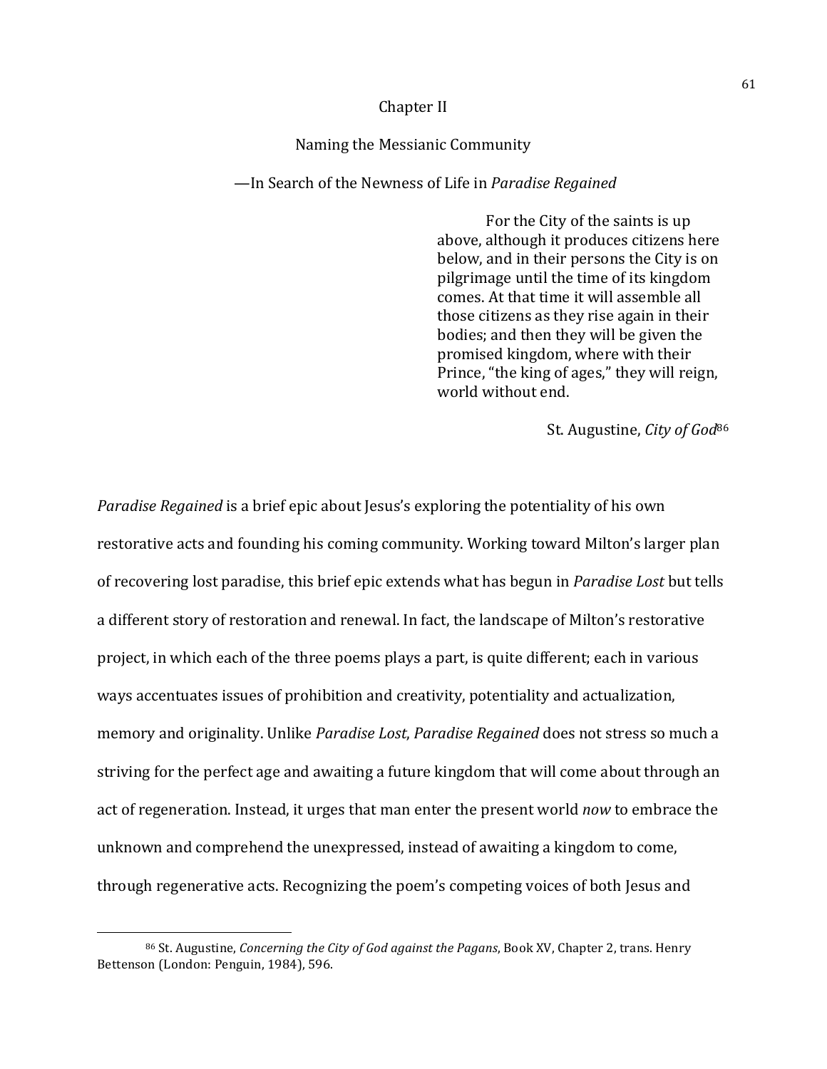# Chapter II

## Naming the Messianic Community

### —In Search of the Newness of Life in *Paradise Regained*

> For the City of the saints is up above, although it produces citizens here below, and in their persons the City is on pilgrimage until the time of its kingdom comes. At that time it will assemble all those citizens as they rise again in their bodies; and then they will be given the promised kingdom, where with their Prince, "the king of ages," they will reign, world without end.
>
> St. Augustine, *City of God*[86]

*Paradise Regained* is a brief epic about Jesus's exploring the potentiality of his own restorative acts and founding his coming community. Working toward Milton's larger plan of recovering lost paradise, this brief epic extends what has begun in *Paradise Lost* but tells a different story of restoration and renewal. In fact, the landscape of Milton's restorative project, in which each of the three poems plays a part, is quite different; each in various ways accentuates issues of prohibition and creativity, potentiality and actualization, memory and originality. Unlike *Paradise Lost*, *Paradise Regained* does not stress so much a striving for the perfect age and awaiting a future kingdom that will come about through an act of regeneration. Instead, it urges that man enter the present world *now* to embrace the unknown and comprehend the unexpressed, instead of awaiting a kingdom to come, through regenerative acts. Recognizing the poem's competing voices of both Jesus and

---

[86] St. Augustine, *Concerning the City of God against the Pagans*, Book XV, Chapter 2, trans. Henry Bettenson (London: Penguin, 1984), 596.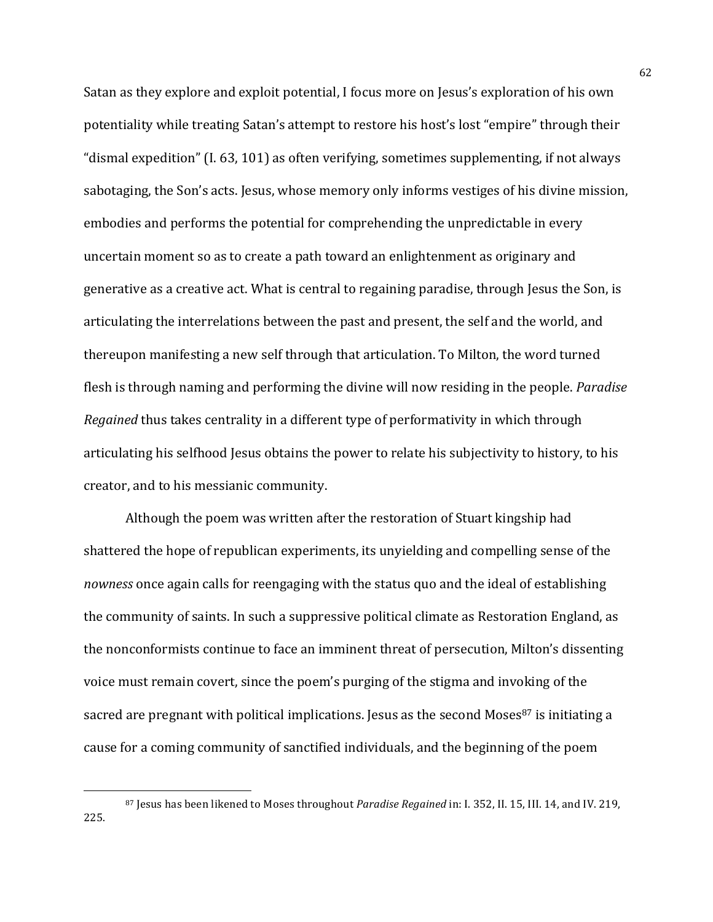Satan as they explore and exploit potential, I focus more on Jesus's exploration of his own potentiality while treating Satan's attempt to restore his host's lost "empire" through their "dismal expedition" (I. 63, 101) as often verifying, sometimes supplementing, if not always sabotaging, the Son's acts. Jesus, whose memory only informs vestiges of his divine mission, embodies and performs the potential for comprehending the unpredictable in every uncertain moment so as to create a path toward an enlightenment as originary and generative as a creative act. What is central to regaining paradise, through Jesus the Son, is articulating the interrelations between the past and present, the self and the world, and thereupon manifesting a new self through that articulation. To Milton, the word turned flesh is through naming and performing the divine will now residing in the people. *Paradise Regained* thus takes centrality in a different type of performativity in which through articulating his selfhood Jesus obtains the power to relate his subjectivity to history, to his creator, and to his messianic community.

Although the poem was written after the restoration of Stuart kingship had shattered the hope of republican experiments, its unyielding and compelling sense of the *nowness* once again calls for reengaging with the status quo and the ideal of establishing the community of saints. In such a suppressive political climate as Restoration England, as the nonconformists continue to face an imminent threat of persecution, Milton's dissenting voice must remain covert, since the poem's purging of the stigma and invoking of the sacred are pregnant with political implications. Jesus as the second Moses[87] is initiating a cause for a coming community of sanctified individuals, and the beginning of the poem

[87] Jesus has been likened to Moses throughout *Paradise Regained* in: I. 352, II. 15, III. 14, and IV. 219, 225.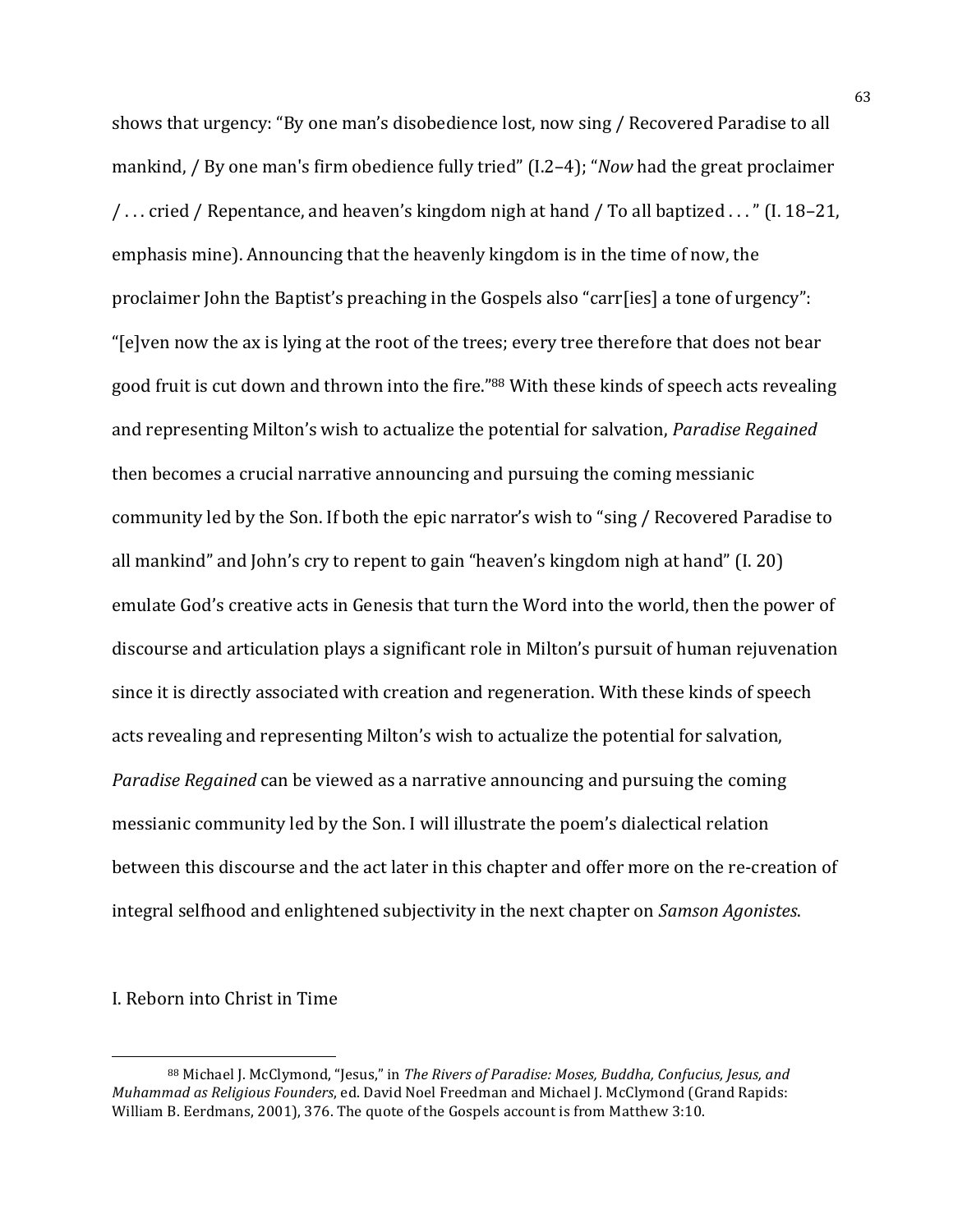shows that urgency: "By one man's disobedience lost, now sing / Recovered Paradise to all mankind, / By one man's firm obedience fully tried" (I.2–4); "*Now* had the great proclaimer / . . . cried / Repentance, and heaven's kingdom nigh at hand / To all baptized . . . " (I. 18–21, emphasis mine). Announcing that the heavenly kingdom is in the time of now, the proclaimer John the Baptist's preaching in the Gospels also "carr[ies] a tone of urgency": "[e]ven now the ax is lying at the root of the trees; every tree therefore that does not bear good fruit is cut down and thrown into the fire."[88] With these kinds of speech acts revealing and representing Milton's wish to actualize the potential for salvation, *Paradise Regained* then becomes a crucial narrative announcing and pursuing the coming messianic community led by the Son. If both the epic narrator's wish to "sing / Recovered Paradise to all mankind" and John's cry to repent to gain "heaven's kingdom nigh at hand" (I. 20) emulate God's creative acts in Genesis that turn the Word into the world, then the power of discourse and articulation plays a significant role in Milton's pursuit of human rejuvenation since it is directly associated with creation and regeneration. With these kinds of speech acts revealing and representing Milton's wish to actualize the potential for salvation, *Paradise Regained* can be viewed as a narrative announcing and pursuing the coming messianic community led by the Son. I will illustrate the poem's dialectical relation between this discourse and the act later in this chapter and offer more on the re-creation of integral selfhood and enlightened subjectivity in the next chapter on *Samson Agonistes*.

## I. Reborn into Christ in Time

[88] Michael J. McClymond, "Jesus," in *The Rivers of Paradise: Moses, Buddha, Confucius, Jesus, and Muhammad as Religious Founders*, ed. David Noel Freedman and Michael J. McClymond (Grand Rapids: William B. Eerdmans, 2001), 376. The quote of the Gospels account is from Matthew 3:10.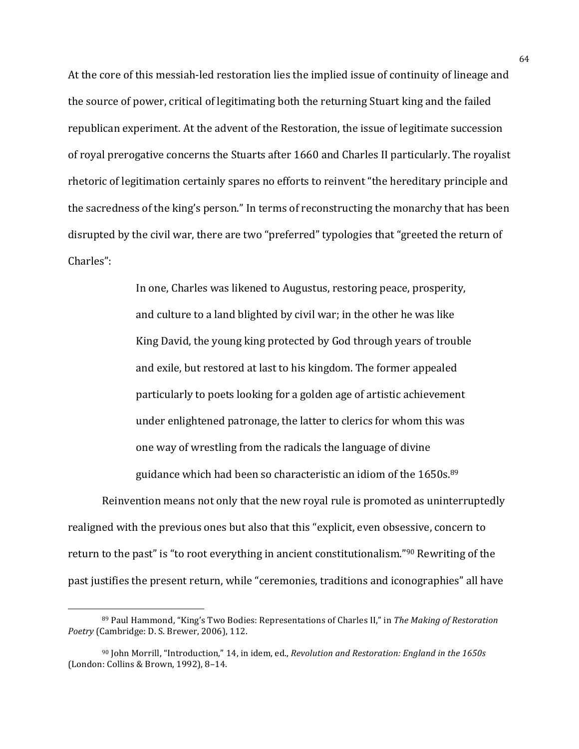At the core of this messiah-led restoration lies the implied issue of continuity of lineage and the source of power, critical of legitimating both the returning Stuart king and the failed republican experiment. At the advent of the Restoration, the issue of legitimate succession of royal prerogative concerns the Stuarts after 1660 and Charles II particularly. The royalist rhetoric of legitimation certainly spares no efforts to reinvent "the hereditary principle and the sacredness of the king's person." In terms of reconstructing the monarchy that has been disrupted by the civil war, there are two "preferred" typologies that "greeted the return of Charles":

> In one, Charles was likened to Augustus, restoring peace, prosperity, and culture to a land blighted by civil war; in the other he was like King David, the young king protected by God through years of trouble and exile, but restored at last to his kingdom. The former appealed particularly to poets looking for a golden age of artistic achievement under enlightened patronage, the latter to clerics for whom this was one way of wrestling from the radicals the language of divine guidance which had been so characteristic an idiom of the 1650s.[89]

Reinvention means not only that the new royal rule is promoted as uninterruptedly realigned with the previous ones but also that this "explicit, even obsessive, concern to return to the past" is "to root everything in ancient constitutionalism."[90] Rewriting of the past justifies the present return, while "ceremonies, traditions and iconographies" all have

---

[89] Paul Hammond, "King's Two Bodies: Representations of Charles II," in *The Making of Restoration Poetry* (Cambridge: D. S. Brewer, 2006), 112.

[90] John Morrill, "Introduction," 14, in idem, ed., *Revolution and Restoration: England in the 1650s* (London: Collins & Brown, 1992), 8–14.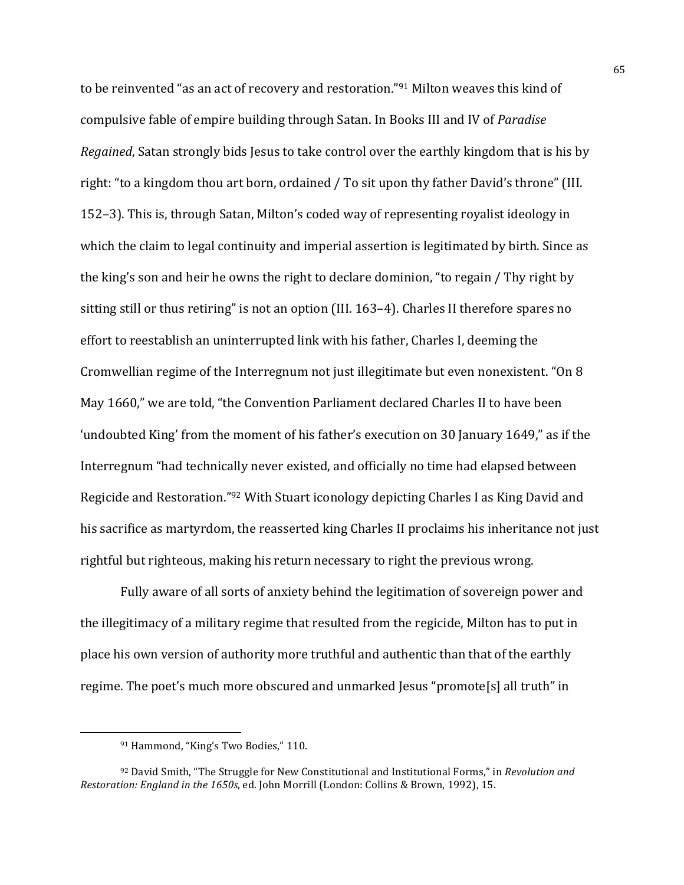to be reinvented "as an act of recovery and restoration."[91] Milton weaves this kind of compulsive fable of empire building through Satan. In Books III and IV of *Paradise Regained*, Satan strongly bids Jesus to take control over the earthly kingdom that is his by right: "to a kingdom thou art born, ordained / To sit upon thy father David's throne" (III. 152–3). This is, through Satan, Milton's coded way of representing royalist ideology in which the claim to legal continuity and imperial assertion is legitimated by birth. Since as the king's son and heir he owns the right to declare dominion, "to regain / Thy right by sitting still or thus retiring" is not an option (III. 163–4). Charles II therefore spares no effort to reestablish an uninterrupted link with his father, Charles I, deeming the Cromwellian regime of the Interregnum not just illegitimate but even nonexistent. "On 8 May 1660," we are told, "the Convention Parliament declared Charles II to have been 'undoubted King' from the moment of his father's execution on 30 January 1649," as if the Interregnum "had technically never existed, and officially no time had elapsed between Regicide and Restoration."[92] With Stuart iconology depicting Charles I as King David and his sacrifice as martyrdom, the reasserted king Charles II proclaims his inheritance not just rightful but righteous, making his return necessary to right the previous wrong.

Fully aware of all sorts of anxiety behind the legitimation of sovereign power and the illegitimacy of a military regime that resulted from the regicide, Milton has to put in place his own version of authority more truthful and authentic than that of the earthly regime. The poet's much more obscured and unmarked Jesus "promote[s] all truth" in

---

[91] Hammond, "King's Two Bodies," 110.

[92] David Smith, "The Struggle for New Constitutional and Institutional Forms," in *Revolution and Restoration: England in the 1650s*, ed. John Morrill (London: Collins & Brown, 1992), 15.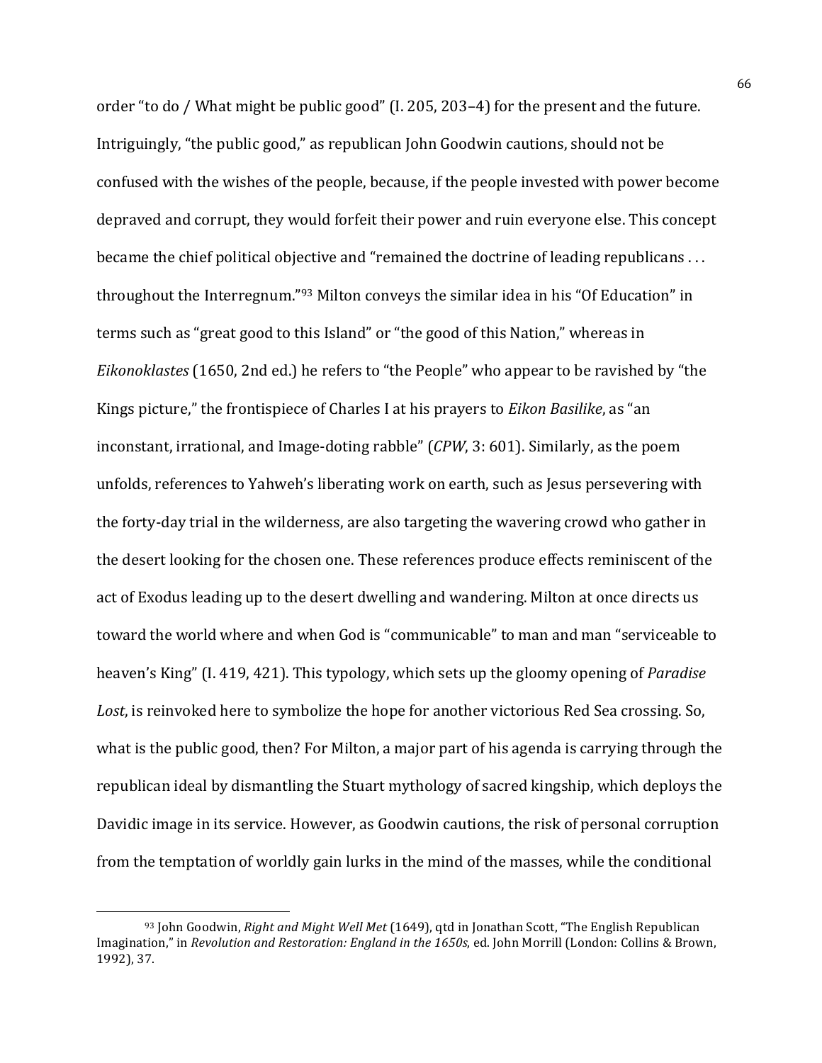order "to do / What might be public good" (I. 205, 203–4) for the present and the future. Intriguingly, "the public good," as republican John Goodwin cautions, should not be confused with the wishes of the people, because, if the people invested with power become depraved and corrupt, they would forfeit their power and ruin everyone else. This concept became the chief political objective and "remained the doctrine of leading republicans . . . throughout the Interregnum."[93] Milton conveys the similar idea in his "Of Education" in terms such as "great good to this Island" or "the good of this Nation," whereas in *Eikonoklastes* (1650, 2nd ed.) he refers to "the People" who appear to be ravished by "the Kings picture," the frontispiece of Charles I at his prayers to *Eikon Basilike*, as "an inconstant, irrational, and Image-doting rabble" (*CPW*, 3: 601). Similarly, as the poem unfolds, references to Yahweh's liberating work on earth, such as Jesus persevering with the forty-day trial in the wilderness, are also targeting the wavering crowd who gather in the desert looking for the chosen one. These references produce effects reminiscent of the act of Exodus leading up to the desert dwelling and wandering. Milton at once directs us toward the world where and when God is "communicable" to man and man "serviceable to heaven's King" (I. 419, 421). This typology, which sets up the gloomy opening of *Paradise Lost*, is reinvoked here to symbolize the hope for another victorious Red Sea crossing. So, what is the public good, then? For Milton, a major part of his agenda is carrying through the republican ideal by dismantling the Stuart mythology of sacred kingship, which deploys the Davidic image in its service. However, as Goodwin cautions, the risk of personal corruption from the temptation of worldly gain lurks in the mind of the masses, while the conditional

[93] John Goodwin, *Right and Might Well Met* (1649), qtd in Jonathan Scott, "The English Republican Imagination," in *Revolution and Restoration: England in the 1650s*, ed. John Morrill (London: Collins & Brown, 1992), 37.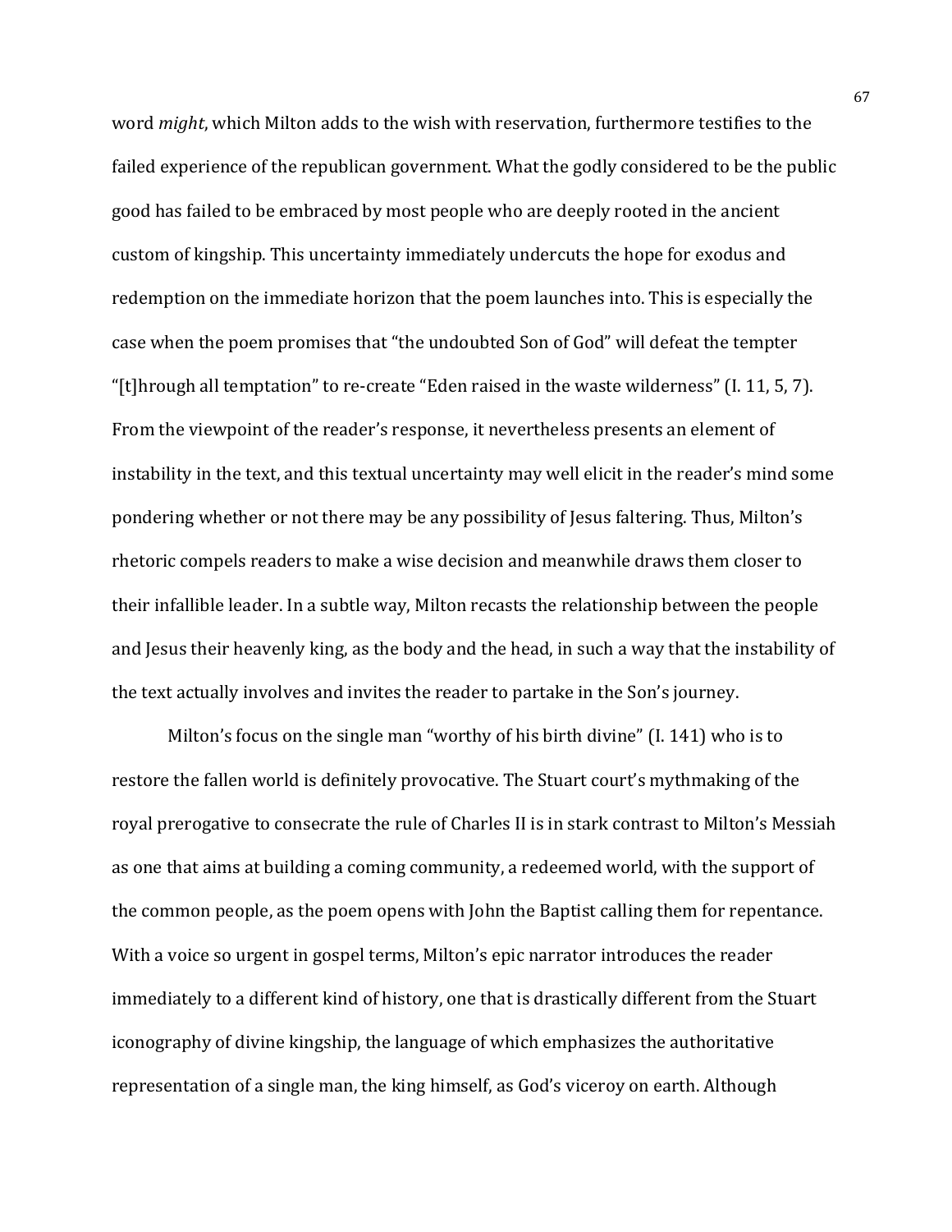word *might*, which Milton adds to the wish with reservation, furthermore testifies to the failed experience of the republican government. What the godly considered to be the public good has failed to be embraced by most people who are deeply rooted in the ancient custom of kingship. This uncertainty immediately undercuts the hope for exodus and redemption on the immediate horizon that the poem launches into. This is especially the case when the poem promises that "the undoubted Son of God" will defeat the tempter "[t]hrough all temptation" to re-create "Eden raised in the waste wilderness" (I. 11, 5, 7). From the viewpoint of the reader's response, it nevertheless presents an element of instability in the text, and this textual uncertainty may well elicit in the reader's mind some pondering whether or not there may be any possibility of Jesus faltering. Thus, Milton's rhetoric compels readers to make a wise decision and meanwhile draws them closer to their infallible leader. In a subtle way, Milton recasts the relationship between the people and Jesus their heavenly king, as the body and the head, in such a way that the instability of the text actually involves and invites the reader to partake in the Son's journey.

Milton's focus on the single man "worthy of his birth divine" (I. 141) who is to restore the fallen world is definitely provocative. The Stuart court's mythmaking of the royal prerogative to consecrate the rule of Charles II is in stark contrast to Milton's Messiah as one that aims at building a coming community, a redeemed world, with the support of the common people, as the poem opens with John the Baptist calling them for repentance. With a voice so urgent in gospel terms, Milton's epic narrator introduces the reader immediately to a different kind of history, one that is drastically different from the Stuart iconography of divine kingship, the language of which emphasizes the authoritative representation of a single man, the king himself, as God's viceroy on earth. Although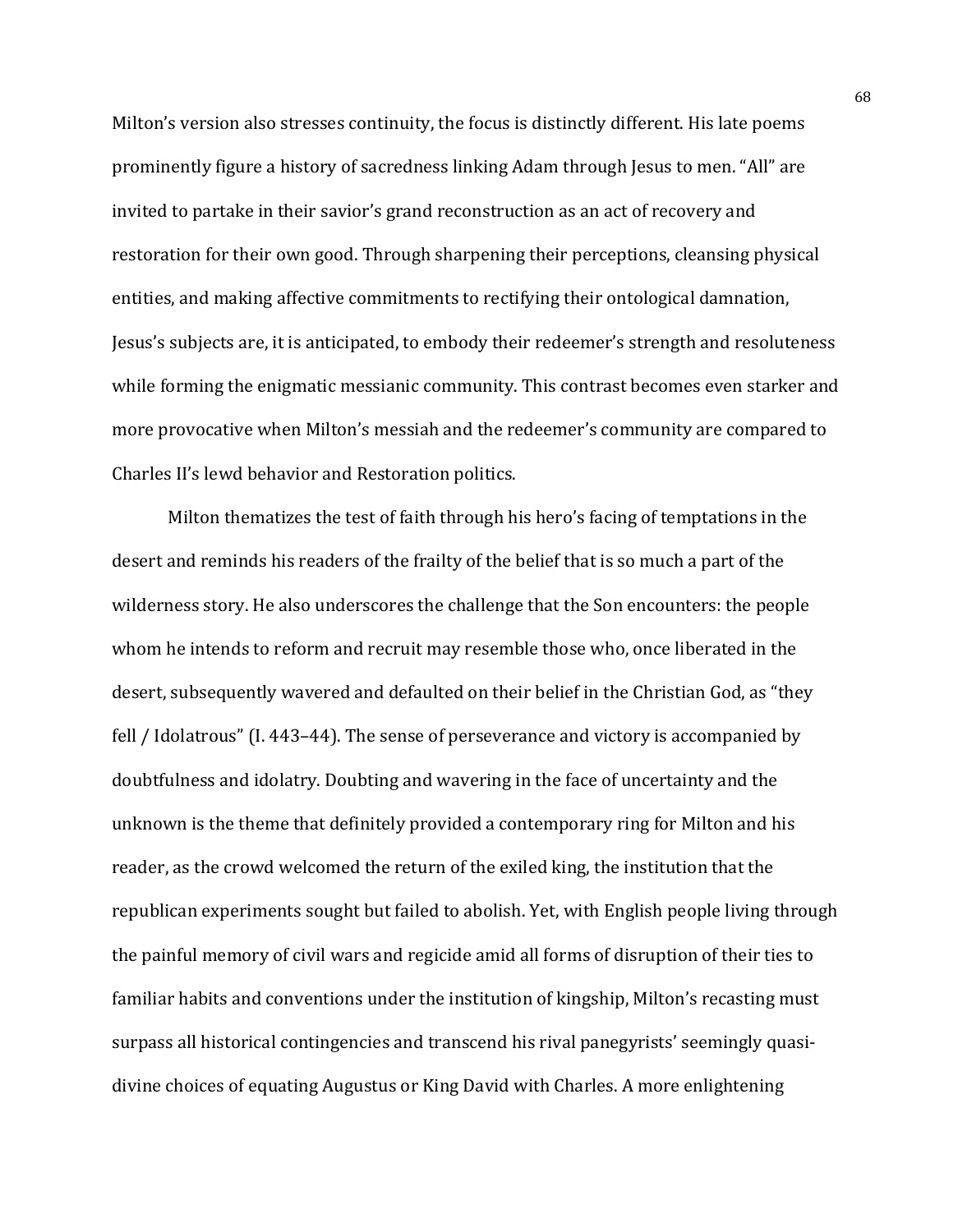Milton's version also stresses continuity, the focus is distinctly different. His late poems prominently figure a history of sacredness linking Adam through Jesus to men. "All" are invited to partake in their savior's grand reconstruction as an act of recovery and restoration for their own good. Through sharpening their perceptions, cleansing physical entities, and making affective commitments to rectifying their ontological damnation, Jesus's subjects are, it is anticipated, to embody their redeemer's strength and resoluteness while forming the enigmatic messianic community. This contrast becomes even starker and more provocative when Milton's messiah and the redeemer's community are compared to Charles II's lewd behavior and Restoration politics.

Milton thematizes the test of faith through his hero's facing of temptations in the desert and reminds his readers of the frailty of the belief that is so much a part of the wilderness story. He also underscores the challenge that the Son encounters: the people whom he intends to reform and recruit may resemble those who, once liberated in the desert, subsequently wavered and defaulted on their belief in the Christian God, as "they fell / Idolatrous" (I. 443–44). The sense of perseverance and victory is accompanied by doubtfulness and idolatry. Doubting and wavering in the face of uncertainty and the unknown is the theme that definitely provided a contemporary ring for Milton and his reader, as the crowd welcomed the return of the exiled king, the institution that the republican experiments sought but failed to abolish. Yet, with English people living through the painful memory of civil wars and regicide amid all forms of disruption of their ties to familiar habits and conventions under the institution of kingship, Milton's recasting must surpass all historical contingencies and transcend his rival panegyrists' seemingly quasi-divine choices of equating Augustus or King David with Charles. A more enlightening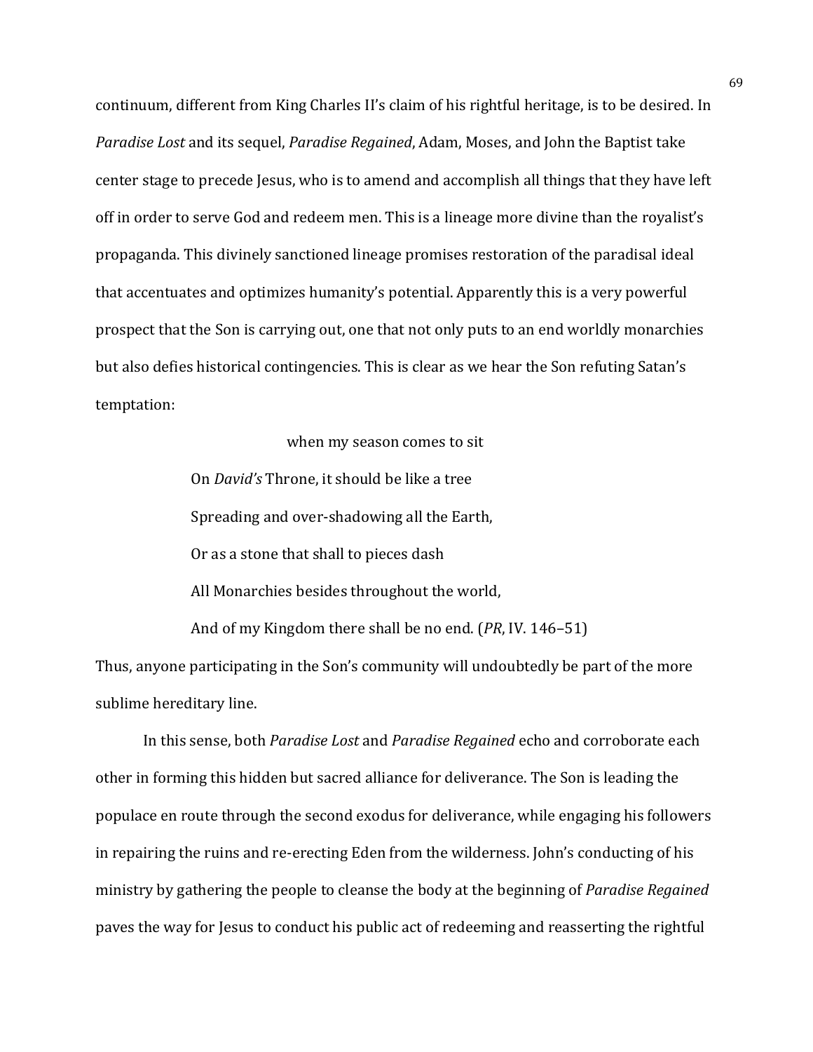continuum, different from King Charles II's claim of his rightful heritage, is to be desired. In *Paradise Lost* and its sequel, *Paradise Regained*, Adam, Moses, and John the Baptist take center stage to precede Jesus, who is to amend and accomplish all things that they have left off in order to serve God and redeem men. This is a lineage more divine than the royalist's propaganda. This divinely sanctioned lineage promises restoration of the paradisal ideal that accentuates and optimizes humanity's potential. Apparently this is a very powerful prospect that the Son is carrying out, one that not only puts to an end worldly monarchies but also defies historical contingencies. This is clear as we hear the Son refuting Satan's temptation:

> when my season comes to sit
> On *David's* Throne, it should be like a tree
> Spreading and over-shadowing all the Earth,
> Or as a stone that shall to pieces dash
> All Monarchies besides throughout the world,
> And of my Kingdom there shall be no end. (*PR*, IV. 146–51)

Thus, anyone participating in the Son's community will undoubtedly be part of the more sublime hereditary line.

In this sense, both *Paradise Lost* and *Paradise Regained* echo and corroborate each other in forming this hidden but sacred alliance for deliverance. The Son is leading the populace en route through the second exodus for deliverance, while engaging his followers in repairing the ruins and re-erecting Eden from the wilderness. John's conducting of his ministry by gathering the people to cleanse the body at the beginning of *Paradise Regained* paves the way for Jesus to conduct his public act of redeeming and reasserting the rightful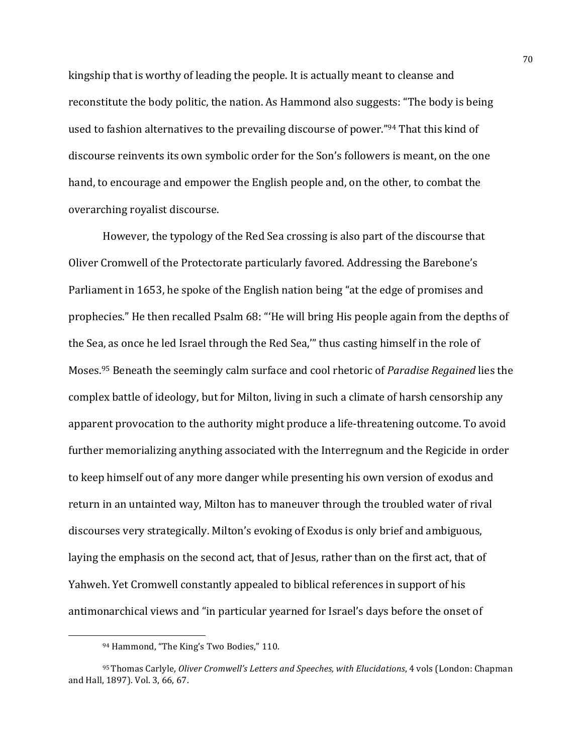kingship that is worthy of leading the people. It is actually meant to cleanse and reconstitute the body politic, the nation. As Hammond also suggests: "The body is being used to fashion alternatives to the prevailing discourse of power."[94] That this kind of discourse reinvents its own symbolic order for the Son's followers is meant, on the one hand, to encourage and empower the English people and, on the other, to combat the overarching royalist discourse.

However, the typology of the Red Sea crossing is also part of the discourse that Oliver Cromwell of the Protectorate particularly favored. Addressing the Barebone's Parliament in 1653, he spoke of the English nation being "at the edge of promises and prophecies." He then recalled Psalm 68: "'He will bring His people again from the depths of the Sea, as once he led Israel through the Red Sea,'" thus casting himself in the role of Moses.[95] Beneath the seemingly calm surface and cool rhetoric of *Paradise Regained* lies the complex battle of ideology, but for Milton, living in such a climate of harsh censorship any apparent provocation to the authority might produce a life-threatening outcome. To avoid further memorializing anything associated with the Interregnum and the Regicide in order to keep himself out of any more danger while presenting his own version of exodus and return in an untainted way, Milton has to maneuver through the troubled water of rival discourses very strategically. Milton's evoking of Exodus is only brief and ambiguous, laying the emphasis on the second act, that of Jesus, rather than on the first act, that of Yahweh. Yet Cromwell constantly appealed to biblical references in support of his antimonarchical views and "in particular yearned for Israel's days before the onset of

---

[94] Hammond, "The King's Two Bodies," 110.

[95] Thomas Carlyle, *Oliver Cromwell's Letters and Speeches, with Elucidations*, 4 vols (London: Chapman and Hall, 1897). Vol. 3, 66, 67.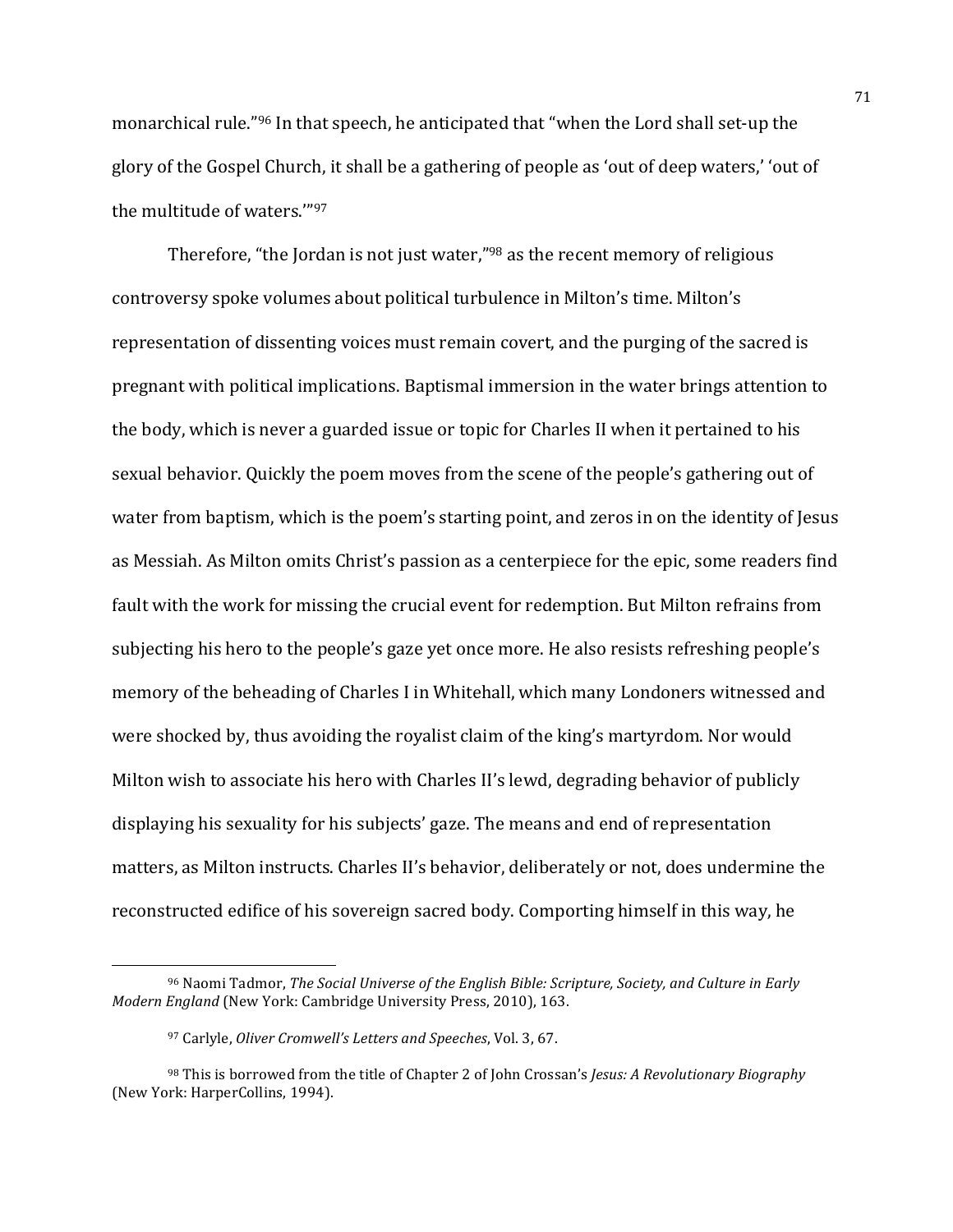monarchical rule."[96] In that speech, he anticipated that "when the Lord shall set-up the glory of the Gospel Church, it shall be a gathering of people as 'out of deep waters,' 'out of the multitude of waters.'"[97]

Therefore, "the Jordan is not just water,"[98] as the recent memory of religious controversy spoke volumes about political turbulence in Milton's time. Milton's representation of dissenting voices must remain covert, and the purging of the sacred is pregnant with political implications. Baptismal immersion in the water brings attention to the body, which is never a guarded issue or topic for Charles II when it pertained to his sexual behavior. Quickly the poem moves from the scene of the people's gathering out of water from baptism, which is the poem's starting point, and zeros in on the identity of Jesus as Messiah. As Milton omits Christ's passion as a centerpiece for the epic, some readers find fault with the work for missing the crucial event for redemption. But Milton refrains from subjecting his hero to the people's gaze yet once more. He also resists refreshing people's memory of the beheading of Charles I in Whitehall, which many Londoners witnessed and were shocked by, thus avoiding the royalist claim of the king's martyrdom. Nor would Milton wish to associate his hero with Charles II's lewd, degrading behavior of publicly displaying his sexuality for his subjects' gaze. The means and end of representation matters, as Milton instructs. Charles II's behavior, deliberately or not, does undermine the reconstructed edifice of his sovereign sacred body. Comporting himself in this way, he

---

[96] Naomi Tadmor, *The Social Universe of the English Bible: Scripture, Society, and Culture in Early Modern England* (New York: Cambridge University Press, 2010), 163.

[97] Carlyle, *Oliver Cromwell's Letters and Speeches*, Vol. 3, 67.

[98] This is borrowed from the title of Chapter 2 of John Crossan's *Jesus: A Revolutionary Biography* (New York: HarperCollins, 1994).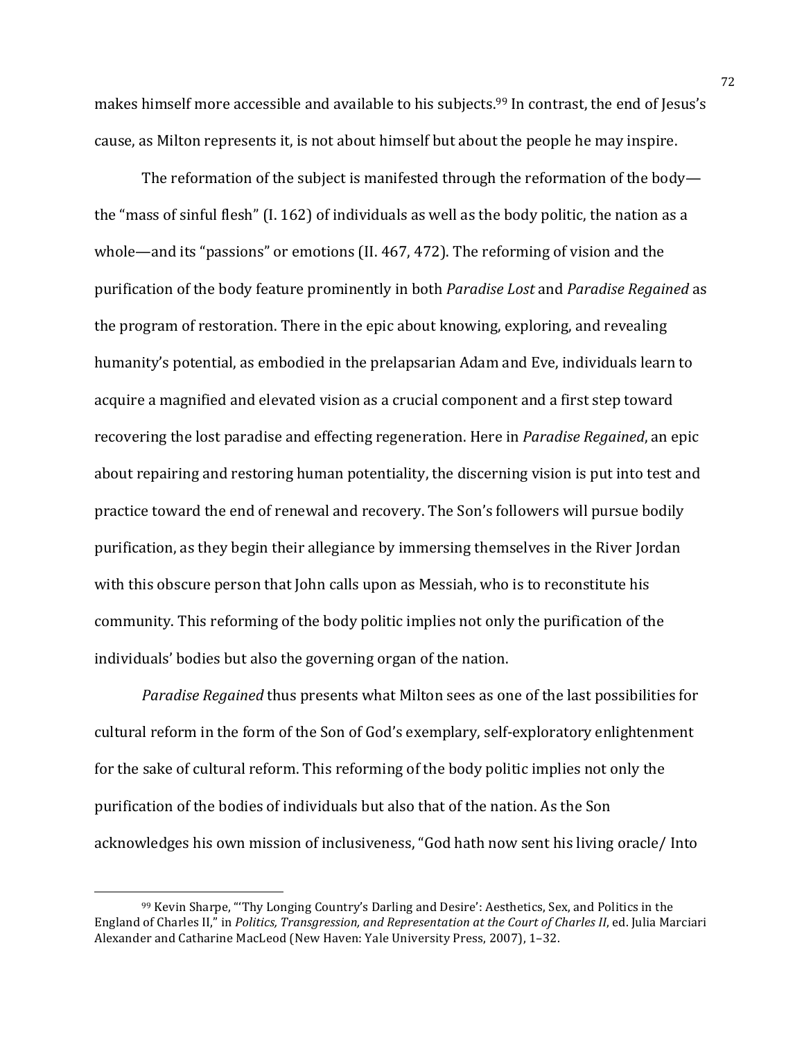makes himself more accessible and available to his subjects.[99] In contrast, the end of Jesus's cause, as Milton represents it, is not about himself but about the people he may inspire.

The reformation of the subject is manifested through the reformation of the body—the "mass of sinful flesh" (I. 162) of individuals as well as the body politic, the nation as a whole—and its "passions" or emotions (II. 467, 472). The reforming of vision and the purification of the body feature prominently in both *Paradise Lost* and *Paradise Regained* as the program of restoration. There in the epic about knowing, exploring, and revealing humanity's potential, as embodied in the prelapsarian Adam and Eve, individuals learn to acquire a magnified and elevated vision as a crucial component and a first step toward recovering the lost paradise and effecting regeneration. Here in *Paradise Regained*, an epic about repairing and restoring human potentiality, the discerning vision is put into test and practice toward the end of renewal and recovery. The Son's followers will pursue bodily purification, as they begin their allegiance by immersing themselves in the River Jordan with this obscure person that John calls upon as Messiah, who is to reconstitute his community. This reforming of the body politic implies not only the purification of the individuals' bodies but also the governing organ of the nation.

*Paradise Regained* thus presents what Milton sees as one of the last possibilities for cultural reform in the form of the Son of God's exemplary, self-exploratory enlightenment for the sake of cultural reform. This reforming of the body politic implies not only the purification of the bodies of individuals but also that of the nation. As the Son acknowledges his own mission of inclusiveness, "God hath now sent his living oracle/ Into

[99] Kevin Sharpe, "'Thy Longing Country's Darling and Desire': Aesthetics, Sex, and Politics in the England of Charles II," in *Politics, Transgression, and Representation at the Court of Charles II*, ed. Julia Marciari Alexander and Catharine MacLeod (New Haven: Yale University Press, 2007), 1–32.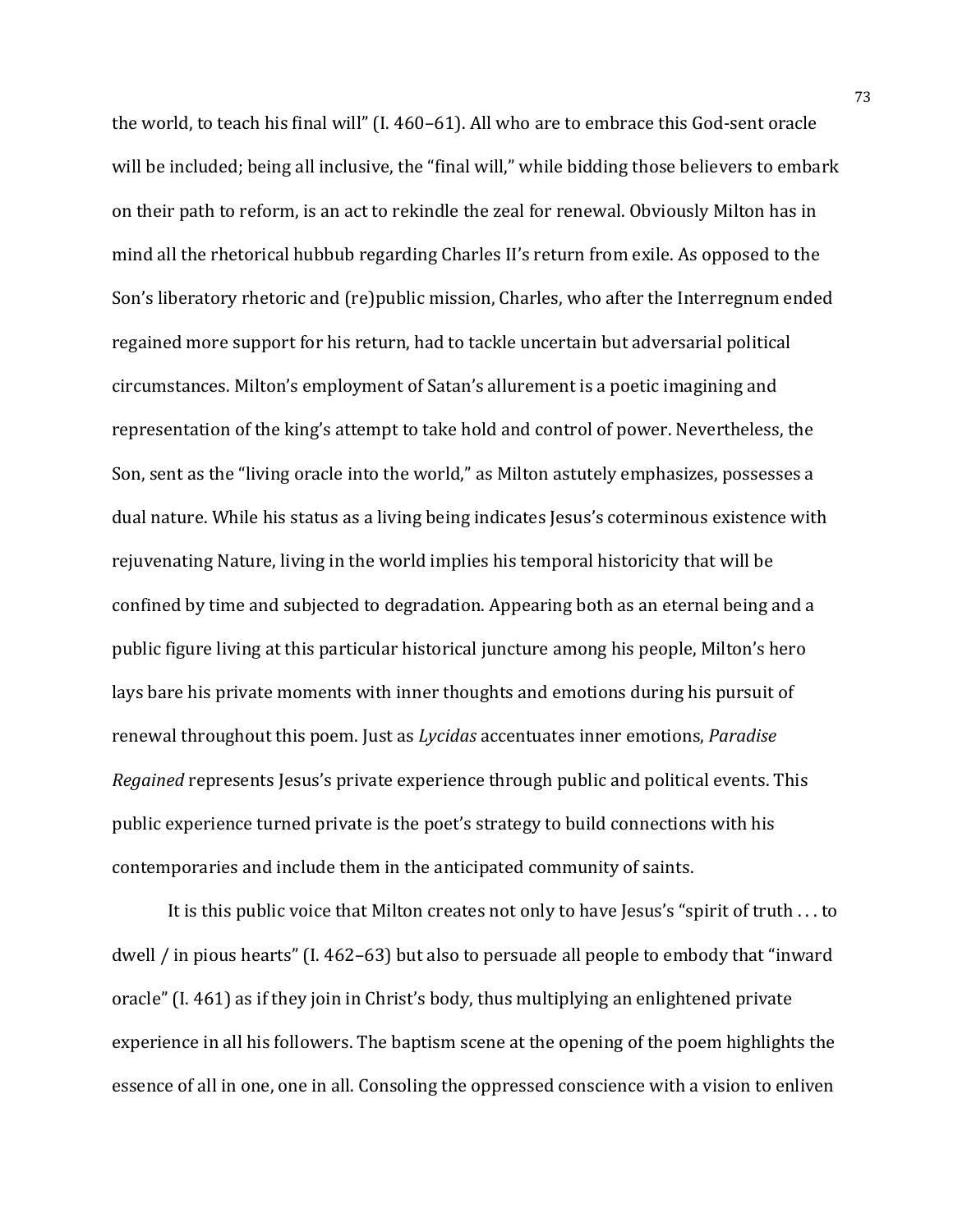the world, to teach his final will" (I. 460–61). All who are to embrace this God-sent oracle will be included; being all inclusive, the "final will," while bidding those believers to embark on their path to reform, is an act to rekindle the zeal for renewal. Obviously Milton has in mind all the rhetorical hubbub regarding Charles II's return from exile. As opposed to the Son's liberatory rhetoric and (re)public mission, Charles, who after the Interregnum ended regained more support for his return, had to tackle uncertain but adversarial political circumstances. Milton's employment of Satan's allurement is a poetic imagining and representation of the king's attempt to take hold and control of power. Nevertheless, the Son, sent as the "living oracle into the world," as Milton astutely emphasizes, possesses a dual nature. While his status as a living being indicates Jesus's coterminous existence with rejuvenating Nature, living in the world implies his temporal historicity that will be confined by time and subjected to degradation. Appearing both as an eternal being and a public figure living at this particular historical juncture among his people, Milton's hero lays bare his private moments with inner thoughts and emotions during his pursuit of renewal throughout this poem. Just as *Lycidas* accentuates inner emotions, *Paradise Regained* represents Jesus's private experience through public and political events. This public experience turned private is the poet's strategy to build connections with his contemporaries and include them in the anticipated community of saints.

It is this public voice that Milton creates not only to have Jesus's "spirit of truth . . . to dwell / in pious hearts" (I. 462–63) but also to persuade all people to embody that "inward oracle" (I. 461) as if they join in Christ's body, thus multiplying an enlightened private experience in all his followers. The baptism scene at the opening of the poem highlights the essence of all in one, one in all. Consoling the oppressed conscience with a vision to enliven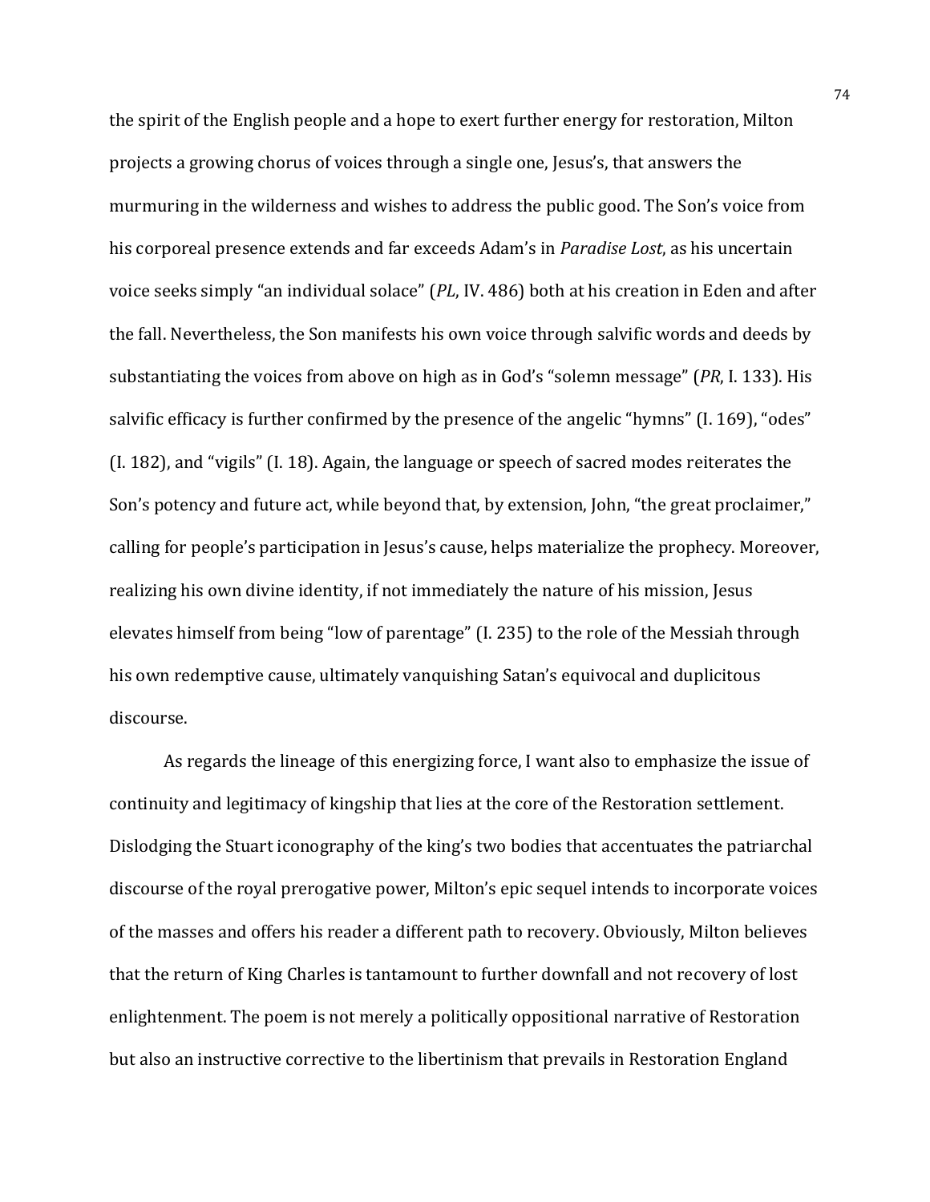the spirit of the English people and a hope to exert further energy for restoration, Milton projects a growing chorus of voices through a single one, Jesus's, that answers the murmuring in the wilderness and wishes to address the public good. The Son's voice from his corporeal presence extends and far exceeds Adam's in *Paradise Lost*, as his uncertain voice seeks simply "an individual solace" (*PL*, IV. 486) both at his creation in Eden and after the fall. Nevertheless, the Son manifests his own voice through salvific words and deeds by substantiating the voices from above on high as in God's "solemn message" (*PR*, I. 133). His salvific efficacy is further confirmed by the presence of the angelic "hymns" (I. 169), "odes" (I. 182), and "vigils" (I. 18). Again, the language or speech of sacred modes reiterates the Son's potency and future act, while beyond that, by extension, John, "the great proclaimer," calling for people's participation in Jesus's cause, helps materialize the prophecy. Moreover, realizing his own divine identity, if not immediately the nature of his mission, Jesus elevates himself from being "low of parentage" (I. 235) to the role of the Messiah through his own redemptive cause, ultimately vanquishing Satan's equivocal and duplicitous discourse.

As regards the lineage of this energizing force, I want also to emphasize the issue of continuity and legitimacy of kingship that lies at the core of the Restoration settlement. Dislodging the Stuart iconography of the king's two bodies that accentuates the patriarchal discourse of the royal prerogative power, Milton's epic sequel intends to incorporate voices of the masses and offers his reader a different path to recovery. Obviously, Milton believes that the return of King Charles is tantamount to further downfall and not recovery of lost enlightenment. The poem is not merely a politically oppositional narrative of Restoration but also an instructive corrective to the libertinism that prevails in Restoration England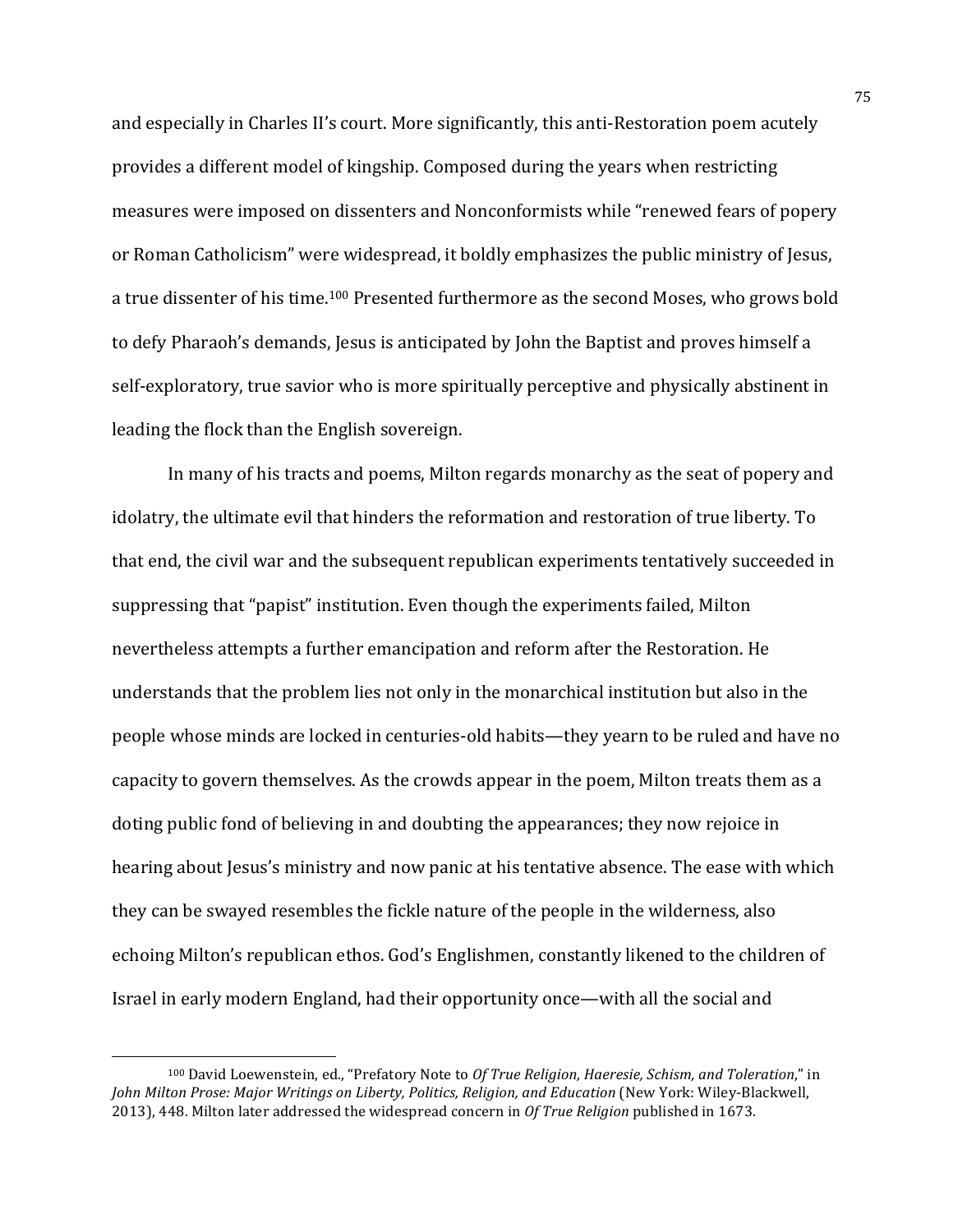and especially in Charles II's court. More significantly, this anti-Restoration poem acutely provides a different model of kingship. Composed during the years when restricting measures were imposed on dissenters and Nonconformists while "renewed fears of popery or Roman Catholicism" were widespread, it boldly emphasizes the public ministry of Jesus, a true dissenter of his time.[100] Presented furthermore as the second Moses, who grows bold to defy Pharaoh's demands, Jesus is anticipated by John the Baptist and proves himself a self-exploratory, true savior who is more spiritually perceptive and physically abstinent in leading the flock than the English sovereign.

In many of his tracts and poems, Milton regards monarchy as the seat of popery and idolatry, the ultimate evil that hinders the reformation and restoration of true liberty. To that end, the civil war and the subsequent republican experiments tentatively succeeded in suppressing that "papist" institution. Even though the experiments failed, Milton nevertheless attempts a further emancipation and reform after the Restoration. He understands that the problem lies not only in the monarchical institution but also in the people whose minds are locked in centuries-old habits—they yearn to be ruled and have no capacity to govern themselves. As the crowds appear in the poem, Milton treats them as a doting public fond of believing in and doubting the appearances; they now rejoice in hearing about Jesus's ministry and now panic at his tentative absence. The ease with which they can be swayed resembles the fickle nature of the people in the wilderness, also echoing Milton's republican ethos. God's Englishmen, constantly likened to the children of Israel in early modern England, had their opportunity once—with all the social and

---

[100] David Loewenstein, ed., "Prefatory Note to *Of True Religion, Haeresie, Schism, and Toleration*," in *John Milton Prose: Major Writings on Liberty, Politics, Religion, and Education* (New York: Wiley-Blackwell, 2013), 448. Milton later addressed the widespread concern in *Of True Religion* published in 1673.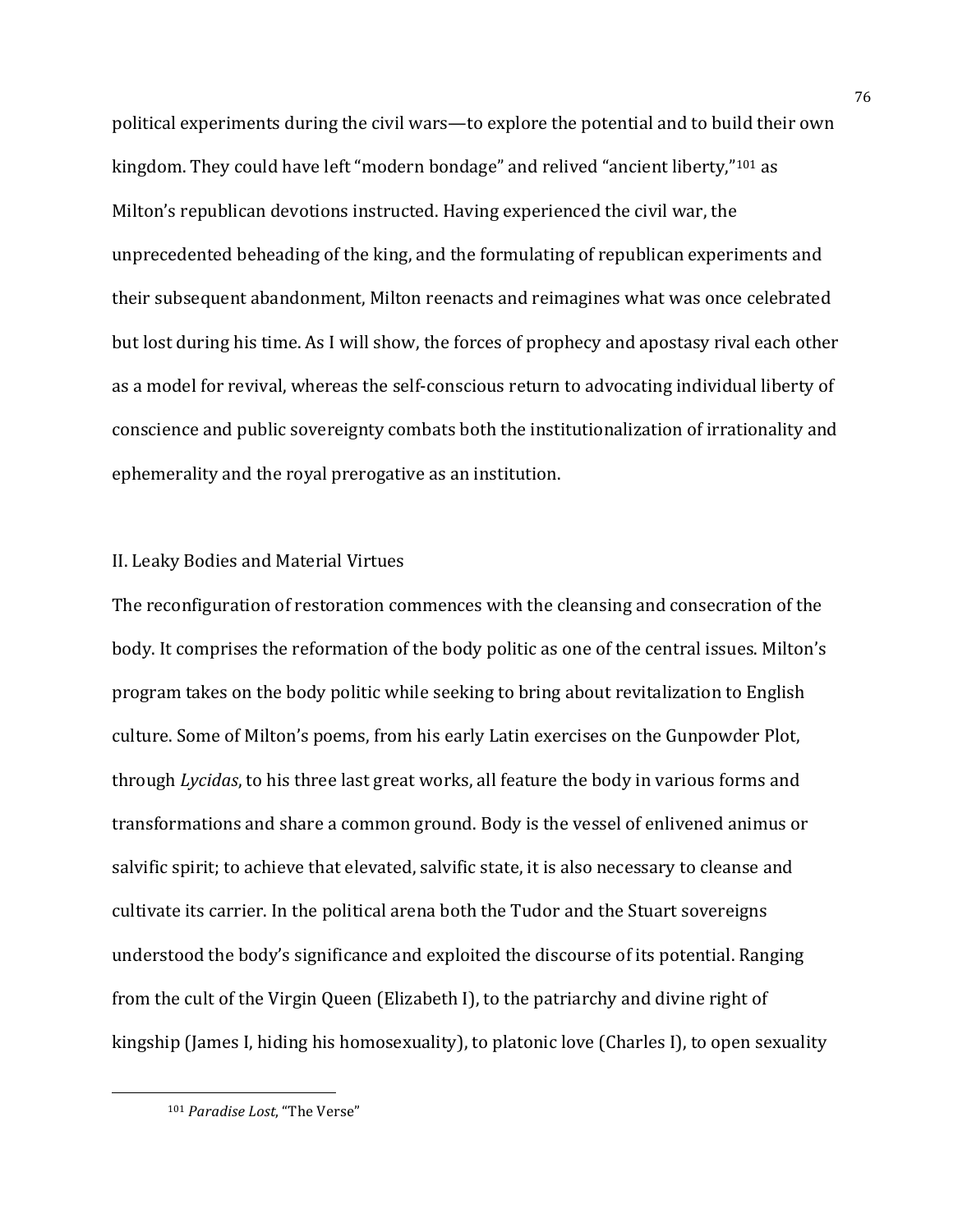political experiments during the civil wars—to explore the potential and to build their own kingdom. They could have left "modern bondage" and relived "ancient liberty,"[101] as Milton's republican devotions instructed. Having experienced the civil war, the unprecedented beheading of the king, and the formulating of republican experiments and their subsequent abandonment, Milton reenacts and reimagines what was once celebrated but lost during his time. As I will show, the forces of prophecy and apostasy rival each other as a model for revival, whereas the self-conscious return to advocating individual liberty of conscience and public sovereignty combats both the institutionalization of irrationality and ephemerality and the royal prerogative as an institution.

## II. Leaky Bodies and Material Virtues

The reconfiguration of restoration commences with the cleansing and consecration of the body. It comprises the reformation of the body politic as one of the central issues. Milton's program takes on the body politic while seeking to bring about revitalization to English culture. Some of Milton's poems, from his early Latin exercises on the Gunpowder Plot, through *Lycidas*, to his three last great works, all feature the body in various forms and transformations and share a common ground. Body is the vessel of enlivened animus or salvific spirit; to achieve that elevated, salvific state, it is also necessary to cleanse and cultivate its carrier. In the political arena both the Tudor and the Stuart sovereigns understood the body's significance and exploited the discourse of its potential. Ranging from the cult of the Virgin Queen (Elizabeth I), to the patriarchy and divine right of kingship (James I, hiding his homosexuality), to platonic love (Charles I), to open sexuality

---

[101] *Paradise Lost*, "The Verse"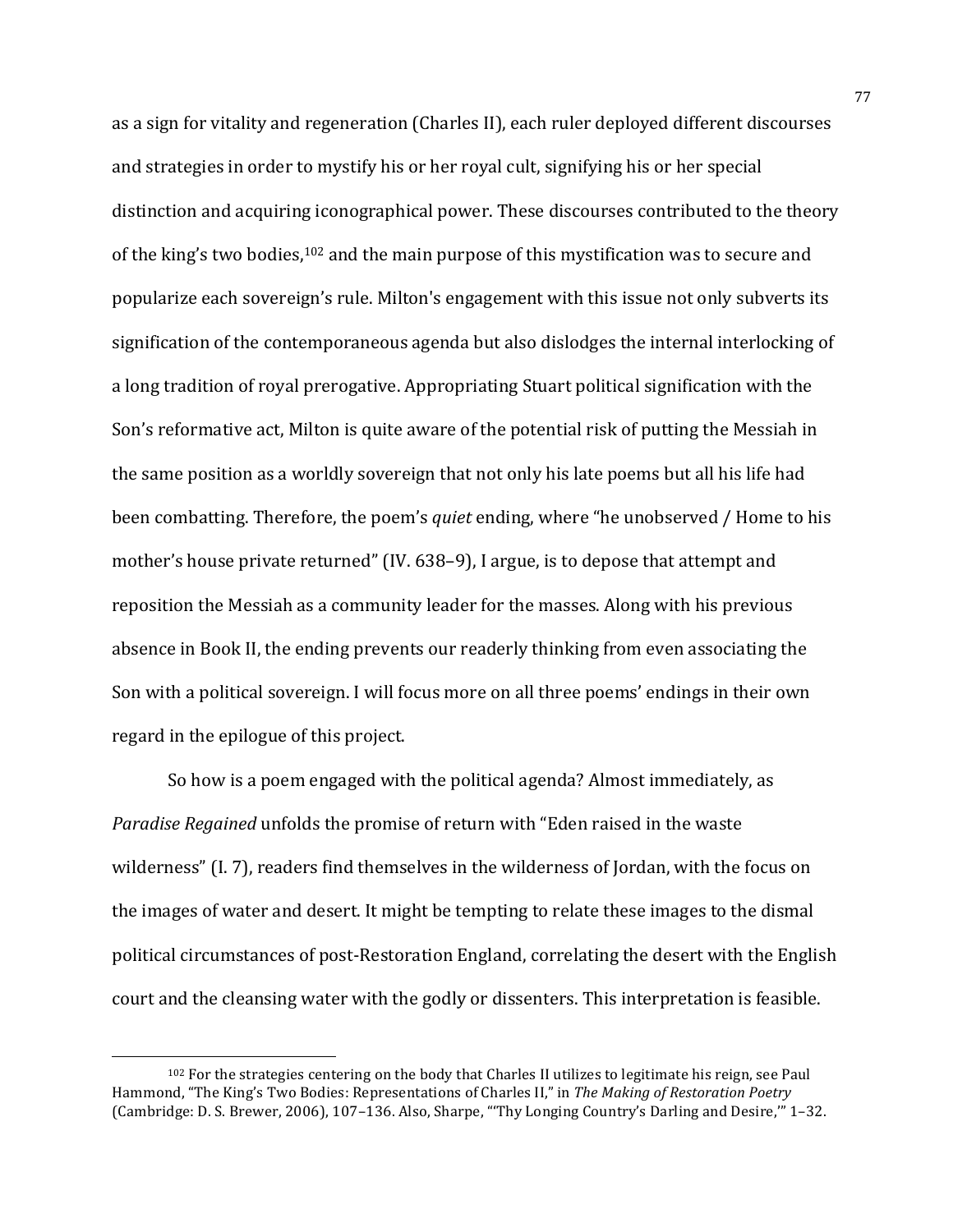as a sign for vitality and regeneration (Charles II), each ruler deployed different discourses and strategies in order to mystify his or her royal cult, signifying his or her special distinction and acquiring iconographical power. These discourses contributed to the theory of the king's two bodies,[102] and the main purpose of this mystification was to secure and popularize each sovereign's rule. Milton's engagement with this issue not only subverts its signification of the contemporaneous agenda but also dislodges the internal interlocking of a long tradition of royal prerogative. Appropriating Stuart political signification with the Son's reformative act, Milton is quite aware of the potential risk of putting the Messiah in the same position as a worldly sovereign that not only his late poems but all his life had been combatting. Therefore, the poem's *quiet* ending, where "he unobserved / Home to his mother's house private returned" (IV. 638–9), I argue, is to depose that attempt and reposition the Messiah as a community leader for the masses. Along with his previous absence in Book II, the ending prevents our readerly thinking from even associating the Son with a political sovereign. I will focus more on all three poems' endings in their own regard in the epilogue of this project.

So how is a poem engaged with the political agenda? Almost immediately, as *Paradise Regained* unfolds the promise of return with "Eden raised in the waste wilderness" (I. 7), readers find themselves in the wilderness of Jordan, with the focus on the images of water and desert. It might be tempting to relate these images to the dismal political circumstances of post-Restoration England, correlating the desert with the English court and the cleansing water with the godly or dissenters. This interpretation is feasible.

---

[102] For the strategies centering on the body that Charles II utilizes to legitimate his reign, see Paul Hammond, "The King's Two Bodies: Representations of Charles II," in *The Making of Restoration Poetry* (Cambridge: D. S. Brewer, 2006), 107–136. Also, Sharpe, "'Thy Longing Country's Darling and Desire,'" 1–32.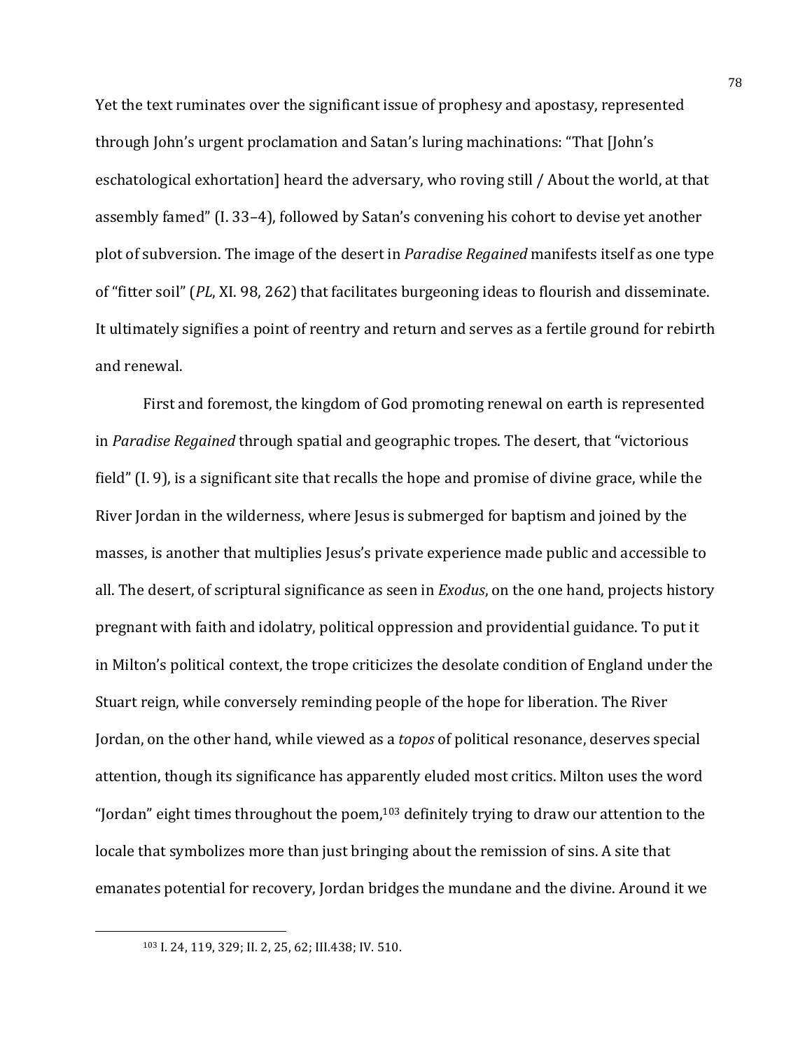Yet the text ruminates over the significant issue of prophesy and apostasy, represented through John's urgent proclamation and Satan's luring machinations: "That [John's eschatological exhortation] heard the adversary, who roving still / About the world, at that assembly famed" (I. 33–4), followed by Satan's convening his cohort to devise yet another plot of subversion. The image of the desert in *Paradise Regained* manifests itself as one type of "fitter soil" (*PL*, XI. 98, 262) that facilitates burgeoning ideas to flourish and disseminate. It ultimately signifies a point of reentry and return and serves as a fertile ground for rebirth and renewal.

First and foremost, the kingdom of God promoting renewal on earth is represented in *Paradise Regained* through spatial and geographic tropes. The desert, that "victorious field" (I. 9), is a significant site that recalls the hope and promise of divine grace, while the River Jordan in the wilderness, where Jesus is submerged for baptism and joined by the masses, is another that multiplies Jesus's private experience made public and accessible to all. The desert, of scriptural significance as seen in *Exodus*, on the one hand, projects history pregnant with faith and idolatry, political oppression and providential guidance. To put it in Milton's political context, the trope criticizes the desolate condition of England under the Stuart reign, while conversely reminding people of the hope for liberation. The River Jordan, on the other hand, while viewed as a *topos* of political resonance, deserves special attention, though its significance has apparently eluded most critics. Milton uses the word "Jordan" eight times throughout the poem,[103] definitely trying to draw our attention to the locale that symbolizes more than just bringing about the remission of sins. A site that emanates potential for recovery, Jordan bridges the mundane and the divine. Around it we

[103] I. 24, 119, 329; II. 2, 25, 62; III.438; IV. 510.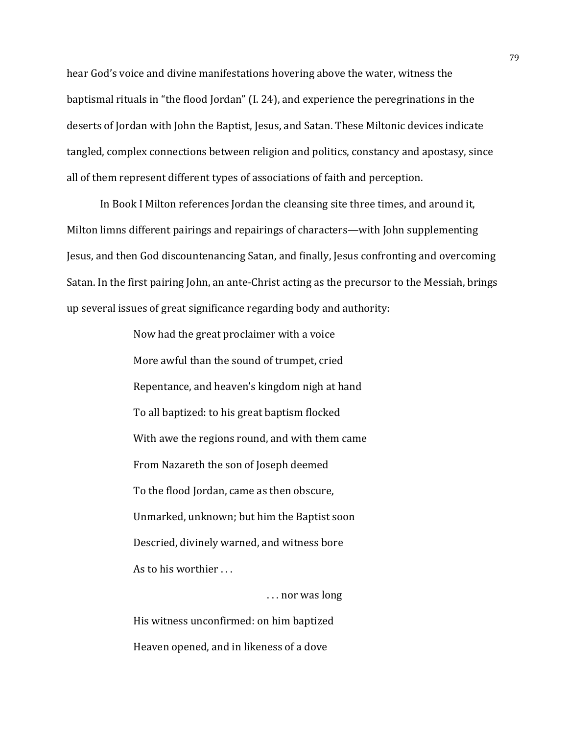hear God's voice and divine manifestations hovering above the water, witness the baptismal rituals in "the flood Jordan" (I. 24), and experience the peregrinations in the deserts of Jordan with John the Baptist, Jesus, and Satan. These Miltonic devices indicate tangled, complex connections between religion and politics, constancy and apostasy, since all of them represent different types of associations of faith and perception.

In Book I Milton references Jordan the cleansing site three times, and around it, Milton limns different pairings and repairings of characters—with John supplementing Jesus, and then God discountenancing Satan, and finally, Jesus confronting and overcoming Satan. In the first pairing John, an ante-Christ acting as the precursor to the Messiah, brings up several issues of great significance regarding body and authority:

> Now had the great proclaimer with a voice
> More awful than the sound of trumpet, cried
> Repentance, and heaven's kingdom nigh at hand
> To all baptized: to his great baptism flocked
> With awe the regions round, and with them came
> From Nazareth the son of Joseph deemed
> To the flood Jordan, came as then obscure,
> Unmarked, unknown; but him the Baptist soon
> Descried, divinely warned, and witness bore
> As to his worthier . . .
>
> . . . nor was long
> His witness unconfirmed: on him baptized
> Heaven opened, and in likeness of a dove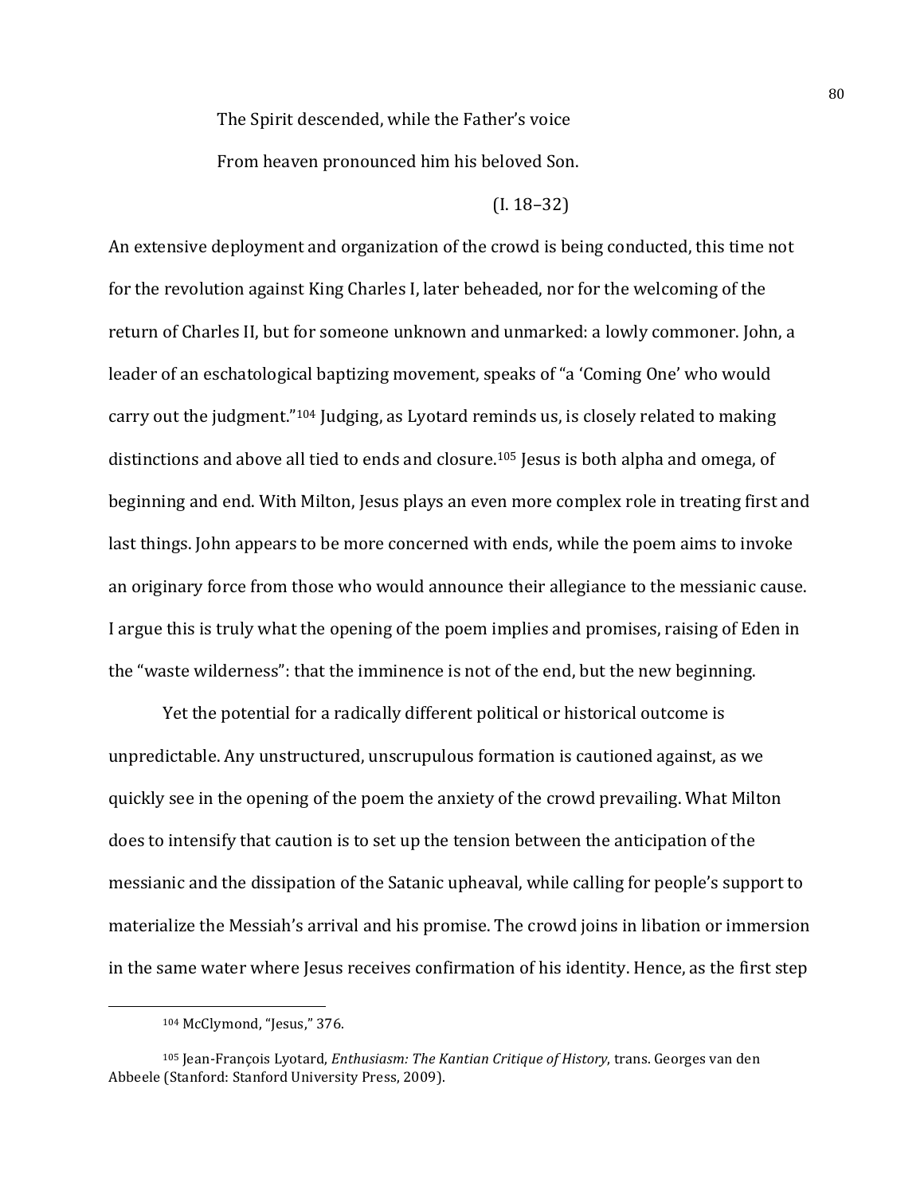> The Spirit descended, while the Father's voice
>
> From heaven pronounced him his beloved Son.
>
> (I. 18–32)

An extensive deployment and organization of the crowd is being conducted, this time not for the revolution against King Charles I, later beheaded, nor for the welcoming of the return of Charles II, but for someone unknown and unmarked: a lowly commoner. John, a leader of an eschatological baptizing movement, speaks of "a 'Coming One' who would carry out the judgment."[104] Judging, as Lyotard reminds us, is closely related to making distinctions and above all tied to ends and closure.[105] Jesus is both alpha and omega, of beginning and end. With Milton, Jesus plays an even more complex role in treating first and last things. John appears to be more concerned with ends, while the poem aims to invoke an originary force from those who would announce their allegiance to the messianic cause. I argue this is truly what the opening of the poem implies and promises, raising of Eden in the "waste wilderness": that the imminence is not of the end, but the new beginning.

Yet the potential for a radically different political or historical outcome is unpredictable. Any unstructured, unscrupulous formation is cautioned against, as we quickly see in the opening of the poem the anxiety of the crowd prevailing. What Milton does to intensify that caution is to set up the tension between the anticipation of the messianic and the dissipation of the Satanic upheaval, while calling for people's support to materialize the Messiah's arrival and his promise. The crowd joins in libation or immersion in the same water where Jesus receives confirmation of his identity. Hence, as the first step

---

[104] McClymond, "Jesus," 376.

[105] Jean-François Lyotard, *Enthusiasm: The Kantian Critique of History*, trans. Georges van den Abbeele (Stanford: Stanford University Press, 2009).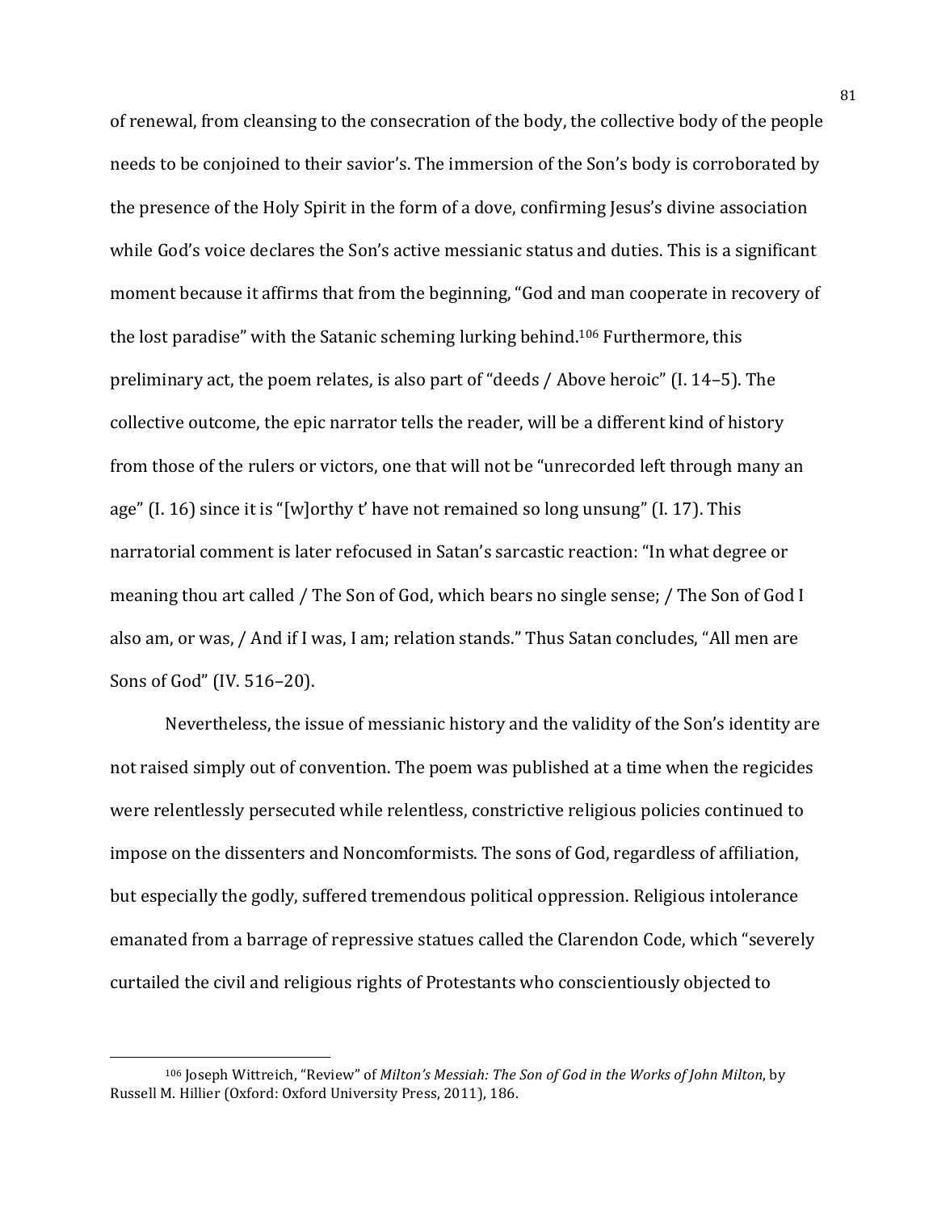of renewal, from cleansing to the consecration of the body, the collective body of the people needs to be conjoined to their savior's. The immersion of the Son's body is corroborated by the presence of the Holy Spirit in the form of a dove, confirming Jesus's divine association while God's voice declares the Son's active messianic status and duties. This is a significant moment because it affirms that from the beginning, "God and man cooperate in recovery of the lost paradise" with the Satanic scheming lurking behind.[106] Furthermore, this preliminary act, the poem relates, is also part of "deeds / Above heroic" (I. 14–5). The collective outcome, the epic narrator tells the reader, will be a different kind of history from those of the rulers or victors, one that will not be "unrecorded left through many an age" (I. 16) since it is "[w]orthy t' have not remained so long unsung" (I. 17). This narratorial comment is later refocused in Satan's sarcastic reaction: "In what degree or meaning thou art called / The Son of God, which bears no single sense; / The Son of God I also am, or was, / And if I was, I am; relation stands." Thus Satan concludes, "All men are Sons of God" (IV. 516–20).

Nevertheless, the issue of messianic history and the validity of the Son's identity are not raised simply out of convention. The poem was published at a time when the regicides were relentlessly persecuted while relentless, constrictive religious policies continued to impose on the dissenters and Noncomformists. The sons of God, regardless of affiliation, but especially the godly, suffered tremendous political oppression. Religious intolerance emanated from a barrage of repressive statues called the Clarendon Code, which "severely curtailed the civil and religious rights of Protestants who conscientiously objected to

[106] Joseph Wittreich, "Review" of *Milton's Messiah: The Son of God in the Works of John Milton*, by Russell M. Hillier (Oxford: Oxford University Press, 2011), 186.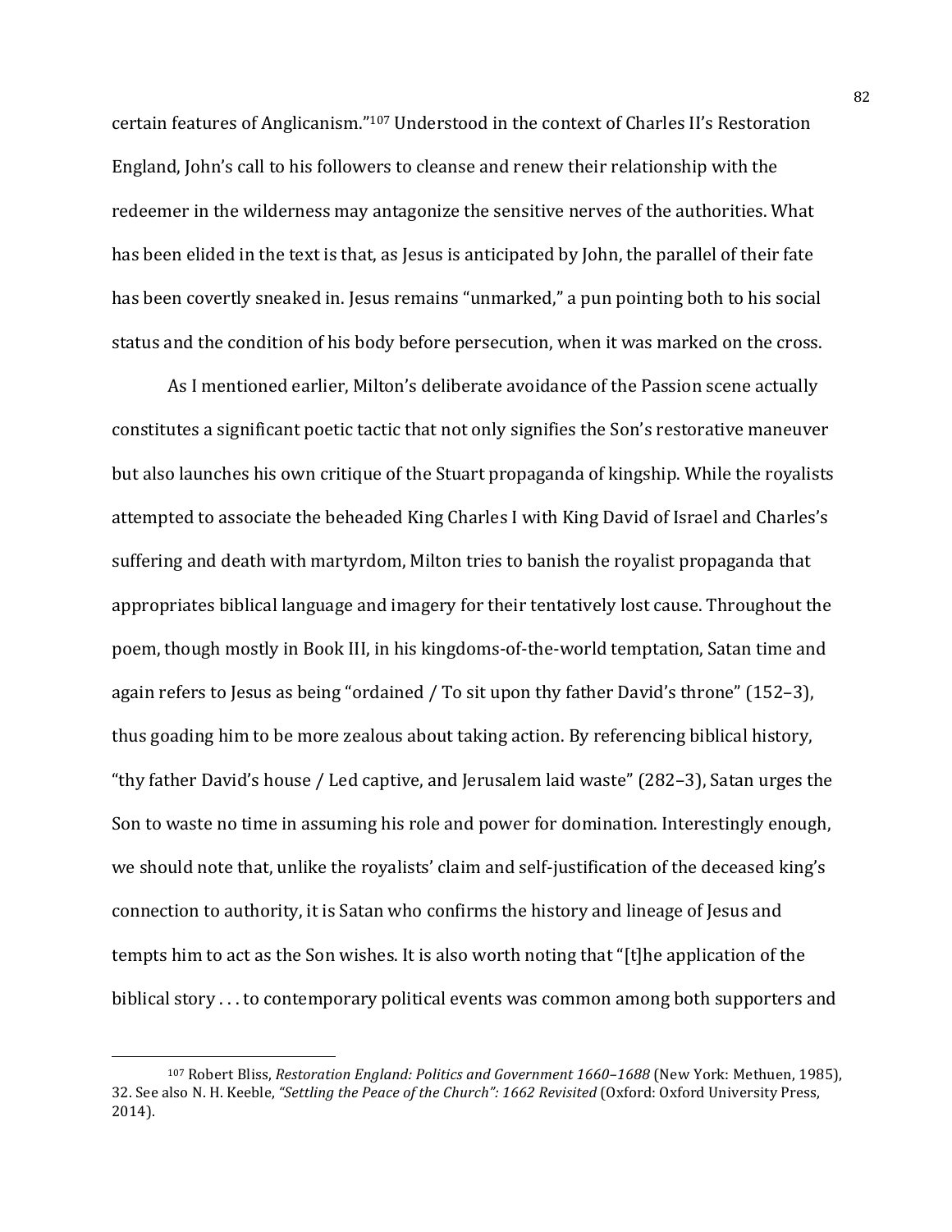certain features of Anglicanism."[107] Understood in the context of Charles II's Restoration England, John's call to his followers to cleanse and renew their relationship with the redeemer in the wilderness may antagonize the sensitive nerves of the authorities. What has been elided in the text is that, as Jesus is anticipated by John, the parallel of their fate has been covertly sneaked in. Jesus remains "unmarked," a pun pointing both to his social status and the condition of his body before persecution, when it was marked on the cross.

As I mentioned earlier, Milton's deliberate avoidance of the Passion scene actually constitutes a significant poetic tactic that not only signifies the Son's restorative maneuver but also launches his own critique of the Stuart propaganda of kingship. While the royalists attempted to associate the beheaded King Charles I with King David of Israel and Charles's suffering and death with martyrdom, Milton tries to banish the royalist propaganda that appropriates biblical language and imagery for their tentatively lost cause. Throughout the poem, though mostly in Book III, in his kingdoms-of-the-world temptation, Satan time and again refers to Jesus as being "ordained / To sit upon thy father David's throne" (152–3), thus goading him to be more zealous about taking action. By referencing biblical history, "thy father David's house / Led captive, and Jerusalem laid waste" (282–3), Satan urges the Son to waste no time in assuming his role and power for domination. Interestingly enough, we should note that, unlike the royalists' claim and self-justification of the deceased king's connection to authority, it is Satan who confirms the history and lineage of Jesus and tempts him to act as the Son wishes. It is also worth noting that "[t]he application of the biblical story . . . to contemporary political events was common among both supporters and

---

[107] Robert Bliss, *Restoration England: Politics and Government 1660–1688* (New York: Methuen, 1985), 32. See also N. H. Keeble, *"Settling the Peace of the Church": 1662 Revisited* (Oxford: Oxford University Press, 2014).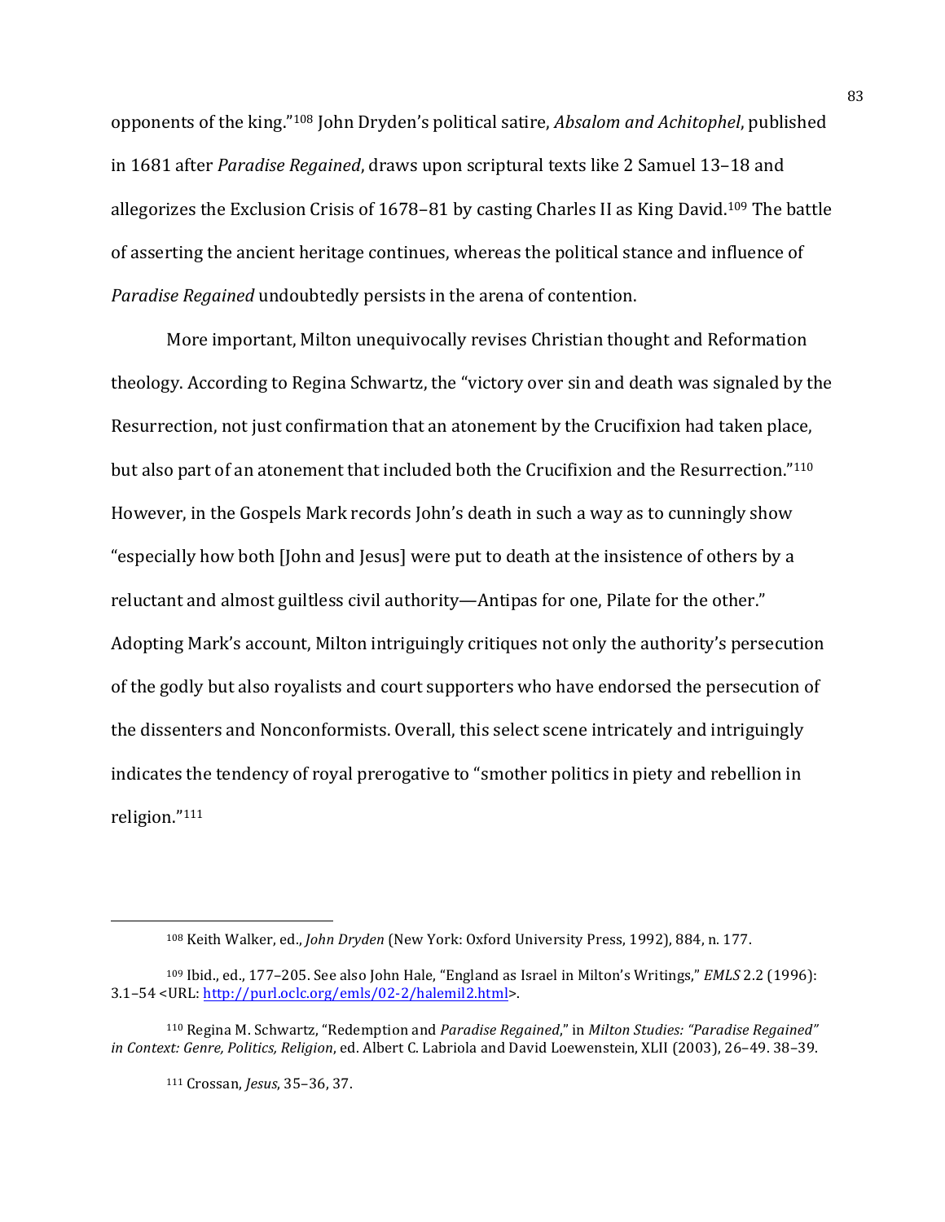opponents of the king."[108] John Dryden's political satire, *Absalom and Achitophel*, published in 1681 after *Paradise Regained*, draws upon scriptural texts like 2 Samuel 13–18 and allegorizes the Exclusion Crisis of 1678–81 by casting Charles II as King David.[109] The battle of asserting the ancient heritage continues, whereas the political stance and influence of *Paradise Regained* undoubtedly persists in the arena of contention.

More important, Milton unequivocally revises Christian thought and Reformation theology. According to Regina Schwartz, the "victory over sin and death was signaled by the Resurrection, not just confirmation that an atonement by the Crucifixion had taken place, but also part of an atonement that included both the Crucifixion and the Resurrection."[110] However, in the Gospels Mark records John's death in such a way as to cunningly show "especially how both [John and Jesus] were put to death at the insistence of others by a reluctant and almost guiltless civil authority—Antipas for one, Pilate for the other." Adopting Mark's account, Milton intriguingly critiques not only the authority's persecution of the godly but also royalists and court supporters who have endorsed the persecution of the dissenters and Nonconformists. Overall, this select scene intricately and intriguingly indicates the tendency of royal prerogative to "smother politics in piety and rebellion in religion."[111]

---

[108] Keith Walker, ed., *John Dryden* (New York: Oxford University Press, 1992), 884, n. 177.

[109] Ibid., ed., 177–205. See also John Hale, "England as Israel in Milton's Writings," *EMLS* 2.2 (1996): 3.1–54 <URL: http://purl.oclc.org/emls/02-2/halemil2.html>.

[110] Regina M. Schwartz, "Redemption and *Paradise Regained*," in *Milton Studies: "Paradise Regained" in Context: Genre, Politics, Religion*, ed. Albert C. Labriola and David Loewenstein, XLII (2003), 26–49. 38–39.

[111] Crossan, *Jesus*, 35–36, 37.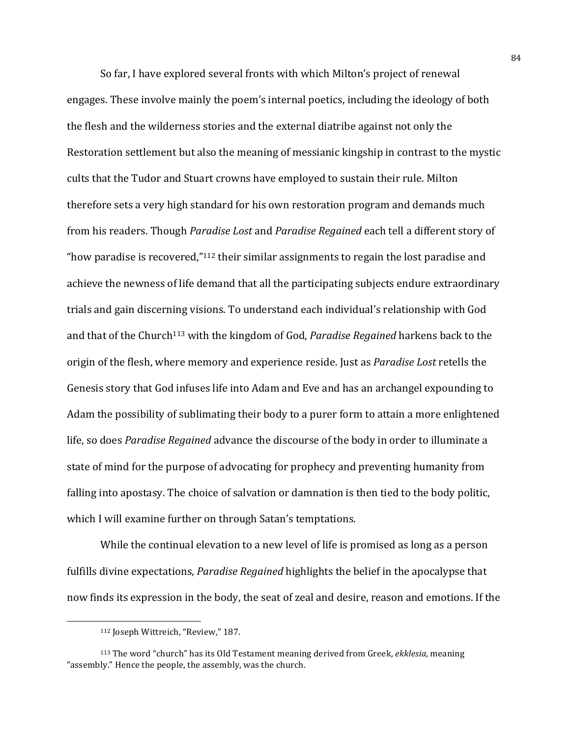So far, I have explored several fronts with which Milton's project of renewal engages. These involve mainly the poem's internal poetics, including the ideology of both the flesh and the wilderness stories and the external diatribe against not only the Restoration settlement but also the meaning of messianic kingship in contrast to the mystic cults that the Tudor and Stuart crowns have employed to sustain their rule. Milton therefore sets a very high standard for his own restoration program and demands much from his readers. Though *Paradise Lost* and *Paradise Regained* each tell a different story of "how paradise is recovered,"[112] their similar assignments to regain the lost paradise and achieve the newness of life demand that all the participating subjects endure extraordinary trials and gain discerning visions. To understand each individual's relationship with God and that of the Church[113] with the kingdom of God, *Paradise Regained* harkens back to the origin of the flesh, where memory and experience reside. Just as *Paradise Lost* retells the Genesis story that God infuses life into Adam and Eve and has an archangel expounding to Adam the possibility of sublimating their body to a purer form to attain a more enlightened life, so does *Paradise Regained* advance the discourse of the body in order to illuminate a state of mind for the purpose of advocating for prophecy and preventing humanity from falling into apostasy. The choice of salvation or damnation is then tied to the body politic, which I will examine further on through Satan's temptations.

While the continual elevation to a new level of life is promised as long as a person fulfills divine expectations, *Paradise Regained* highlights the belief in the apocalypse that now finds its expression in the body, the seat of zeal and desire, reason and emotions. If the

---

[112] Joseph Wittreich, "Review," 187.

[113] The word "church" has its Old Testament meaning derived from Greek, *ekklesia*, meaning "assembly." Hence the people, the assembly, was the church.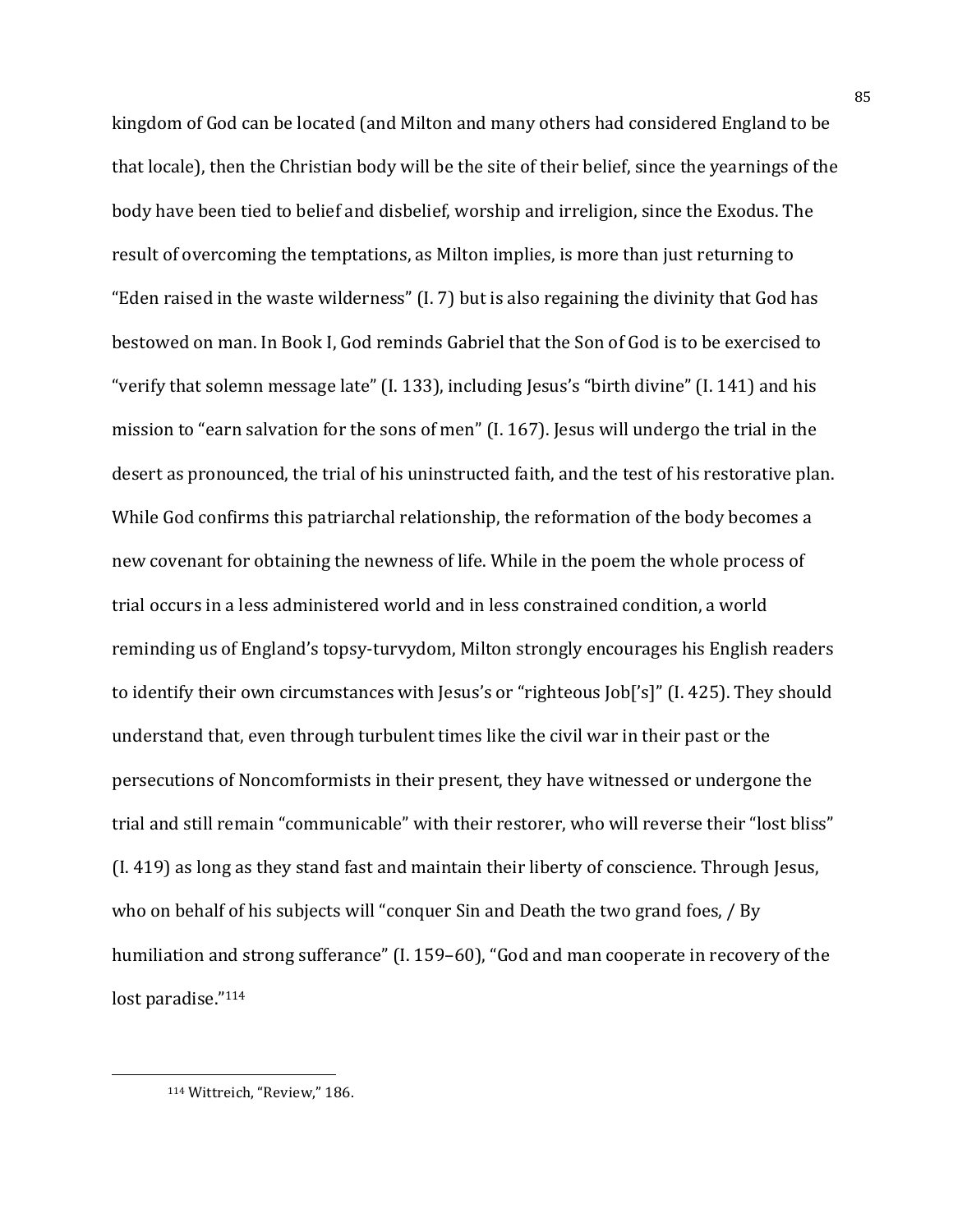kingdom of God can be located (and Milton and many others had considered England to be that locale), then the Christian body will be the site of their belief, since the yearnings of the body have been tied to belief and disbelief, worship and irreligion, since the Exodus. The result of overcoming the temptations, as Milton implies, is more than just returning to "Eden raised in the waste wilderness" (I. 7) but is also regaining the divinity that God has bestowed on man. In Book I, God reminds Gabriel that the Son of God is to be exercised to "verify that solemn message late" (I. 133), including Jesus's "birth divine" (I. 141) and his mission to "earn salvation for the sons of men" (I. 167). Jesus will undergo the trial in the desert as pronounced, the trial of his uninstructed faith, and the test of his restorative plan. While God confirms this patriarchal relationship, the reformation of the body becomes a new covenant for obtaining the newness of life. While in the poem the whole process of trial occurs in a less administered world and in less constrained condition, a world reminding us of England's topsy-turvydom, Milton strongly encourages his English readers to identify their own circumstances with Jesus's or "righteous Job['s]" (I. 425). They should understand that, even through turbulent times like the civil war in their past or the persecutions of Noncomformists in their present, they have witnessed or undergone the trial and still remain "communicable" with their restorer, who will reverse their "lost bliss" (I. 419) as long as they stand fast and maintain their liberty of conscience. Through Jesus, who on behalf of his subjects will "conquer Sin and Death the two grand foes, / By humiliation and strong sufferance" (I. 159–60), "God and man cooperate in recovery of the lost paradise."[114]

---

[114] Wittreich, "Review," 186.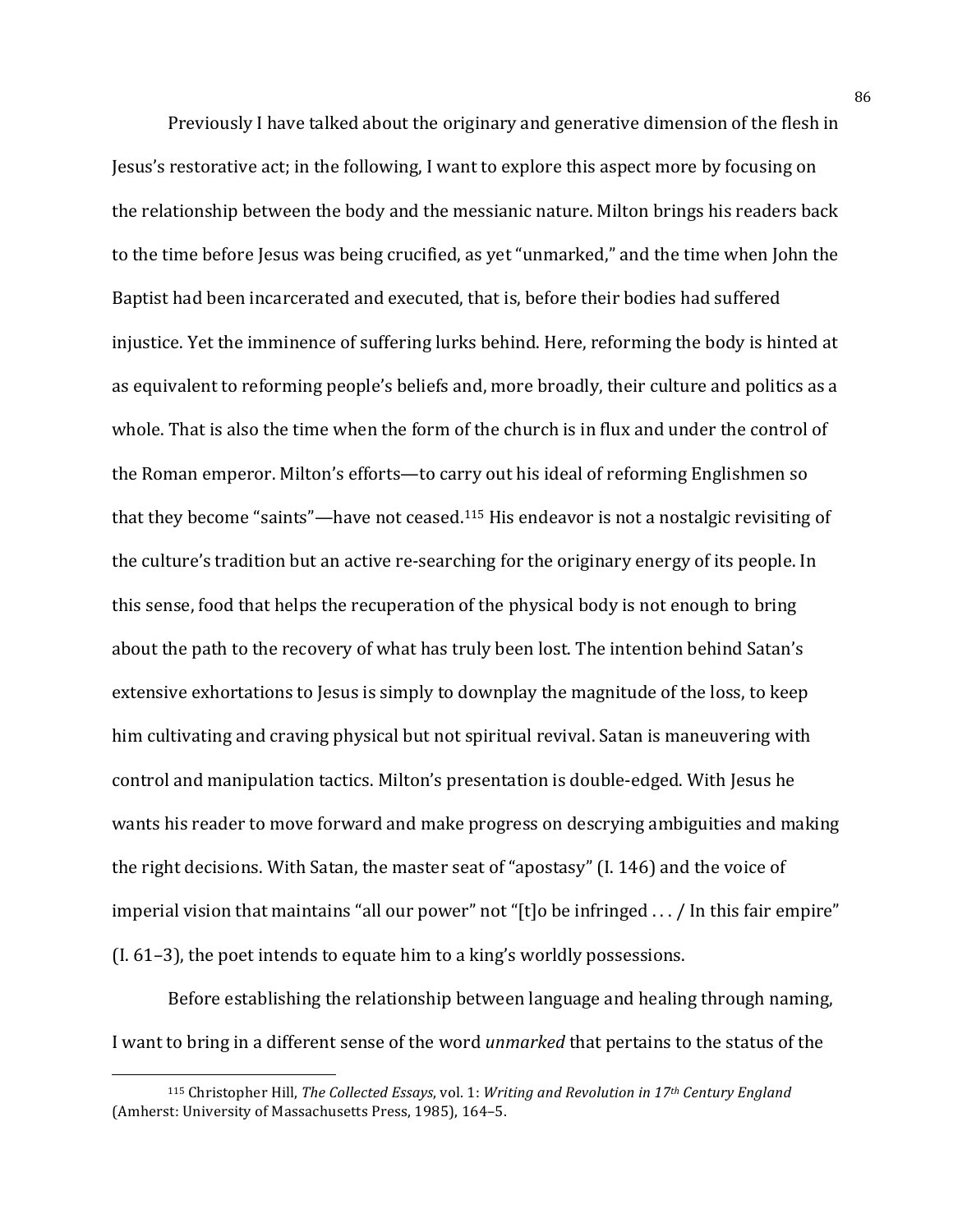Previously I have talked about the originary and generative dimension of the flesh in Jesus's restorative act; in the following, I want to explore this aspect more by focusing on the relationship between the body and the messianic nature. Milton brings his readers back to the time before Jesus was being crucified, as yet "unmarked," and the time when John the Baptist had been incarcerated and executed, that is, before their bodies had suffered injustice. Yet the imminence of suffering lurks behind. Here, reforming the body is hinted at as equivalent to reforming people's beliefs and, more broadly, their culture and politics as a whole. That is also the time when the form of the church is in flux and under the control of the Roman emperor. Milton's efforts—to carry out his ideal of reforming Englishmen so that they become "saints"—have not ceased.[115] His endeavor is not a nostalgic revisiting of the culture's tradition but an active re-searching for the originary energy of its people. In this sense, food that helps the recuperation of the physical body is not enough to bring about the path to the recovery of what has truly been lost. The intention behind Satan's extensive exhortations to Jesus is simply to downplay the magnitude of the loss, to keep him cultivating and craving physical but not spiritual revival. Satan is maneuvering with control and manipulation tactics. Milton's presentation is double-edged. With Jesus he wants his reader to move forward and make progress on descrying ambiguities and making the right decisions. With Satan, the master seat of "apostasy" (I. 146) and the voice of imperial vision that maintains "all our power" not "[t]o be infringed . . . / In this fair empire" (I. 61–3), the poet intends to equate him to a king's worldly possessions.

Before establishing the relationship between language and healing through naming, I want to bring in a different sense of the word *unmarked* that pertains to the status of the

[115] Christopher Hill, *The Collected Essays*, vol. 1: *Writing and Revolution in 17th Century England* (Amherst: University of Massachusetts Press, 1985), 164–5.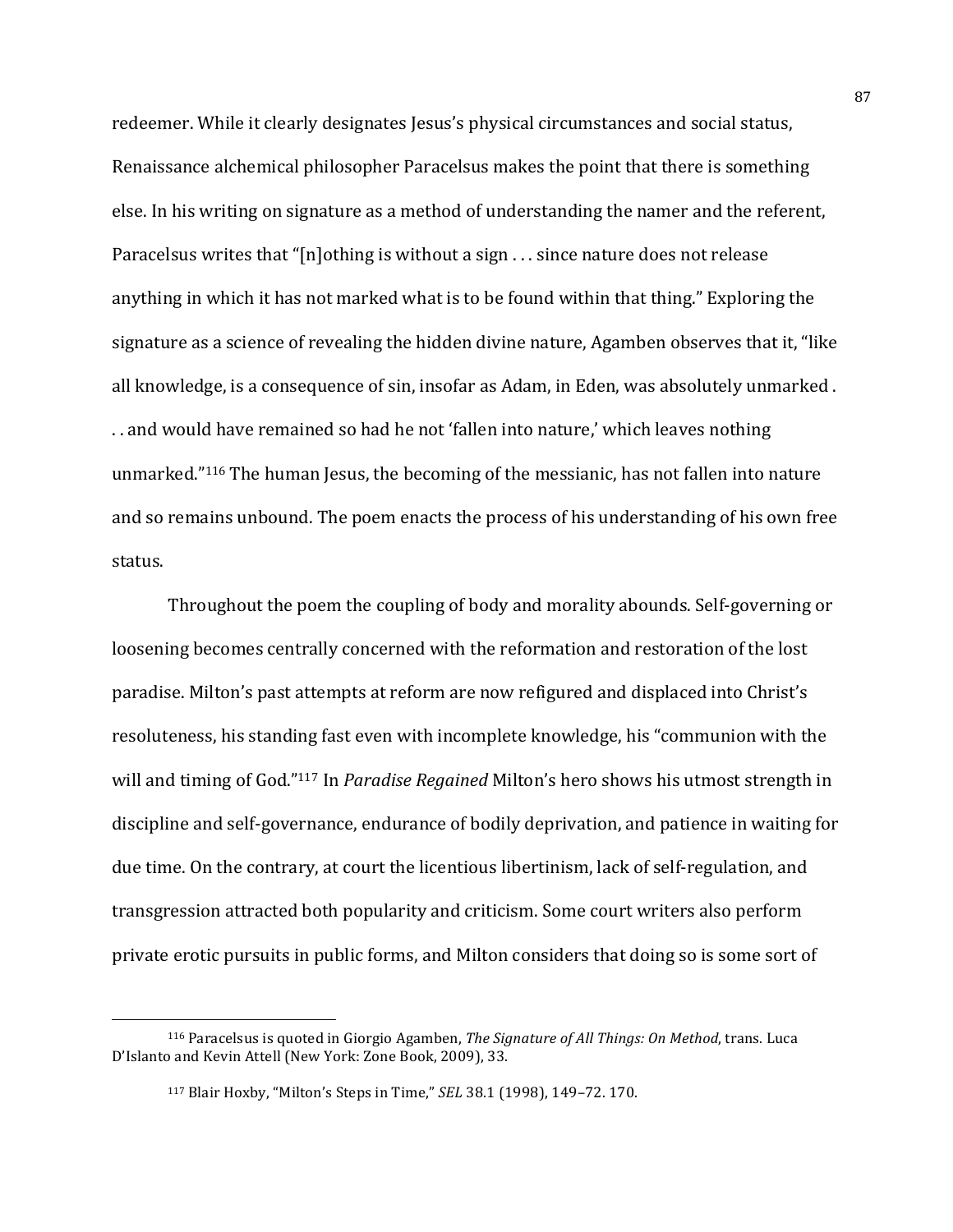redeemer. While it clearly designates Jesus's physical circumstances and social status, Renaissance alchemical philosopher Paracelsus makes the point that there is something else. In his writing on signature as a method of understanding the namer and the referent, Paracelsus writes that "[n]othing is without a sign . . . since nature does not release anything in which it has not marked what is to be found within that thing." Exploring the signature as a science of revealing the hidden divine nature, Agamben observes that it, "like all knowledge, is a consequence of sin, insofar as Adam, in Eden, was absolutely unmarked . . . and would have remained so had he not 'fallen into nature,' which leaves nothing unmarked."[116] The human Jesus, the becoming of the messianic, has not fallen into nature and so remains unbound. The poem enacts the process of his understanding of his own free status.

Throughout the poem the coupling of body and morality abounds. Self-governing or loosening becomes centrally concerned with the reformation and restoration of the lost paradise. Milton's past attempts at reform are now refigured and displaced into Christ's resoluteness, his standing fast even with incomplete knowledge, his "communion with the will and timing of God."[117] In *Paradise Regained* Milton's hero shows his utmost strength in discipline and self-governance, endurance of bodily deprivation, and patience in waiting for due time. On the contrary, at court the licentious libertinism, lack of self-regulation, and transgression attracted both popularity and criticism. Some court writers also perform private erotic pursuits in public forms, and Milton considers that doing so is some sort of

---

[116] Paracelsus is quoted in Giorgio Agamben, *The Signature of All Things: On Method*, trans. Luca D'Islanto and Kevin Attell (New York: Zone Book, 2009), 33.

[117] Blair Hoxby, "Milton's Steps in Time," *SEL* 38.1 (1998), 149–72. 170.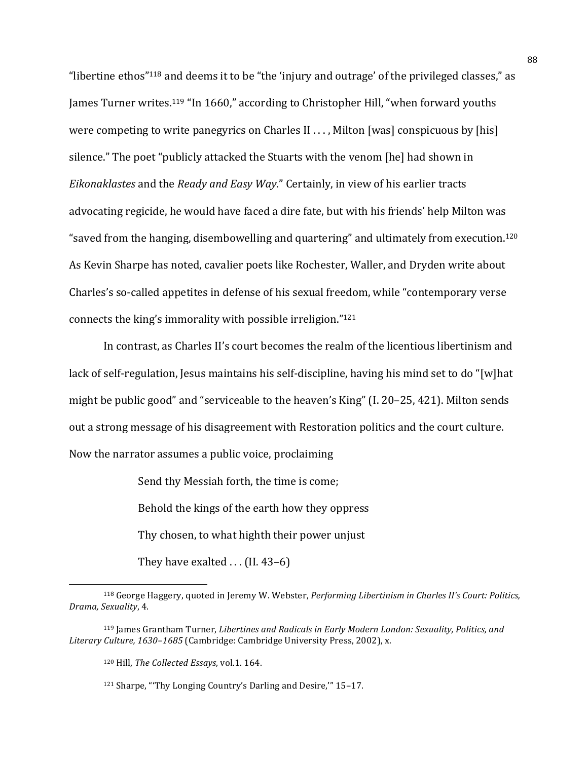"libertine ethos"[118] and deems it to be "the 'injury and outrage' of the privileged classes," as James Turner writes.[119] "In 1660," according to Christopher Hill, "when forward youths were competing to write panegyrics on Charles II . . . , Milton [was] conspicuous by [his] silence." The poet "publicly attacked the Stuarts with the venom [he] had shown in *Eikonaklastes* and the *Ready and Easy Way*." Certainly, in view of his earlier tracts advocating regicide, he would have faced a dire fate, but with his friends' help Milton was "saved from the hanging, disembowelling and quartering" and ultimately from execution.[120] As Kevin Sharpe has noted, cavalier poets like Rochester, Waller, and Dryden write about Charles's so-called appetites in defense of his sexual freedom, while "contemporary verse connects the king's immorality with possible irreligion."[121]

In contrast, as Charles II's court becomes the realm of the licentious libertinism and lack of self-regulation, Jesus maintains his self-discipline, having his mind set to do "[w]hat might be public good" and "serviceable to the heaven's King" (I. 20–25, 421). Milton sends out a strong message of his disagreement with Restoration politics and the court culture. Now the narrator assumes a public voice, proclaiming

> Send thy Messiah forth, the time is come;
>
> Behold the kings of the earth how they oppress
>
> Thy chosen, to what highth their power unjust
>
> They have exalted . . . (II. 43–6)

---

[118] George Haggery, quoted in Jeremy W. Webster, *Performing Libertinism in Charles II's Court: Politics, Drama, Sexuality*, 4.

[119] James Grantham Turner, *Libertines and Radicals in Early Modern London: Sexuality, Politics, and Literary Culture, 1630–1685* (Cambridge: Cambridge University Press, 2002), x.

[120] Hill, *The Collected Essays*, vol.1. 164.

[121] Sharpe, "'Thy Longing Country's Darling and Desire,'" 15–17.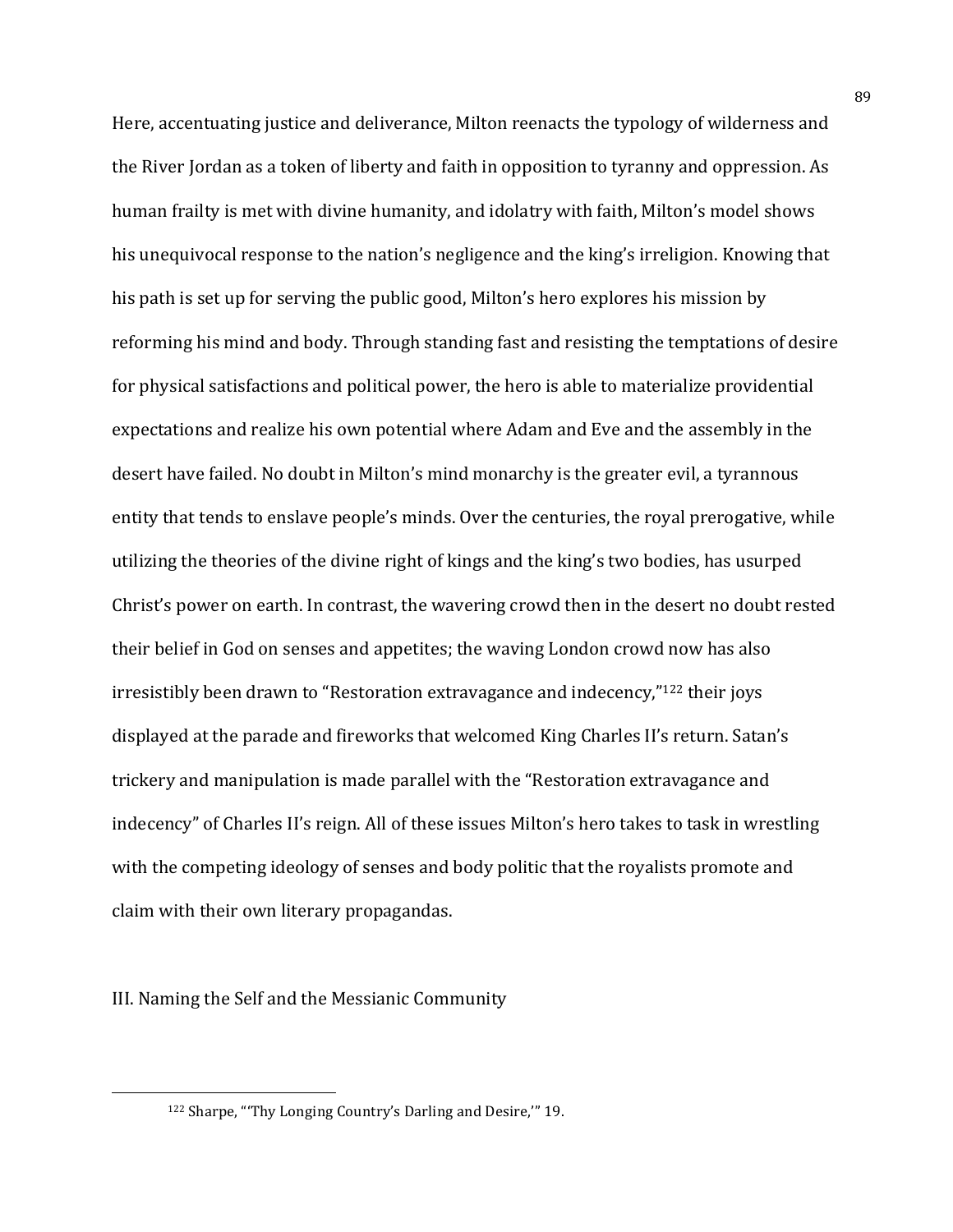Here, accentuating justice and deliverance, Milton reenacts the typology of wilderness and the River Jordan as a token of liberty and faith in opposition to tyranny and oppression. As human frailty is met with divine humanity, and idolatry with faith, Milton's model shows his unequivocal response to the nation's negligence and the king's irreligion. Knowing that his path is set up for serving the public good, Milton's hero explores his mission by reforming his mind and body. Through standing fast and resisting the temptations of desire for physical satisfactions and political power, the hero is able to materialize providential expectations and realize his own potential where Adam and Eve and the assembly in the desert have failed. No doubt in Milton's mind monarchy is the greater evil, a tyrannous entity that tends to enslave people's minds. Over the centuries, the royal prerogative, while utilizing the theories of the divine right of kings and the king's two bodies, has usurped Christ's power on earth. In contrast, the wavering crowd then in the desert no doubt rested their belief in God on senses and appetites; the waving London crowd now has also irresistibly been drawn to "Restoration extravagance and indecency,"[122] their joys displayed at the parade and fireworks that welcomed King Charles II's return. Satan's trickery and manipulation is made parallel with the "Restoration extravagance and indecency" of Charles II's reign. All of these issues Milton's hero takes to task in wrestling with the competing ideology of senses and body politic that the royalists promote and claim with their own literary propagandas.

## III. Naming the Self and the Messianic Community

---

[122] Sharpe, "'Thy Longing Country's Darling and Desire,'" 19.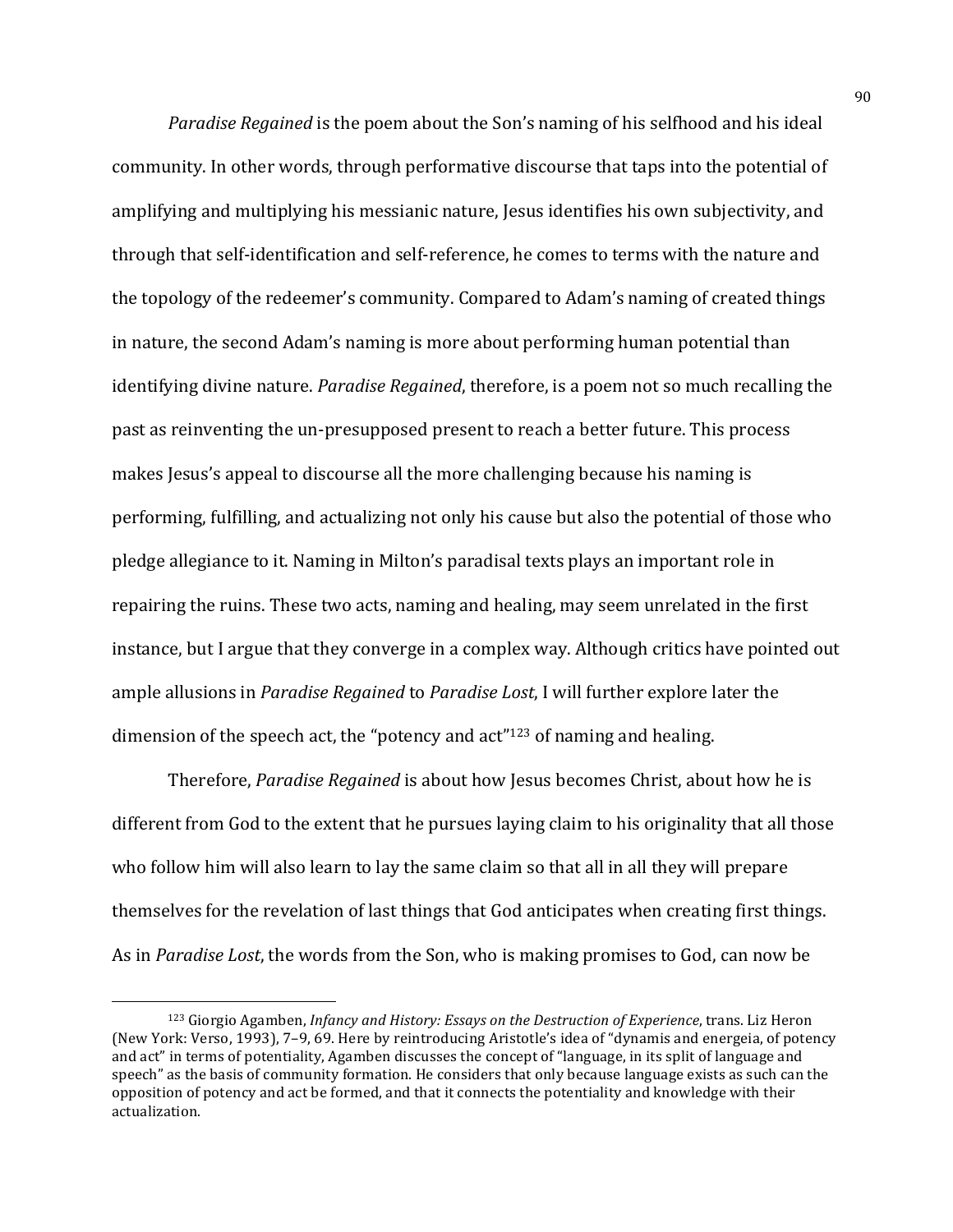*Paradise Regained* is the poem about the Son's naming of his selfhood and his ideal community. In other words, through performative discourse that taps into the potential of amplifying and multiplying his messianic nature, Jesus identifies his own subjectivity, and through that self-identification and self-reference, he comes to terms with the nature and the topology of the redeemer's community. Compared to Adam's naming of created things in nature, the second Adam's naming is more about performing human potential than identifying divine nature. *Paradise Regained*, therefore, is a poem not so much recalling the past as reinventing the un-presupposed present to reach a better future. This process makes Jesus's appeal to discourse all the more challenging because his naming is performing, fulfilling, and actualizing not only his cause but also the potential of those who pledge allegiance to it. Naming in Milton's paradisal texts plays an important role in repairing the ruins. These two acts, naming and healing, may seem unrelated in the first instance, but I argue that they converge in a complex way. Although critics have pointed out ample allusions in *Paradise Regained* to *Paradise Lost*, I will further explore later the dimension of the speech act, the "potency and act"[123] of naming and healing.

Therefore, *Paradise Regained* is about how Jesus becomes Christ, about how he is different from God to the extent that he pursues laying claim to his originality that all those who follow him will also learn to lay the same claim so that all in all they will prepare themselves for the revelation of last things that God anticipates when creating first things. As in *Paradise Lost*, the words from the Son, who is making promises to God, can now be

[123] Giorgio Agamben, *Infancy and History: Essays on the Destruction of Experience*, trans. Liz Heron (New York: Verso, 1993), 7–9, 69. Here by reintroducing Aristotle's idea of "dynamis and energeia, of potency and act" in terms of potentiality, Agamben discusses the concept of "language, in its split of language and speech" as the basis of community formation. He considers that only because language exists as such can the opposition of potency and act be formed, and that it connects the potentiality and knowledge with their actualization.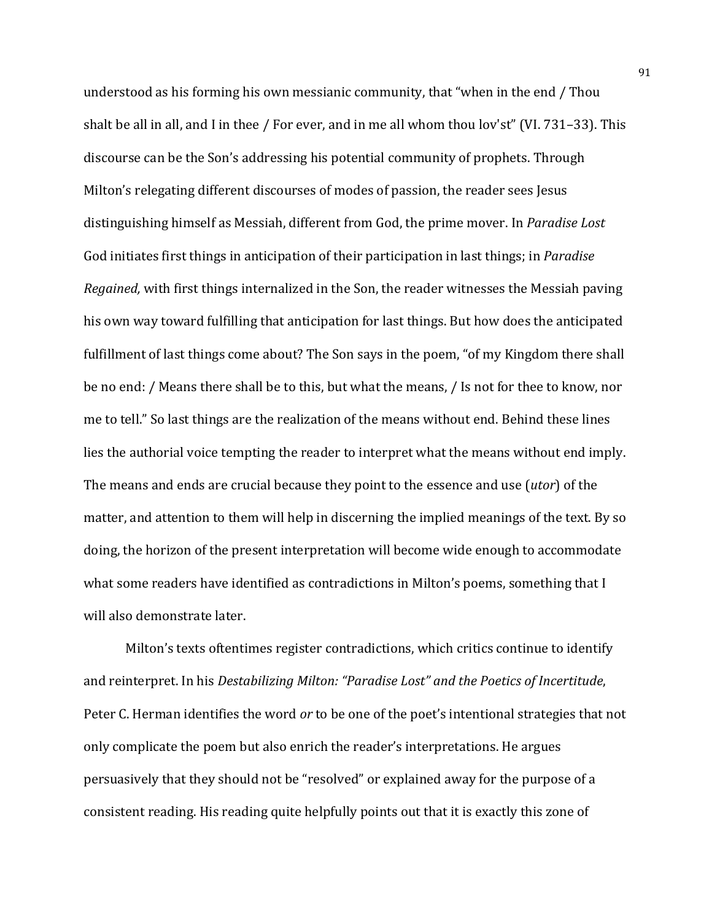understood as his forming his own messianic community, that "when in the end / Thou shalt be all in all, and I in thee / For ever, and in me all whom thou lov'st" (VI. 731–33). This discourse can be the Son's addressing his potential community of prophets. Through Milton's relegating different discourses of modes of passion, the reader sees Jesus distinguishing himself as Messiah, different from God, the prime mover. In *Paradise Lost* God initiates first things in anticipation of their participation in last things; in *Paradise Regained,* with first things internalized in the Son, the reader witnesses the Messiah paving his own way toward fulfilling that anticipation for last things. But how does the anticipated fulfillment of last things come about? The Son says in the poem, "of my Kingdom there shall be no end: / Means there shall be to this, but what the means, / Is not for thee to know, nor me to tell." So last things are the realization of the means without end. Behind these lines lies the authorial voice tempting the reader to interpret what the means without end imply. The means and ends are crucial because they point to the essence and use (*utor*) of the matter, and attention to them will help in discerning the implied meanings of the text. By so doing, the horizon of the present interpretation will become wide enough to accommodate what some readers have identified as contradictions in Milton's poems, something that I will also demonstrate later.

Milton's texts oftentimes register contradictions, which critics continue to identify and reinterpret. In his *Destabilizing Milton: "Paradise Lost" and the Poetics of Incertitude*, Peter C. Herman identifies the word *or* to be one of the poet's intentional strategies that not only complicate the poem but also enrich the reader's interpretations. He argues persuasively that they should not be "resolved" or explained away for the purpose of a consistent reading. His reading quite helpfully points out that it is exactly this zone of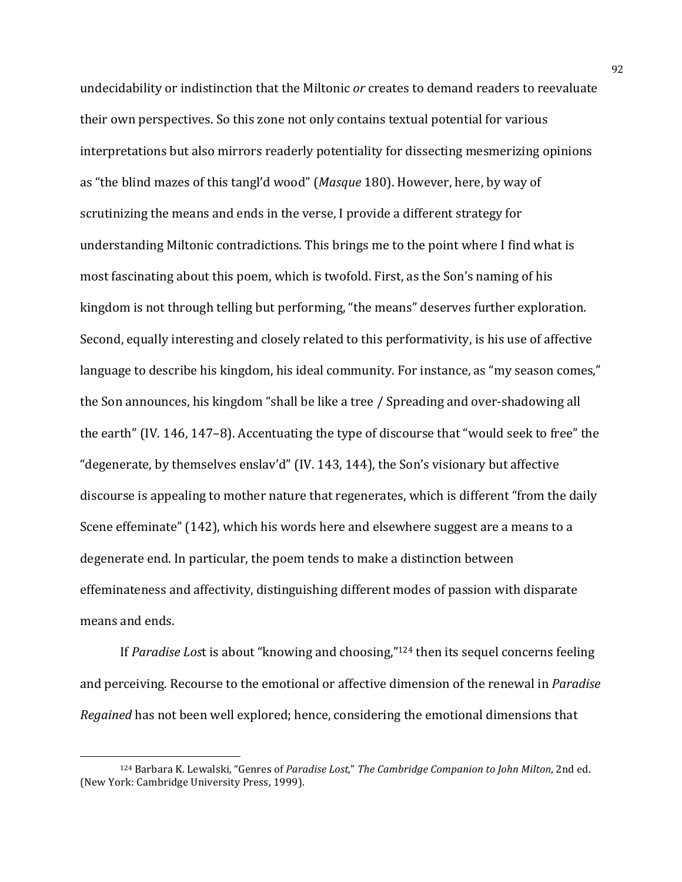undecidability or indistinction that the Miltonic *or* creates to demand readers to reevaluate their own perspectives. So this zone not only contains textual potential for various interpretations but also mirrors readerly potentiality for dissecting mesmerizing opinions as "the blind mazes of this tangl'd wood" (*Masque* 180). However, here, by way of scrutinizing the means and ends in the verse, I provide a different strategy for understanding Miltonic contradictions. This brings me to the point where I find what is most fascinating about this poem, which is twofold. First, as the Son's naming of his kingdom is not through telling but performing, "the means" deserves further exploration. Second, equally interesting and closely related to this performativity, is his use of affective language to describe his kingdom, his ideal community. For instance, as "my season comes," the Son announces, his kingdom "shall be like a tree / Spreading and over-shadowing all the earth" (IV. 146, 147–8). Accentuating the type of discourse that "would seek to free" the "degenerate, by themselves enslav'd" (IV. 143, 144), the Son's visionary but affective discourse is appealing to mother nature that regenerates, which is different "from the daily Scene effeminate" (142), which his words here and elsewhere suggest are a means to a degenerate end. In particular, the poem tends to make a distinction between effeminateness and affectivity, distinguishing different modes of passion with disparate means and ends.

If *Paradise Los*t is about "knowing and choosing,"[124] then its sequel concerns feeling and perceiving. Recourse to the emotional or affective dimension of the renewal in *Paradise Regained* has not been well explored; hence, considering the emotional dimensions that

[124] Barbara K. Lewalski, "Genres of *Paradise Lost*," *The Cambridge Companion to John Milton*, 2nd ed. (New York: Cambridge University Press, 1999).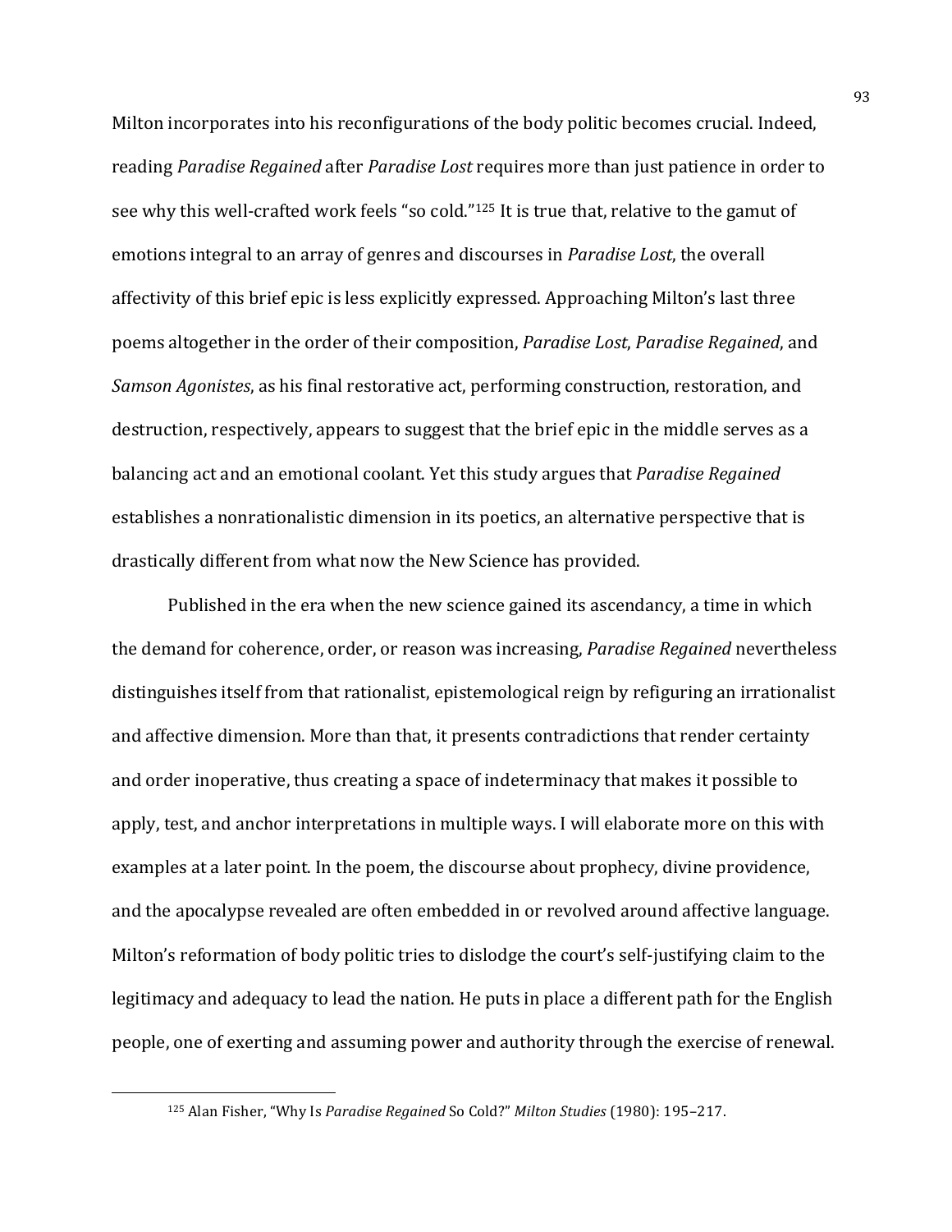Milton incorporates into his reconfigurations of the body politic becomes crucial. Indeed, reading *Paradise Regained* after *Paradise Lost* requires more than just patience in order to see why this well-crafted work feels "so cold."[125] It is true that, relative to the gamut of emotions integral to an array of genres and discourses in *Paradise Lost*, the overall affectivity of this brief epic is less explicitly expressed. Approaching Milton's last three poems altogether in the order of their composition, *Paradise Lost*, *Paradise Regained*, and *Samson Agonistes*, as his final restorative act, performing construction, restoration, and destruction, respectively, appears to suggest that the brief epic in the middle serves as a balancing act and an emotional coolant. Yet this study argues that *Paradise Regained* establishes a nonrationalistic dimension in its poetics, an alternative perspective that is drastically different from what now the New Science has provided.

Published in the era when the new science gained its ascendancy, a time in which the demand for coherence, order, or reason was increasing, *Paradise Regained* nevertheless distinguishes itself from that rationalist, epistemological reign by refiguring an irrationalist and affective dimension. More than that, it presents contradictions that render certainty and order inoperative, thus creating a space of indeterminacy that makes it possible to apply, test, and anchor interpretations in multiple ways. I will elaborate more on this with examples at a later point. In the poem, the discourse about prophecy, divine providence, and the apocalypse revealed are often embedded in or revolved around affective language. Milton's reformation of body politic tries to dislodge the court's self-justifying claim to the legitimacy and adequacy to lead the nation. He puts in place a different path for the English people, one of exerting and assuming power and authority through the exercise of renewal.

---

[125] Alan Fisher, "Why Is *Paradise Regained* So Cold?" *Milton Studies* (1980): 195–217.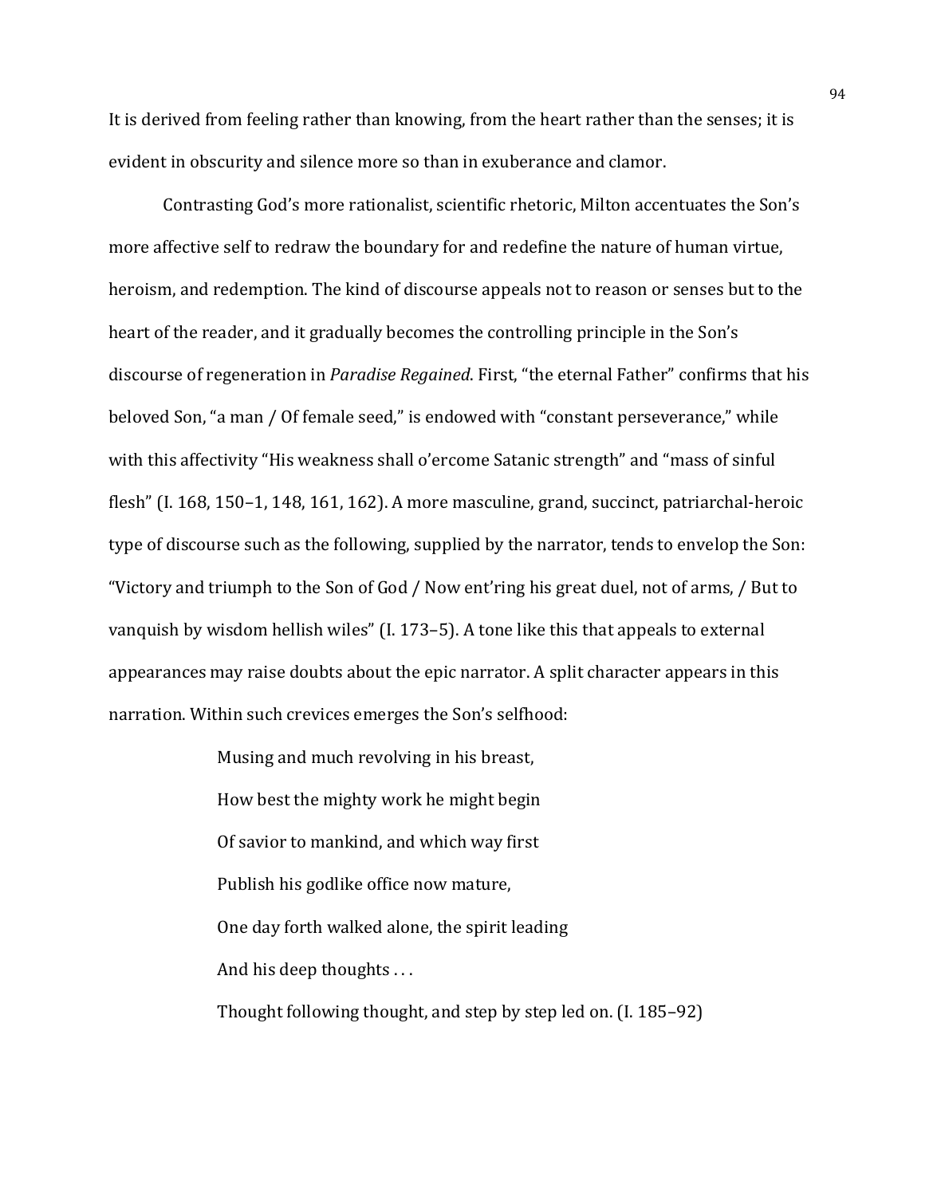It is derived from feeling rather than knowing, from the heart rather than the senses; it is evident in obscurity and silence more so than in exuberance and clamor.

Contrasting God's more rationalist, scientific rhetoric, Milton accentuates the Son's more affective self to redraw the boundary for and redefine the nature of human virtue, heroism, and redemption. The kind of discourse appeals not to reason or senses but to the heart of the reader, and it gradually becomes the controlling principle in the Son's discourse of regeneration in *Paradise Regained*. First, "the eternal Father" confirms that his beloved Son, "a man / Of female seed," is endowed with "constant perseverance," while with this affectivity "His weakness shall o'ercome Satanic strength" and "mass of sinful flesh" (I. 168, 150–1, 148, 161, 162). A more masculine, grand, succinct, patriarchal-heroic type of discourse such as the following, supplied by the narrator, tends to envelop the Son: "Victory and triumph to the Son of God / Now ent'ring his great duel, not of arms, / But to vanquish by wisdom hellish wiles" (I. 173–5). A tone like this that appeals to external appearances may raise doubts about the epic narrator. A split character appears in this narration. Within such crevices emerges the Son's selfhood:

> Musing and much revolving in his breast,
> How best the mighty work he might begin
> Of savior to mankind, and which way first
> Publish his godlike office now mature,
> One day forth walked alone, the spirit leading
> And his deep thoughts . . .
> Thought following thought, and step by step led on. (I. 185–92)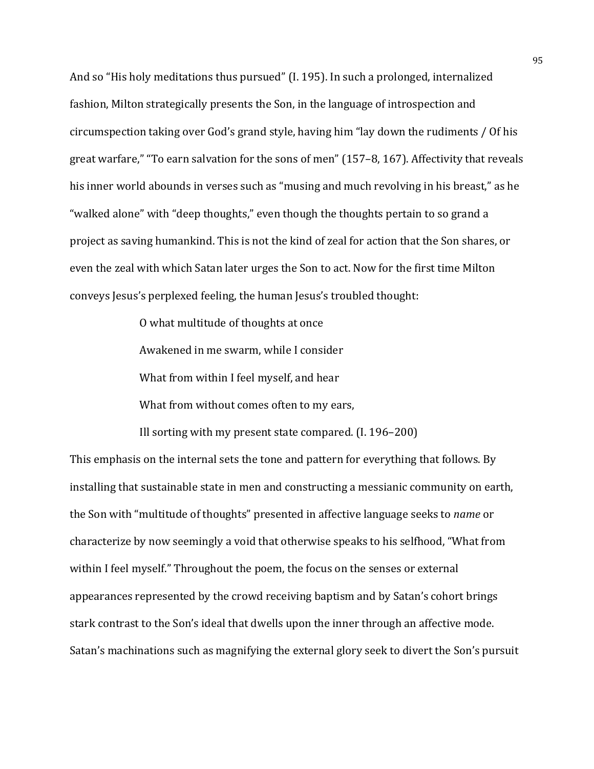And so “His holy meditations thus pursued” (I. 195). In such a prolonged, internalized fashion, Milton strategically presents the Son, in the language of introspection and circumspection taking over God’s grand style, having him “lay down the rudiments / Of his great warfare,” “To earn salvation for the sons of men” (157–8, 167). Affectivity that reveals his inner world abounds in verses such as “musing and much revolving in his breast,” as he “walked alone” with “deep thoughts,” even though the thoughts pertain to so grand a project as saving humankind. This is not the kind of zeal for action that the Son shares, or even the zeal with which Satan later urges the Son to act. Now for the first time Milton conveys Jesus’s perplexed feeling, the human Jesus’s troubled thought:

> O what multitude of thoughts at once
> Awakened in me swarm, while I consider
> What from within I feel myself, and hear
> What from without comes often to my ears,
> Ill sorting with my present state compared. (I. 196–200)

This emphasis on the internal sets the tone and pattern for everything that follows. By installing that sustainable state in men and constructing a messianic community on earth, the Son with “multitude of thoughts” presented in affective language seeks to *name* or characterize by now seemingly a void that otherwise speaks to his selfhood, “What from within I feel myself.” Throughout the poem, the focus on the senses or external appearances represented by the crowd receiving baptism and by Satan’s cohort brings stark contrast to the Son’s ideal that dwells upon the inner through an affective mode. Satan’s machinations such as magnifying the external glory seek to divert the Son’s pursuit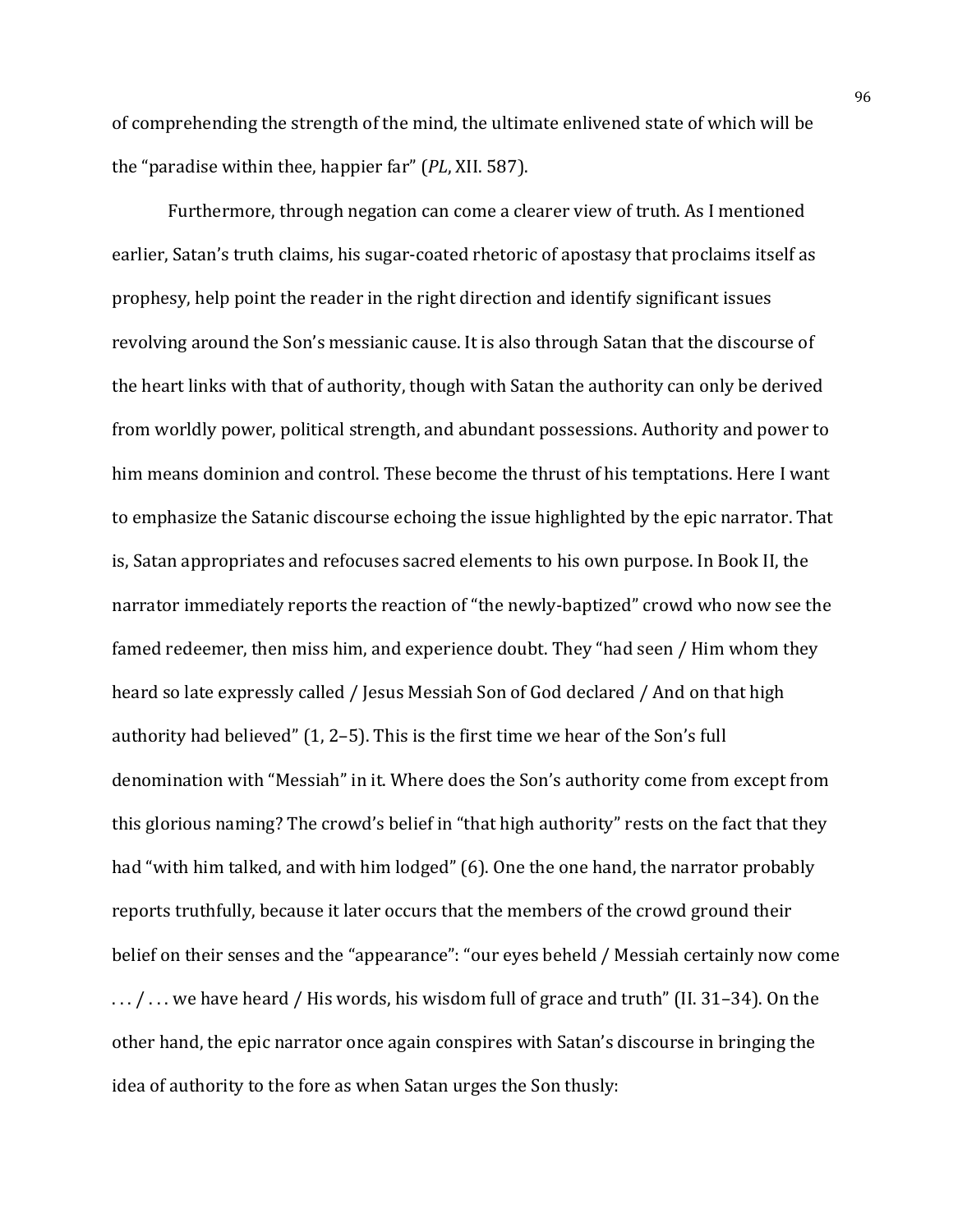of comprehending the strength of the mind, the ultimate enlivened state of which will be the "paradise within thee, happier far" (*PL*, XII. 587).

Furthermore, through negation can come a clearer view of truth. As I mentioned earlier, Satan's truth claims, his sugar-coated rhetoric of apostasy that proclaims itself as prophesy, help point the reader in the right direction and identify significant issues revolving around the Son's messianic cause. It is also through Satan that the discourse of the heart links with that of authority, though with Satan the authority can only be derived from worldly power, political strength, and abundant possessions. Authority and power to him means dominion and control. These become the thrust of his temptations. Here I want to emphasize the Satanic discourse echoing the issue highlighted by the epic narrator. That is, Satan appropriates and refocuses sacred elements to his own purpose. In Book II, the narrator immediately reports the reaction of "the newly-baptized" crowd who now see the famed redeemer, then miss him, and experience doubt. They "had seen / Him whom they heard so late expressly called / Jesus Messiah Son of God declared / And on that high authority had believed" (1, 2–5). This is the first time we hear of the Son's full denomination with "Messiah" in it. Where does the Son's authority come from except from this glorious naming? The crowd's belief in "that high authority" rests on the fact that they had "with him talked, and with him lodged" (6). One the one hand, the narrator probably reports truthfully, because it later occurs that the members of the crowd ground their belief on their senses and the "appearance": "our eyes beheld / Messiah certainly now come . . . / . . . we have heard / His words, his wisdom full of grace and truth" (II. 31–34). On the other hand, the epic narrator once again conspires with Satan's discourse in bringing the idea of authority to the fore as when Satan urges the Son thusly: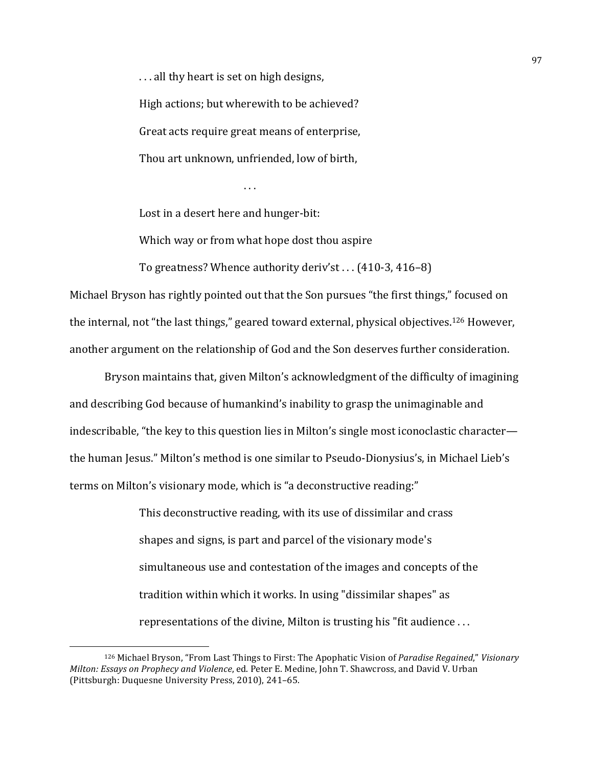> . . . all thy heart is set on high designs,
>
> High actions; but wherewith to be achieved?
>
> Great acts require great means of enterprise,
>
> Thou art unknown, unfriended, low of birth,
>
> . . .
>
> Lost in a desert here and hunger-bit:
>
> Which way or from what hope dost thou aspire
>
> To greatness? Whence authority deriv'st . . . (410-3, 416–8)

Michael Bryson has rightly pointed out that the Son pursues "the first things," focused on the internal, not "the last things," geared toward external, physical objectives.[126] However, another argument on the relationship of God and the Son deserves further consideration.

Bryson maintains that, given Milton's acknowledgment of the difficulty of imagining and describing God because of humankind's inability to grasp the unimaginable and indescribable, "the key to this question lies in Milton's single most iconoclastic character—the human Jesus." Milton's method is one similar to Pseudo-Dionysius's, in Michael Lieb's terms on Milton's visionary mode, which is "a deconstructive reading:"

> This deconstructive reading, with its use of dissimilar and crass shapes and signs, is part and parcel of the visionary mode's simultaneous use and contestation of the images and concepts of the tradition within which it works. In using "dissimilar shapes" as representations of the divine, Milton is trusting his "fit audience . . .

[126] Michael Bryson, "From Last Things to First: The Apophatic Vision of *Paradise Regained*," *Visionary Milton: Essays on Prophecy and Violence*, ed. Peter E. Medine, John T. Shawcross, and David V. Urban (Pittsburgh: Duquesne University Press, 2010), 241–65.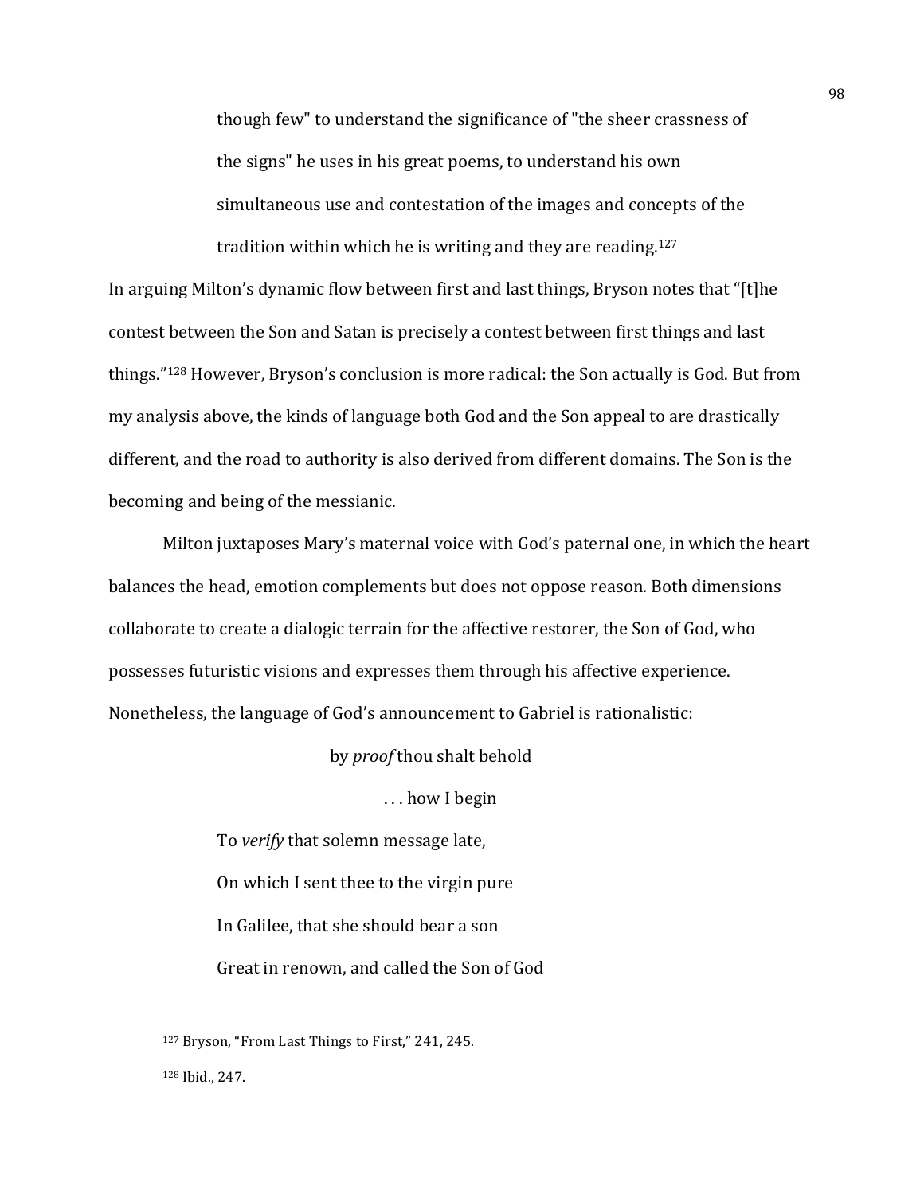> though few" to understand the significance of "the sheer crassness of the signs" he uses in his great poems, to understand his own simultaneous use and contestation of the images and concepts of the tradition within which he is writing and they are reading.[127]

In arguing Milton's dynamic flow between first and last things, Bryson notes that "[t]he contest between the Son and Satan is precisely a contest between first things and last things."[128] However, Bryson's conclusion is more radical: the Son actually is God. But from my analysis above, the kinds of language both God and the Son appeal to are drastically different, and the road to authority is also derived from different domains. The Son is the becoming and being of the messianic.

Milton juxtaposes Mary's maternal voice with God's paternal one, in which the heart balances the head, emotion complements but does not oppose reason. Both dimensions collaborate to create a dialogic terrain for the affective restorer, the Son of God, who possesses futuristic visions and expresses them through his affective experience. Nonetheless, the language of God's announcement to Gabriel is rationalistic:

> by *proof* thou shalt behold
>
> . . . how I begin
>
> To *verify* that solemn message late,
>
> On which I sent thee to the virgin pure
>
> In Galilee, that she should bear a son
>
> Great in renown, and called the Son of God

---

[127] Bryson, "From Last Things to First," 241, 245.

[128] Ibid., 247.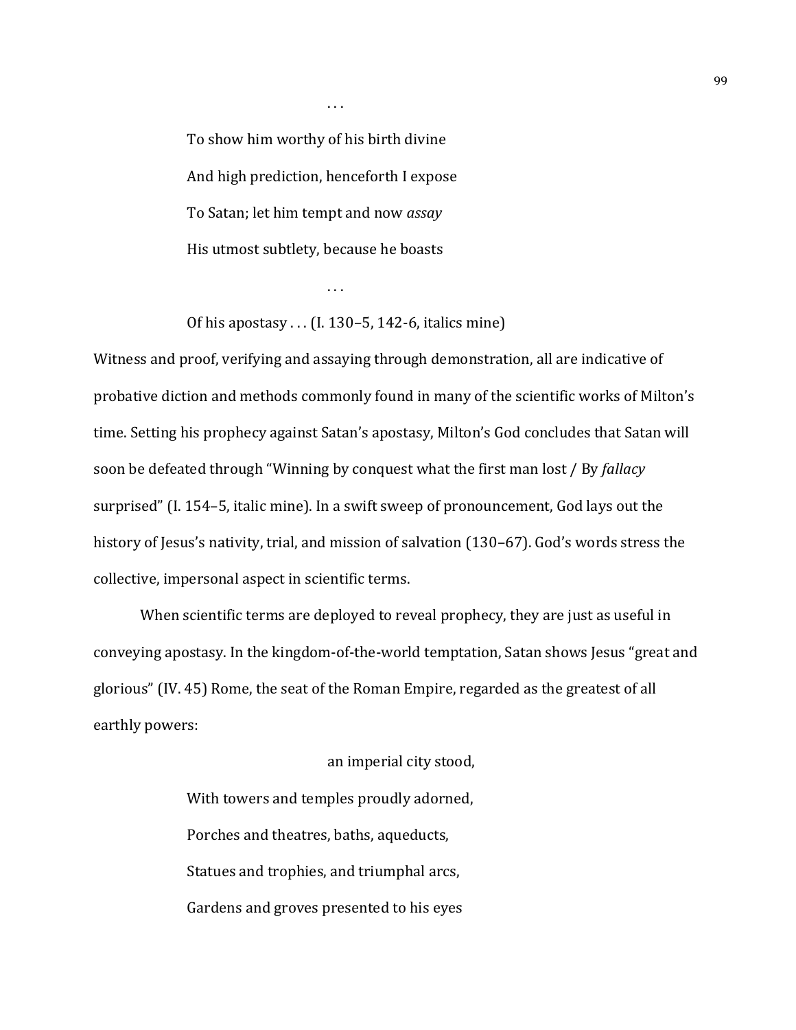. . .

> To show him worthy of his birth divine
>
> And high prediction, henceforth I expose
>
> To Satan; let him tempt and now *assay*
>
> His utmost subtlety, because he boasts
>
> . . .
>
> Of his apostasy . . . (I. 130–5, 142-6, italics mine)

Witness and proof, verifying and assaying through demonstration, all are indicative of probative diction and methods commonly found in many of the scientific works of Milton's time. Setting his prophecy against Satan's apostasy, Milton's God concludes that Satan will soon be defeated through "Winning by conquest what the first man lost / By *fallacy* surprised" (I. 154–5, italic mine). In a swift sweep of pronouncement, God lays out the history of Jesus's nativity, trial, and mission of salvation (130–67). God's words stress the collective, impersonal aspect in scientific terms.

When scientific terms are deployed to reveal prophecy, they are just as useful in conveying apostasy. In the kingdom-of-the-world temptation, Satan shows Jesus "great and glorious" (IV. 45) Rome, the seat of the Roman Empire, regarded as the greatest of all earthly powers:

> an imperial city stood,
>
> With towers and temples proudly adorned,
>
> Porches and theatres, baths, aqueducts,
>
> Statues and trophies, and triumphal arcs,
>
> Gardens and groves presented to his eyes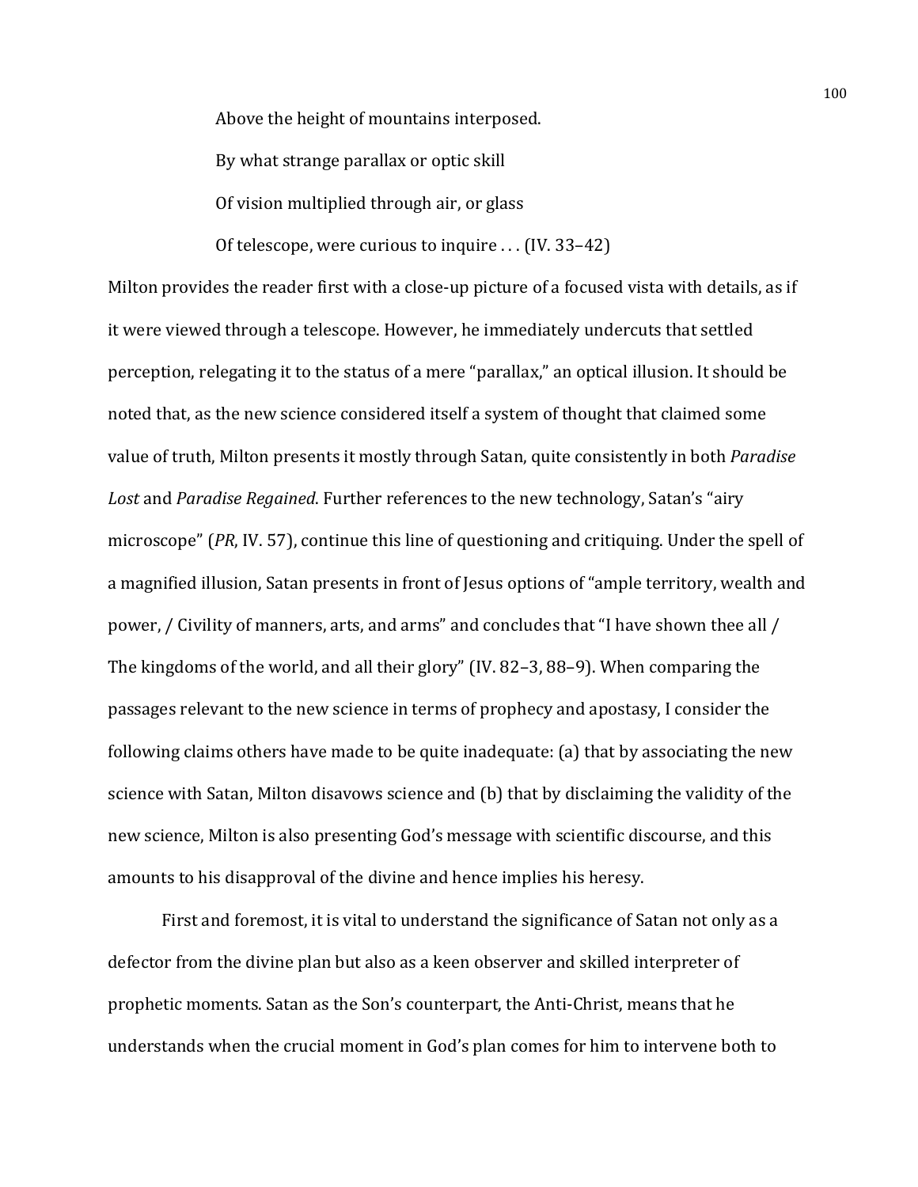> Above the height of mountains interposed.
>
> By what strange parallax or optic skill
>
> Of vision multiplied through air, or glass
>
> Of telescope, were curious to inquire . . . (IV. 33–42)

Milton provides the reader first with a close-up picture of a focused vista with details, as if it were viewed through a telescope. However, he immediately undercuts that settled perception, relegating it to the status of a mere "parallax," an optical illusion. It should be noted that, as the new science considered itself a system of thought that claimed some value of truth, Milton presents it mostly through Satan, quite consistently in both *Paradise Lost* and *Paradise Regained*. Further references to the new technology, Satan's "airy microscope" (*PR*, IV. 57), continue this line of questioning and critiquing. Under the spell of a magnified illusion, Satan presents in front of Jesus options of "ample territory, wealth and power, / Civility of manners, arts, and arms" and concludes that "I have shown thee all / The kingdoms of the world, and all their glory" (IV. 82–3, 88–9). When comparing the passages relevant to the new science in terms of prophecy and apostasy, I consider the following claims others have made to be quite inadequate: (a) that by associating the new science with Satan, Milton disavows science and (b) that by disclaiming the validity of the new science, Milton is also presenting God's message with scientific discourse, and this amounts to his disapproval of the divine and hence implies his heresy.

First and foremost, it is vital to understand the significance of Satan not only as a defector from the divine plan but also as a keen observer and skilled interpreter of prophetic moments. Satan as the Son's counterpart, the Anti-Christ, means that he understands when the crucial moment in God's plan comes for him to intervene both to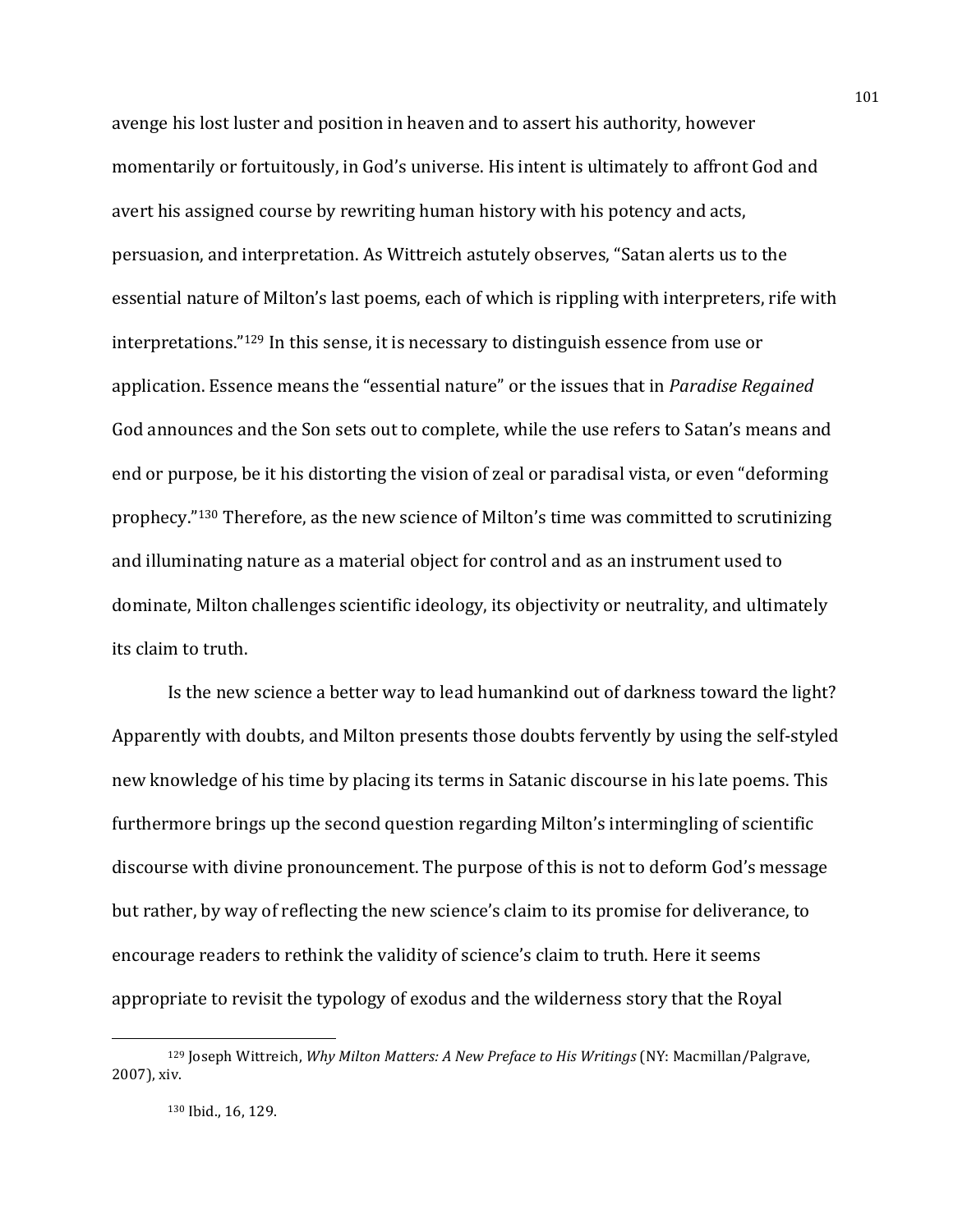avenge his lost luster and position in heaven and to assert his authority, however momentarily or fortuitously, in God's universe. His intent is ultimately to affront God and avert his assigned course by rewriting human history with his potency and acts, persuasion, and interpretation. As Wittreich astutely observes, "Satan alerts us to the essential nature of Milton's last poems, each of which is rippling with interpreters, rife with interpretations."[129] In this sense, it is necessary to distinguish essence from use or application. Essence means the "essential nature" or the issues that in *Paradise Regained* God announces and the Son sets out to complete, while the use refers to Satan's means and end or purpose, be it his distorting the vision of zeal or paradisal vista, or even "deforming prophecy."[130] Therefore, as the new science of Milton's time was committed to scrutinizing and illuminating nature as a material object for control and as an instrument used to dominate, Milton challenges scientific ideology, its objectivity or neutrality, and ultimately its claim to truth.

Is the new science a better way to lead humankind out of darkness toward the light? Apparently with doubts, and Milton presents those doubts fervently by using the self-styled new knowledge of his time by placing its terms in Satanic discourse in his late poems. This furthermore brings up the second question regarding Milton's intermingling of scientific discourse with divine pronouncement. The purpose of this is not to deform God's message but rather, by way of reflecting the new science's claim to its promise for deliverance, to encourage readers to rethink the validity of science's claim to truth. Here it seems appropriate to revisit the typology of exodus and the wilderness story that the Royal

---

[129] Joseph Wittreich, *Why Milton Matters: A New Preface to His Writings* (NY: Macmillan/Palgrave, 2007), xiv.

[130] Ibid., 16, 129.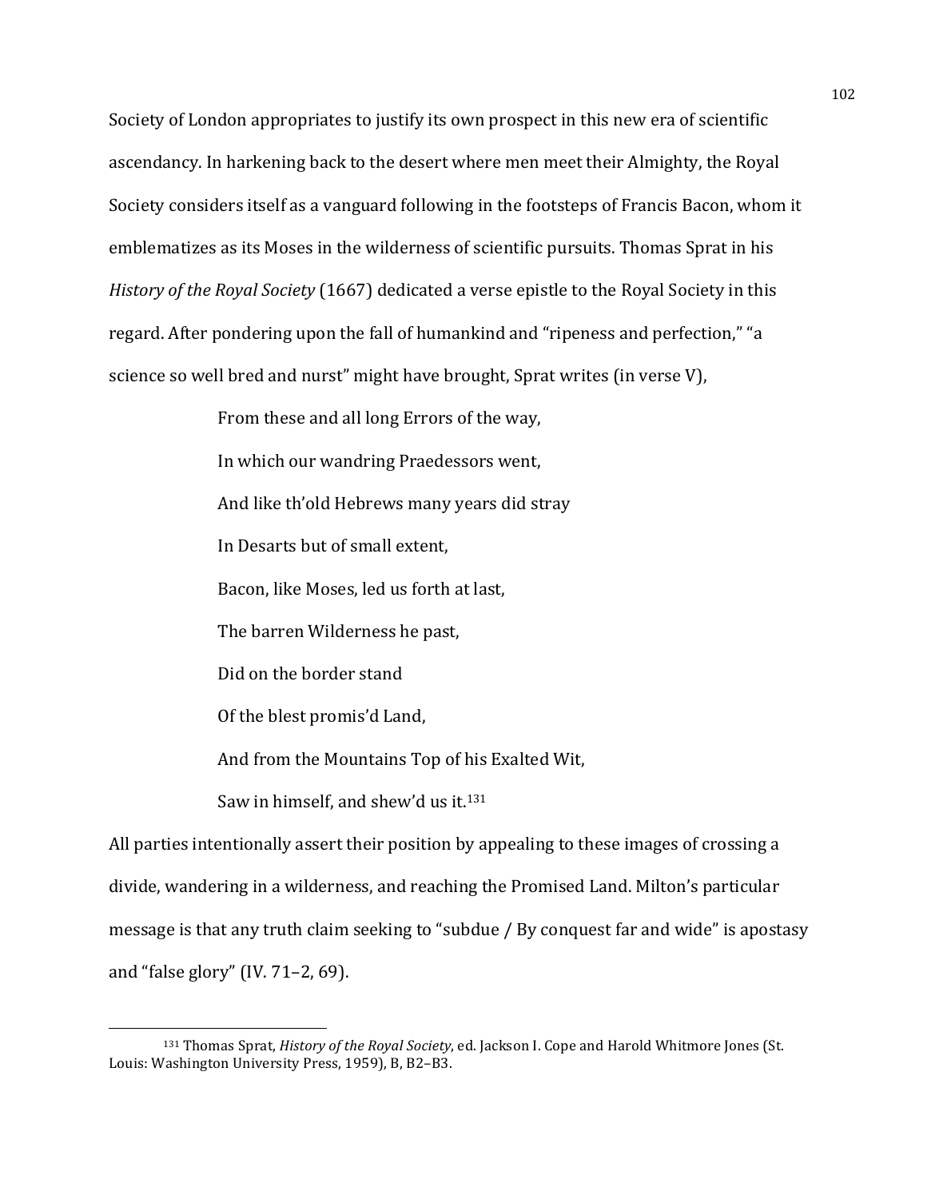Society of London appropriates to justify its own prospect in this new era of scientific ascendancy. In harkening back to the desert where men meet their Almighty, the Royal Society considers itself as a vanguard following in the footsteps of Francis Bacon, whom it emblematizes as its Moses in the wilderness of scientific pursuits. Thomas Sprat in his *History of the Royal Society* (1667) dedicated a verse epistle to the Royal Society in this regard. After pondering upon the fall of humankind and "ripeness and perfection," "a science so well bred and nurst" might have brought, Sprat writes (in verse V),

> From these and all long Errors of the way,
> In which our wandring Praedessors went,
> And like th'old Hebrews many years did stray
> In Desarts but of small extent,
> Bacon, like Moses, led us forth at last,
> The barren Wilderness he past,
> Did on the border stand
> Of the blest promis'd Land,
> And from the Mountains Top of his Exalted Wit,
> Saw in himself, and shew'd us it.[131]

All parties intentionally assert their position by appealing to these images of crossing a divide, wandering in a wilderness, and reaching the Promised Land. Milton's particular message is that any truth claim seeking to "subdue / By conquest far and wide" is apostasy and "false glory" (IV. 71–2, 69).

---

[131] Thomas Sprat, *History of the Royal Society*, ed. Jackson I. Cope and Harold Whitmore Jones (St. Louis: Washington University Press, 1959), B, B2–B3.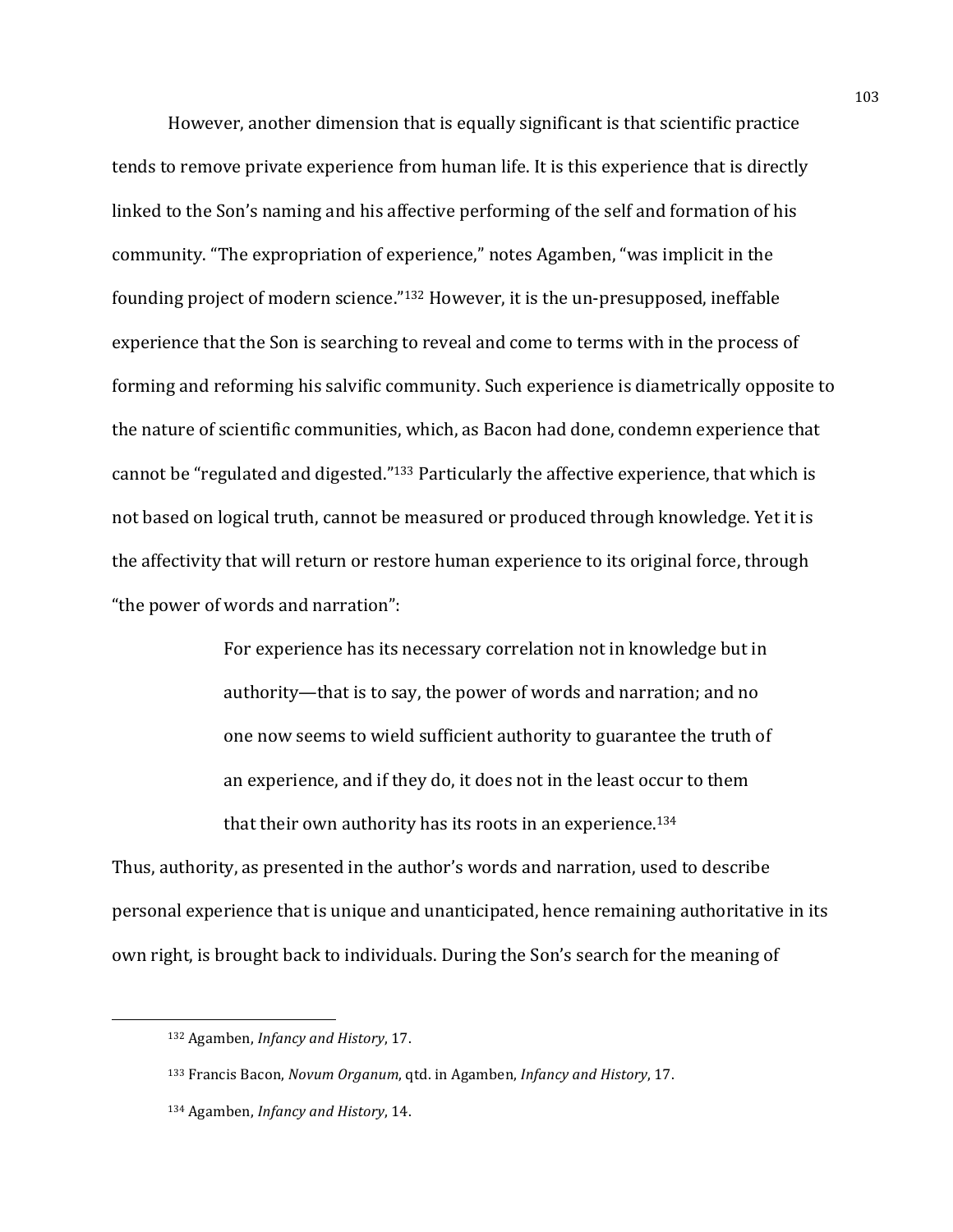However, another dimension that is equally significant is that scientific practice tends to remove private experience from human life. It is this experience that is directly linked to the Son's naming and his affective performing of the self and formation of his community. "The expropriation of experience," notes Agamben, "was implicit in the founding project of modern science."[132] However, it is the un-presupposed, ineffable experience that the Son is searching to reveal and come to terms with in the process of forming and reforming his salvific community. Such experience is diametrically opposite to the nature of scientific communities, which, as Bacon had done, condemn experience that cannot be "regulated and digested."[133] Particularly the affective experience, that which is not based on logical truth, cannot be measured or produced through knowledge. Yet it is the affectivity that will return or restore human experience to its original force, through "the power of words and narration":

> For experience has its necessary correlation not in knowledge but in authority—that is to say, the power of words and narration; and no one now seems to wield sufficient authority to guarantee the truth of an experience, and if they do, it does not in the least occur to them that their own authority has its roots in an experience.[134]

Thus, authority, as presented in the author's words and narration, used to describe personal experience that is unique and unanticipated, hence remaining authoritative in its own right, is brought back to individuals. During the Son's search for the meaning of

---

[132] Agamben, *Infancy and History*, 17.

[133] Francis Bacon, *Novum Organum*, qtd. in Agamben, *Infancy and History*, 17.

[134] Agamben, *Infancy and History*, 14.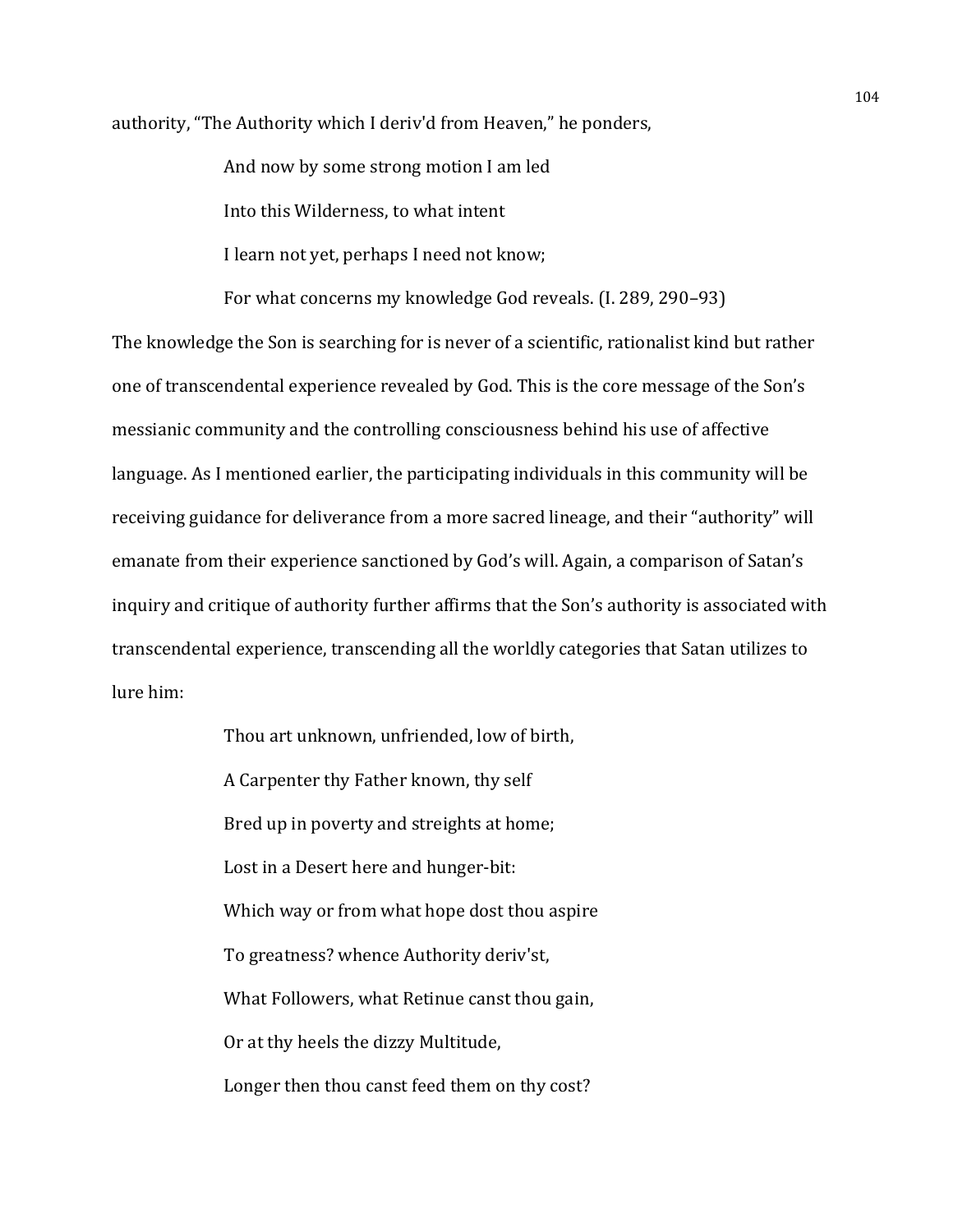authority, "The Authority which I deriv'd from Heaven," he ponders,

> And now by some strong motion I am led
>
> Into this Wilderness, to what intent
>
> I learn not yet, perhaps I need not know;
>
> For what concerns my knowledge God reveals. (I. 289, 290–93)

The knowledge the Son is searching for is never of a scientific, rationalist kind but rather one of transcendental experience revealed by God. This is the core message of the Son's messianic community and the controlling consciousness behind his use of affective language. As I mentioned earlier, the participating individuals in this community will be receiving guidance for deliverance from a more sacred lineage, and their "authority" will emanate from their experience sanctioned by God's will. Again, a comparison of Satan's inquiry and critique of authority further affirms that the Son's authority is associated with transcendental experience, transcending all the worldly categories that Satan utilizes to lure him:

> Thou art unknown, unfriended, low of birth,
>
> A Carpenter thy Father known, thy self
>
> Bred up in poverty and streights at home;
>
> Lost in a Desert here and hunger-bit:
>
> Which way or from what hope dost thou aspire
>
> To greatness? whence Authority deriv'st,
>
> What Followers, what Retinue canst thou gain,
>
> Or at thy heels the dizzy Multitude,
>
> Longer then thou canst feed them on thy cost?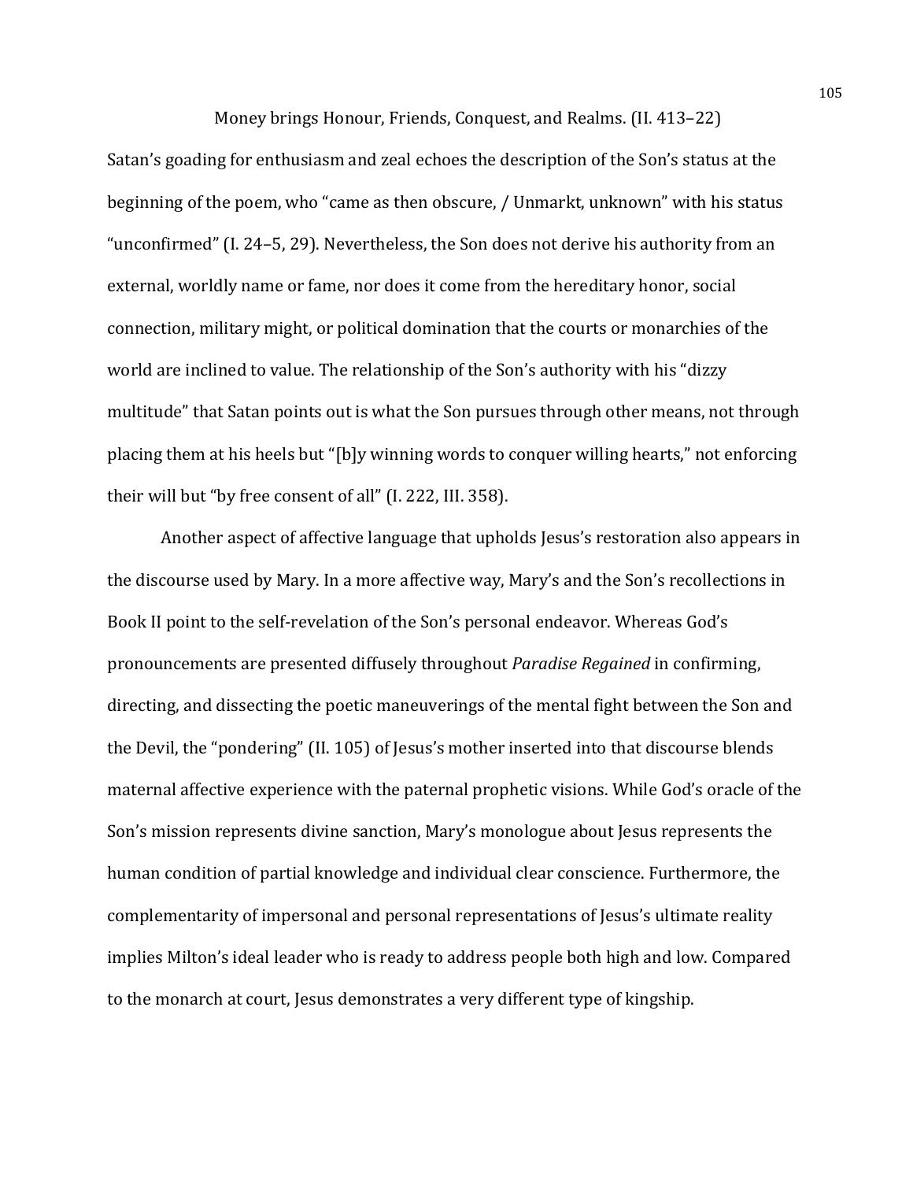Money brings Honour, Friends, Conquest, and Realms. (II. 413–22)

Satan's goading for enthusiasm and zeal echoes the description of the Son's status at the beginning of the poem, who "came as then obscure, / Unmarkt, unknown" with his status "unconfirmed" (I. 24–5, 29). Nevertheless, the Son does not derive his authority from an external, worldly name or fame, nor does it come from the hereditary honor, social connection, military might, or political domination that the courts or monarchies of the world are inclined to value. The relationship of the Son's authority with his "dizzy multitude" that Satan points out is what the Son pursues through other means, not through placing them at his heels but "[b]y winning words to conquer willing hearts," not enforcing their will but "by free consent of all" (I. 222, III. 358).

Another aspect of affective language that upholds Jesus's restoration also appears in the discourse used by Mary. In a more affective way, Mary's and the Son's recollections in Book II point to the self-revelation of the Son's personal endeavor. Whereas God's pronouncements are presented diffusely throughout *Paradise Regained* in confirming, directing, and dissecting the poetic maneuverings of the mental fight between the Son and the Devil, the "pondering" (II. 105) of Jesus's mother inserted into that discourse blends maternal affective experience with the paternal prophetic visions. While God's oracle of the Son's mission represents divine sanction, Mary's monologue about Jesus represents the human condition of partial knowledge and individual clear conscience. Furthermore, the complementarity of impersonal and personal representations of Jesus's ultimate reality implies Milton's ideal leader who is ready to address people both high and low. Compared to the monarch at court, Jesus demonstrates a very different type of kingship.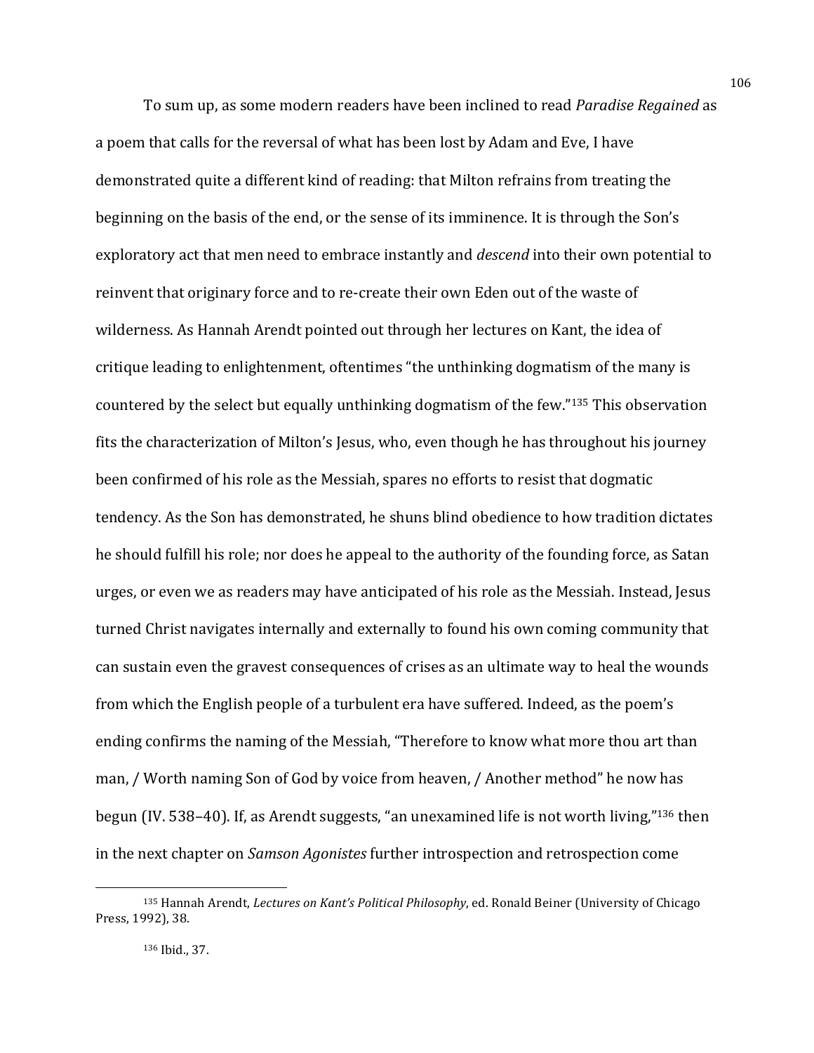To sum up, as some modern readers have been inclined to read *Paradise Regained* as a poem that calls for the reversal of what has been lost by Adam and Eve, I have demonstrated quite a different kind of reading: that Milton refrains from treating the beginning on the basis of the end, or the sense of its imminence. It is through the Son's exploratory act that men need to embrace instantly and *descend* into their own potential to reinvent that originary force and to re-create their own Eden out of the waste of wilderness. As Hannah Arendt pointed out through her lectures on Kant, the idea of critique leading to enlightenment, oftentimes "the unthinking dogmatism of the many is countered by the select but equally unthinking dogmatism of the few."[135] This observation fits the characterization of Milton's Jesus, who, even though he has throughout his journey been confirmed of his role as the Messiah, spares no efforts to resist that dogmatic tendency. As the Son has demonstrated, he shuns blind obedience to how tradition dictates he should fulfill his role; nor does he appeal to the authority of the founding force, as Satan urges, or even we as readers may have anticipated of his role as the Messiah. Instead, Jesus turned Christ navigates internally and externally to found his own coming community that can sustain even the gravest consequences of crises as an ultimate way to heal the wounds from which the English people of a turbulent era have suffered. Indeed, as the poem's ending confirms the naming of the Messiah, "Therefore to know what more thou art than man, / Worth naming Son of God by voice from heaven, / Another method" he now has begun (IV. 538–40). If, as Arendt suggests, "an unexamined life is not worth living,"[136] then in the next chapter on *Samson Agonistes* further introspection and retrospection come

---

[135] Hannah Arendt, *Lectures on Kant's Political Philosophy*, ed. Ronald Beiner (University of Chicago Press, 1992), 38.

[136] Ibid., 37.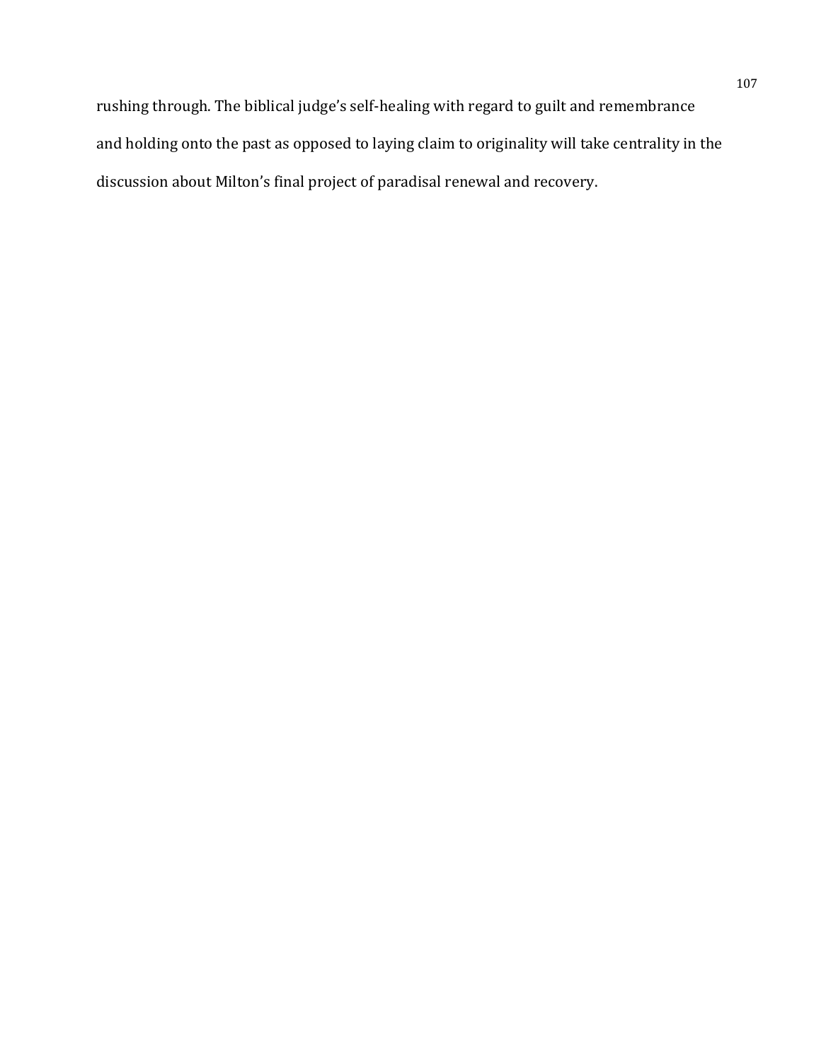rushing through. The biblical judge's self-healing with regard to guilt and remembrance and holding onto the past as opposed to laying claim to originality will take centrality in the discussion about Milton's final project of paradisal renewal and recovery.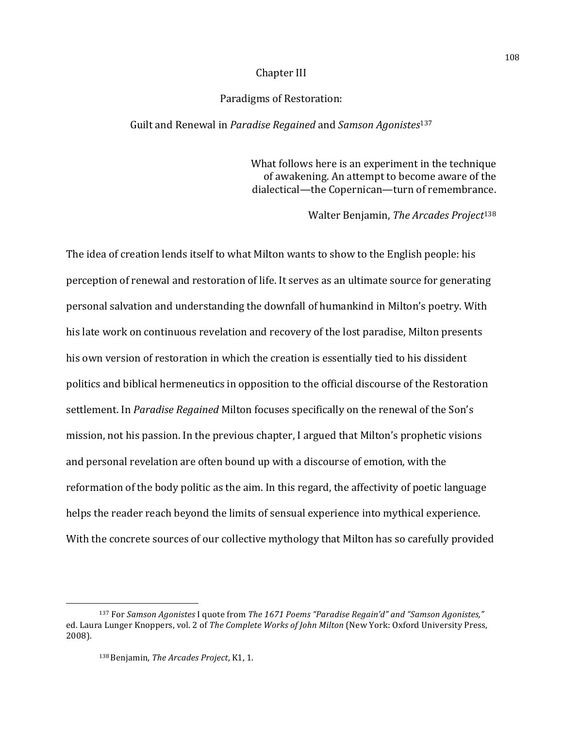# Chapter III

## Paradigms of Restoration:

## Guilt and Renewal in *Paradise Regained* and *Samson Agonistes*[137]

> What follows here is an experiment in the technique of awakening. An attempt to become aware of the dialectical—the Copernican—turn of remembrance.
>
> Walter Benjamin, *The Arcades Project*[138]

The idea of creation lends itself to what Milton wants to show to the English people: his perception of renewal and restoration of life. It serves as an ultimate source for generating personal salvation and understanding the downfall of humankind in Milton's poetry. With his late work on continuous revelation and recovery of the lost paradise, Milton presents his own version of restoration in which the creation is essentially tied to his dissident politics and biblical hermeneutics in opposition to the official discourse of the Restoration settlement. In *Paradise Regained* Milton focuses specifically on the renewal of the Son's mission, not his passion. In the previous chapter, I argued that Milton's prophetic visions and personal revelation are often bound up with a discourse of emotion, with the reformation of the body politic as the aim. In this regard, the affectivity of poetic language helps the reader reach beyond the limits of sensual experience into mythical experience. With the concrete sources of our collective mythology that Milton has so carefully provided

---

[137] For *Samson Agonistes* I quote from *The 1671 Poems "Paradise Regain'd" and "Samson Agonistes,"* ed. Laura Lunger Knoppers, vol. 2 of *The Complete Works of John Milton* (New York: Oxford University Press, 2008).

[138] Benjamin, *The Arcades Project*, K1, 1.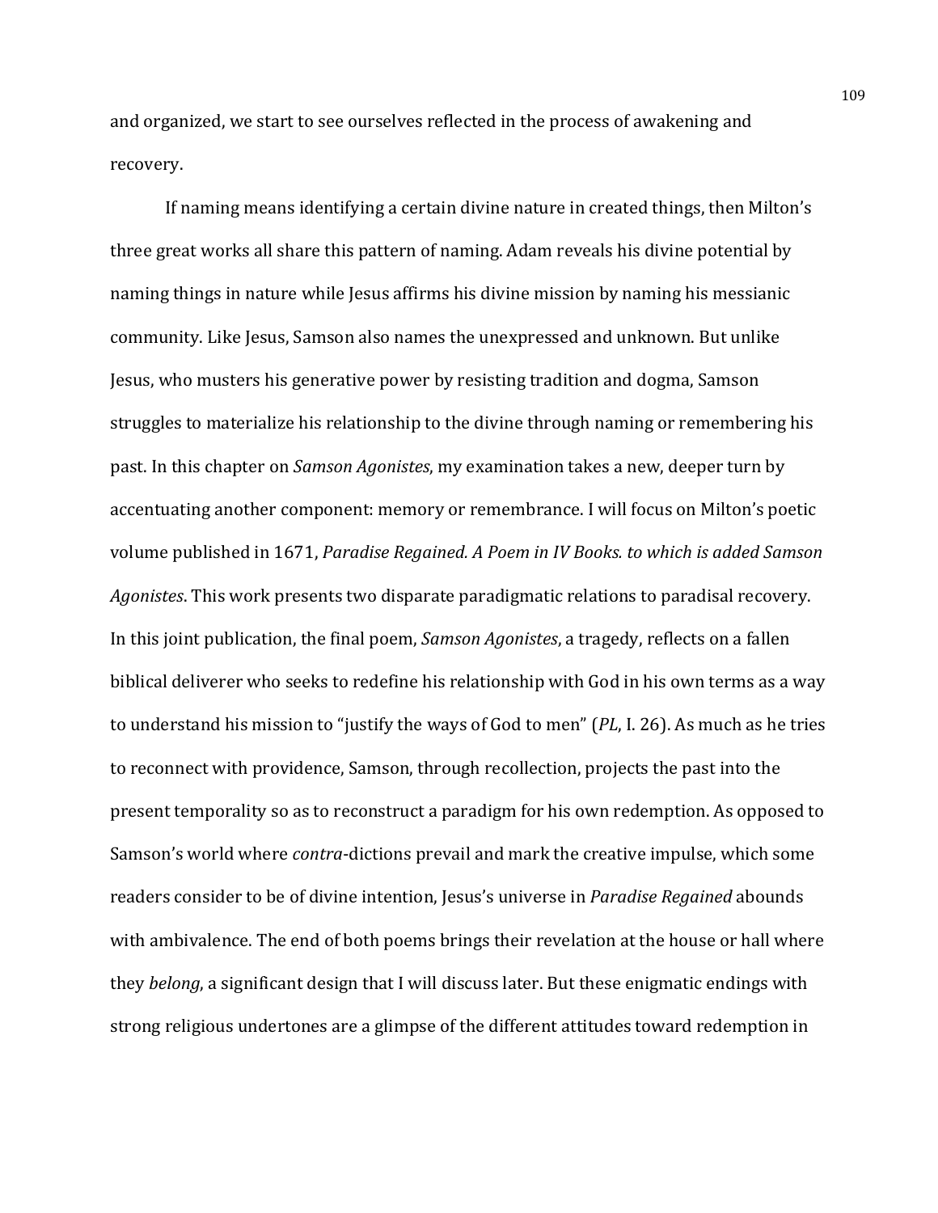and organized, we start to see ourselves reflected in the process of awakening and recovery.

If naming means identifying a certain divine nature in created things, then Milton's three great works all share this pattern of naming. Adam reveals his divine potential by naming things in nature while Jesus affirms his divine mission by naming his messianic community. Like Jesus, Samson also names the unexpressed and unknown. But unlike Jesus, who musters his generative power by resisting tradition and dogma, Samson struggles to materialize his relationship to the divine through naming or remembering his past. In this chapter on *Samson Agonistes*, my examination takes a new, deeper turn by accentuating another component: memory or remembrance. I will focus on Milton's poetic volume published in 1671, *Paradise Regained. A Poem in IV Books. to which is added Samson Agonistes*. This work presents two disparate paradigmatic relations to paradisal recovery. In this joint publication, the final poem, *Samson Agonistes*, a tragedy, reflects on a fallen biblical deliverer who seeks to redefine his relationship with God in his own terms as a way to understand his mission to "justify the ways of God to men" (*PL*, I. 26). As much as he tries to reconnect with providence, Samson, through recollection, projects the past into the present temporality so as to reconstruct a paradigm for his own redemption. As opposed to Samson's world where *contra*-dictions prevail and mark the creative impulse, which some readers consider to be of divine intention, Jesus's universe in *Paradise Regained* abounds with ambivalence. The end of both poems brings their revelation at the house or hall where they *belong*, a significant design that I will discuss later. But these enigmatic endings with strong religious undertones are a glimpse of the different attitudes toward redemption in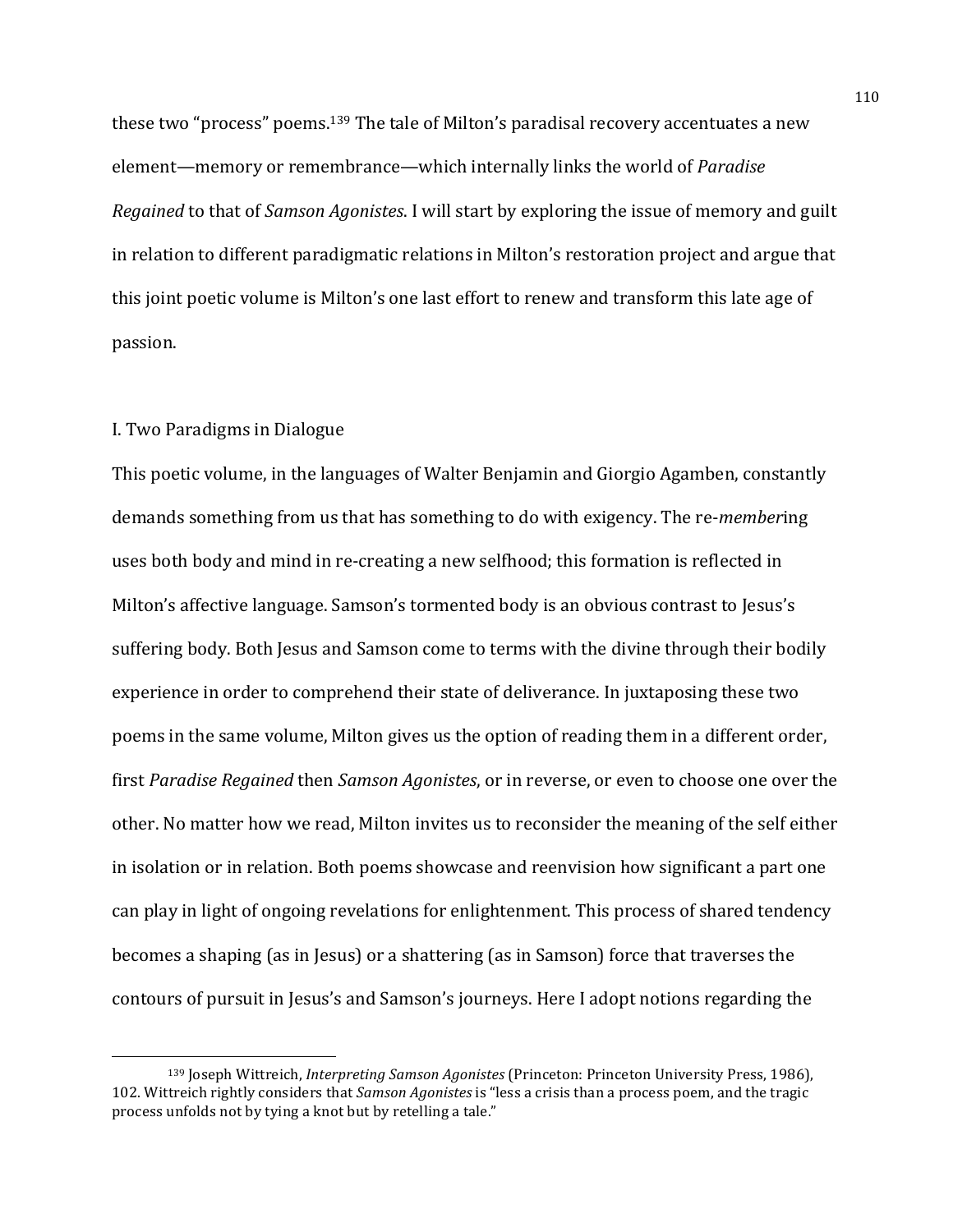these two "process" poems.[139] The tale of Milton's paradisal recovery accentuates a new element—memory or remembrance—which internally links the world of *Paradise Regained* to that of *Samson Agonistes*. I will start by exploring the issue of memory and guilt in relation to different paradigmatic relations in Milton's restoration project and argue that this joint poetic volume is Milton's one last effort to renew and transform this late age of passion.

## I. Two Paradigms in Dialogue

This poetic volume, in the languages of Walter Benjamin and Giorgio Agamben, constantly demands something from us that has something to do with exigency. The re-*member*ing uses both body and mind in re-creating a new selfhood; this formation is reflected in Milton's affective language. Samson's tormented body is an obvious contrast to Jesus's suffering body. Both Jesus and Samson come to terms with the divine through their bodily experience in order to comprehend their state of deliverance. In juxtaposing these two poems in the same volume, Milton gives us the option of reading them in a different order, first *Paradise Regained* then *Samson Agonistes*, or in reverse, or even to choose one over the other. No matter how we read, Milton invites us to reconsider the meaning of the self either in isolation or in relation. Both poems showcase and reenvision how significant a part one can play in light of ongoing revelations for enlightenment. This process of shared tendency becomes a shaping (as in Jesus) or a shattering (as in Samson) force that traverses the contours of pursuit in Jesus's and Samson's journeys. Here I adopt notions regarding the

---

[139] Joseph Wittreich, *Interpreting Samson Agonistes* (Princeton: Princeton University Press, 1986), 102. Wittreich rightly considers that *Samson Agonistes* is "less a crisis than a process poem, and the tragic process unfolds not by tying a knot but by retelling a tale."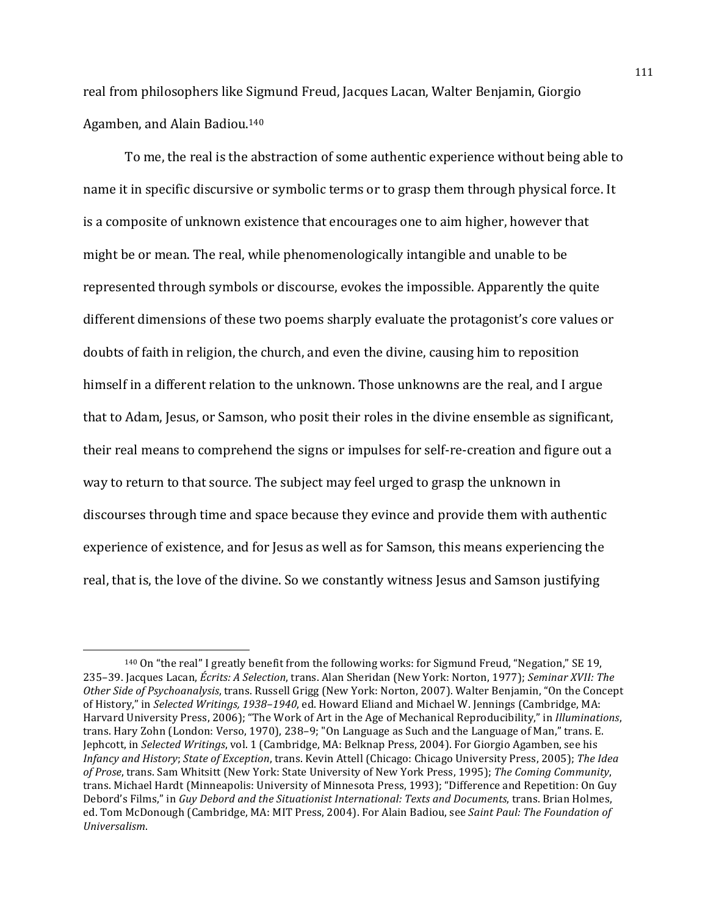real from philosophers like Sigmund Freud, Jacques Lacan, Walter Benjamin, Giorgio Agamben, and Alain Badiou.[140]

To me, the real is the abstraction of some authentic experience without being able to name it in specific discursive or symbolic terms or to grasp them through physical force. It is a composite of unknown existence that encourages one to aim higher, however that might be or mean. The real, while phenomenologically intangible and unable to be represented through symbols or discourse, evokes the impossible. Apparently the quite different dimensions of these two poems sharply evaluate the protagonist's core values or doubts of faith in religion, the church, and even the divine, causing him to reposition himself in a different relation to the unknown. Those unknowns are the real, and I argue that to Adam, Jesus, or Samson, who posit their roles in the divine ensemble as significant, their real means to comprehend the signs or impulses for self-re-creation and figure out a way to return to that source. The subject may feel urged to grasp the unknown in discourses through time and space because they evince and provide them with authentic experience of existence, and for Jesus as well as for Samson, this means experiencing the real, that is, the love of the divine. So we constantly witness Jesus and Samson justifying

---

[140] On "the real" I greatly benefit from the following works: for Sigmund Freud, "Negation," SE 19, 235–39. Jacques Lacan, *Écrits: A Selection*, trans. Alan Sheridan (New York: Norton, 1977); *Seminar XVII: The Other Side of Psychoanalysis*, trans. Russell Grigg (New York: Norton, 2007). Walter Benjamin, "On the Concept of History," in *Selected Writings, 1938–1940*, ed. Howard Eliand and Michael W. Jennings (Cambridge, MA: Harvard University Press, 2006); "The Work of Art in the Age of Mechanical Reproducibility," in *Illuminations*, trans. Hary Zohn (London: Verso, 1970), 238–9; "On Language as Such and the Language of Man," trans. E. Jephcott, in *Selected Writings*, vol. 1 (Cambridge, MA: Belknap Press, 2004). For Giorgio Agamben, see his *Infancy and History*; *State of Exception*, trans. Kevin Attell (Chicago: Chicago University Press, 2005); *The Idea of Prose*, trans. Sam Whitsitt (New York: State University of New York Press, 1995); *The Coming Community*, trans. Michael Hardt (Minneapolis: University of Minnesota Press, 1993); "Difference and Repetition: On Guy Debord's Films," in *Guy Debord and the Situationist International: Texts and Documents*, trans. Brian Holmes, ed. Tom McDonough (Cambridge, MA: MIT Press, 2004). For Alain Badiou, see *Saint Paul: The Foundation of Universalism*.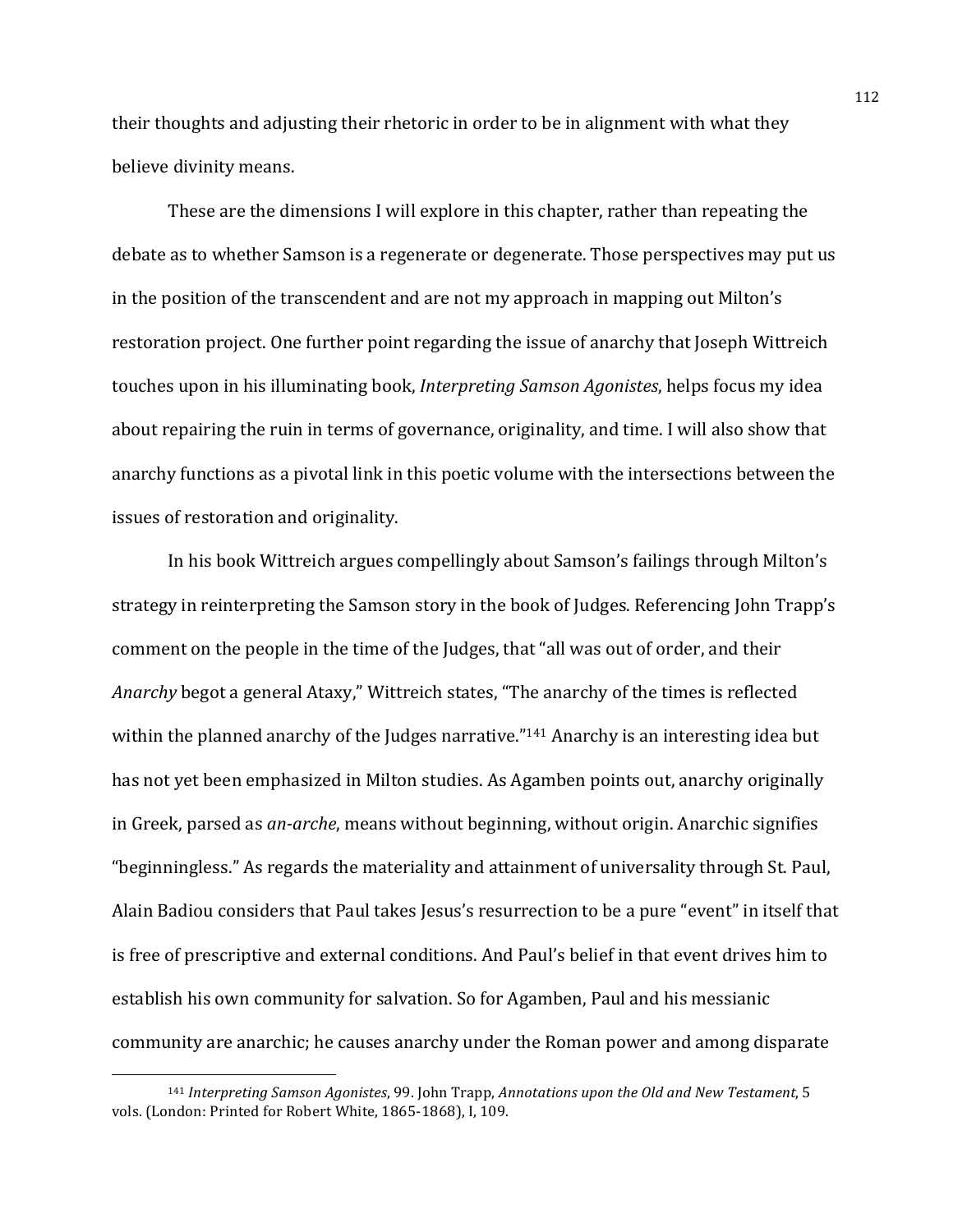their thoughts and adjusting their rhetoric in order to be in alignment with what they believe divinity means.

These are the dimensions I will explore in this chapter, rather than repeating the debate as to whether Samson is a regenerate or degenerate. Those perspectives may put us in the position of the transcendent and are not my approach in mapping out Milton's restoration project. One further point regarding the issue of anarchy that Joseph Wittreich touches upon in his illuminating book, *Interpreting Samson Agonistes*, helps focus my idea about repairing the ruin in terms of governance, originality, and time. I will also show that anarchy functions as a pivotal link in this poetic volume with the intersections between the issues of restoration and originality.

In his book Wittreich argues compellingly about Samson's failings through Milton's strategy in reinterpreting the Samson story in the book of Judges. Referencing John Trapp's comment on the people in the time of the Judges, that "all was out of order, and their *Anarchy* begot a general Ataxy," Wittreich states, "The anarchy of the times is reflected within the planned anarchy of the Judges narrative."[141] Anarchy is an interesting idea but has not yet been emphasized in Milton studies. As Agamben points out, anarchy originally in Greek, parsed as *an-arche*, means without beginning, without origin. Anarchic signifies "beginningless." As regards the materiality and attainment of universality through St. Paul, Alain Badiou considers that Paul takes Jesus's resurrection to be a pure "event" in itself that is free of prescriptive and external conditions. And Paul's belief in that event drives him to establish his own community for salvation. So for Agamben, Paul and his messianic community are anarchic; he causes anarchy under the Roman power and among disparate

[141] *Interpreting Samson Agonistes*, 99. John Trapp, *Annotations upon the Old and New Testament*, 5 vols. (London: Printed for Robert White, 1865-1868), I, 109.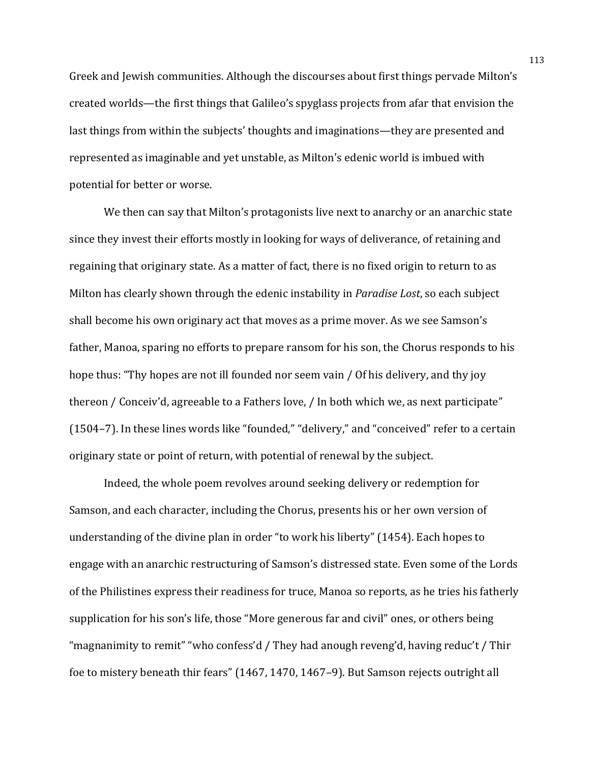Greek and Jewish communities. Although the discourses about first things pervade Milton's created worlds—the first things that Galileo's spyglass projects from afar that envision the last things from within the subjects' thoughts and imaginations—they are presented and represented as imaginable and yet unstable, as Milton's edenic world is imbued with potential for better or worse.

We then can say that Milton's protagonists live next to anarchy or an anarchic state since they invest their efforts mostly in looking for ways of deliverance, of retaining and regaining that originary state. As a matter of fact, there is no fixed origin to return to as Milton has clearly shown through the edenic instability in *Paradise Lost*, so each subject shall become his own originary act that moves as a prime mover. As we see Samson's father, Manoa, sparing no efforts to prepare ransom for his son, the Chorus responds to his hope thus: "Thy hopes are not ill founded nor seem vain / Of his delivery, and thy joy thereon / Conceiv'd, agreeable to a Fathers love, / In both which we, as next participate" (1504–7). In these lines words like "founded," "delivery," and "conceived" refer to a certain originary state or point of return, with potential of renewal by the subject.

Indeed, the whole poem revolves around seeking delivery or redemption for Samson, and each character, including the Chorus, presents his or her own version of understanding of the divine plan in order "to work his liberty" (1454). Each hopes to engage with an anarchic restructuring of Samson's distressed state. Even some of the Lords of the Philistines express their readiness for truce, Manoa so reports, as he tries his fatherly supplication for his son's life, those "More generous far and civil" ones, or others being "magnanimity to remit" "who confess'd / They had anough reveng'd, having reduc't / Thir foe to mistery beneath thir fears" (1467, 1470, 1467–9). But Samson rejects outright all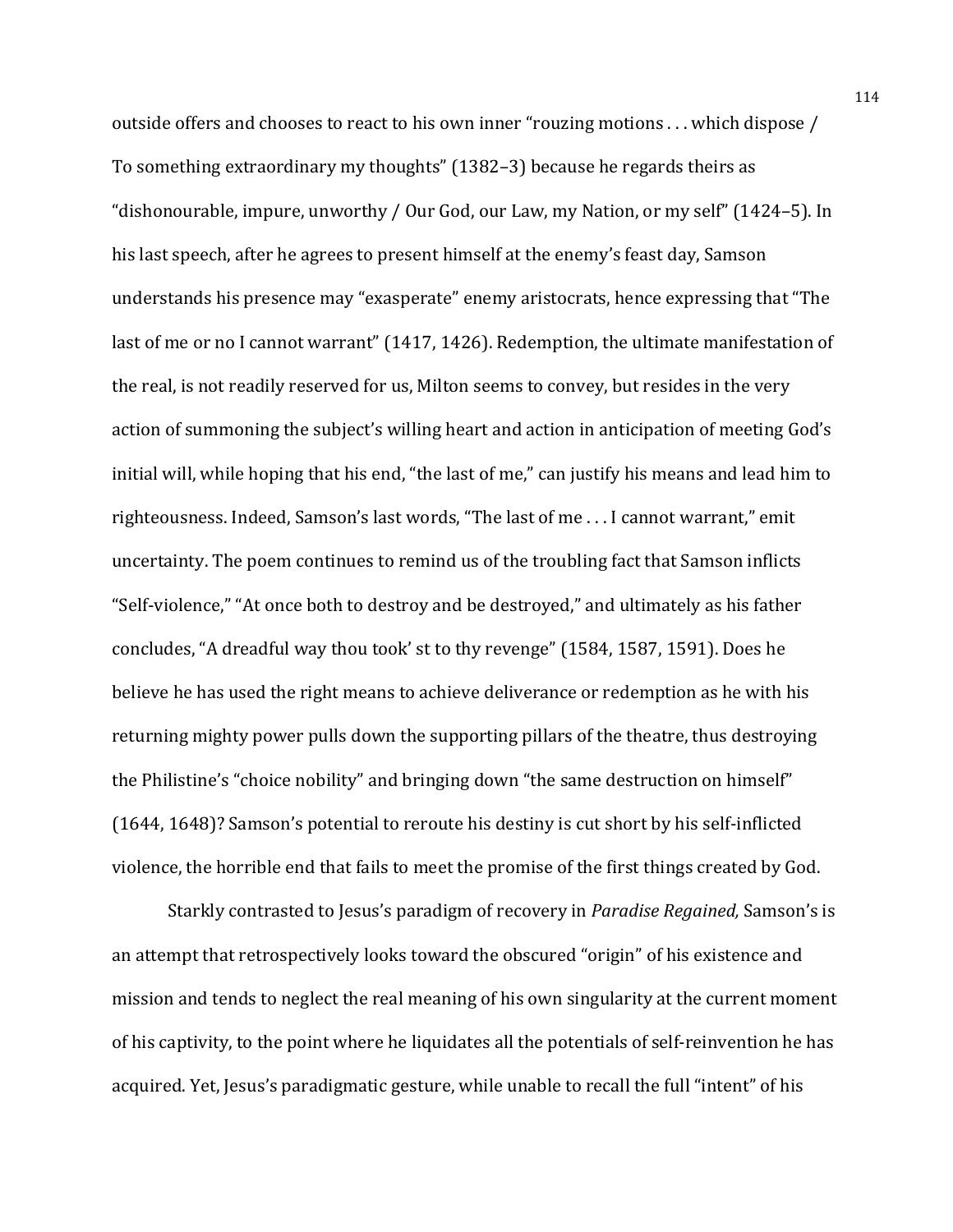outside offers and chooses to react to his own inner "rouzing motions . . . which dispose / To something extraordinary my thoughts" (1382–3) because he regards theirs as "dishonourable, impure, unworthy / Our God, our Law, my Nation, or my self" (1424–5). In his last speech, after he agrees to present himself at the enemy's feast day, Samson understands his presence may "exasperate" enemy aristocrats, hence expressing that "The last of me or no I cannot warrant" (1417, 1426). Redemption, the ultimate manifestation of the real, is not readily reserved for us, Milton seems to convey, but resides in the very action of summoning the subject's willing heart and action in anticipation of meeting God's initial will, while hoping that his end, "the last of me," can justify his means and lead him to righteousness. Indeed, Samson's last words, "The last of me . . . I cannot warrant," emit uncertainty. The poem continues to remind us of the troubling fact that Samson inflicts "Self-violence," "At once both to destroy and be destroyed," and ultimately as his father concludes, "A dreadful way thou took' st to thy revenge" (1584, 1587, 1591). Does he believe he has used the right means to achieve deliverance or redemption as he with his returning mighty power pulls down the supporting pillars of the theatre, thus destroying the Philistine's "choice nobility" and bringing down "the same destruction on himself" (1644, 1648)? Samson's potential to reroute his destiny is cut short by his self-inflicted violence, the horrible end that fails to meet the promise of the first things created by God.

Starkly contrasted to Jesus's paradigm of recovery in *Paradise Regained,* Samson's is an attempt that retrospectively looks toward the obscured "origin" of his existence and mission and tends to neglect the real meaning of his own singularity at the current moment of his captivity, to the point where he liquidates all the potentials of self-reinvention he has acquired. Yet, Jesus's paradigmatic gesture, while unable to recall the full "intent" of his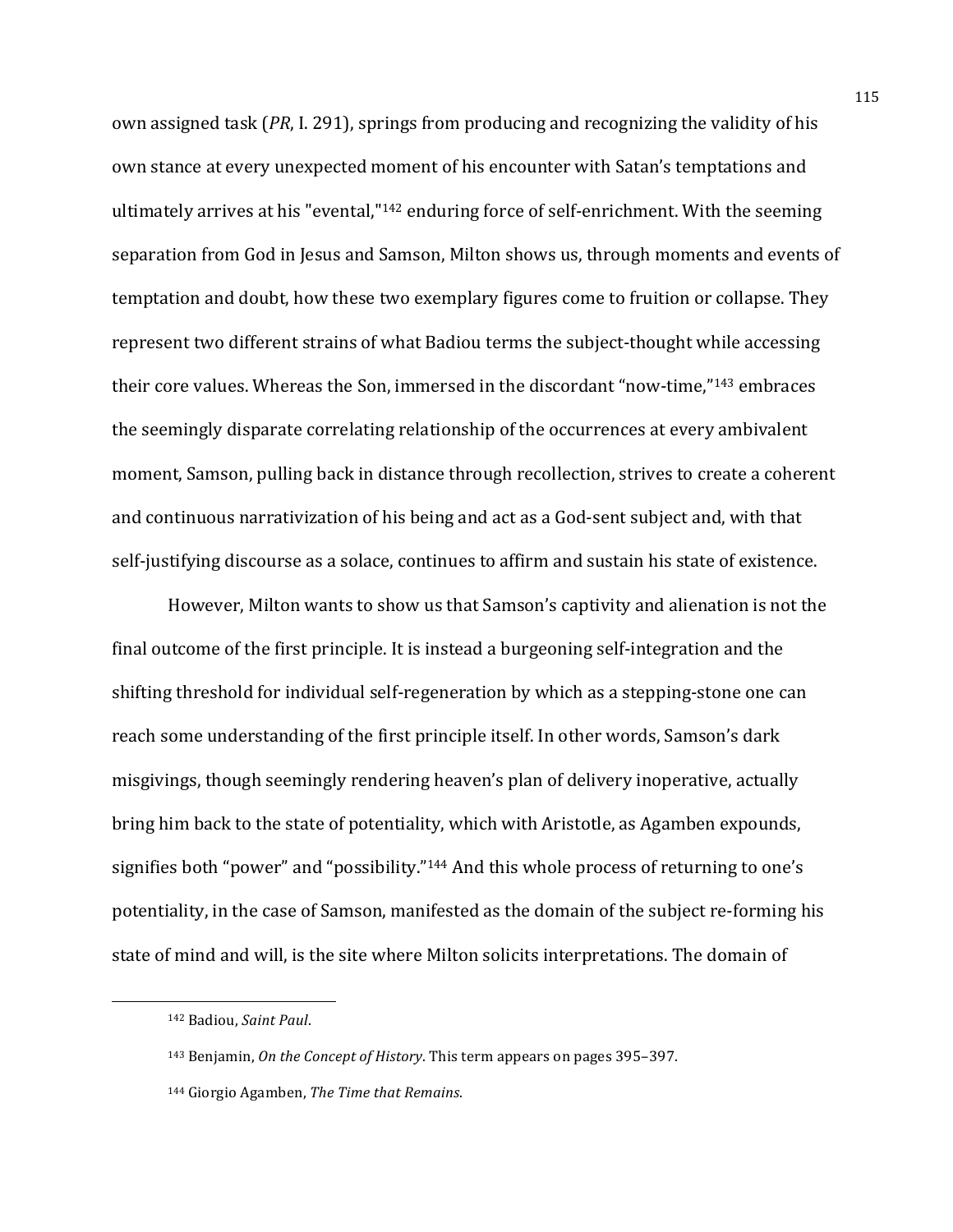own assigned task (*PR*, I. 291), springs from producing and recognizing the validity of his own stance at every unexpected moment of his encounter with Satan's temptations and ultimately arrives at his "evental,"[142] enduring force of self-enrichment. With the seeming separation from God in Jesus and Samson, Milton shows us, through moments and events of temptation and doubt, how these two exemplary figures come to fruition or collapse. They represent two different strains of what Badiou terms the subject-thought while accessing their core values. Whereas the Son, immersed in the discordant "now-time,"[143] embraces the seemingly disparate correlating relationship of the occurrences at every ambivalent moment, Samson, pulling back in distance through recollection, strives to create a coherent and continuous narrativization of his being and act as a God-sent subject and, with that self-justifying discourse as a solace, continues to affirm and sustain his state of existence.

However, Milton wants to show us that Samson's captivity and alienation is not the final outcome of the first principle. It is instead a burgeoning self-integration and the shifting threshold for individual self-regeneration by which as a stepping-stone one can reach some understanding of the first principle itself. In other words, Samson's dark misgivings, though seemingly rendering heaven's plan of delivery inoperative, actually bring him back to the state of potentiality, which with Aristotle, as Agamben expounds, signifies both "power" and "possibility."[144] And this whole process of returning to one's potentiality, in the case of Samson, manifested as the domain of the subject re-forming his state of mind and will, is the site where Milton solicits interpretations. The domain of

---

[142] Badiou, *Saint Paul*.

[143] Benjamin, *On the Concept of History*. This term appears on pages 395–397.

[144] Giorgio Agamben, *The Time that Remains*.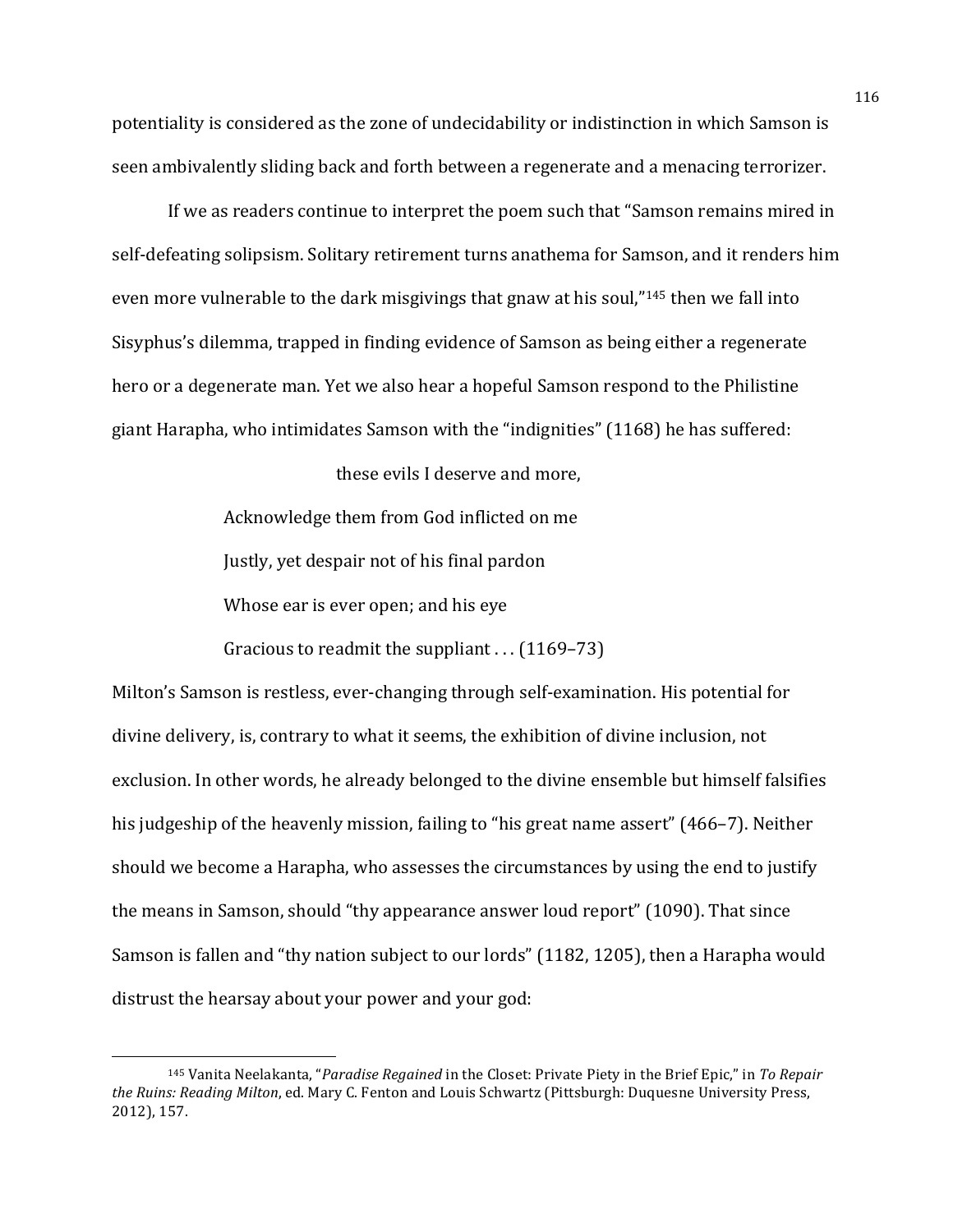potentiality is considered as the zone of undecidability or indistinction in which Samson is seen ambivalently sliding back and forth between a regenerate and a menacing terrorizer.

If we as readers continue to interpret the poem such that "Samson remains mired in self-defeating solipsism. Solitary retirement turns anathema for Samson, and it renders him even more vulnerable to the dark misgivings that gnaw at his soul,"[145] then we fall into Sisyphus's dilemma, trapped in finding evidence of Samson as being either a regenerate hero or a degenerate man. Yet we also hear a hopeful Samson respond to the Philistine giant Harapha, who intimidates Samson with the "indignities" (1168) he has suffered:

> these evils I deserve and more,
>
> Acknowledge them from God inflicted on me
>
> Justly, yet despair not of his final pardon
>
> Whose ear is ever open; and his eye
>
> Gracious to readmit the suppliant . . . (1169–73)

Milton's Samson is restless, ever-changing through self-examination. His potential for divine delivery, is, contrary to what it seems, the exhibition of divine inclusion, not exclusion. In other words, he already belonged to the divine ensemble but himself falsifies his judgeship of the heavenly mission, failing to "his great name assert" (466–7). Neither should we become a Harapha, who assesses the circumstances by using the end to justify the means in Samson, should "thy appearance answer loud report" (1090). That since Samson is fallen and "thy nation subject to our lords" (1182, 1205), then a Harapha would distrust the hearsay about your power and your god:

---

[145] Vanita Neelakanta, "*Paradise Regained* in the Closet: Private Piety in the Brief Epic," in *To Repair the Ruins: Reading Milton*, ed. Mary C. Fenton and Louis Schwartz (Pittsburgh: Duquesne University Press, 2012), 157.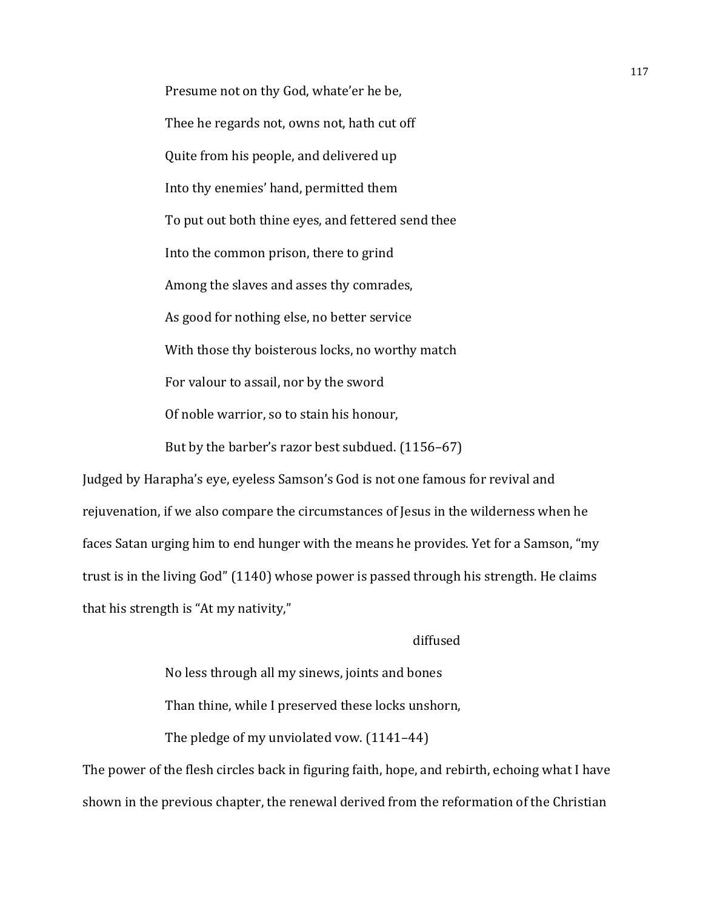> Presume not on thy God, whate'er he be,
>
> Thee he regards not, owns not, hath cut off
>
> Quite from his people, and delivered up
>
> Into thy enemies' hand, permitted them
>
> To put out both thine eyes, and fettered send thee
>
> Into the common prison, there to grind
>
> Among the slaves and asses thy comrades,
>
> As good for nothing else, no better service
>
> With those thy boisterous locks, no worthy match
>
> For valour to assail, nor by the sword
>
> Of noble warrior, so to stain his honour,
>
> But by the barber's razor best subdued. (1156–67)

Judged by Harapha's eye, eyeless Samson's God is not one famous for revival and rejuvenation, if we also compare the circumstances of Jesus in the wilderness when he faces Satan urging him to end hunger with the means he provides. Yet for a Samson, "my trust is in the living God" (1140) whose power is passed through his strength. He claims that his strength is "At my nativity,"

> diffused
>
> No less through all my sinews, joints and bones
>
> Than thine, while I preserved these locks unshorn,
>
> The pledge of my unviolated vow. (1141–44)

The power of the flesh circles back in figuring faith, hope, and rebirth, echoing what I have shown in the previous chapter, the renewal derived from the reformation of the Christian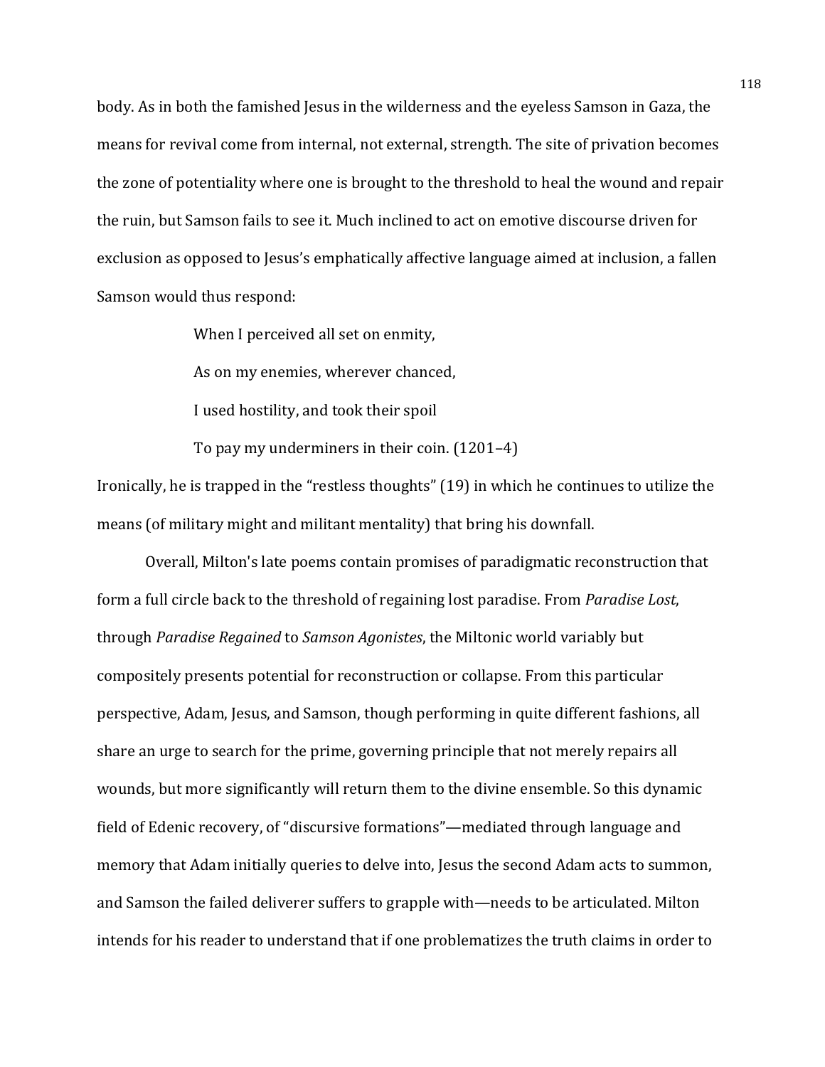body. As in both the famished Jesus in the wilderness and the eyeless Samson in Gaza, the means for revival come from internal, not external, strength. The site of privation becomes the zone of potentiality where one is brought to the threshold to heal the wound and repair the ruin, but Samson fails to see it. Much inclined to act on emotive discourse driven for exclusion as opposed to Jesus's emphatically affective language aimed at inclusion, a fallen Samson would thus respond:

> When I perceived all set on enmity,
>
> As on my enemies, wherever chanced,
>
> I used hostility, and took their spoil
>
> To pay my underminers in their coin. (1201–4)

Ironically, he is trapped in the "restless thoughts" (19) in which he continues to utilize the means (of military might and militant mentality) that bring his downfall.

Overall, Milton's late poems contain promises of paradigmatic reconstruction that form a full circle back to the threshold of regaining lost paradise. From *Paradise Lost*, through *Paradise Regained* to *Samson Agonistes*, the Miltonic world variably but compositely presents potential for reconstruction or collapse. From this particular perspective, Adam, Jesus, and Samson, though performing in quite different fashions, all share an urge to search for the prime, governing principle that not merely repairs all wounds, but more significantly will return them to the divine ensemble. So this dynamic field of Edenic recovery, of "discursive formations"—mediated through language and memory that Adam initially queries to delve into, Jesus the second Adam acts to summon, and Samson the failed deliverer suffers to grapple with—needs to be articulated. Milton intends for his reader to understand that if one problematizes the truth claims in order to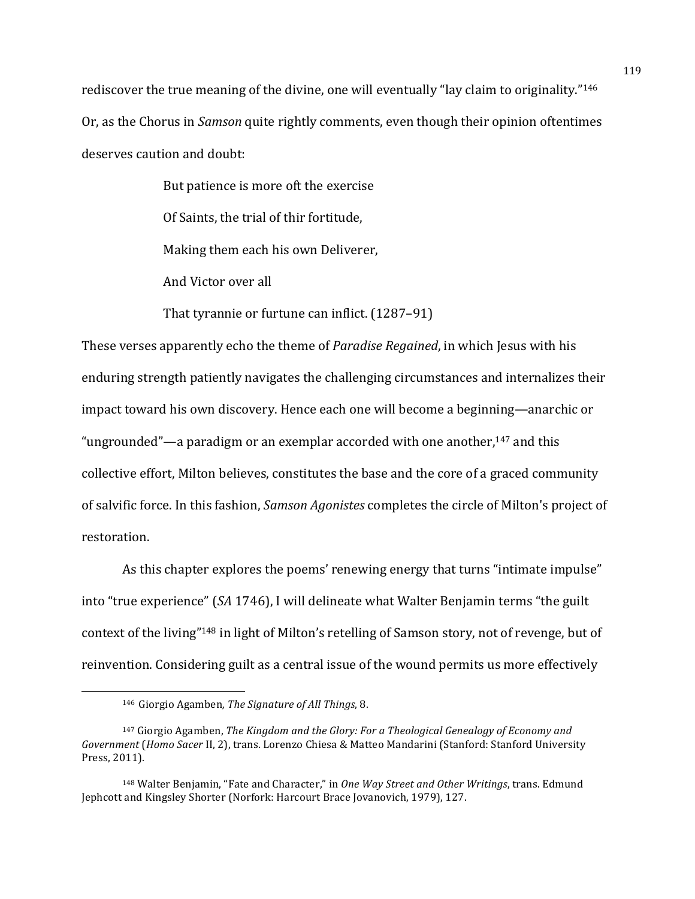rediscover the true meaning of the divine, one will eventually “lay claim to originality.”[146] Or, as the Chorus in *Samson* quite rightly comments, even though their opinion oftentimes deserves caution and doubt:

> But patience is more oft the exercise
> 
> Of Saints, the trial of thir fortitude,
> 
> Making them each his own Deliverer,
> 
> And Victor over all
> 
> That tyrannie or furtune can inflict. (1287–91)

These verses apparently echo the theme of *Paradise Regained*, in which Jesus with his enduring strength patiently navigates the challenging circumstances and internalizes their impact toward his own discovery. Hence each one will become a beginning—anarchic or “ungrounded”—a paradigm or an exemplar accorded with one another,[147] and this collective effort, Milton believes, constitutes the base and the core of a graced community of salvific force. In this fashion, *Samson Agonistes* completes the circle of Milton's project of restoration.

As this chapter explores the poems’ renewing energy that turns “intimate impulse” into “true experience” (*SA* 1746), I will delineate what Walter Benjamin terms “the guilt context of the living”[148] in light of Milton’s retelling of Samson story, not of revenge, but of reinvention. Considering guilt as a central issue of the wound permits us more effectively

---

[146] Giorgio Agamben*, The Signature of All Things*, 8.

[147] Giorgio Agamben, *The Kingdom and the Glory: For a Theological Genealogy of Economy and Government* (*Homo Sacer* II, 2), trans. Lorenzo Chiesa & Matteo Mandarini (Stanford: Stanford University Press, 2011).

[148] Walter Benjamin, “Fate and Character,” in *One Way Street and Other Writings*, trans. Edmund Jephcott and Kingsley Shorter (Norfork: Harcourt Brace Jovanovich, 1979), 127.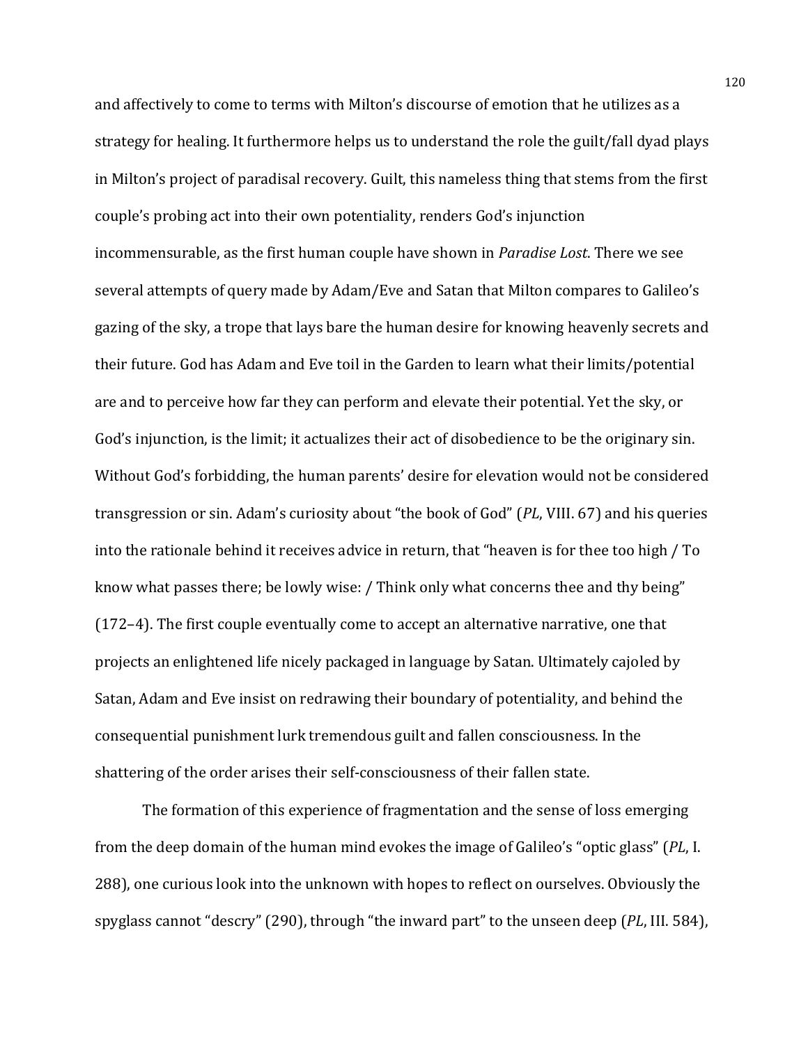and affectively to come to terms with Milton's discourse of emotion that he utilizes as a strategy for healing. It furthermore helps us to understand the role the guilt/fall dyad plays in Milton's project of paradisal recovery. Guilt, this nameless thing that stems from the first couple's probing act into their own potentiality, renders God's injunction incommensurable, as the first human couple have shown in *Paradise Lost*. There we see several attempts of query made by Adam/Eve and Satan that Milton compares to Galileo's gazing of the sky, a trope that lays bare the human desire for knowing heavenly secrets and their future. God has Adam and Eve toil in the Garden to learn what their limits/potential are and to perceive how far they can perform and elevate their potential. Yet the sky, or God's injunction, is the limit; it actualizes their act of disobedience to be the originary sin. Without God's forbidding, the human parents' desire for elevation would not be considered transgression or sin. Adam's curiosity about "the book of God" (*PL*, VIII. 67) and his queries into the rationale behind it receives advice in return, that "heaven is for thee too high / To know what passes there; be lowly wise: / Think only what concerns thee and thy being" (172–4). The first couple eventually come to accept an alternative narrative, one that projects an enlightened life nicely packaged in language by Satan. Ultimately cajoled by Satan, Adam and Eve insist on redrawing their boundary of potentiality, and behind the consequential punishment lurk tremendous guilt and fallen consciousness. In the shattering of the order arises their self-consciousness of their fallen state.

The formation of this experience of fragmentation and the sense of loss emerging from the deep domain of the human mind evokes the image of Galileo's "optic glass" (*PL*, I. 288), one curious look into the unknown with hopes to reflect on ourselves. Obviously the spyglass cannot "descry" (290), through "the inward part" to the unseen deep (*PL*, III. 584),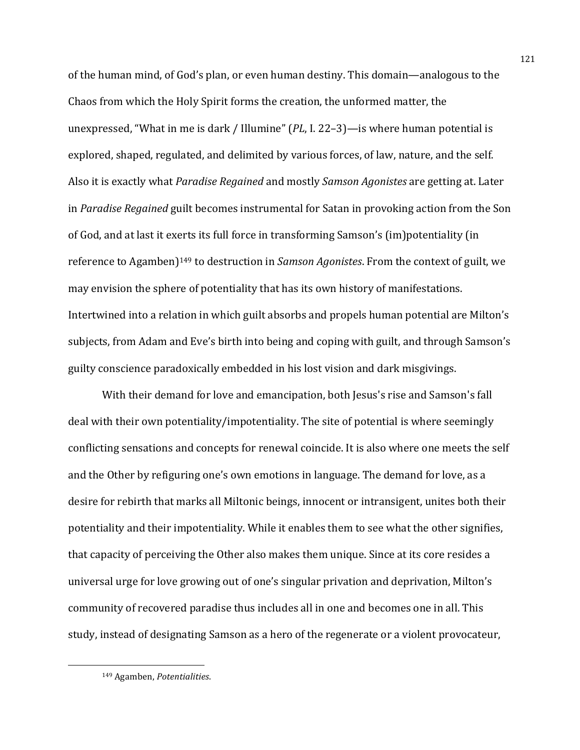of the human mind, of God's plan, or even human destiny. This domain—analogous to the Chaos from which the Holy Spirit forms the creation, the unformed matter, the unexpressed, "What in me is dark / Illumine" (*PL*, I. 22–3)—is where human potential is explored, shaped, regulated, and delimited by various forces, of law, nature, and the self. Also it is exactly what *Paradise Regained* and mostly *Samson Agonistes* are getting at. Later in *Paradise Regained* guilt becomes instrumental for Satan in provoking action from the Son of God, and at last it exerts its full force in transforming Samson's (im)potentiality (in reference to Agamben)[149] to destruction in *Samson Agonistes*. From the context of guilt, we may envision the sphere of potentiality that has its own history of manifestations. Intertwined into a relation in which guilt absorbs and propels human potential are Milton's subjects, from Adam and Eve's birth into being and coping with guilt, and through Samson's guilty conscience paradoxically embedded in his lost vision and dark misgivings.

With their demand for love and emancipation, both Jesus's rise and Samson's fall deal with their own potentiality/impotentiality. The site of potential is where seemingly conflicting sensations and concepts for renewal coincide. It is also where one meets the self and the Other by refiguring one's own emotions in language. The demand for love, as a desire for rebirth that marks all Miltonic beings, innocent or intransigent, unites both their potentiality and their impotentiality. While it enables them to see what the other signifies, that capacity of perceiving the Other also makes them unique. Since at its core resides a universal urge for love growing out of one's singular privation and deprivation, Milton's community of recovered paradise thus includes all in one and becomes one in all. This study, instead of designating Samson as a hero of the regenerate or a violent provocateur,

---

[149] Agamben, *Potentialities*.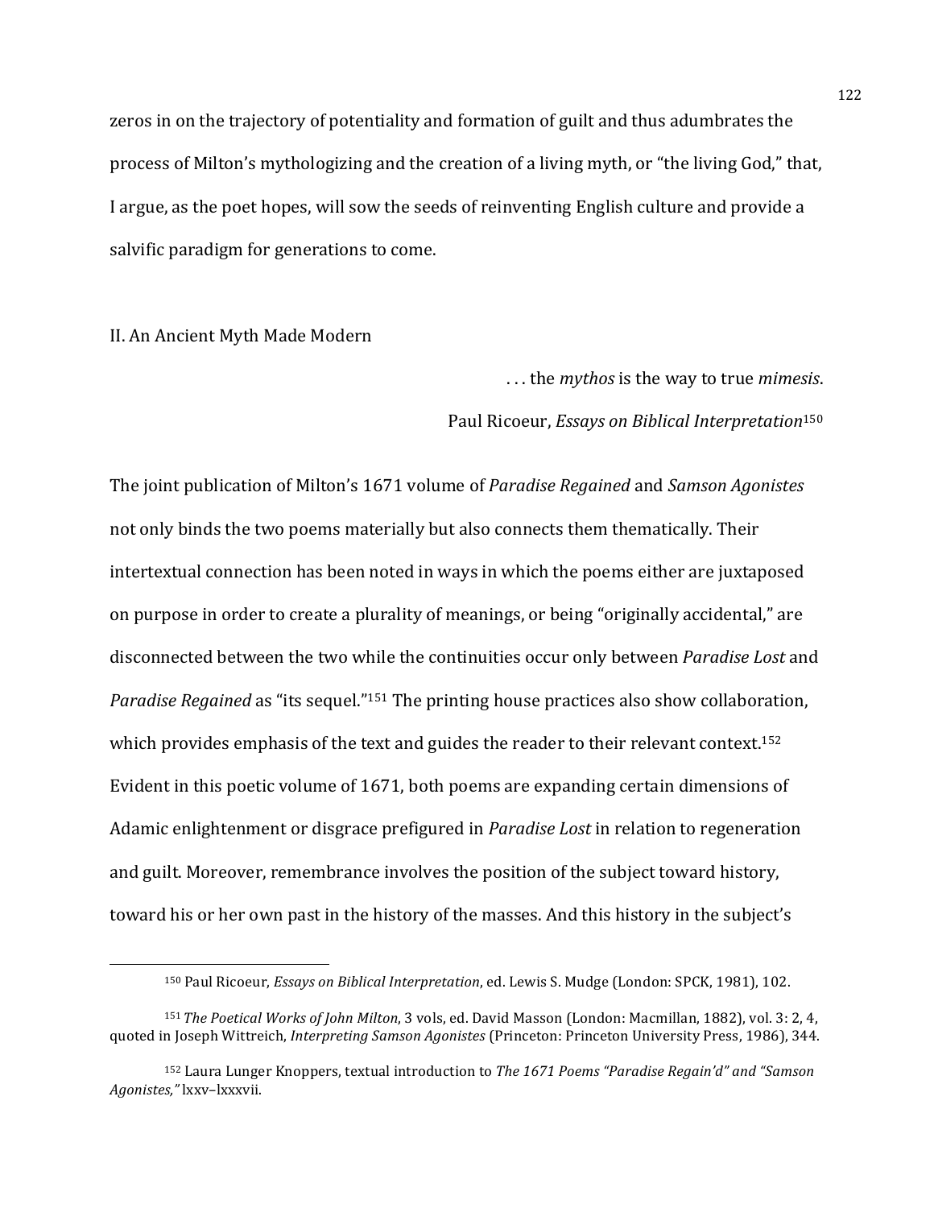zeros in on the trajectory of potentiality and formation of guilt and thus adumbrates the process of Milton's mythologizing and the creation of a living myth, or "the living God," that, I argue, as the poet hopes, will sow the seeds of reinventing English culture and provide a salvific paradigm for generations to come.

## II. An Ancient Myth Made Modern

> . . . the *mythos* is the way to true *mimesis*.
>
> Paul Ricoeur, *Essays on Biblical Interpretation*[150]

The joint publication of Milton's 1671 volume of *Paradise Regained* and *Samson Agonistes* not only binds the two poems materially but also connects them thematically. Their intertextual connection has been noted in ways in which the poems either are juxtaposed on purpose in order to create a plurality of meanings, or being "originally accidental," are disconnected between the two while the continuities occur only between *Paradise Lost* and *Paradise Regained* as "its sequel."[151] The printing house practices also show collaboration, which provides emphasis of the text and guides the reader to their relevant context.[152] Evident in this poetic volume of 1671, both poems are expanding certain dimensions of Adamic enlightenment or disgrace prefigured in *Paradise Lost* in relation to regeneration and guilt. Moreover, remembrance involves the position of the subject toward history, toward his or her own past in the history of the masses. And this history in the subject's

---

[150] Paul Ricoeur, *Essays on Biblical Interpretation*, ed. Lewis S. Mudge (London: SPCK, 1981), 102.

[151] *The Poetical Works of John Milton*, 3 vols, ed. David Masson (London: Macmillan, 1882), vol. 3: 2, 4, quoted in Joseph Wittreich, *Interpreting Samson Agonistes* (Princeton: Princeton University Press, 1986), 344.

[152] Laura Lunger Knoppers, textual introduction to *The 1671 Poems "Paradise Regain'd" and "Samson Agonistes,"* lxxv–lxxxvii.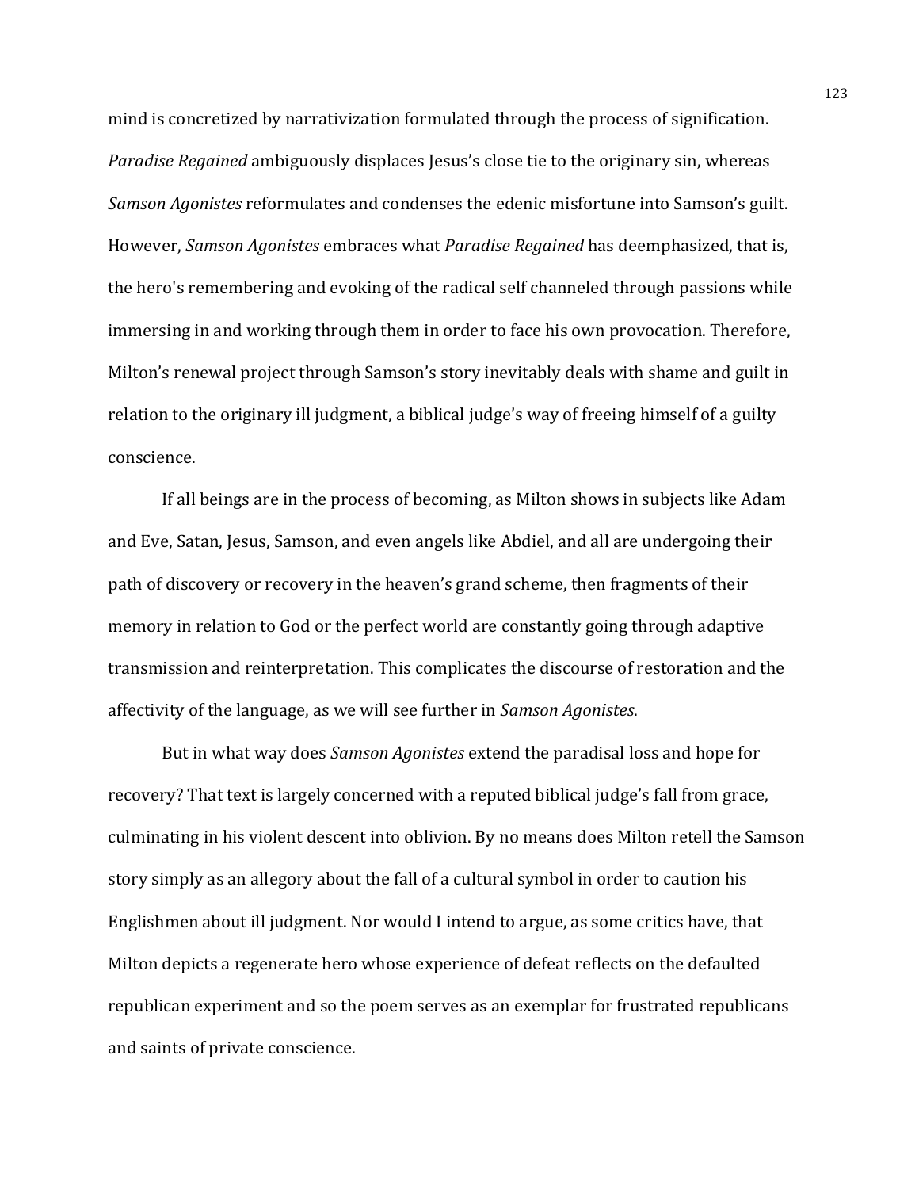mind is concretized by narrativization formulated through the process of signification. *Paradise Regained* ambiguously displaces Jesus's close tie to the originary sin, whereas *Samson Agonistes* reformulates and condenses the edenic misfortune into Samson's guilt. However, *Samson Agonistes* embraces what *Paradise Regained* has deemphasized, that is, the hero's remembering and evoking of the radical self channeled through passions while immersing in and working through them in order to face his own provocation. Therefore, Milton's renewal project through Samson's story inevitably deals with shame and guilt in relation to the originary ill judgment, a biblical judge's way of freeing himself of a guilty conscience.

If all beings are in the process of becoming, as Milton shows in subjects like Adam and Eve, Satan, Jesus, Samson, and even angels like Abdiel, and all are undergoing their path of discovery or recovery in the heaven's grand scheme, then fragments of their memory in relation to God or the perfect world are constantly going through adaptive transmission and reinterpretation. This complicates the discourse of restoration and the affectivity of the language, as we will see further in *Samson Agonistes*.

But in what way does *Samson Agonistes* extend the paradisal loss and hope for recovery? That text is largely concerned with a reputed biblical judge's fall from grace, culminating in his violent descent into oblivion. By no means does Milton retell the Samson story simply as an allegory about the fall of a cultural symbol in order to caution his Englishmen about ill judgment. Nor would I intend to argue, as some critics have, that Milton depicts a regenerate hero whose experience of defeat reflects on the defaulted republican experiment and so the poem serves as an exemplar for frustrated republicans and saints of private conscience.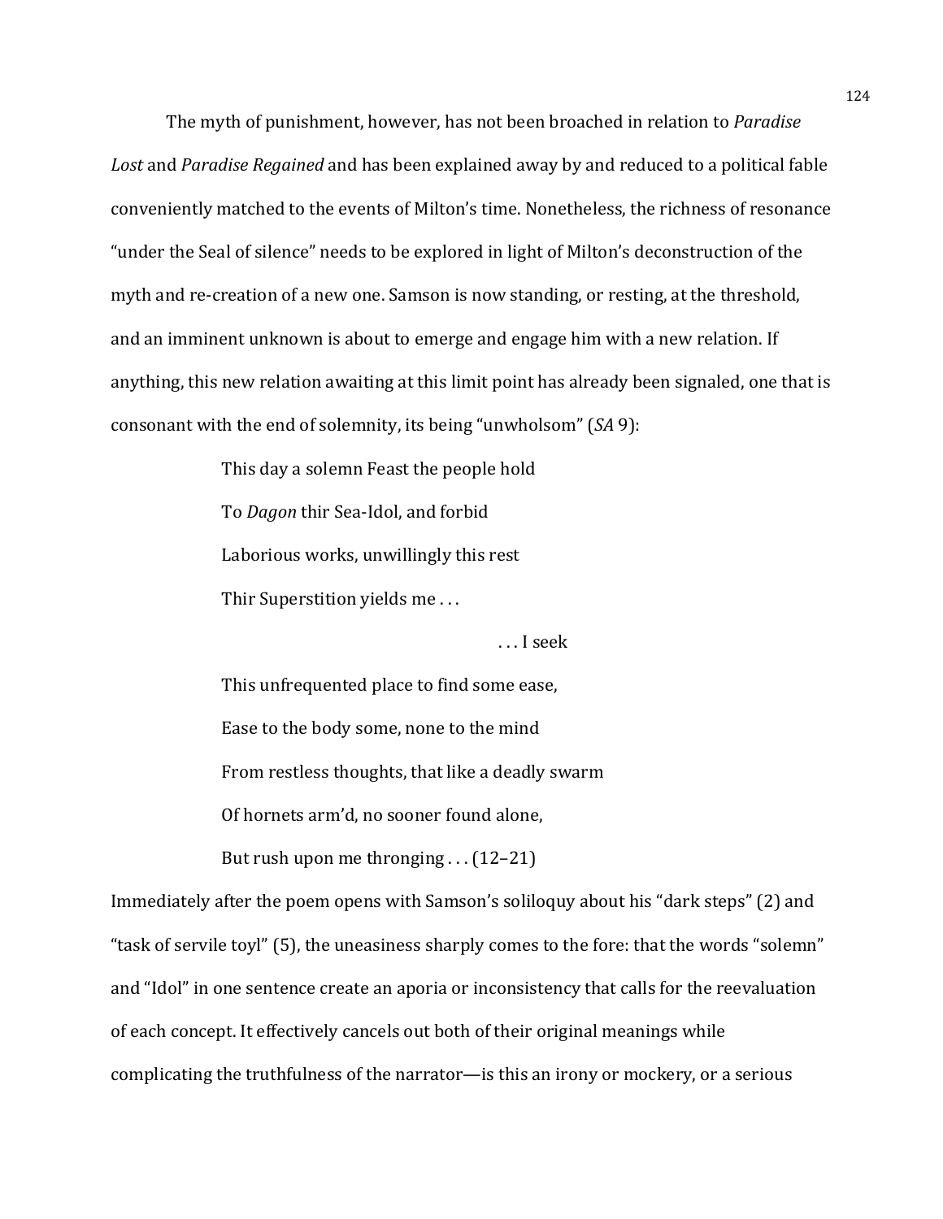The myth of punishment, however, has not been broached in relation to *Paradise Lost* and *Paradise Regained* and has been explained away by and reduced to a political fable conveniently matched to the events of Milton's time. Nonetheless, the richness of resonance "under the Seal of silence" needs to be explored in light of Milton's deconstruction of the myth and re-creation of a new one. Samson is now standing, or resting, at the threshold, and an imminent unknown is about to emerge and engage him with a new relation. If anything, this new relation awaiting at this limit point has already been signaled, one that is consonant with the end of solemnity, its being "unwholsom" (*SA* 9):

> This day a solemn Feast the people hold
> To *Dagon* thir Sea-Idol, and forbid
> Laborious works, unwillingly this rest
> Thir Superstition yields me . . .
>                                         . . . I seek
> This unfrequented place to find some ease,
> Ease to the body some, none to the mind
> From restless thoughts, that like a deadly swarm
> Of hornets arm'd, no sooner found alone,
> But rush upon me thronging . . . (12–21)

Immediately after the poem opens with Samson's soliloquy about his "dark steps" (2) and "task of servile toyl" (5), the uneasiness sharply comes to the fore: that the words "solemn" and "Idol" in one sentence create an aporia or inconsistency that calls for the reevaluation of each concept. It effectively cancels out both of their original meanings while complicating the truthfulness of the narrator—is this an irony or mockery, or a serious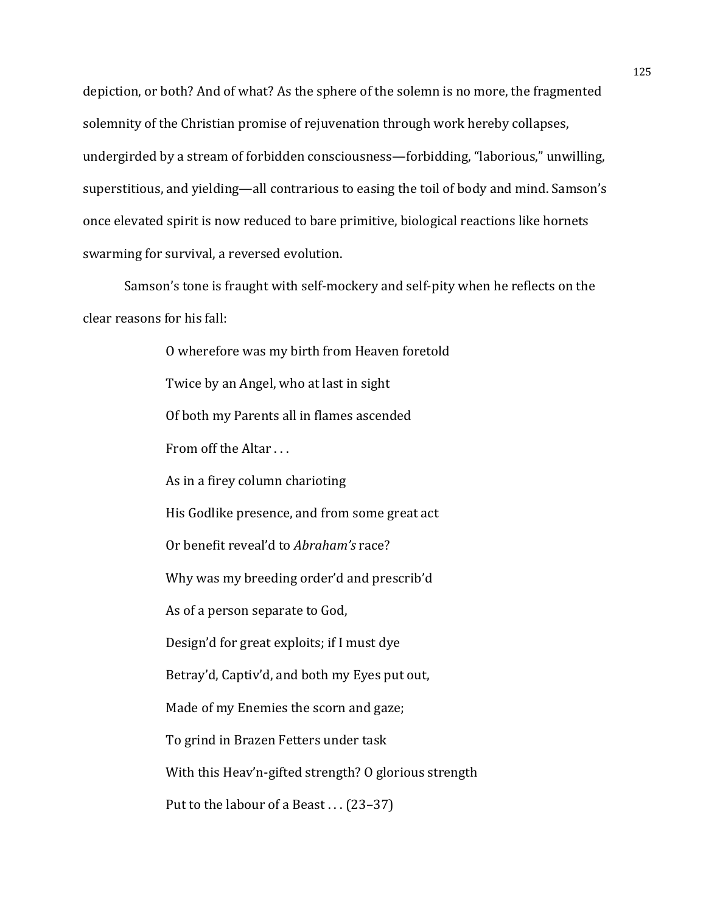depiction, or both? And of what? As the sphere of the solemn is no more, the fragmented solemnity of the Christian promise of rejuvenation through work hereby collapses, undergirded by a stream of forbidden consciousness—forbidding, "laborious," unwilling, superstitious, and yielding—all contrarious to easing the toil of body and mind. Samson's once elevated spirit is now reduced to bare primitive, biological reactions like hornets swarming for survival, a reversed evolution.

Samson's tone is fraught with self-mockery and self-pity when he reflects on the clear reasons for his fall:

> O wherefore was my birth from Heaven foretold
> Twice by an Angel, who at last in sight
> Of both my Parents all in flames ascended
> From off the Altar . . .
> As in a firey column charioting
> His Godlike presence, and from some great act
> Or benefit reveal'd to *Abraham's* race?
> Why was my breeding order'd and prescrib'd
> As of a person separate to God,
> Design'd for great exploits; if I must dye
> Betray'd, Captiv'd, and both my Eyes put out,
> Made of my Enemies the scorn and gaze;
> To grind in Brazen Fetters under task
> With this Heav'n-gifted strength? O glorious strength
> Put to the labour of a Beast . . . (23–37)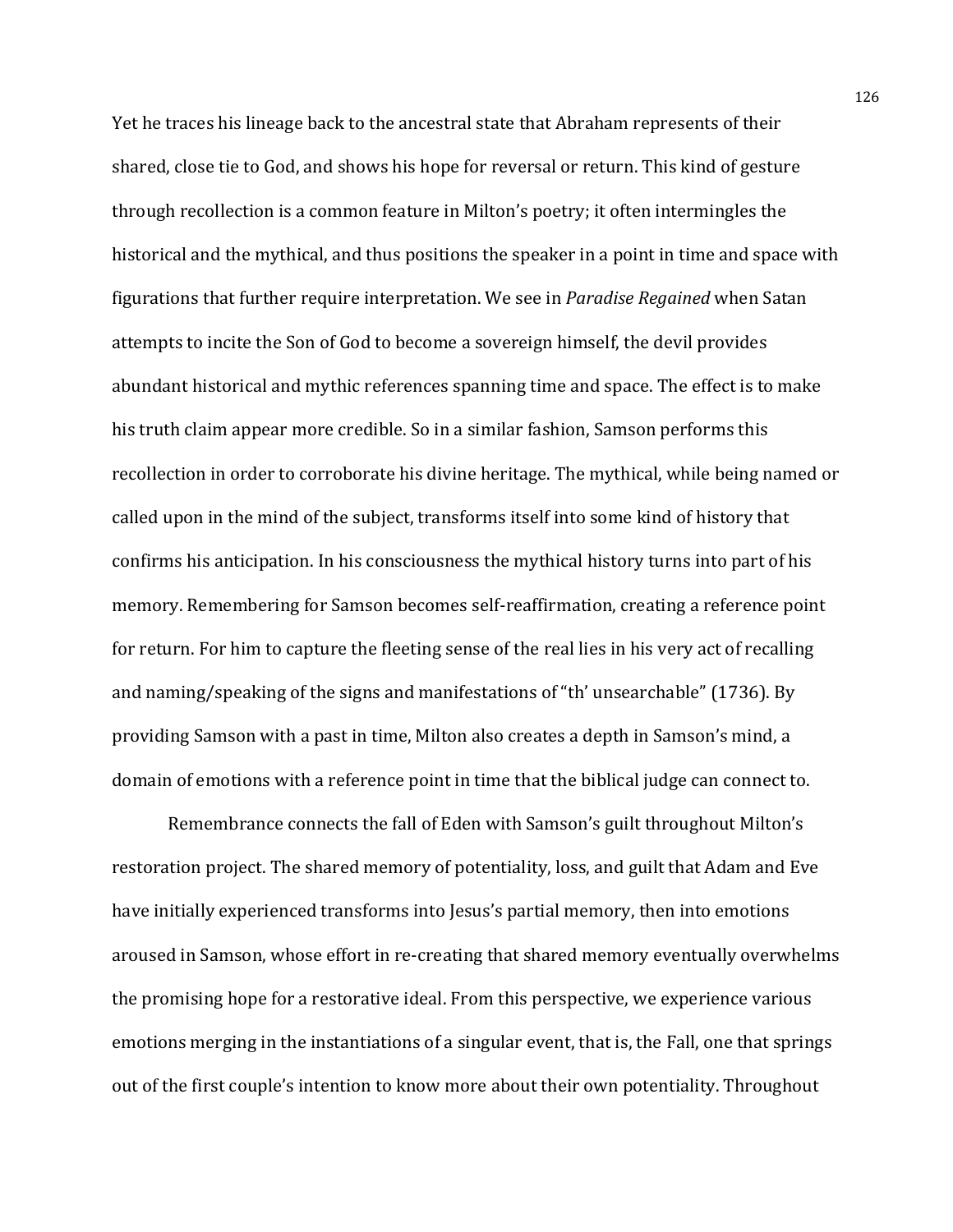Yet he traces his lineage back to the ancestral state that Abraham represents of their shared, close tie to God, and shows his hope for reversal or return. This kind of gesture through recollection is a common feature in Milton's poetry; it often intermingles the historical and the mythical, and thus positions the speaker in a point in time and space with figurations that further require interpretation. We see in *Paradise Regained* when Satan attempts to incite the Son of God to become a sovereign himself, the devil provides abundant historical and mythic references spanning time and space. The effect is to make his truth claim appear more credible. So in a similar fashion, Samson performs this recollection in order to corroborate his divine heritage. The mythical, while being named or called upon in the mind of the subject, transforms itself into some kind of history that confirms his anticipation. In his consciousness the mythical history turns into part of his memory. Remembering for Samson becomes self-reaffirmation, creating a reference point for return. For him to capture the fleeting sense of the real lies in his very act of recalling and naming/speaking of the signs and manifestations of "th' unsearchable" (1736). By providing Samson with a past in time, Milton also creates a depth in Samson's mind, a domain of emotions with a reference point in time that the biblical judge can connect to.

Remembrance connects the fall of Eden with Samson's guilt throughout Milton's restoration project. The shared memory of potentiality, loss, and guilt that Adam and Eve have initially experienced transforms into Jesus's partial memory, then into emotions aroused in Samson, whose effort in re-creating that shared memory eventually overwhelms the promising hope for a restorative ideal. From this perspective, we experience various emotions merging in the instantiations of a singular event, that is, the Fall, one that springs out of the first couple's intention to know more about their own potentiality. Throughout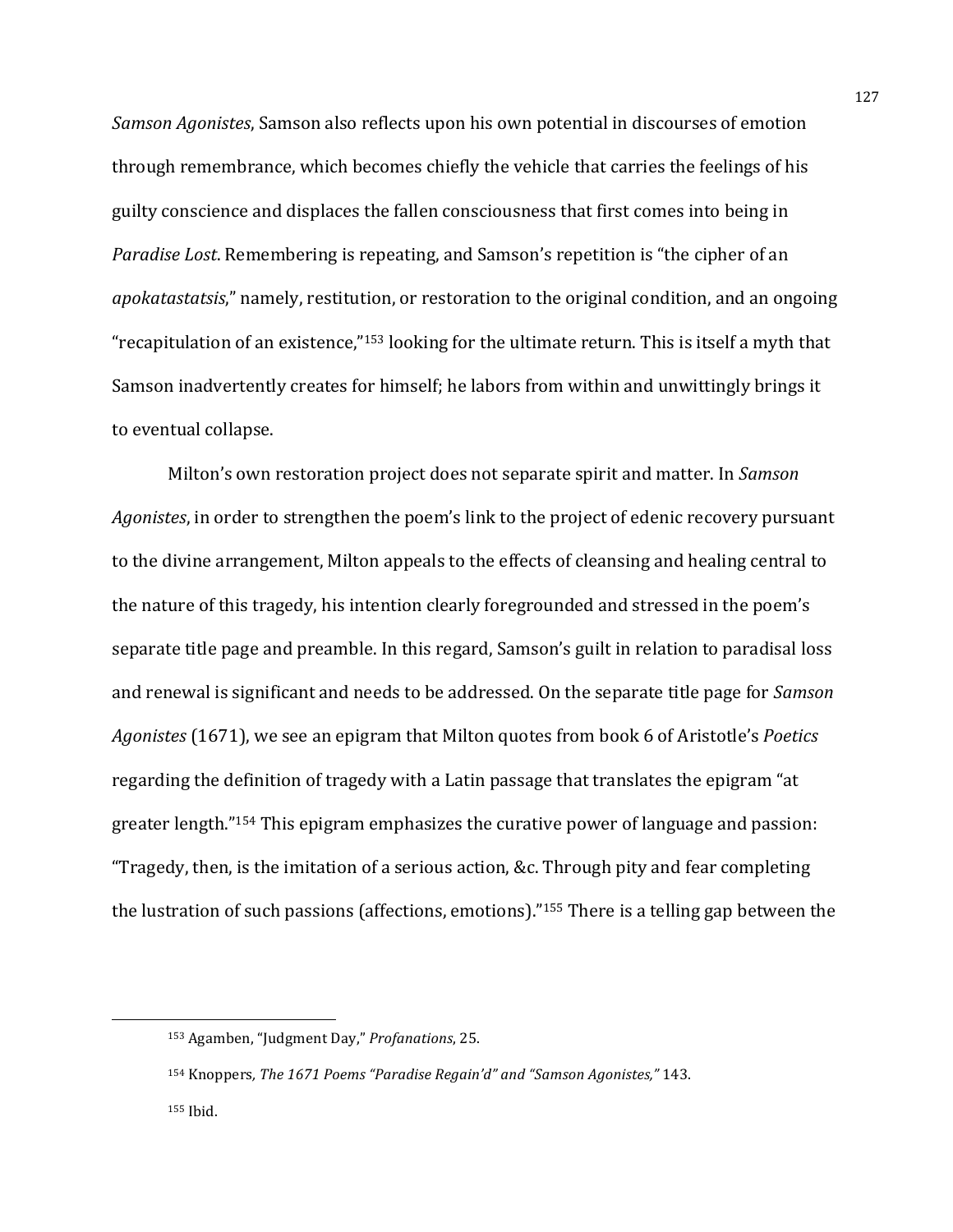*Samson Agonistes*, Samson also reflects upon his own potential in discourses of emotion through remembrance, which becomes chiefly the vehicle that carries the feelings of his guilty conscience and displaces the fallen consciousness that first comes into being in *Paradise Lost*. Remembering is repeating, and Samson's repetition is "the cipher of an *apokatastatsis*," namely, restitution, or restoration to the original condition, and an ongoing "recapitulation of an existence,"[153] looking for the ultimate return. This is itself a myth that Samson inadvertently creates for himself; he labors from within and unwittingly brings it to eventual collapse.

Milton's own restoration project does not separate spirit and matter. In *Samson Agonistes*, in order to strengthen the poem's link to the project of edenic recovery pursuant to the divine arrangement, Milton appeals to the effects of cleansing and healing central to the nature of this tragedy, his intention clearly foregrounded and stressed in the poem's separate title page and preamble. In this regard, Samson's guilt in relation to paradisal loss and renewal is significant and needs to be addressed. On the separate title page for *Samson Agonistes* (1671), we see an epigram that Milton quotes from book 6 of Aristotle's *Poetics* regarding the definition of tragedy with a Latin passage that translates the epigram "at greater length."[154] This epigram emphasizes the curative power of language and passion: "Tragedy, then, is the imitation of a serious action, &c. Through pity and fear completing the lustration of such passions (affections, emotions)."[155] There is a telling gap between the

---

[153] Agamben, "Judgment Day," *Profanations*, 25.

[154] Knoppers, *The 1671 Poems "Paradise Regain'd" and "Samson Agonistes,"* 143.

[155] Ibid.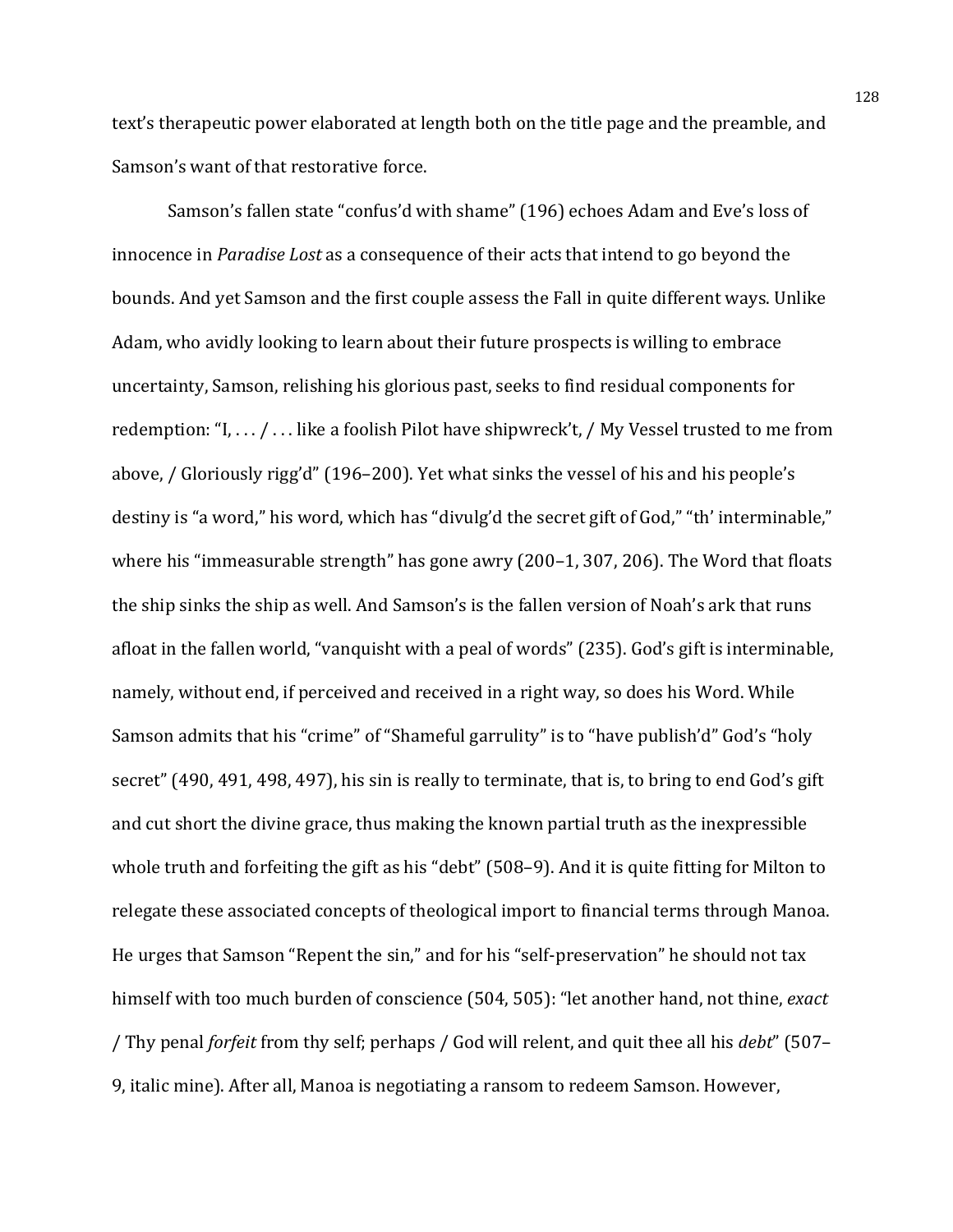text's therapeutic power elaborated at length both on the title page and the preamble, and Samson's want of that restorative force.

Samson's fallen state "confus'd with shame" (196) echoes Adam and Eve's loss of innocence in *Paradise Lost* as a consequence of their acts that intend to go beyond the bounds. And yet Samson and the first couple assess the Fall in quite different ways. Unlike Adam, who avidly looking to learn about their future prospects is willing to embrace uncertainty, Samson, relishing his glorious past, seeks to find residual components for redemption: "I, . . . / . . . like a foolish Pilot have shipwreck't, / My Vessel trusted to me from above, / Gloriously rigg'd" (196–200). Yet what sinks the vessel of his and his people's destiny is "a word," his word, which has "divulg'd the secret gift of God," "th' interminable," where his "immeasurable strength" has gone awry (200–1, 307, 206). The Word that floats the ship sinks the ship as well. And Samson's is the fallen version of Noah's ark that runs afloat in the fallen world, "vanquisht with a peal of words" (235). God's gift is interminable, namely, without end, if perceived and received in a right way, so does his Word. While Samson admits that his "crime" of "Shameful garrulity" is to "have publish'd" God's "holy secret" (490, 491, 498, 497), his sin is really to terminate, that is, to bring to end God's gift and cut short the divine grace, thus making the known partial truth as the inexpressible whole truth and forfeiting the gift as his "debt" (508–9). And it is quite fitting for Milton to relegate these associated concepts of theological import to financial terms through Manoa. He urges that Samson "Repent the sin," and for his "self-preservation" he should not tax himself with too much burden of conscience (504, 505): "let another hand, not thine, *exact* / Thy penal *forfeit* from thy self; perhaps / God will relent, and quit thee all his *debt*" (507–9, italic mine). After all, Manoa is negotiating a ransom to redeem Samson. However,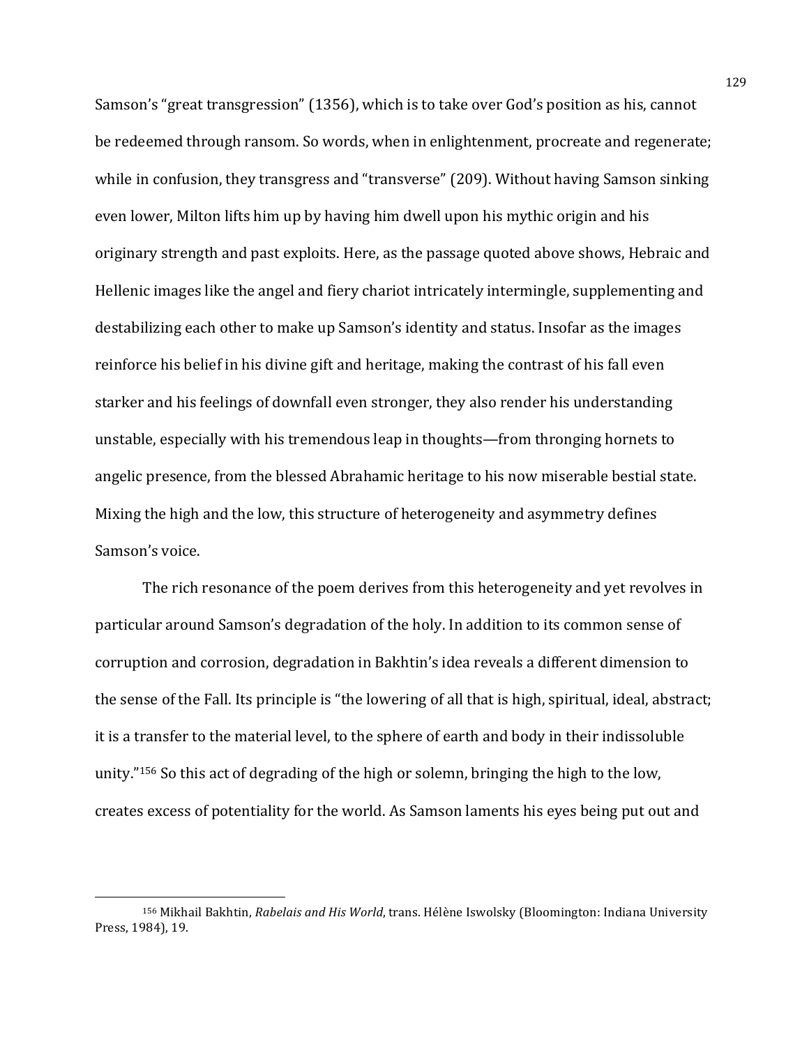Samson's "great transgression" (1356), which is to take over God's position as his, cannot be redeemed through ransom. So words, when in enlightenment, procreate and regenerate; while in confusion, they transgress and "transverse" (209). Without having Samson sinking even lower, Milton lifts him up by having him dwell upon his mythic origin and his originary strength and past exploits. Here, as the passage quoted above shows, Hebraic and Hellenic images like the angel and fiery chariot intricately intermingle, supplementing and destabilizing each other to make up Samson's identity and status. Insofar as the images reinforce his belief in his divine gift and heritage, making the contrast of his fall even starker and his feelings of downfall even stronger, they also render his understanding unstable, especially with his tremendous leap in thoughts—from thronging hornets to angelic presence, from the blessed Abrahamic heritage to his now miserable bestial state. Mixing the high and the low, this structure of heterogeneity and asymmetry defines Samson's voice.

The rich resonance of the poem derives from this heterogeneity and yet revolves in particular around Samson's degradation of the holy. In addition to its common sense of corruption and corrosion, degradation in Bakhtin's idea reveals a different dimension to the sense of the Fall. Its principle is "the lowering of all that is high, spiritual, ideal, abstract; it is a transfer to the material level, to the sphere of earth and body in their indissoluble unity."[156] So this act of degrading of the high or solemn, bringing the high to the low, creates excess of potentiality for the world. As Samson laments his eyes being put out and

[156] Mikhail Bakhtin, *Rabelais and His World*, trans. Hélène Iswolsky (Bloomington: Indiana University Press, 1984), 19.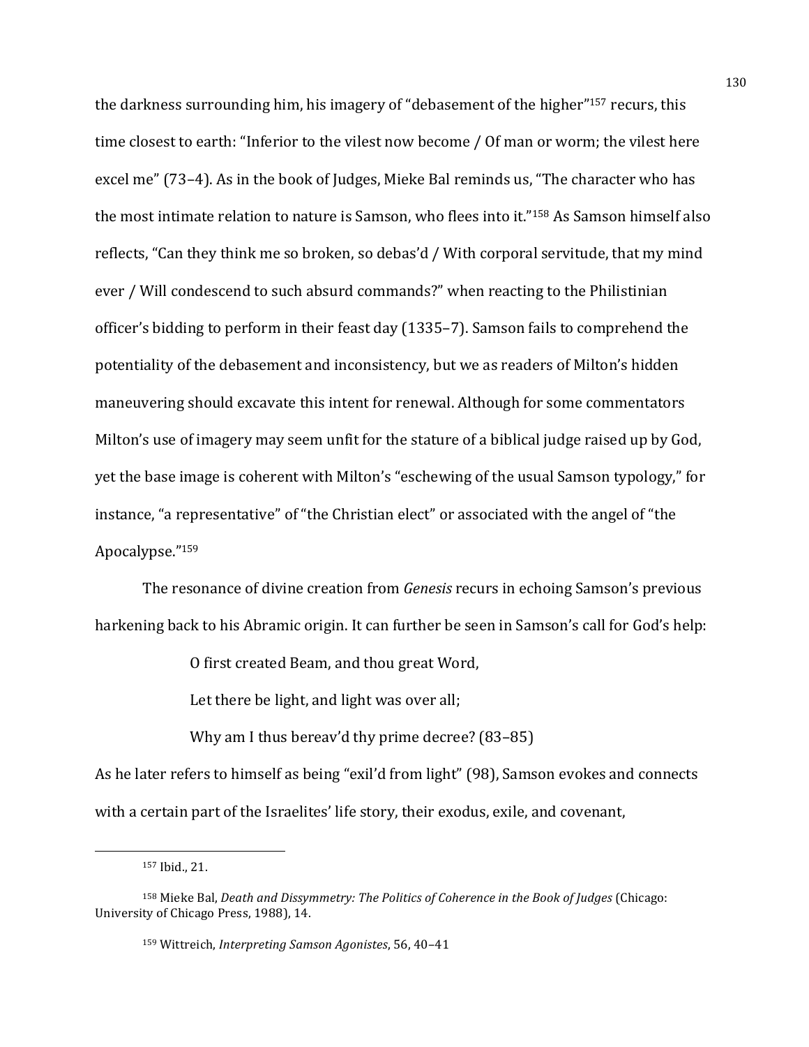the darkness surrounding him, his imagery of "debasement of the higher"[157] recurs, this time closest to earth: "Inferior to the vilest now become / Of man or worm; the vilest here excel me" (73–4). As in the book of Judges, Mieke Bal reminds us, "The character who has the most intimate relation to nature is Samson, who flees into it."[158] As Samson himself also reflects, "Can they think me so broken, so debas'd / With corporal servitude, that my mind ever / Will condescend to such absurd commands?" when reacting to the Philistinian officer's bidding to perform in their feast day (1335–7). Samson fails to comprehend the potentiality of the debasement and inconsistency, but we as readers of Milton's hidden maneuvering should excavate this intent for renewal. Although for some commentators Milton's use of imagery may seem unfit for the stature of a biblical judge raised up by God, yet the base image is coherent with Milton's "eschewing of the usual Samson typology," for instance, "a representative" of "the Christian elect" or associated with the angel of "the Apocalypse."[159]

The resonance of divine creation from *Genesis* recurs in echoing Samson's previous harkening back to his Abramic origin. It can further be seen in Samson's call for God's help:

> O first created Beam, and thou great Word,
>
> Let there be light, and light was over all;
>
> Why am I thus bereav'd thy prime decree? (83–85)

As he later refers to himself as being "exil'd from light" (98), Samson evokes and connects with a certain part of the Israelites' life story, their exodus, exile, and covenant,

---

[157] Ibid., 21.

[158] Mieke Bal, *Death and Dissymmetry: The Politics of Coherence in the Book of Judges* (Chicago: University of Chicago Press, 1988), 14.

[159] Wittreich, *Interpreting Samson Agonistes*, 56, 40–41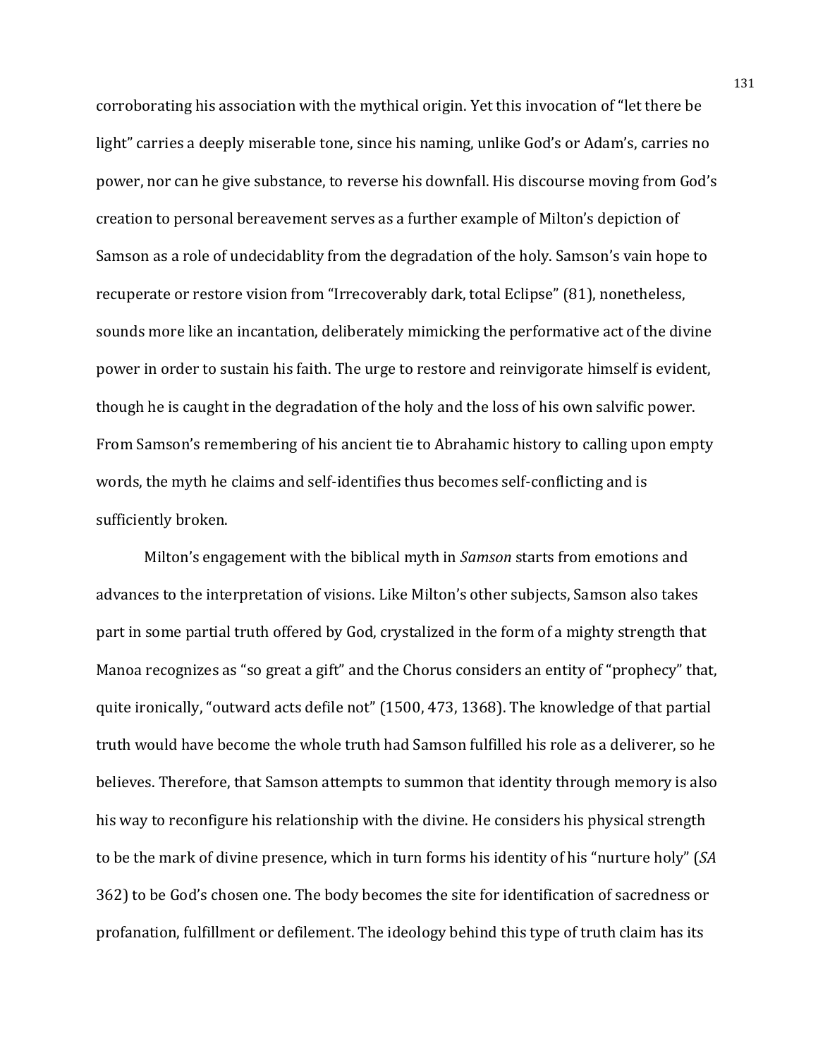corroborating his association with the mythical origin. Yet this invocation of "let there be light" carries a deeply miserable tone, since his naming, unlike God's or Adam's, carries no power, nor can he give substance, to reverse his downfall. His discourse moving from God's creation to personal bereavement serves as a further example of Milton's depiction of Samson as a role of undecidablity from the degradation of the holy. Samson's vain hope to recuperate or restore vision from "Irrecoverably dark, total Eclipse" (81), nonetheless, sounds more like an incantation, deliberately mimicking the performative act of the divine power in order to sustain his faith. The urge to restore and reinvigorate himself is evident, though he is caught in the degradation of the holy and the loss of his own salvific power. From Samson's remembering of his ancient tie to Abrahamic history to calling upon empty words, the myth he claims and self-identifies thus becomes self-conflicting and is sufficiently broken.

Milton's engagement with the biblical myth in *Samson* starts from emotions and advances to the interpretation of visions. Like Milton's other subjects, Samson also takes part in some partial truth offered by God, crystalized in the form of a mighty strength that Manoa recognizes as "so great a gift" and the Chorus considers an entity of "prophecy" that, quite ironically, "outward acts defile not" (1500, 473, 1368). The knowledge of that partial truth would have become the whole truth had Samson fulfilled his role as a deliverer, so he believes. Therefore, that Samson attempts to summon that identity through memory is also his way to reconfigure his relationship with the divine. He considers his physical strength to be the mark of divine presence, which in turn forms his identity of his "nurture holy" (*SA* 362) to be God's chosen one. The body becomes the site for identification of sacredness or profanation, fulfillment or defilement. The ideology behind this type of truth claim has its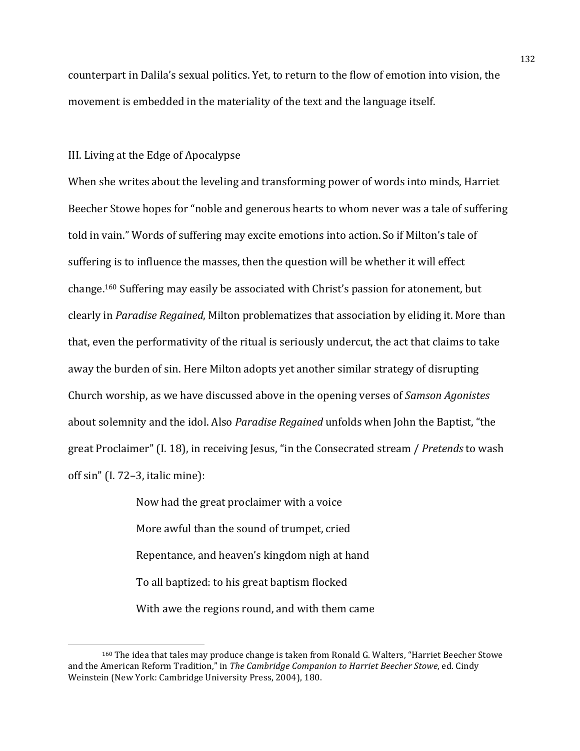counterpart in Dalila's sexual politics. Yet, to return to the flow of emotion into vision, the movement is embedded in the materiality of the text and the language itself.

## III. Living at the Edge of Apocalypse

When she writes about the leveling and transforming power of words into minds, Harriet Beecher Stowe hopes for "noble and generous hearts to whom never was a tale of suffering told in vain." Words of suffering may excite emotions into action. So if Milton's tale of suffering is to influence the masses, then the question will be whether it will effect change.[160] Suffering may easily be associated with Christ's passion for atonement, but clearly in *Paradise Regained*, Milton problematizes that association by eliding it. More than that, even the performativity of the ritual is seriously undercut, the act that claims to take away the burden of sin. Here Milton adopts yet another similar strategy of disrupting Church worship, as we have discussed above in the opening verses of *Samson Agonistes* about solemnity and the idol. Also *Paradise Regained* unfolds when John the Baptist, "the great Proclaimer" (I. 18), in receiving Jesus, "in the Consecrated stream / *Pretends* to wash off sin" (I. 72–3, italic mine):

> Now had the great proclaimer with a voice
> More awful than the sound of trumpet, cried
> Repentance, and heaven's kingdom nigh at hand
> To all baptized: to his great baptism flocked
> With awe the regions round, and with them came

[160] The idea that tales may produce change is taken from Ronald G. Walters, "Harriet Beecher Stowe and the American Reform Tradition," in *The Cambridge Companion to Harriet Beecher Stowe*, ed. Cindy Weinstein (New York: Cambridge University Press, 2004), 180.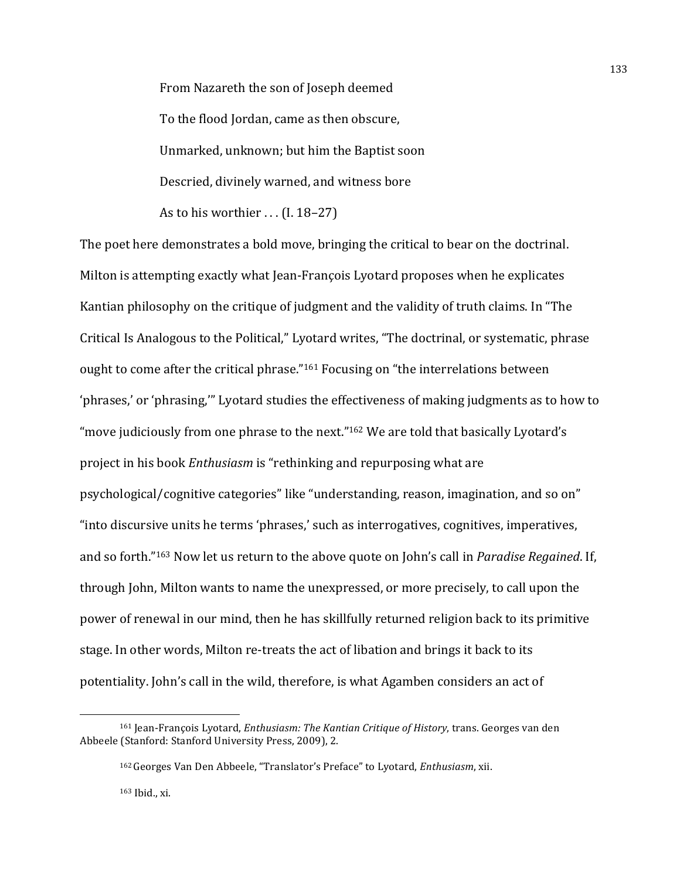> From Nazareth the son of Joseph deemed
>
> To the flood Jordan, came as then obscure,
>
> Unmarked, unknown; but him the Baptist soon
>
> Descried, divinely warned, and witness bore
>
> As to his worthier . . . (I. 18–27)

The poet here demonstrates a bold move, bringing the critical to bear on the doctrinal. Milton is attempting exactly what Jean-François Lyotard proposes when he explicates Kantian philosophy on the critique of judgment and the validity of truth claims. In "The Critical Is Analogous to the Political," Lyotard writes, "The doctrinal, or systematic, phrase ought to come after the critical phrase."[161] Focusing on "the interrelations between 'phrases,' or 'phrasing,'" Lyotard studies the effectiveness of making judgments as to how to "move judiciously from one phrase to the next."[162] We are told that basically Lyotard's project in his book *Enthusiasm* is "rethinking and repurposing what are psychological/cognitive categories" like "understanding, reason, imagination, and so on" "into discursive units he terms 'phrases,' such as interrogatives, cognitives, imperatives, and so forth."[163] Now let us return to the above quote on John's call in *Paradise Regained*. If, through John, Milton wants to name the unexpressed, or more precisely, to call upon the power of renewal in our mind, then he has skillfully returned religion back to its primitive stage. In other words, Milton re-treats the act of libation and brings it back to its potentiality. John's call in the wild, therefore, is what Agamben considers an act of

---

[161] Jean-François Lyotard, *Enthusiasm: The Kantian Critique of History*, trans. Georges van den Abbeele (Stanford: Stanford University Press, 2009), 2.

[162] Georges Van Den Abbeele, "Translator's Preface" to Lyotard, *Enthusiasm*, xii.

[163] Ibid., xi.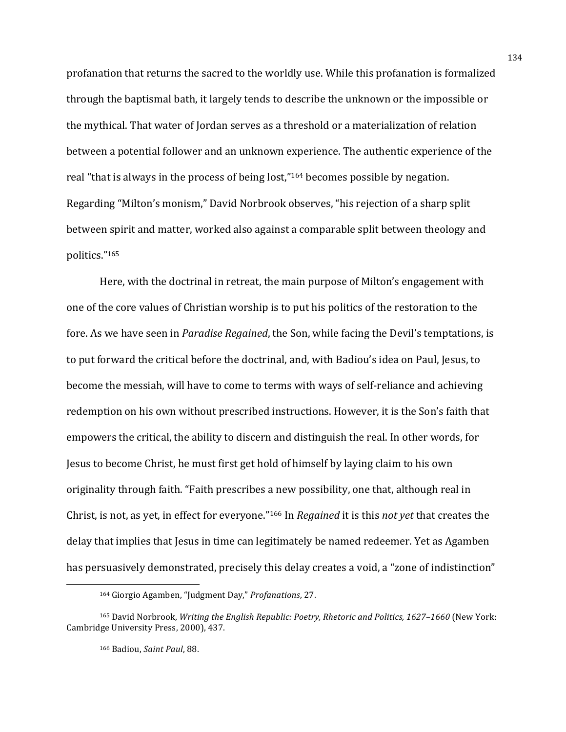profanation that returns the sacred to the worldly use. While this profanation is formalized through the baptismal bath, it largely tends to describe the unknown or the impossible or the mythical. That water of Jordan serves as a threshold or a materialization of relation between a potential follower and an unknown experience. The authentic experience of the real "that is always in the process of being lost,"[164] becomes possible by negation. Regarding "Milton's monism," David Norbrook observes, "his rejection of a sharp split between spirit and matter, worked also against a comparable split between theology and politics."[165]

Here, with the doctrinal in retreat, the main purpose of Milton's engagement with one of the core values of Christian worship is to put his politics of the restoration to the fore. As we have seen in *Paradise Regained*, the Son, while facing the Devil's temptations, is to put forward the critical before the doctrinal, and, with Badiou's idea on Paul, Jesus, to become the messiah, will have to come to terms with ways of self-reliance and achieving redemption on his own without prescribed instructions. However, it is the Son's faith that empowers the critical, the ability to discern and distinguish the real. In other words, for Jesus to become Christ, he must first get hold of himself by laying claim to his own originality through faith. "Faith prescribes a new possibility, one that, although real in Christ, is not, as yet, in effect for everyone."[166] In *Regained* it is this *not yet* that creates the delay that implies that Jesus in time can legitimately be named redeemer. Yet as Agamben has persuasively demonstrated, precisely this delay creates a void, a "zone of indistinction"

---

[164] Giorgio Agamben, "Judgment Day," *Profanations*, 27.

[165] David Norbrook, *Writing the English Republic: Poetry, Rhetoric and Politics, 1627–1660* (New York: Cambridge University Press, 2000), 437.

[166] Badiou, *Saint Paul*, 88.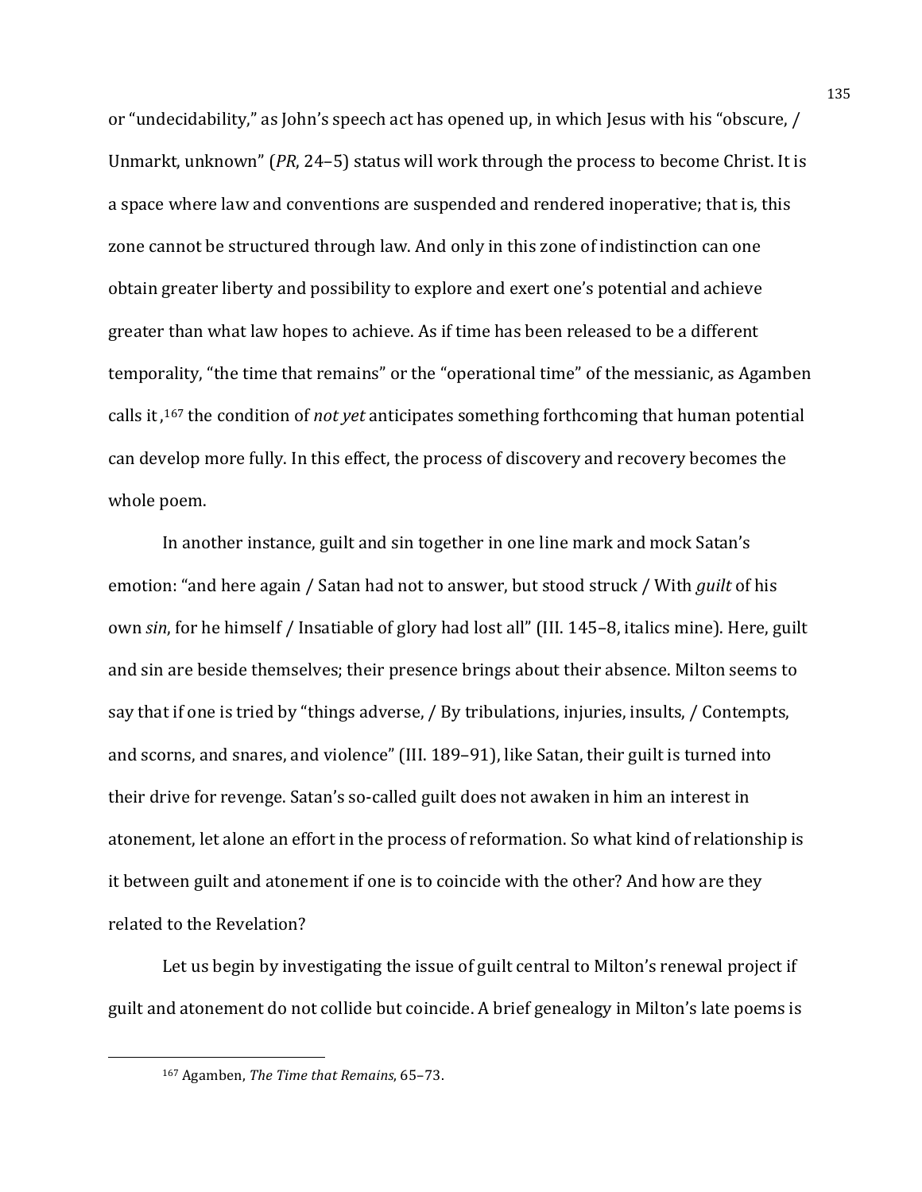or "undecidability," as John's speech act has opened up, in which Jesus with his "obscure, / Unmarkt, unknown" (*PR*, 24–5) status will work through the process to become Christ. It is a space where law and conventions are suspended and rendered inoperative; that is, this zone cannot be structured through law. And only in this zone of indistinction can one obtain greater liberty and possibility to explore and exert one's potential and achieve greater than what law hopes to achieve. As if time has been released to be a different temporality, "the time that remains" or the "operational time" of the messianic, as Agamben calls it ,[167] the condition of *not yet* anticipates something forthcoming that human potential can develop more fully. In this effect, the process of discovery and recovery becomes the whole poem.

In another instance, guilt and sin together in one line mark and mock Satan's emotion: "and here again / Satan had not to answer, but stood struck / With *guilt* of his own *sin*, for he himself / Insatiable of glory had lost all" (III. 145–8, italics mine). Here, guilt and sin are beside themselves; their presence brings about their absence. Milton seems to say that if one is tried by "things adverse, / By tribulations, injuries, insults, / Contempts, and scorns, and snares, and violence" (III. 189–91), like Satan, their guilt is turned into their drive for revenge. Satan's so-called guilt does not awaken in him an interest in atonement, let alone an effort in the process of reformation. So what kind of relationship is it between guilt and atonement if one is to coincide with the other? And how are they related to the Revelation?

Let us begin by investigating the issue of guilt central to Milton's renewal project if guilt and atonement do not collide but coincide. A brief genealogy in Milton's late poems is

[167] Agamben, *The Time that Remains*, 65–73.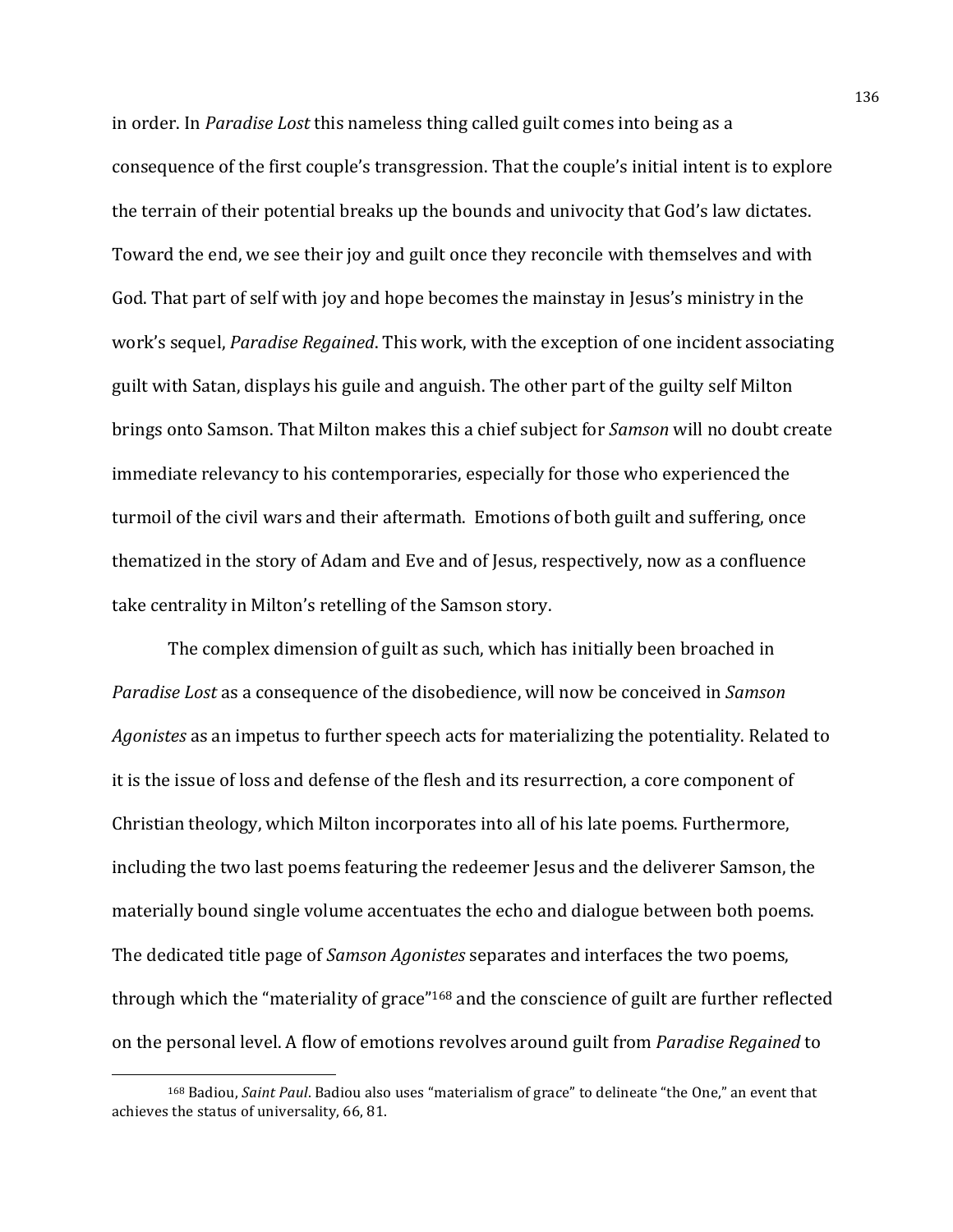in order. In *Paradise Lost* this nameless thing called guilt comes into being as a consequence of the first couple's transgression. That the couple's initial intent is to explore the terrain of their potential breaks up the bounds and univocity that God's law dictates. Toward the end, we see their joy and guilt once they reconcile with themselves and with God. That part of self with joy and hope becomes the mainstay in Jesus's ministry in the work's sequel, *Paradise Regained*. This work, with the exception of one incident associating guilt with Satan, displays his guile and anguish. The other part of the guilty self Milton brings onto Samson. That Milton makes this a chief subject for *Samson* will no doubt create immediate relevancy to his contemporaries, especially for those who experienced the turmoil of the civil wars and their aftermath. Emotions of both guilt and suffering, once thematized in the story of Adam and Eve and of Jesus, respectively, now as a confluence take centrality in Milton's retelling of the Samson story.

The complex dimension of guilt as such, which has initially been broached in *Paradise Lost* as a consequence of the disobedience, will now be conceived in *Samson Agonistes* as an impetus to further speech acts for materializing the potentiality. Related to it is the issue of loss and defense of the flesh and its resurrection, a core component of Christian theology, which Milton incorporates into all of his late poems. Furthermore, including the two last poems featuring the redeemer Jesus and the deliverer Samson, the materially bound single volume accentuates the echo and dialogue between both poems. The dedicated title page of *Samson Agonistes* separates and interfaces the two poems, through which the "materiality of grace"[168] and the conscience of guilt are further reflected on the personal level. A flow of emotions revolves around guilt from *Paradise Regained* to

[168] Badiou, *Saint Paul*. Badiou also uses "materialism of grace" to delineate "the One," an event that achieves the status of universality, 66, 81.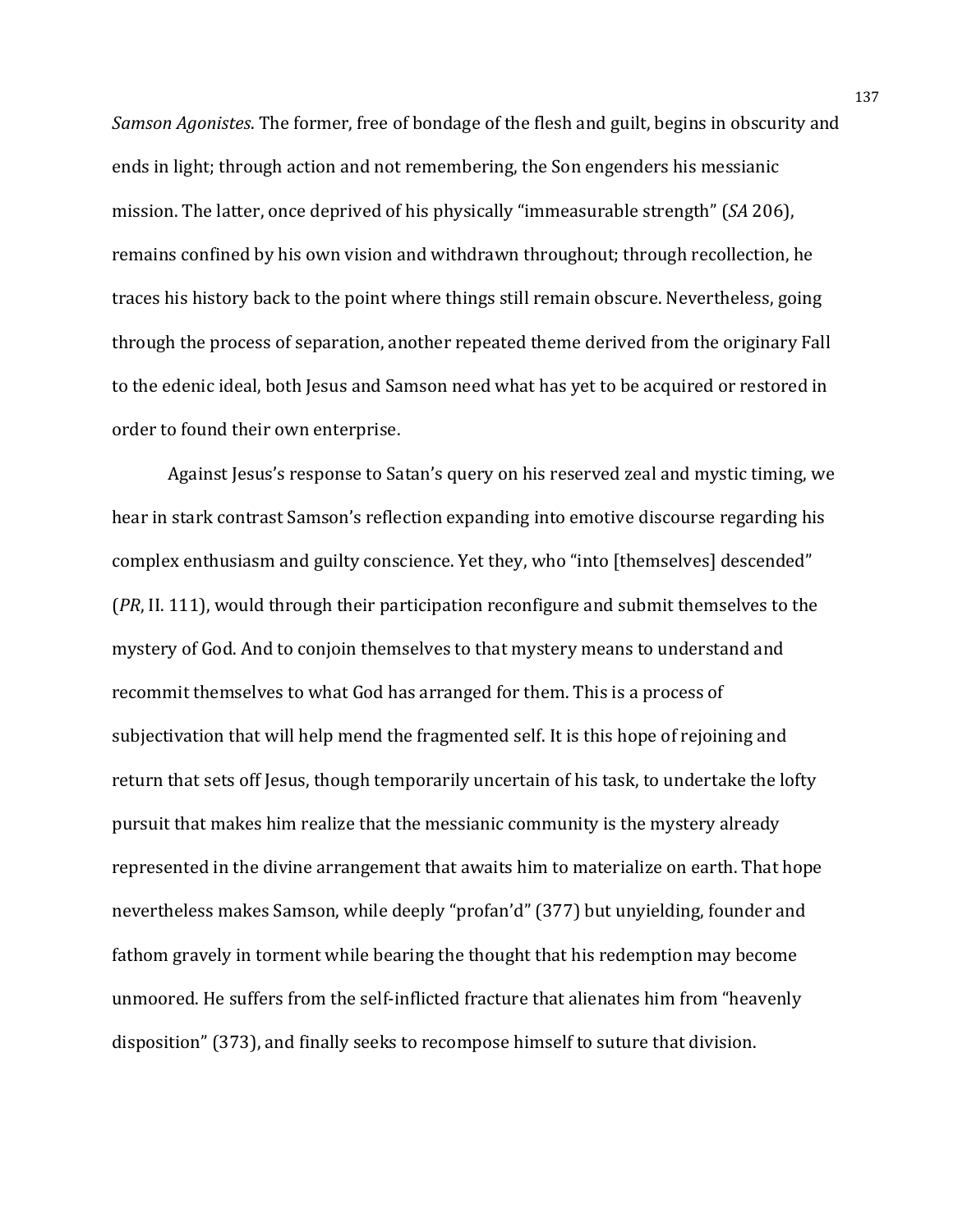*Samson Agonistes.* The former, free of bondage of the flesh and guilt, begins in obscurity and ends in light; through action and not remembering, the Son engenders his messianic mission. The latter, once deprived of his physically "immeasurable strength" (*SA* 206), remains confined by his own vision and withdrawn throughout; through recollection, he traces his history back to the point where things still remain obscure. Nevertheless, going through the process of separation, another repeated theme derived from the originary Fall to the edenic ideal, both Jesus and Samson need what has yet to be acquired or restored in order to found their own enterprise.

Against Jesus's response to Satan's query on his reserved zeal and mystic timing, we hear in stark contrast Samson's reflection expanding into emotive discourse regarding his complex enthusiasm and guilty conscience. Yet they, who "into [themselves] descended" (*PR*, II. 111), would through their participation reconfigure and submit themselves to the mystery of God. And to conjoin themselves to that mystery means to understand and recommit themselves to what God has arranged for them. This is a process of subjectivation that will help mend the fragmented self. It is this hope of rejoining and return that sets off Jesus, though temporarily uncertain of his task, to undertake the lofty pursuit that makes him realize that the messianic community is the mystery already represented in the divine arrangement that awaits him to materialize on earth. That hope nevertheless makes Samson, while deeply "profan'd" (377) but unyielding, founder and fathom gravely in torment while bearing the thought that his redemption may become unmoored. He suffers from the self-inflicted fracture that alienates him from "heavenly disposition" (373), and finally seeks to recompose himself to suture that division.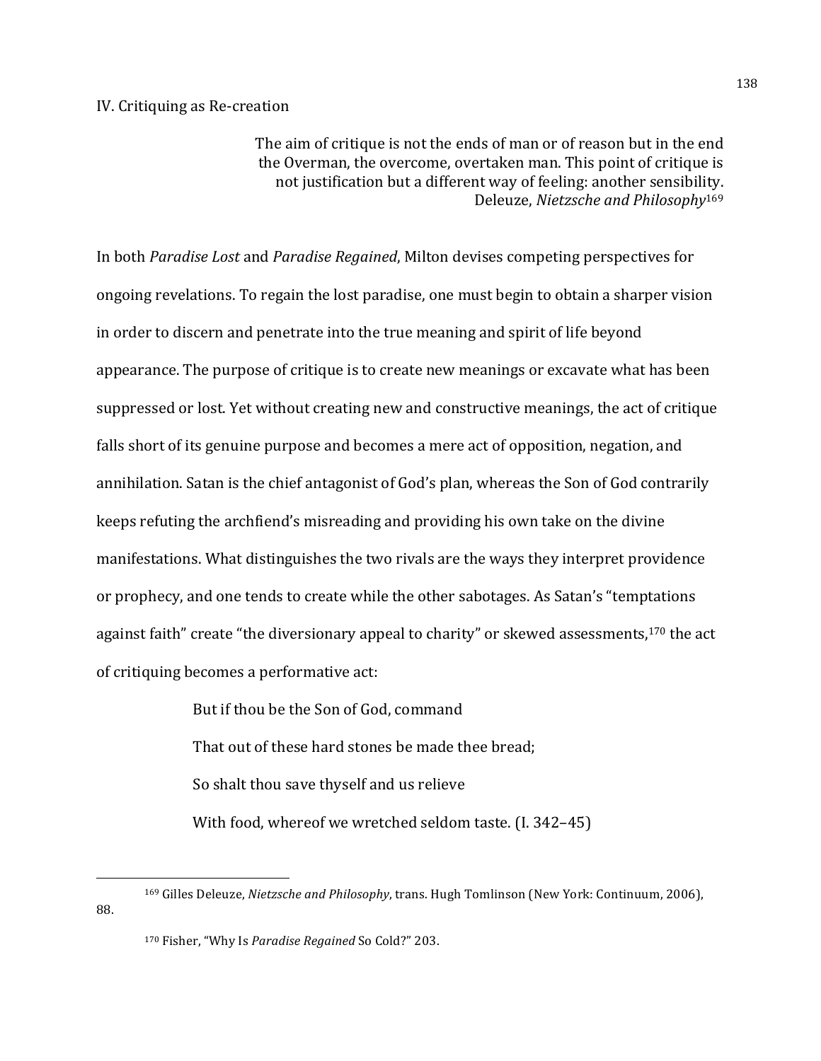## IV. Critiquing as Re-creation

> The aim of critique is not the ends of man or of reason but in the end the Overman, the overcome, overtaken man. This point of critique is not justification but a different way of feeling: another sensibility.
> Deleuze, *Nietzsche and Philosophy*[169]

In both *Paradise Lost* and *Paradise Regained*, Milton devises competing perspectives for ongoing revelations. To regain the lost paradise, one must begin to obtain a sharper vision in order to discern and penetrate into the true meaning and spirit of life beyond appearance. The purpose of critique is to create new meanings or excavate what has been suppressed or lost. Yet without creating new and constructive meanings, the act of critique falls short of its genuine purpose and becomes a mere act of opposition, negation, and annihilation. Satan is the chief antagonist of God's plan, whereas the Son of God contrarily keeps refuting the archfiend's misreading and providing his own take on the divine manifestations. What distinguishes the two rivals are the ways they interpret providence or prophecy, and one tends to create while the other sabotages. As Satan's "temptations against faith" create "the diversionary appeal to charity" or skewed assessments,[170] the act of critiquing becomes a performative act:

> But if thou be the Son of God, command
> That out of these hard stones be made thee bread;
> So shalt thou save thyself and us relieve
> With food, whereof we wretched seldom taste. (I. 342–45)

---

[169] Gilles Deleuze, *Nietzsche and Philosophy*, trans. Hugh Tomlinson (New York: Continuum, 2006), 88.

[170] Fisher, "Why Is *Paradise Regained* So Cold?" 203.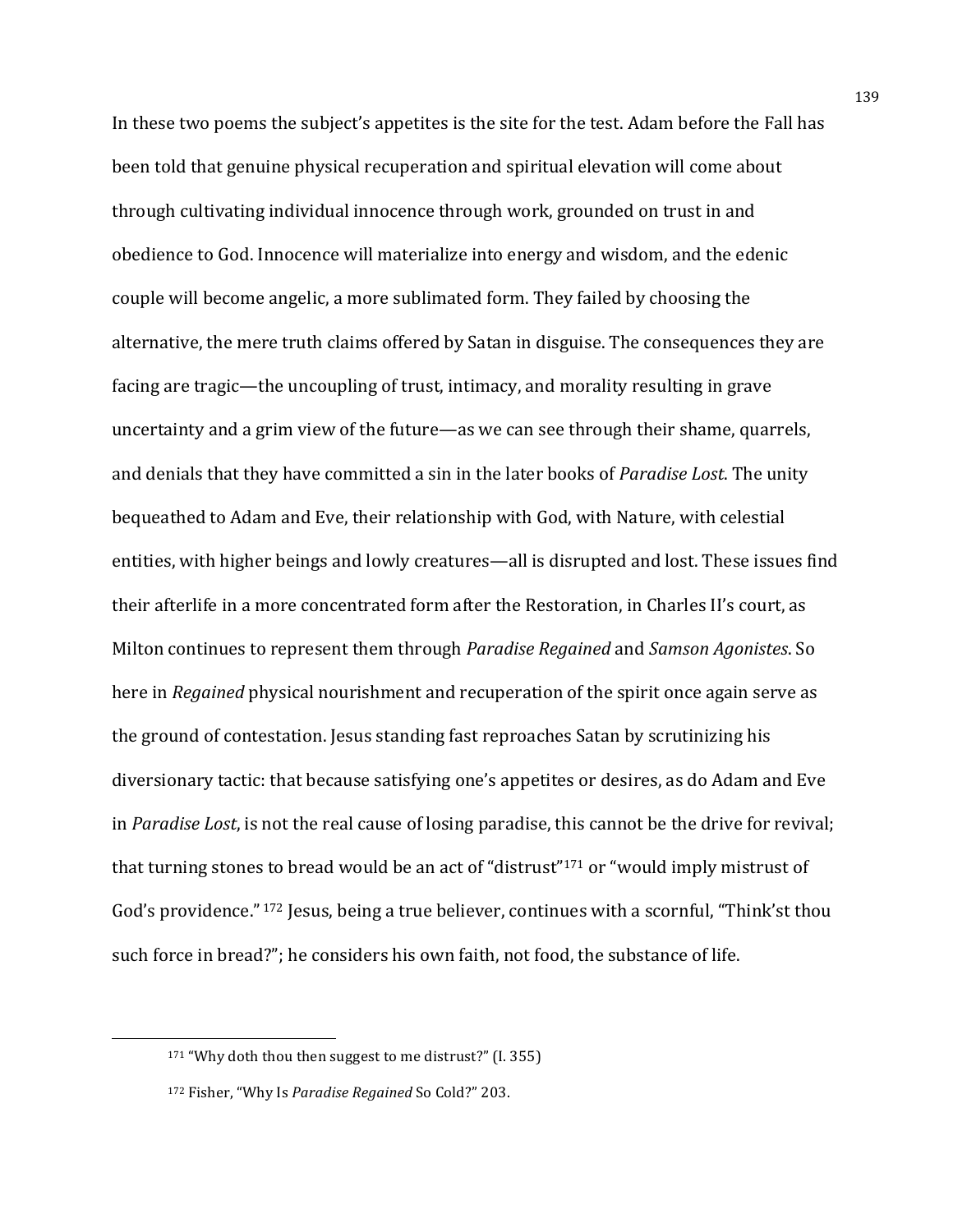In these two poems the subject's appetites is the site for the test. Adam before the Fall has been told that genuine physical recuperation and spiritual elevation will come about through cultivating individual innocence through work, grounded on trust in and obedience to God. Innocence will materialize into energy and wisdom, and the edenic couple will become angelic, a more sublimated form. They failed by choosing the alternative, the mere truth claims offered by Satan in disguise. The consequences they are facing are tragic—the uncoupling of trust, intimacy, and morality resulting in grave uncertainty and a grim view of the future—as we can see through their shame, quarrels, and denials that they have committed a sin in the later books of *Paradise Lost*. The unity bequeathed to Adam and Eve, their relationship with God, with Nature, with celestial entities, with higher beings and lowly creatures—all is disrupted and lost. These issues find their afterlife in a more concentrated form after the Restoration, in Charles II's court, as Milton continues to represent them through *Paradise Regained* and *Samson Agonistes*. So here in *Regained* physical nourishment and recuperation of the spirit once again serve as the ground of contestation. Jesus standing fast reproaches Satan by scrutinizing his diversionary tactic: that because satisfying one's appetites or desires, as do Adam and Eve in *Paradise Lost*, is not the real cause of losing paradise, this cannot be the drive for revival; that turning stones to bread would be an act of "distrust"[171] or "would imply mistrust of God's providence." [172] Jesus, being a true believer, continues with a scornful, "Think'st thou such force in bread?"; he considers his own faith, not food, the substance of life.

---

[171] "Why doth thou then suggest to me distrust?" (I. 355)

[172] Fisher, "Why Is *Paradise Regained* So Cold?" 203.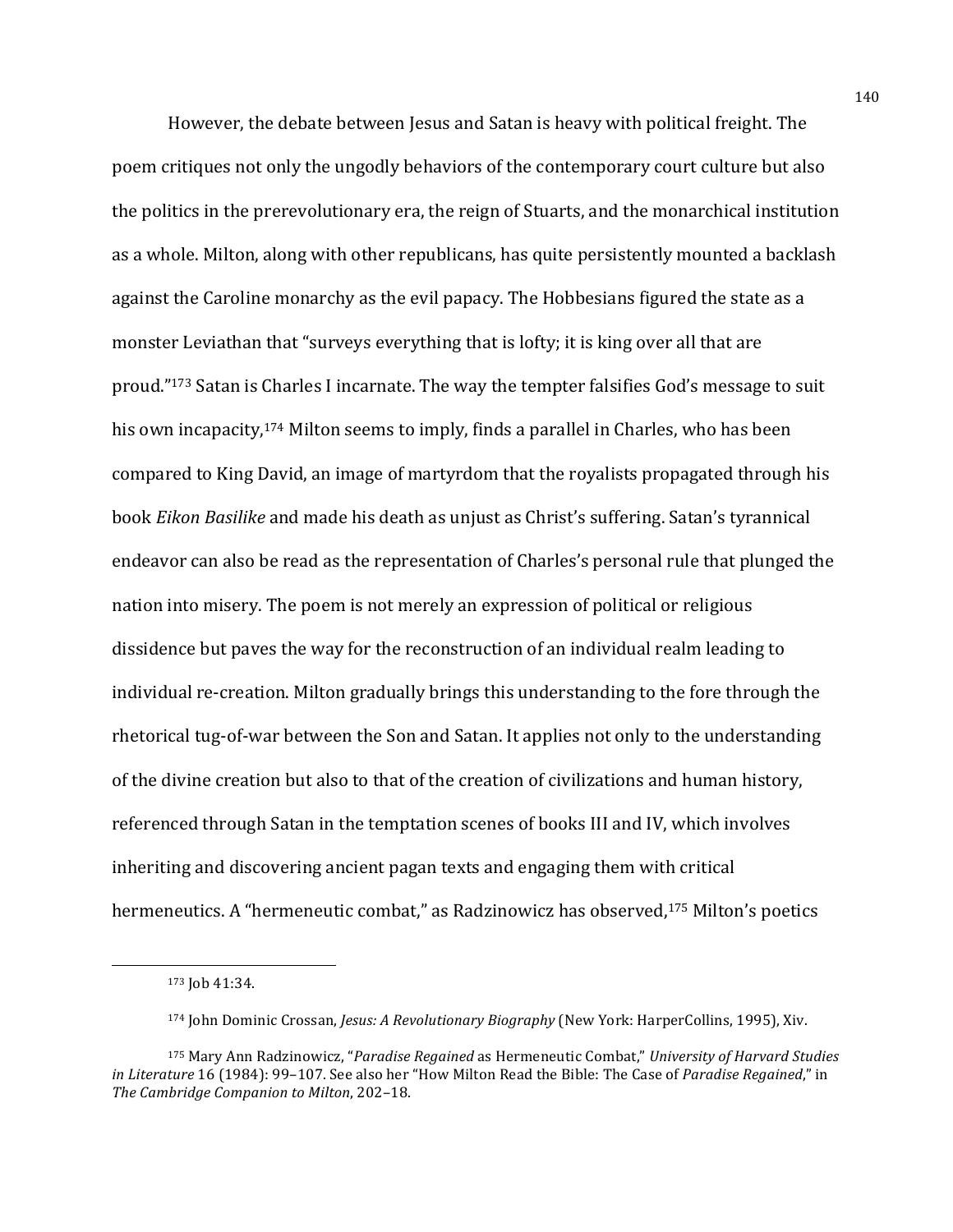However, the debate between Jesus and Satan is heavy with political freight. The poem critiques not only the ungodly behaviors of the contemporary court culture but also the politics in the prerevolutionary era, the reign of Stuarts, and the monarchical institution as a whole. Milton, along with other republicans, has quite persistently mounted a backlash against the Caroline monarchy as the evil papacy. The Hobbesians figured the state as a monster Leviathan that "surveys everything that is lofty; it is king over all that are proud."[173] Satan is Charles I incarnate. The way the tempter falsifies God's message to suit his own incapacity,[174] Milton seems to imply, finds a parallel in Charles, who has been compared to King David, an image of martyrdom that the royalists propagated through his book *Eikon Basilike* and made his death as unjust as Christ's suffering. Satan's tyrannical endeavor can also be read as the representation of Charles's personal rule that plunged the nation into misery. The poem is not merely an expression of political or religious dissidence but paves the way for the reconstruction of an individual realm leading to individual re-creation. Milton gradually brings this understanding to the fore through the rhetorical tug-of-war between the Son and Satan. It applies not only to the understanding of the divine creation but also to that of the creation of civilizations and human history, referenced through Satan in the temptation scenes of books III and IV, which involves inheriting and discovering ancient pagan texts and engaging them with critical hermeneutics. A "hermeneutic combat," as Radzinowicz has observed,[175] Milton's poetics

---

[173] Job 41:34.

[174] John Dominic Crossan, *Jesus: A Revolutionary Biography* (New York: HarperCollins, 1995), Xiv.

[175] Mary Ann Radzinowicz, "*Paradise Regained* as Hermeneutic Combat," *University of Harvard Studies in Literature* 16 (1984): 99–107. See also her "How Milton Read the Bible: The Case of *Paradise Regained*," in *The Cambridge Companion to Milton*, 202–18.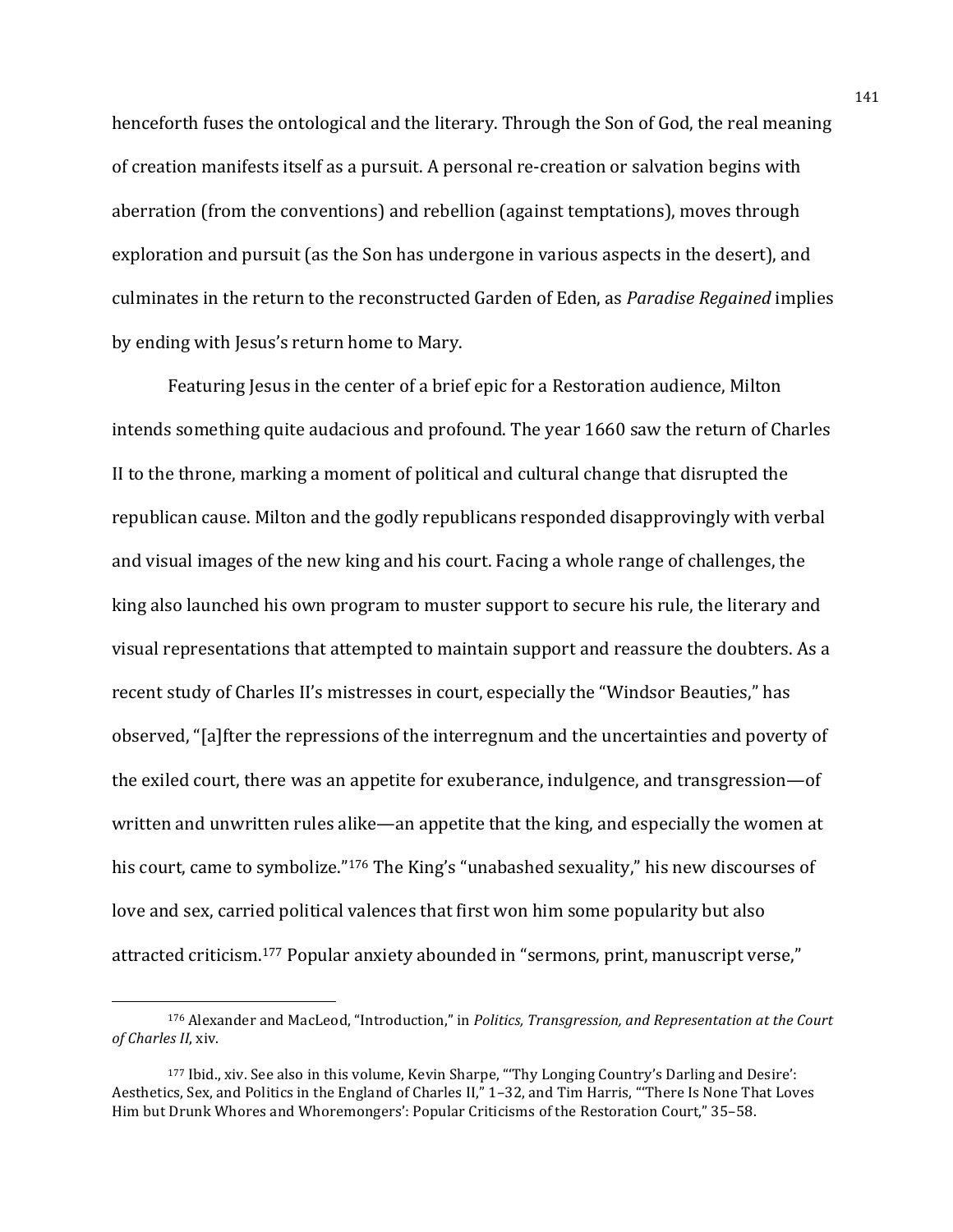henceforth fuses the ontological and the literary. Through the Son of God, the real meaning of creation manifests itself as a pursuit. A personal re-creation or salvation begins with aberration (from the conventions) and rebellion (against temptations), moves through exploration and pursuit (as the Son has undergone in various aspects in the desert), and culminates in the return to the reconstructed Garden of Eden, as *Paradise Regained* implies by ending with Jesus's return home to Mary.

Featuring Jesus in the center of a brief epic for a Restoration audience, Milton intends something quite audacious and profound. The year 1660 saw the return of Charles II to the throne, marking a moment of political and cultural change that disrupted the republican cause. Milton and the godly republicans responded disapprovingly with verbal and visual images of the new king and his court. Facing a whole range of challenges, the king also launched his own program to muster support to secure his rule, the literary and visual representations that attempted to maintain support and reassure the doubters. As a recent study of Charles II's mistresses in court, especially the "Windsor Beauties," has observed, "[a]fter the repressions of the interregnum and the uncertainties and poverty of the exiled court, there was an appetite for exuberance, indulgence, and transgression—of written and unwritten rules alike—an appetite that the king, and especially the women at his court, came to symbolize."[176] The King's "unabashed sexuality," his new discourses of love and sex, carried political valences that first won him some popularity but also attracted criticism.[177] Popular anxiety abounded in "sermons, print, manuscript verse,"

---

[176] Alexander and MacLeod, "Introduction," in *Politics, Transgression, and Representation at the Court of Charles II*, xiv.

[177] Ibid., xiv. See also in this volume, Kevin Sharpe, "'Thy Longing Country's Darling and Desire': Aesthetics, Sex, and Politics in the England of Charles II," 1–32, and Tim Harris, "'There Is None That Loves Him but Drunk Whores and Whoremongers': Popular Criticisms of the Restoration Court," 35–58.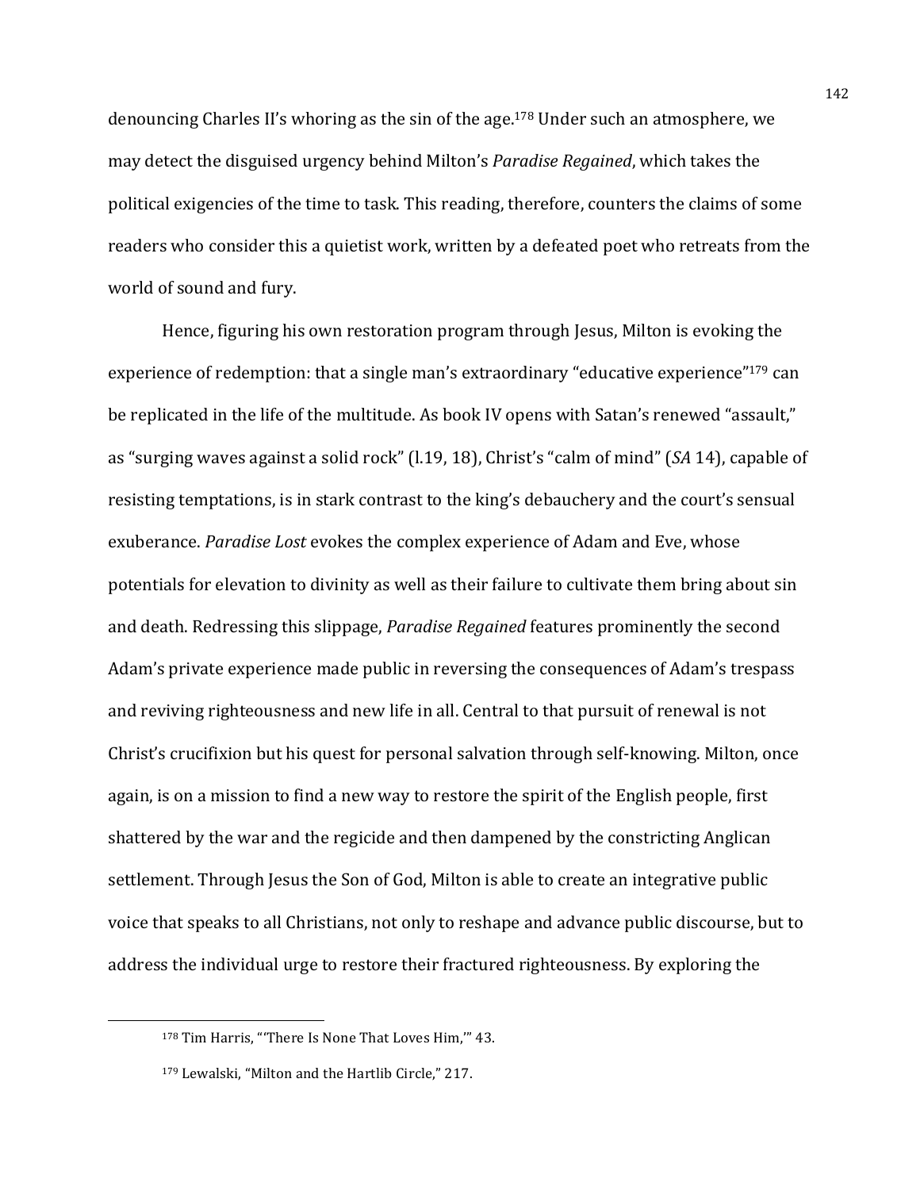denouncing Charles II's whoring as the sin of the age.[178] Under such an atmosphere, we may detect the disguised urgency behind Milton's *Paradise Regained*, which takes the political exigencies of the time to task. This reading, therefore, counters the claims of some readers who consider this a quietist work, written by a defeated poet who retreats from the world of sound and fury.

Hence, figuring his own restoration program through Jesus, Milton is evoking the experience of redemption: that a single man's extraordinary "educative experience"[179] can be replicated in the life of the multitude. As book IV opens with Satan's renewed "assault," as "surging waves against a solid rock" (l.19, 18), Christ's "calm of mind" (*SA* 14), capable of resisting temptations, is in stark contrast to the king's debauchery and the court's sensual exuberance. *Paradise Lost* evokes the complex experience of Adam and Eve, whose potentials for elevation to divinity as well as their failure to cultivate them bring about sin and death. Redressing this slippage, *Paradise Regained* features prominently the second Adam's private experience made public in reversing the consequences of Adam's trespass and reviving righteousness and new life in all. Central to that pursuit of renewal is not Christ's crucifixion but his quest for personal salvation through self-knowing. Milton, once again, is on a mission to find a new way to restore the spirit of the English people, first shattered by the war and the regicide and then dampened by the constricting Anglican settlement. Through Jesus the Son of God, Milton is able to create an integrative public voice that speaks to all Christians, not only to reshape and advance public discourse, but to address the individual urge to restore their fractured righteousness. By exploring the

---

[178] Tim Harris, "'There Is None That Loves Him,'" 43.

[179] Lewalski, "Milton and the Hartlib Circle," 217.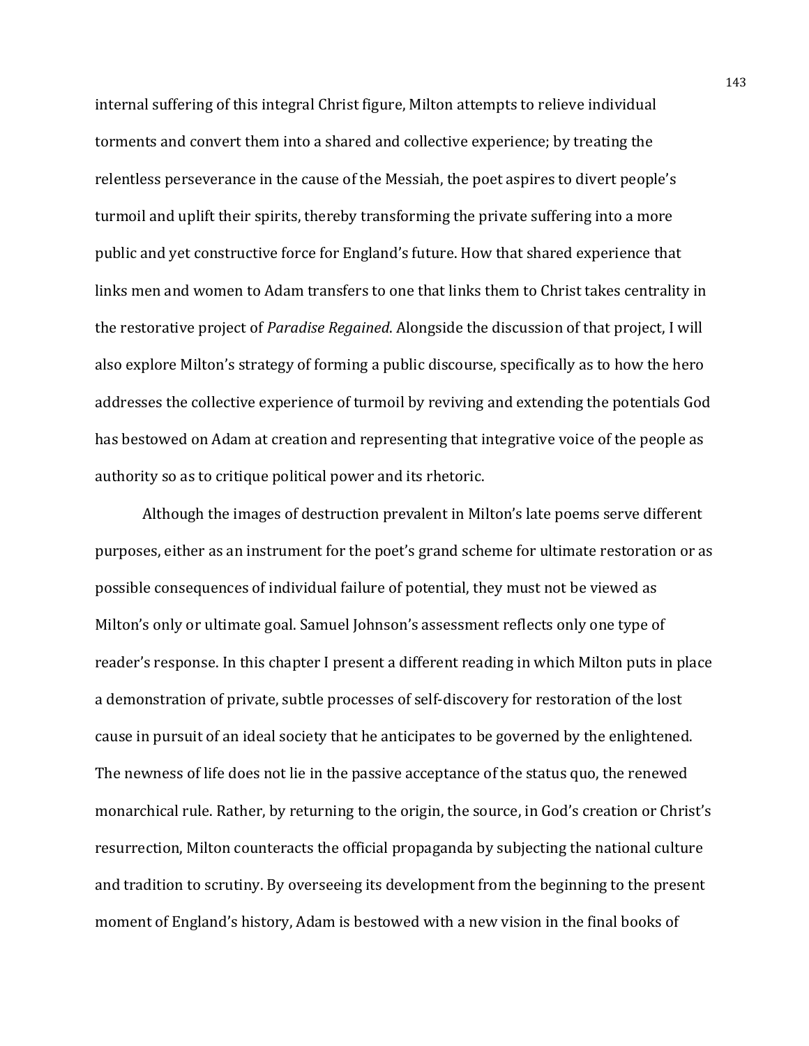internal suffering of this integral Christ figure, Milton attempts to relieve individual torments and convert them into a shared and collective experience; by treating the relentless perseverance in the cause of the Messiah, the poet aspires to divert people's turmoil and uplift their spirits, thereby transforming the private suffering into a more public and yet constructive force for England's future. How that shared experience that links men and women to Adam transfers to one that links them to Christ takes centrality in the restorative project of *Paradise Regained*. Alongside the discussion of that project, I will also explore Milton's strategy of forming a public discourse, specifically as to how the hero addresses the collective experience of turmoil by reviving and extending the potentials God has bestowed on Adam at creation and representing that integrative voice of the people as authority so as to critique political power and its rhetoric.

Although the images of destruction prevalent in Milton's late poems serve different purposes, either as an instrument for the poet's grand scheme for ultimate restoration or as possible consequences of individual failure of potential, they must not be viewed as Milton's only or ultimate goal. Samuel Johnson's assessment reflects only one type of reader's response. In this chapter I present a different reading in which Milton puts in place a demonstration of private, subtle processes of self-discovery for restoration of the lost cause in pursuit of an ideal society that he anticipates to be governed by the enlightened. The newness of life does not lie in the passive acceptance of the status quo, the renewed monarchical rule. Rather, by returning to the origin, the source, in God's creation or Christ's resurrection, Milton counteracts the official propaganda by subjecting the national culture and tradition to scrutiny. By overseeing its development from the beginning to the present moment of England's history, Adam is bestowed with a new vision in the final books of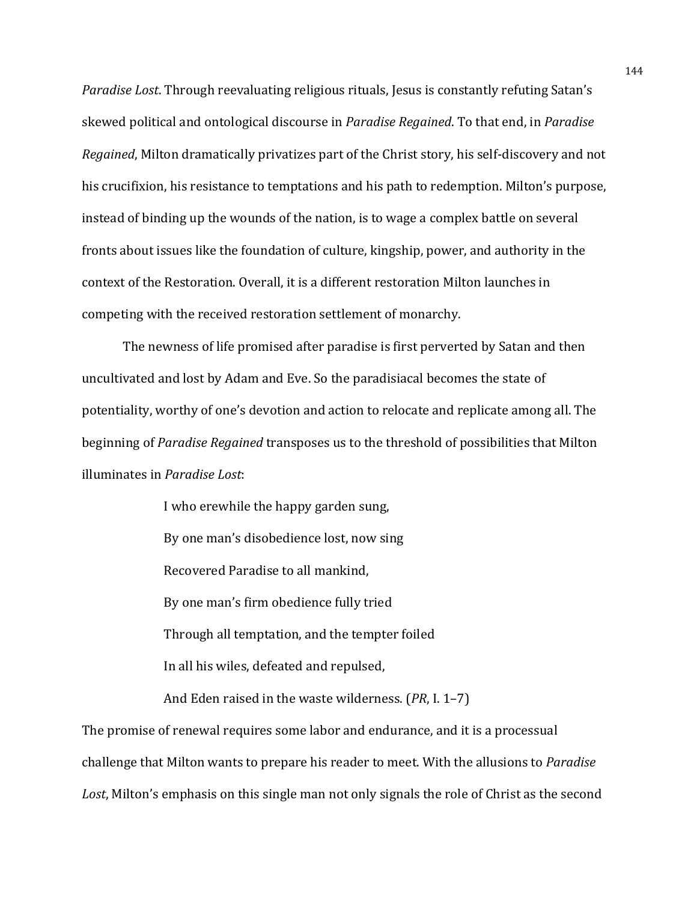*Paradise Lost*. Through reevaluating religious rituals, Jesus is constantly refuting Satan's skewed political and ontological discourse in *Paradise Regained*. To that end, in *Paradise Regained*, Milton dramatically privatizes part of the Christ story, his self-discovery and not his crucifixion, his resistance to temptations and his path to redemption. Milton's purpose, instead of binding up the wounds of the nation, is to wage a complex battle on several fronts about issues like the foundation of culture, kingship, power, and authority in the context of the Restoration. Overall, it is a different restoration Milton launches in competing with the received restoration settlement of monarchy.

The newness of life promised after paradise is first perverted by Satan and then uncultivated and lost by Adam and Eve. So the paradisiacal becomes the state of potentiality, worthy of one's devotion and action to relocate and replicate among all. The beginning of *Paradise Regained* transposes us to the threshold of possibilities that Milton illuminates in *Paradise Lost*:

> I who erewhile the happy garden sung,
>
> By one man's disobedience lost, now sing
>
> Recovered Paradise to all mankind,
>
> By one man's firm obedience fully tried
>
> Through all temptation, and the tempter foiled
>
> In all his wiles, defeated and repulsed,
>
> And Eden raised in the waste wilderness. (*PR*, I. 1–7)

The promise of renewal requires some labor and endurance, and it is a processual challenge that Milton wants to prepare his reader to meet. With the allusions to *Paradise Lost*, Milton's emphasis on this single man not only signals the role of Christ as the second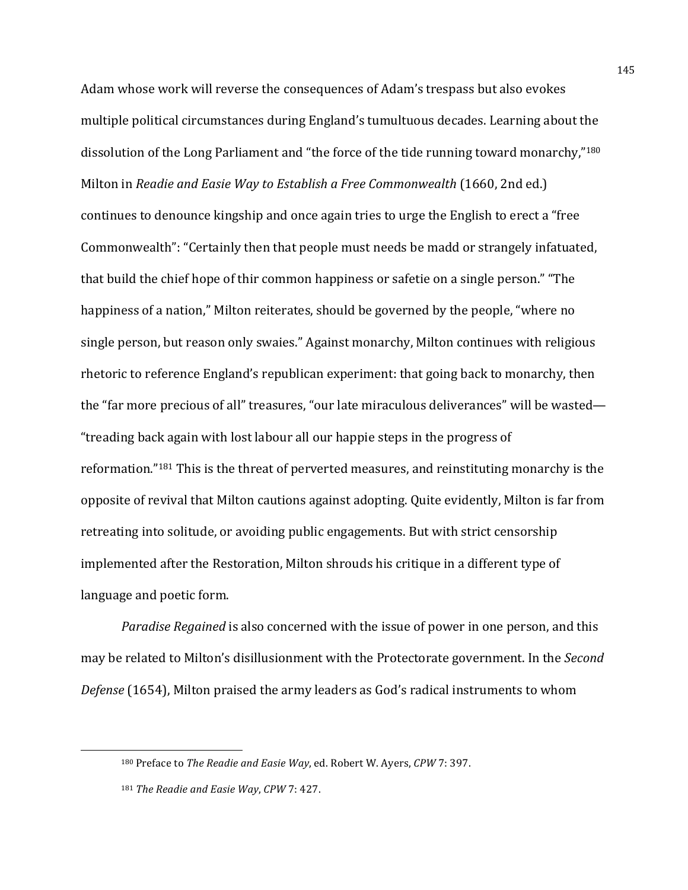Adam whose work will reverse the consequences of Adam's trespass but also evokes multiple political circumstances during England's tumultuous decades. Learning about the dissolution of the Long Parliament and "the force of the tide running toward monarchy,"[180] Milton in *Readie and Easie Way to Establish a Free Commonwealth* (1660, 2nd ed.) continues to denounce kingship and once again tries to urge the English to erect a "free Commonwealth": "Certainly then that people must needs be madd or strangely infatuated, that build the chief hope of thir common happiness or safetie on a single person." "The happiness of a nation," Milton reiterates, should be governed by the people, "where no single person, but reason only swaies." Against monarchy, Milton continues with religious rhetoric to reference England's republican experiment: that going back to monarchy, then the "far more precious of all" treasures, "our late miraculous deliverances" will be wasted—"treading back again with lost labour all our happie steps in the progress of reformation."[181] This is the threat of perverted measures, and reinstituting monarchy is the opposite of revival that Milton cautions against adopting. Quite evidently, Milton is far from retreating into solitude, or avoiding public engagements. But with strict censorship implemented after the Restoration, Milton shrouds his critique in a different type of language and poetic form.

*Paradise Regained* is also concerned with the issue of power in one person, and this may be related to Milton's disillusionment with the Protectorate government. In the *Second Defense* (1654), Milton praised the army leaders as God's radical instruments to whom

[180] Preface to *The Readie and Easie Way*, ed. Robert W. Ayers, *CPW* 7: 397.

[181] *The Readie and Easie Way*, *CPW* 7: 427.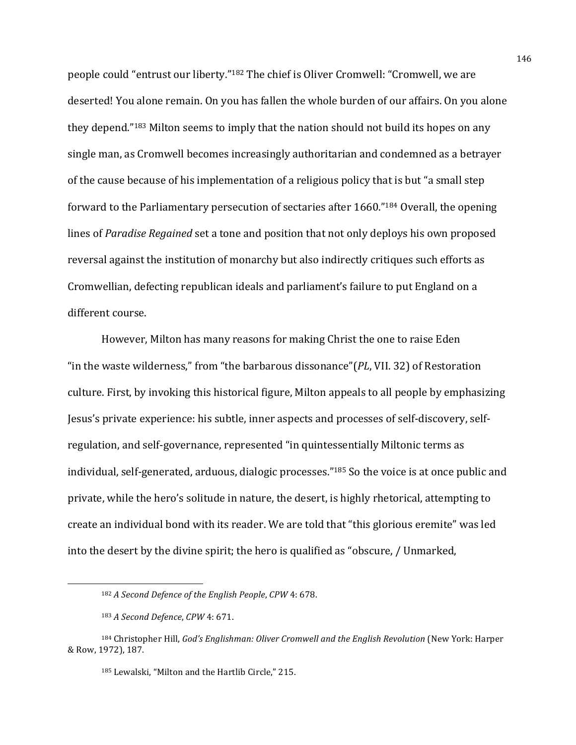people could "entrust our liberty."[182] The chief is Oliver Cromwell: "Cromwell, we are deserted! You alone remain. On you has fallen the whole burden of our affairs. On you alone they depend."[183] Milton seems to imply that the nation should not build its hopes on any single man, as Cromwell becomes increasingly authoritarian and condemned as a betrayer of the cause because of his implementation of a religious policy that is but "a small step forward to the Parliamentary persecution of sectaries after 1660."[184] Overall, the opening lines of *Paradise Regained* set a tone and position that not only deploys his own proposed reversal against the institution of monarchy but also indirectly critiques such efforts as Cromwellian, defecting republican ideals and parliament's failure to put England on a different course.

However, Milton has many reasons for making Christ the one to raise Eden "in the waste wilderness," from "the barbarous dissonance"(*PL*, VII. 32) of Restoration culture. First, by invoking this historical figure, Milton appeals to all people by emphasizing Jesus's private experience: his subtle, inner aspects and processes of self-discovery, self-regulation, and self-governance, represented "in quintessentially Miltonic terms as individual, self-generated, arduous, dialogic processes."[185] So the voice is at once public and private, while the hero's solitude in nature, the desert, is highly rhetorical, attempting to create an individual bond with its reader. We are told that "this glorious eremite" was led into the desert by the divine spirit; the hero is qualified as "obscure, / Unmarked,

---

[182] *A Second Defence of the English People*, *CPW* 4: 678.

[183] *A Second Defence*, *CPW* 4: 671.

[184] Christopher Hill, *God's Englishman: Oliver Cromwell and the English Revolution* (New York: Harper & Row, 1972), 187.

[185] Lewalski, "Milton and the Hartlib Circle," 215.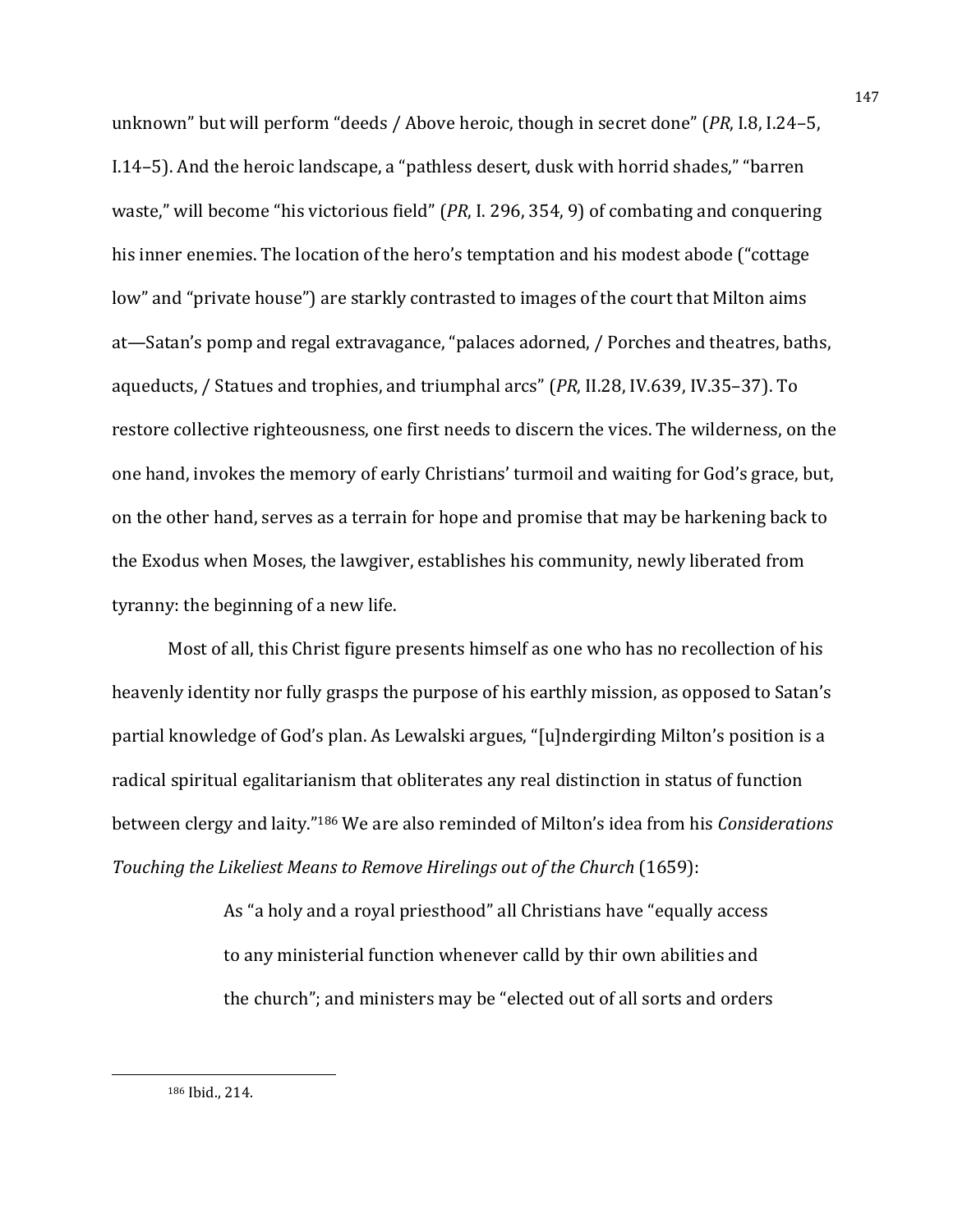unknown" but will perform "deeds / Above heroic, though in secret done" (*PR*, I.8, I.24–5, I.14–5). And the heroic landscape, a "pathless desert, dusk with horrid shades," "barren waste," will become "his victorious field" (*PR*, I. 296, 354, 9) of combating and conquering his inner enemies. The location of the hero's temptation and his modest abode ("cottage low" and "private house") are starkly contrasted to images of the court that Milton aims at—Satan's pomp and regal extravagance, "palaces adorned, / Porches and theatres, baths, aqueducts, / Statues and trophies, and triumphal arcs" (*PR*, II.28, IV.639, IV.35–37). To restore collective righteousness, one first needs to discern the vices. The wilderness, on the one hand, invokes the memory of early Christians' turmoil and waiting for God's grace, but, on the other hand, serves as a terrain for hope and promise that may be harkening back to the Exodus when Moses, the lawgiver, establishes his community, newly liberated from tyranny: the beginning of a new life.

Most of all, this Christ figure presents himself as one who has no recollection of his heavenly identity nor fully grasps the purpose of his earthly mission, as opposed to Satan's partial knowledge of God's plan. As Lewalski argues, "[u]ndergirding Milton's position is a radical spiritual egalitarianism that obliterates any real distinction in status of function between clergy and laity."[186] We are also reminded of Milton's idea from his *Considerations Touching the Likeliest Means to Remove Hirelings out of the Church* (1659):

> As "a holy and a royal priesthood" all Christians have "equally access to any ministerial function whenever calld by thir own abilities and the church"; and ministers may be "elected out of all sorts and orders

---

[186] Ibid., 214.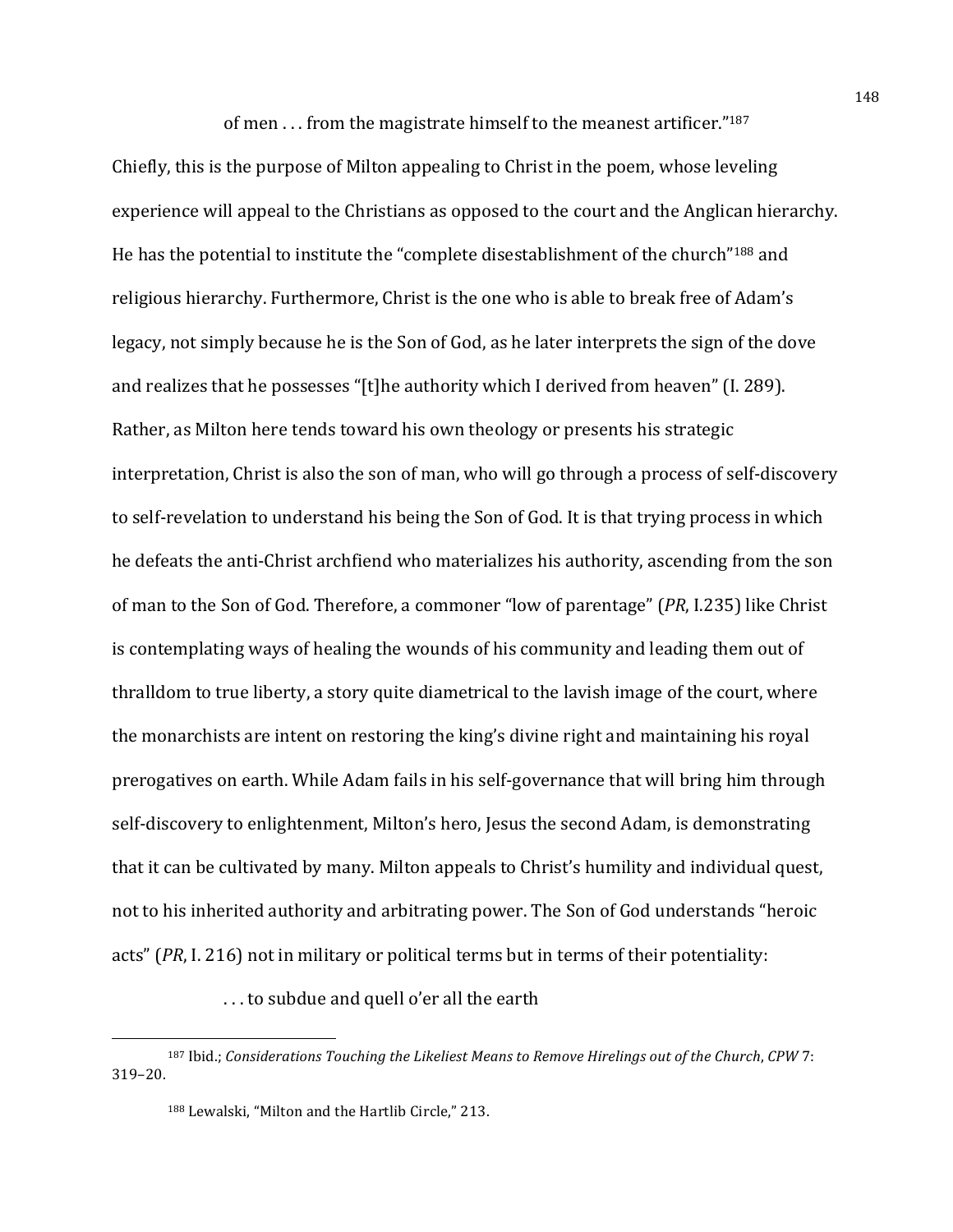of men . . . from the magistrate himself to the meanest artificer."[187]

Chiefly, this is the purpose of Milton appealing to Christ in the poem, whose leveling experience will appeal to the Christians as opposed to the court and the Anglican hierarchy. He has the potential to institute the "complete disestablishment of the church"[188] and religious hierarchy. Furthermore, Christ is the one who is able to break free of Adam's legacy, not simply because he is the Son of God, as he later interprets the sign of the dove and realizes that he possesses "[t]he authority which I derived from heaven" (I. 289). Rather, as Milton here tends toward his own theology or presents his strategic interpretation, Christ is also the son of man, who will go through a process of self-discovery to self-revelation to understand his being the Son of God. It is that trying process in which he defeats the anti-Christ archfiend who materializes his authority, ascending from the son of man to the Son of God. Therefore, a commoner "low of parentage" (*PR*, I.235) like Christ is contemplating ways of healing the wounds of his community and leading them out of thralldom to true liberty, a story quite diametrical to the lavish image of the court, where the monarchists are intent on restoring the king's divine right and maintaining his royal prerogatives on earth. While Adam fails in his self-governance that will bring him through self-discovery to enlightenment, Milton's hero, Jesus the second Adam, is demonstrating that it can be cultivated by many. Milton appeals to Christ's humility and individual quest, not to his inherited authority and arbitrating power. The Son of God understands "heroic acts" (*PR*, I. 216) not in military or political terms but in terms of their potentiality:

> . . . to subdue and quell o'er all the earth

---

[187] Ibid.; *Considerations Touching the Likeliest Means to Remove Hirelings out of the Church*, *CPW* 7: 319–20.

[188] Lewalski, "Milton and the Hartlib Circle," 213.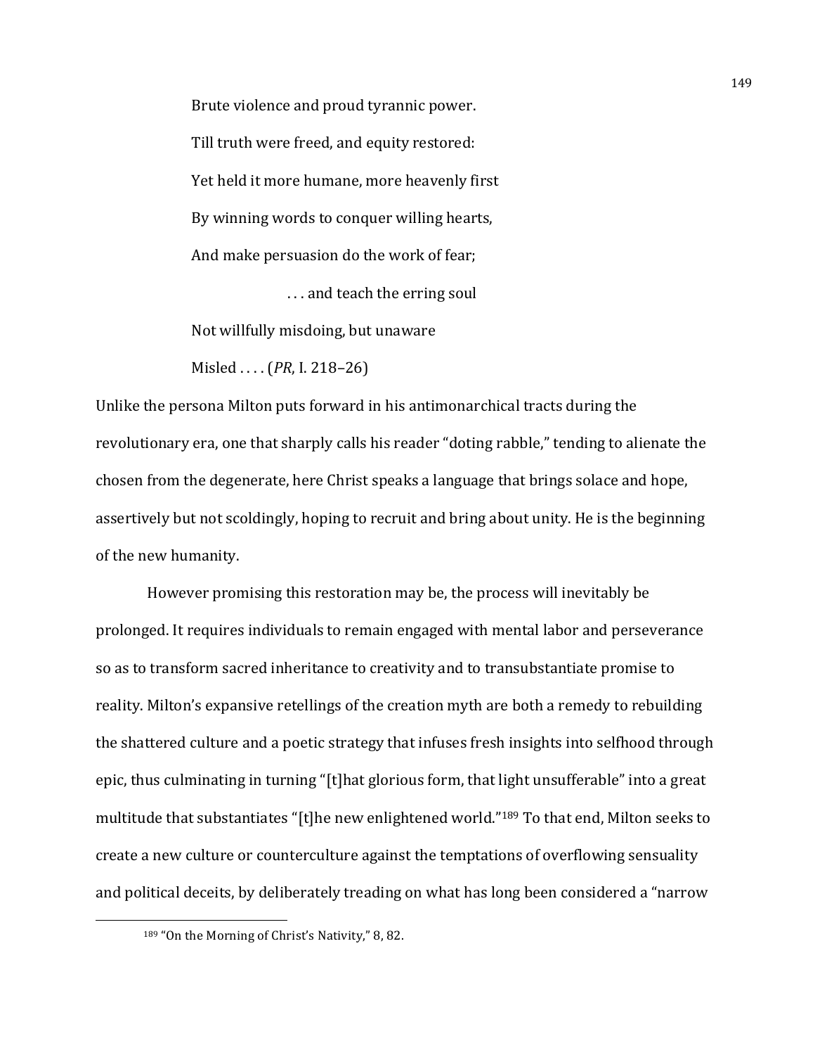> Brute violence and proud tyrannic power.
>
> Till truth were freed, and equity restored:
>
> Yet held it more humane, more heavenly first
>
> By winning words to conquer willing hearts,
>
> And make persuasion do the work of fear;
>
> . . . and teach the erring soul
>
> Not willfully misdoing, but unaware
>
> Misled . . . . (*PR*, I. 218–26)

Unlike the persona Milton puts forward in his antimonarchical tracts during the revolutionary era, one that sharply calls his reader "doting rabble," tending to alienate the chosen from the degenerate, here Christ speaks a language that brings solace and hope, assertively but not scoldingly, hoping to recruit and bring about unity. He is the beginning of the new humanity.

However promising this restoration may be, the process will inevitably be prolonged. It requires individuals to remain engaged with mental labor and perseverance so as to transform sacred inheritance to creativity and to transubstantiate promise to reality. Milton's expansive retellings of the creation myth are both a remedy to rebuilding the shattered culture and a poetic strategy that infuses fresh insights into selfhood through epic, thus culminating in turning "[t]hat glorious form, that light unsufferable" into a great multitude that substantiates "[t]he new enlightened world."[189] To that end, Milton seeks to create a new culture or counterculture against the temptations of overflowing sensuality and political deceits, by deliberately treading on what has long been considered a "narrow

---

[189] "On the Morning of Christ's Nativity," 8, 82.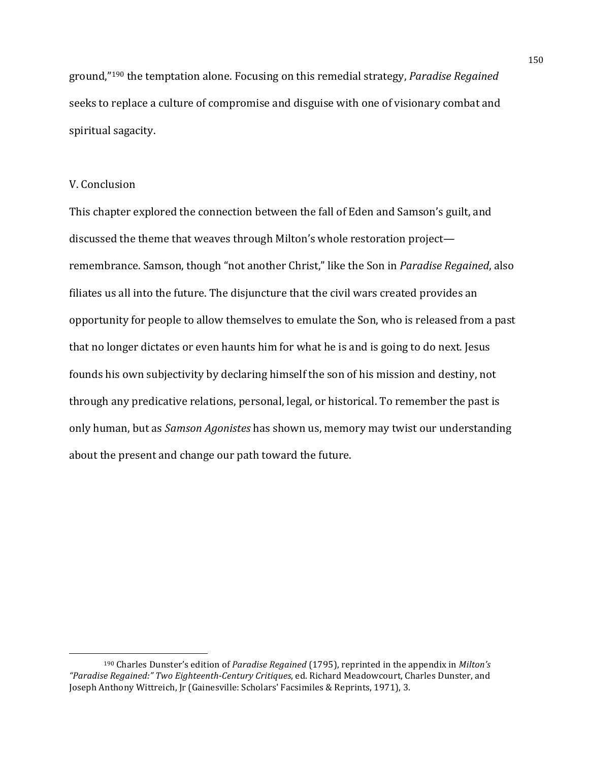ground,"[190] the temptation alone. Focusing on this remedial strategy, *Paradise Regained* seeks to replace a culture of compromise and disguise with one of visionary combat and spiritual sagacity.

## V. Conclusion

This chapter explored the connection between the fall of Eden and Samson's guilt, and discussed the theme that weaves through Milton's whole restoration project—remembrance. Samson, though "not another Christ," like the Son in *Paradise Regained*, also filiates us all into the future. The disjuncture that the civil wars created provides an opportunity for people to allow themselves to emulate the Son, who is released from a past that no longer dictates or even haunts him for what he is and is going to do next. Jesus founds his own subjectivity by declaring himself the son of his mission and destiny, not through any predicative relations, personal, legal, or historical. To remember the past is only human, but as *Samson Agonistes* has shown us, memory may twist our understanding about the present and change our path toward the future.

---

[190] Charles Dunster's edition of *Paradise Regained* (1795), reprinted in the appendix in *Milton's "Paradise Regained:" Two Eighteenth-Century Critiques*, ed. Richard Meadowcourt, Charles Dunster, and Joseph Anthony Wittreich, Jr (Gainesville: Scholars' Facsimiles & Reprints, 1971), 3.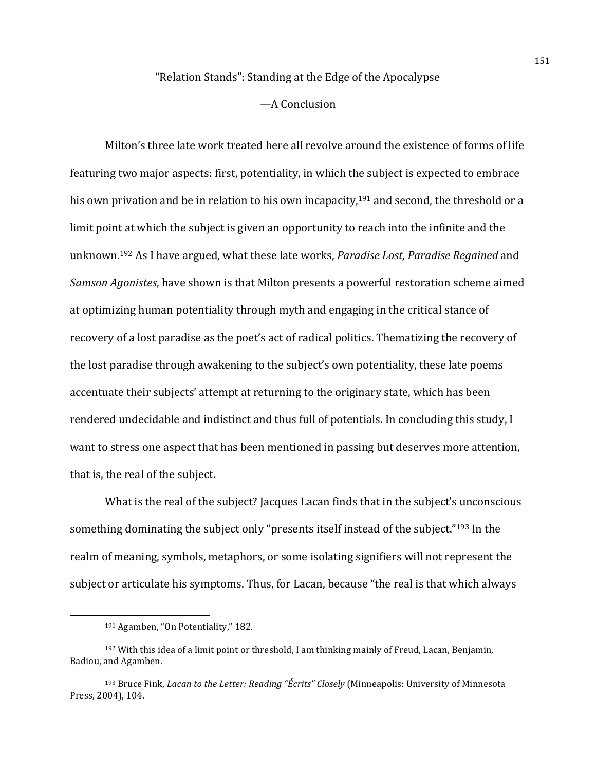# "Relation Stands": Standing at the Edge of the Apocalypse

## —A Conclusion

Milton's three late work treated here all revolve around the existence of forms of life featuring two major aspects: first, potentiality, in which the subject is expected to embrace his own privation and be in relation to his own incapacity,[191] and second, the threshold or a limit point at which the subject is given an opportunity to reach into the infinite and the unknown.[192] As I have argued, what these late works, *Paradise Lost*, *Paradise Regained* and *Samson Agonistes*, have shown is that Milton presents a powerful restoration scheme aimed at optimizing human potentiality through myth and engaging in the critical stance of recovery of a lost paradise as the poet's act of radical politics. Thematizing the recovery of the lost paradise through awakening to the subject's own potentiality, these late poems accentuate their subjects' attempt at returning to the originary state, which has been rendered undecidable and indistinct and thus full of potentials. In concluding this study, I want to stress one aspect that has been mentioned in passing but deserves more attention, that is, the real of the subject.

What is the real of the subject? Jacques Lacan finds that in the subject's unconscious something dominating the subject only "presents itself instead of the subject."[193] In the realm of meaning, symbols, metaphors, or some isolating signifiers will not represent the subject or articulate his symptoms. Thus, for Lacan, because "the real is that which always

---

[191] Agamben, "On Potentiality," 182.

[192] With this idea of a limit point or threshold, I am thinking mainly of Freud, Lacan, Benjamin, Badiou, and Agamben.

[193] Bruce Fink, *Lacan to the Letter: Reading "Écrits" Closely* (Minneapolis: University of Minnesota Press, 2004), 104.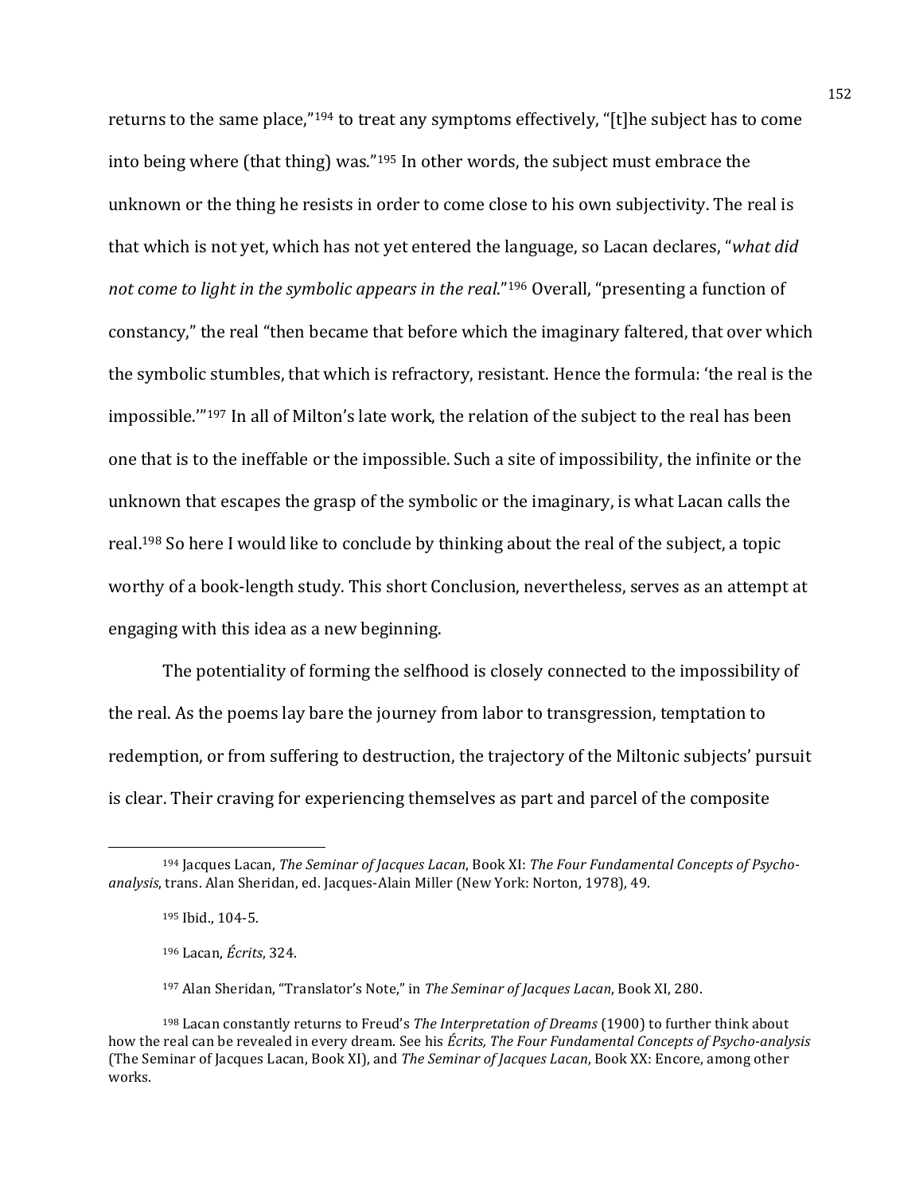returns to the same place,"[194] to treat any symptoms effectively, "[t]he subject has to come into being where (that thing) was."[195] In other words, the subject must embrace the unknown or the thing he resists in order to come close to his own subjectivity. The real is that which is not yet, which has not yet entered the language, so Lacan declares, "*what did not come to light in the symbolic appears in the real*."[196] Overall, "presenting a function of constancy," the real "then became that before which the imaginary faltered, that over which the symbolic stumbles, that which is refractory, resistant. Hence the formula: 'the real is the impossible.'"[197] In all of Milton's late work, the relation of the subject to the real has been one that is to the ineffable or the impossible. Such a site of impossibility, the infinite or the unknown that escapes the grasp of the symbolic or the imaginary, is what Lacan calls the real.[198] So here I would like to conclude by thinking about the real of the subject, a topic worthy of a book-length study. This short Conclusion, nevertheless, serves as an attempt at engaging with this idea as a new beginning.

The potentiality of forming the selfhood is closely connected to the impossibility of the real. As the poems lay bare the journey from labor to transgression, temptation to redemption, or from suffering to destruction, the trajectory of the Miltonic subjects' pursuit is clear. Their craving for experiencing themselves as part and parcel of the composite

---

[194] Jacques Lacan, *The Seminar of Jacques Lacan*, Book XI: *The Four Fundamental Concepts of Psycho-analysis*, trans. Alan Sheridan, ed. Jacques-Alain Miller (New York: Norton, 1978), 49.

[195] Ibid., 104-5.

[196] Lacan, *Écrits*, 324.

[197] Alan Sheridan, "Translator's Note," in *The Seminar of Jacques Lacan*, Book XI, 280.

[198] Lacan constantly returns to Freud's *The Interpretation of Dreams* (1900) to further think about how the real can be revealed in every dream. See his *Écrits, The Four Fundamental Concepts of Psycho-analysis* (The Seminar of Jacques Lacan, Book XI), and *The Seminar of Jacques Lacan*, Book XX: Encore, among other works.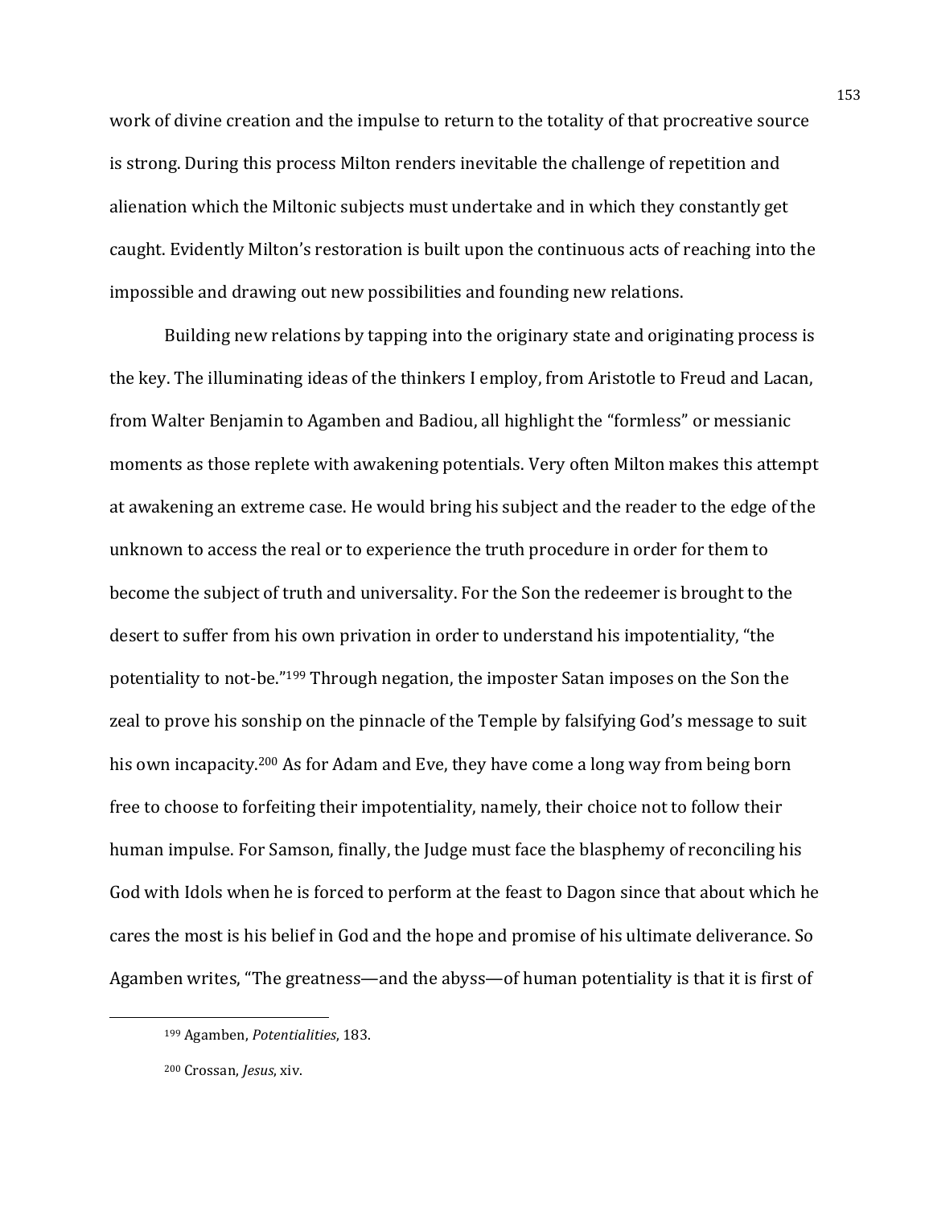work of divine creation and the impulse to return to the totality of that procreative source is strong. During this process Milton renders inevitable the challenge of repetition and alienation which the Miltonic subjects must undertake and in which they constantly get caught. Evidently Milton's restoration is built upon the continuous acts of reaching into the impossible and drawing out new possibilities and founding new relations.

Building new relations by tapping into the originary state and originating process is the key. The illuminating ideas of the thinkers I employ, from Aristotle to Freud and Lacan, from Walter Benjamin to Agamben and Badiou, all highlight the "formless" or messianic moments as those replete with awakening potentials. Very often Milton makes this attempt at awakening an extreme case. He would bring his subject and the reader to the edge of the unknown to access the real or to experience the truth procedure in order for them to become the subject of truth and universality. For the Son the redeemer is brought to the desert to suffer from his own privation in order to understand his impotentiality, "the potentiality to not-be."[199] Through negation, the imposter Satan imposes on the Son the zeal to prove his sonship on the pinnacle of the Temple by falsifying God's message to suit his own incapacity.[200] As for Adam and Eve, they have come a long way from being born free to choose to forfeiting their impotentiality, namely, their choice not to follow their human impulse. For Samson, finally, the Judge must face the blasphemy of reconciling his God with Idols when he is forced to perform at the feast to Dagon since that about which he cares the most is his belief in God and the hope and promise of his ultimate deliverance. So Agamben writes, "The greatness—and the abyss—of human potentiality is that it is first of

---

[199] Agamben, *Potentialities*, 183.

[200] Crossan, *Jesus*, xiv.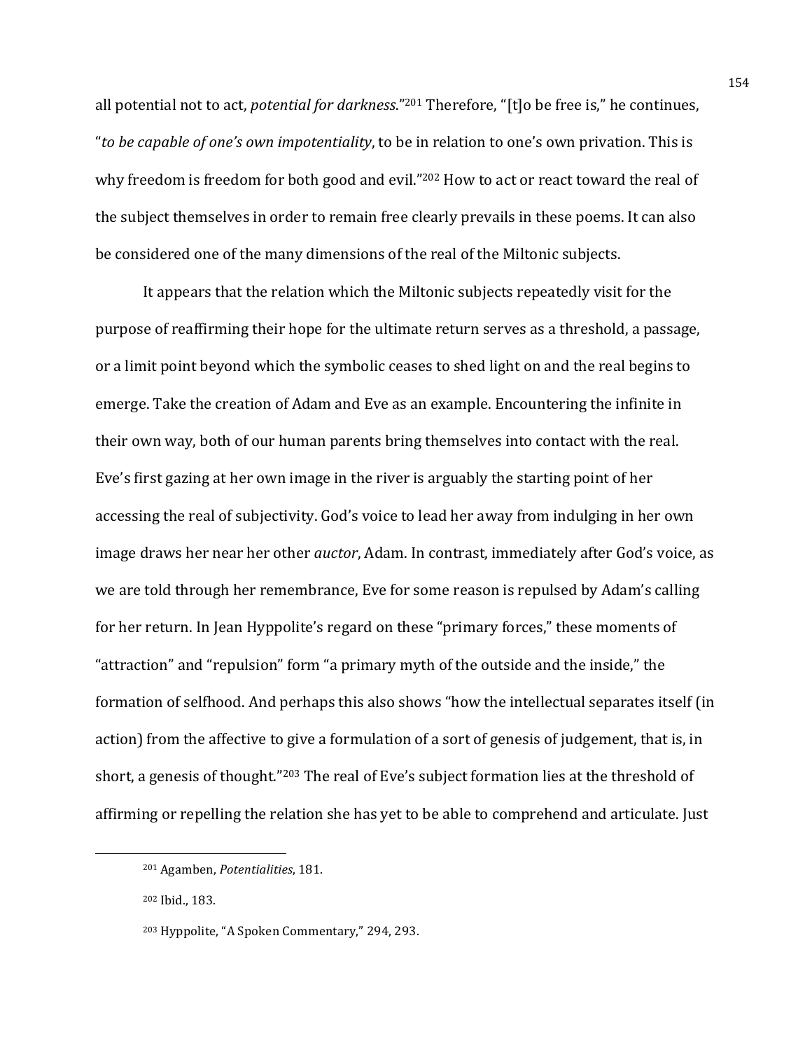all potential not to act, *potential for darkness*."[201] Therefore, "[t]o be free is," he continues, "*to be capable of one's own impotentiality*, to be in relation to one's own privation. This is why freedom is freedom for both good and evil."[202] How to act or react toward the real of the subject themselves in order to remain free clearly prevails in these poems. It can also be considered one of the many dimensions of the real of the Miltonic subjects.

It appears that the relation which the Miltonic subjects repeatedly visit for the purpose of reaffirming their hope for the ultimate return serves as a threshold, a passage, or a limit point beyond which the symbolic ceases to shed light on and the real begins to emerge. Take the creation of Adam and Eve as an example. Encountering the infinite in their own way, both of our human parents bring themselves into contact with the real. Eve's first gazing at her own image in the river is arguably the starting point of her accessing the real of subjectivity. God's voice to lead her away from indulging in her own image draws her near her other *auctor*, Adam. In contrast, immediately after God's voice, as we are told through her remembrance, Eve for some reason is repulsed by Adam's calling for her return. In Jean Hyppolite's regard on these "primary forces," these moments of "attraction" and "repulsion" form "a primary myth of the outside and the inside," the formation of selfhood. And perhaps this also shows "how the intellectual separates itself (in action) from the affective to give a formulation of a sort of genesis of judgement, that is, in short, a genesis of thought."[203] The real of Eve's subject formation lies at the threshold of affirming or repelling the relation she has yet to be able to comprehend and articulate. Just

---

[201] Agamben, *Potentialities*, 181.

[202] Ibid., 183.

[203] Hyppolite, "A Spoken Commentary," 294, 293.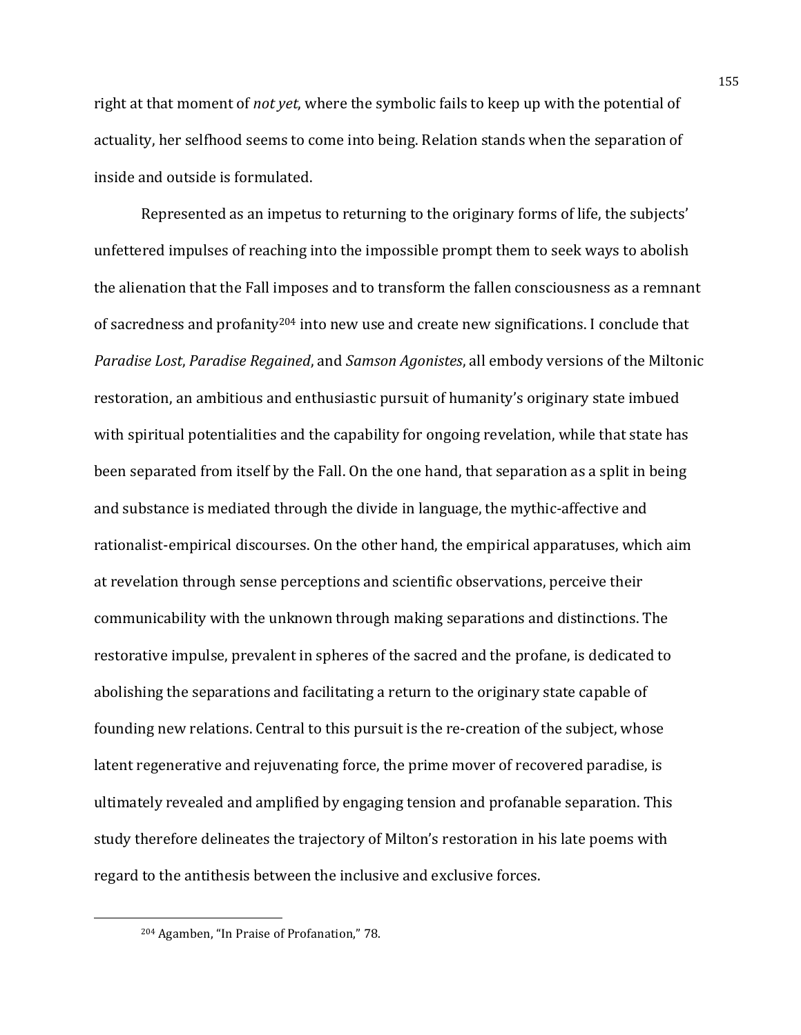right at that moment of *not yet*, where the symbolic fails to keep up with the potential of actuality, her selfhood seems to come into being. Relation stands when the separation of inside and outside is formulated.

Represented as an impetus to returning to the originary forms of life, the subjects' unfettered impulses of reaching into the impossible prompt them to seek ways to abolish the alienation that the Fall imposes and to transform the fallen consciousness as a remnant of sacredness and profanity[204] into new use and create new significations. I conclude that *Paradise Lost*, *Paradise Regained*, and *Samson Agonistes*, all embody versions of the Miltonic restoration, an ambitious and enthusiastic pursuit of humanity's originary state imbued with spiritual potentialities and the capability for ongoing revelation, while that state has been separated from itself by the Fall. On the one hand, that separation as a split in being and substance is mediated through the divide in language, the mythic-affective and rationalist-empirical discourses. On the other hand, the empirical apparatuses, which aim at revelation through sense perceptions and scientific observations, perceive their communicability with the unknown through making separations and distinctions. The restorative impulse, prevalent in spheres of the sacred and the profane, is dedicated to abolishing the separations and facilitating a return to the originary state capable of founding new relations. Central to this pursuit is the re-creation of the subject, whose latent regenerative and rejuvenating force, the prime mover of recovered paradise, is ultimately revealed and amplified by engaging tension and profanable separation. This study therefore delineates the trajectory of Milton's restoration in his late poems with regard to the antithesis between the inclusive and exclusive forces.

[204] Agamben, "In Praise of Profanation," 78.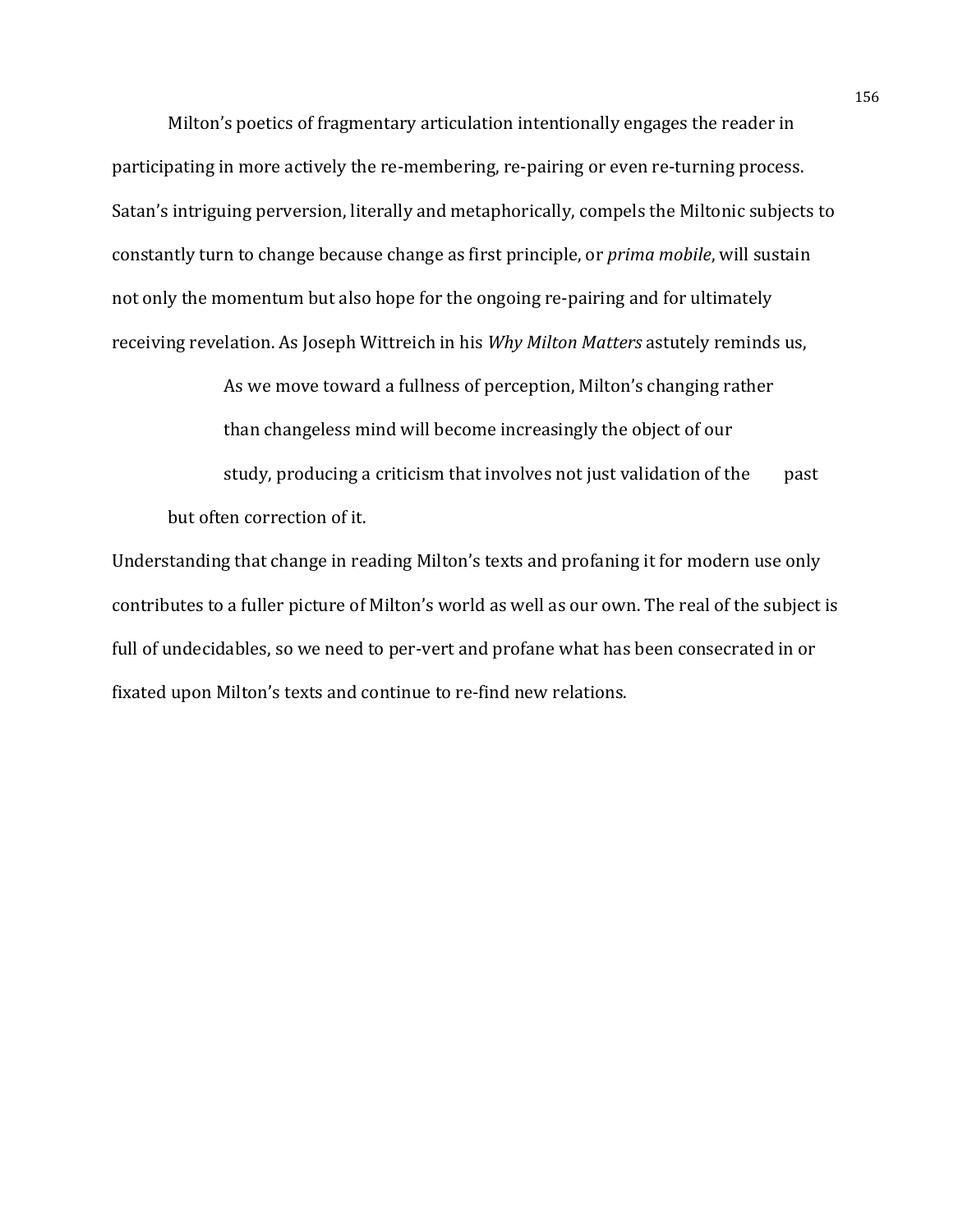Milton's poetics of fragmentary articulation intentionally engages the reader in participating in more actively the re-membering, re-pairing or even re-turning process. Satan's intriguing perversion, literally and metaphorically, compels the Miltonic subjects to constantly turn to change because change as first principle, or *prima mobile*, will sustain not only the momentum but also hope for the ongoing re-pairing and for ultimately receiving revelation. As Joseph Wittreich in his *Why Milton Matters* astutely reminds us,

> As we move toward a fullness of perception, Milton's changing rather than changeless mind will become increasingly the object of our study, producing a criticism that involves not just validation of the past but often correction of it.

Understanding that change in reading Milton's texts and profaning it for modern use only contributes to a fuller picture of Milton's world as well as our own. The real of the subject is full of undecidables, so we need to per-vert and profane what has been consecrated in or fixated upon Milton's texts and continue to re-find new relations.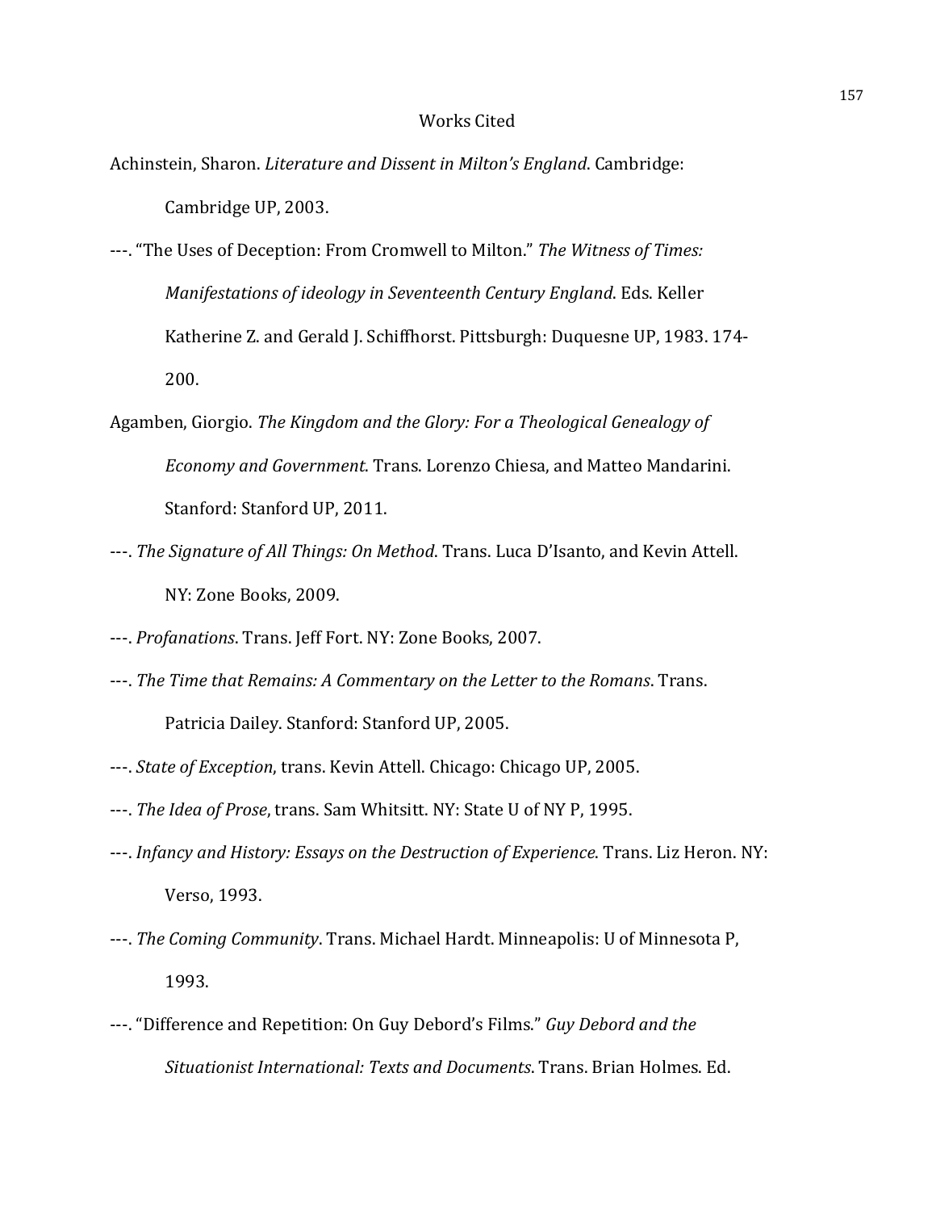# Works Cited

Achinstein, Sharon. *Literature and Dissent in Milton's England*. Cambridge: Cambridge UP, 2003.

---. "The Uses of Deception: From Cromwell to Milton." *The Witness of Times: Manifestations of ideology in Seventeenth Century England*. Eds. Keller Katherine Z. and Gerald J. Schiffhorst. Pittsburgh: Duquesne UP, 1983. 174-200.

Agamben, Giorgio. *The Kingdom and the Glory: For a Theological Genealogy of Economy and Government*. Trans. Lorenzo Chiesa, and Matteo Mandarini. Stanford: Stanford UP, 2011.

---. *The Signature of All Things: On Method*. Trans. Luca D'Isanto, and Kevin Attell. NY: Zone Books, 2009.

---. *Profanations*. Trans. Jeff Fort. NY: Zone Books, 2007.

---. *The Time that Remains: A Commentary on the Letter to the Romans*. Trans. Patricia Dailey. Stanford: Stanford UP, 2005.

---. *State of Exception*, trans. Kevin Attell. Chicago: Chicago UP, 2005.

---. *The Idea of Prose*, trans. Sam Whitsitt. NY: State U of NY P, 1995.

---. *Infancy and History: Essays on the Destruction of Experience*. Trans. Liz Heron. NY: Verso, 1993.

---. *The Coming Community*. Trans. Michael Hardt. Minneapolis: U of Minnesota P, 1993.

---. "Difference and Repetition: On Guy Debord's Films." *Guy Debord and the Situationist International: Texts and Documents*. Trans. Brian Holmes. Ed.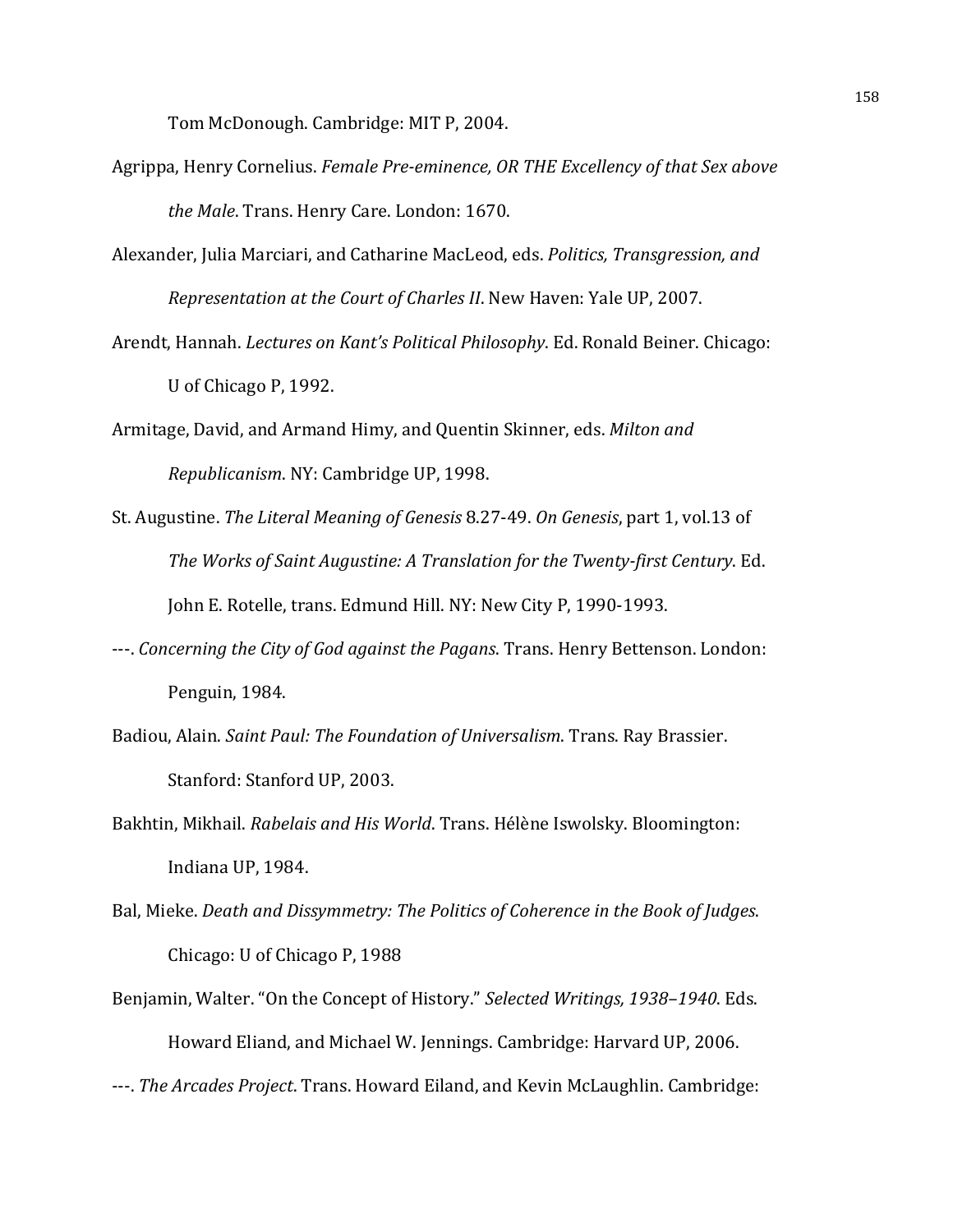Tom McDonough. Cambridge: MIT P, 2004.

Agrippa, Henry Cornelius. *Female Pre-eminence, OR THE Excellency of that Sex above the Male*. Trans. Henry Care. London: 1670.

Alexander, Julia Marciari, and Catharine MacLeod, eds. *Politics, Transgression, and Representation at the Court of Charles II*. New Haven: Yale UP, 2007.

Arendt, Hannah. *Lectures on Kant's Political Philosophy*. Ed. Ronald Beiner. Chicago: U of Chicago P, 1992.

Armitage, David, and Armand Himy, and Quentin Skinner, eds. *Milton and Republicanism*. NY: Cambridge UP, 1998.

St. Augustine. *The Literal Meaning of Genesis* 8.27-49. *On Genesis*, part 1, vol.13 of *The Works of Saint Augustine: A Translation for the Twenty-first Century*. Ed. John E. Rotelle, trans. Edmund Hill. NY: New City P, 1990-1993.

---. *Concerning the City of God against the Pagans*. Trans. Henry Bettenson. London: Penguin, 1984.

Badiou, Alain. *Saint Paul: The Foundation of Universalism*. Trans. Ray Brassier. Stanford: Stanford UP, 2003.

Bakhtin, Mikhail. *Rabelais and His World*. Trans. Hélène Iswolsky. Bloomington: Indiana UP, 1984.

Bal, Mieke. *Death and Dissymmetry: The Politics of Coherence in the Book of Judges*. Chicago: U of Chicago P, 1988

Benjamin, Walter. "On the Concept of History." *Selected Writings, 1938–1940*. Eds. Howard Eliand, and Michael W. Jennings. Cambridge: Harvard UP, 2006.

---. *The Arcades Project*. Trans. Howard Eiland, and Kevin McLaughlin. Cambridge: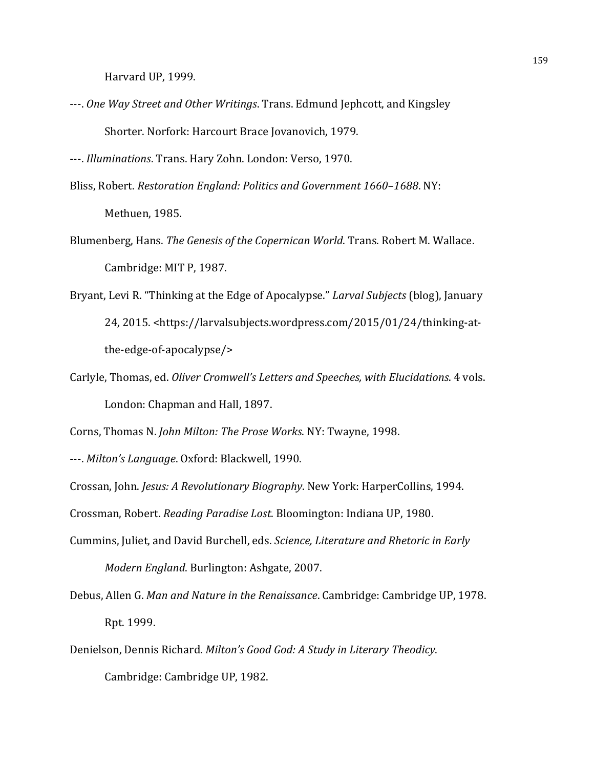Harvard UP, 1999.

---. *One Way Street and Other Writings*. Trans. Edmund Jephcott, and Kingsley Shorter. Norfork: Harcourt Brace Jovanovich, 1979.

---. *Illuminations*. Trans. Hary Zohn. London: Verso, 1970.

Bliss, Robert. *Restoration England: Politics and Government 1660–1688*. NY: Methuen, 1985.

Blumenberg, Hans. *The Genesis of the Copernican World*. Trans. Robert M. Wallace. Cambridge: MIT P, 1987.

Bryant, Levi R. "Thinking at the Edge of Apocalypse." *Larval Subjects* (blog), January 24, 2015. <https://larvalsubjects.wordpress.com/2015/01/24/thinking-at-the-edge-of-apocalypse/>

Carlyle, Thomas, ed. *Oliver Cromwell's Letters and Speeches, with Elucidations*. 4 vols. London: Chapman and Hall, 1897.

Corns, Thomas N. *John Milton: The Prose Works*. NY: Twayne, 1998.

---. *Milton's Language*. Oxford: Blackwell, 1990.

Crossan, John. *Jesus: A Revolutionary Biography*. New York: HarperCollins, 1994.

Crossman, Robert. *Reading Paradise Lost*. Bloomington: Indiana UP, 1980.

Cummins, Juliet, and David Burchell, eds. *Science, Literature and Rhetoric in Early Modern England*. Burlington: Ashgate, 2007.

Debus, Allen G. *Man and Nature in the Renaissance*. Cambridge: Cambridge UP, 1978. Rpt. 1999.

Denielson, Dennis Richard. *Milton's Good God: A Study in Literary Theodicy*. Cambridge: Cambridge UP, 1982.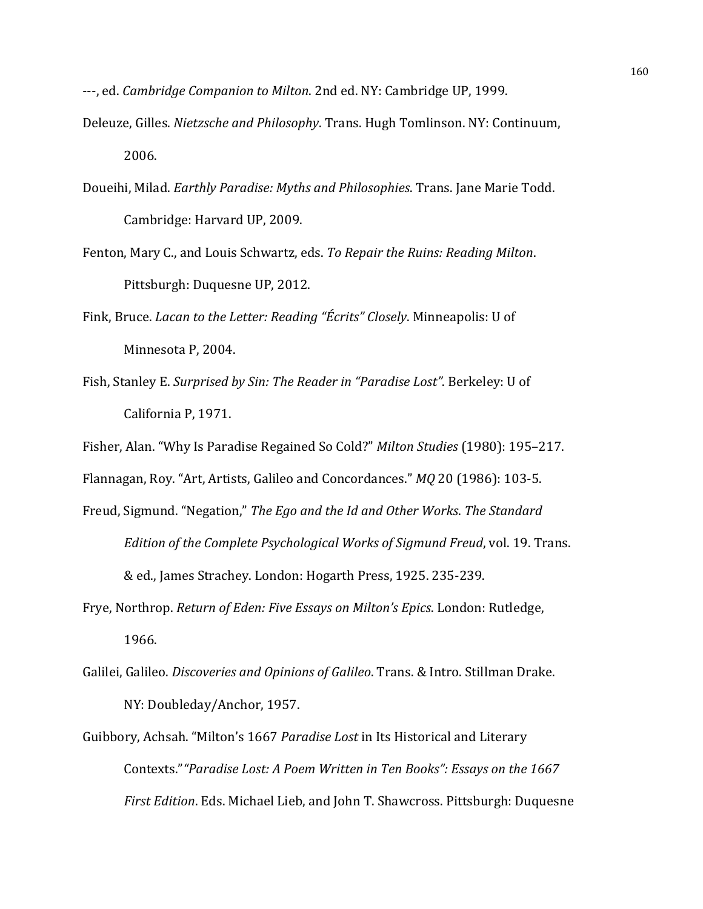---, ed. *Cambridge Companion to Milton*. 2nd ed. NY: Cambridge UP, 1999.

Deleuze, Gilles. *Nietzsche and Philosophy*. Trans. Hugh Tomlinson. NY: Continuum, 2006.

Doueihi, Milad. *Earthly Paradise: Myths and Philosophies*. Trans. Jane Marie Todd. Cambridge: Harvard UP, 2009.

Fenton, Mary C., and Louis Schwartz, eds. *To Repair the Ruins: Reading Milton*. Pittsburgh: Duquesne UP, 2012.

Fink, Bruce. *Lacan to the Letter: Reading "Écrits" Closely*. Minneapolis: U of Minnesota P, 2004.

Fish, Stanley E. *Surprised by Sin: The Reader in "Paradise Lost"*. Berkeley: U of California P, 1971.

Fisher, Alan. "Why Is Paradise Regained So Cold?" *Milton Studies* (1980): 195–217.

Flannagan, Roy. "Art, Artists, Galileo and Concordances." *MQ* 20 (1986): 103-5.

Freud, Sigmund. "Negation," *The Ego and the Id and Other Works*. *The Standard Edition of the Complete Psychological Works of Sigmund Freud*, vol. 19. Trans. & ed., James Strachey. London: Hogarth Press, 1925. 235-239.

Frye, Northrop. *Return of Eden: Five Essays on Milton's Epics*. London: Rutledge, 1966.

Galilei, Galileo. *Discoveries and Opinions of Galileo*. Trans. & Intro. Stillman Drake. NY: Doubleday/Anchor, 1957.

Guibbory, Achsah. "Milton's 1667 *Paradise Lost* in Its Historical and Literary Contexts." *"Paradise Lost: A Poem Written in Ten Books": Essays on the 1667 First Edition*. Eds. Michael Lieb, and John T. Shawcross. Pittsburgh: Duquesne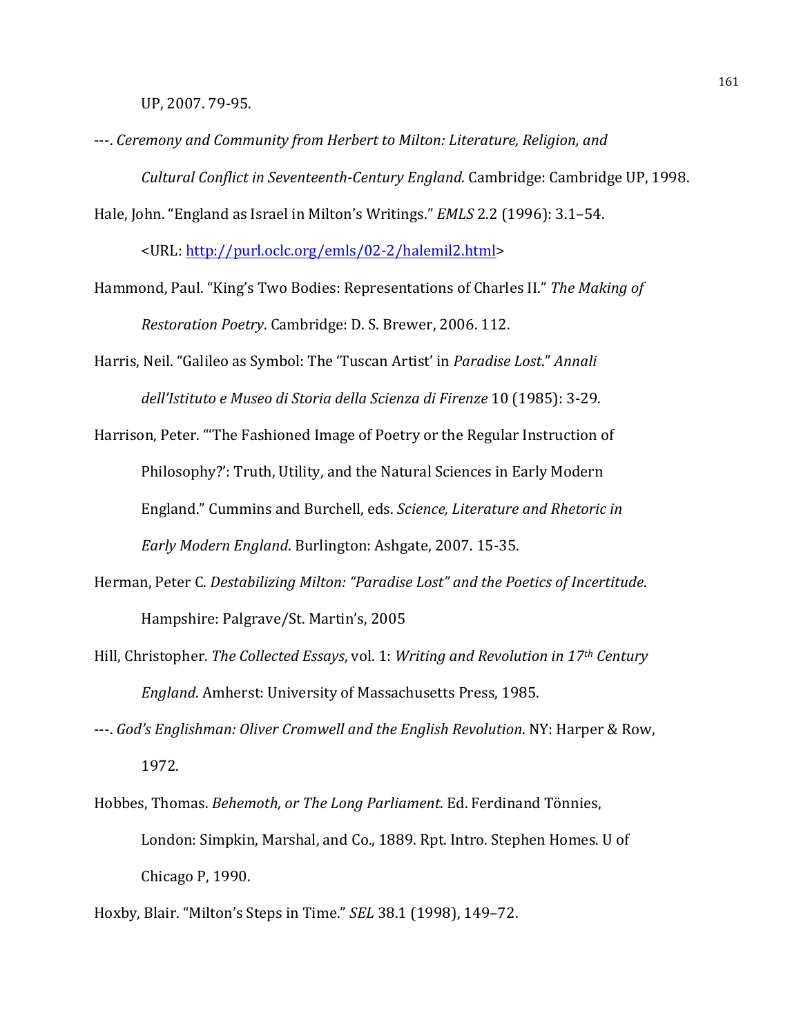UP, 2007. 79-95.

---. *Ceremony and Community from Herbert to Milton: Literature, Religion, and Cultural Conflict in Seventeenth-Century England*. Cambridge: Cambridge UP, 1998.

Hale, John. "England as Israel in Milton's Writings." *EMLS* 2.2 (1996): 3.1–54. <URL: http://purl.oclc.org/emls/02-2/halemil2.html>

Hammond, Paul. "King's Two Bodies: Representations of Charles II." *The Making of Restoration Poetry*. Cambridge: D. S. Brewer, 2006. 112.

Harris, Neil. "Galileo as Symbol: The 'Tuscan Artist' in *Paradise Lost*." *Annali dell'Istituto e Museo di Storia della Scienza di Firenze* 10 (1985): 3-29.

Harrison, Peter. "'The Fashioned Image of Poetry or the Regular Instruction of Philosophy?': Truth, Utility, and the Natural Sciences in Early Modern England." Cummins and Burchell, eds. *Science, Literature and Rhetoric in Early Modern England*. Burlington: Ashgate, 2007. 15-35.

Herman, Peter C. *Destabilizing Milton: "Paradise Lost" and the Poetics of Incertitude*. Hampshire: Palgrave/St. Martin's, 2005

Hill, Christopher. *The Collected Essays*, vol. 1: *Writing and Revolution in 17th Century England*. Amherst: University of Massachusetts Press, 1985.

---. *God's Englishman: Oliver Cromwell and the English Revolution*. NY: Harper & Row, 1972.

Hobbes, Thomas. *Behemoth, or The Long Parliament*. Ed. Ferdinand Tönnies, London: Simpkin, Marshal, and Co., 1889. Rpt. Intro. Stephen Homes. U of Chicago P, 1990.

Hoxby, Blair. "Milton's Steps in Time." *SEL* 38.1 (1998), 149–72.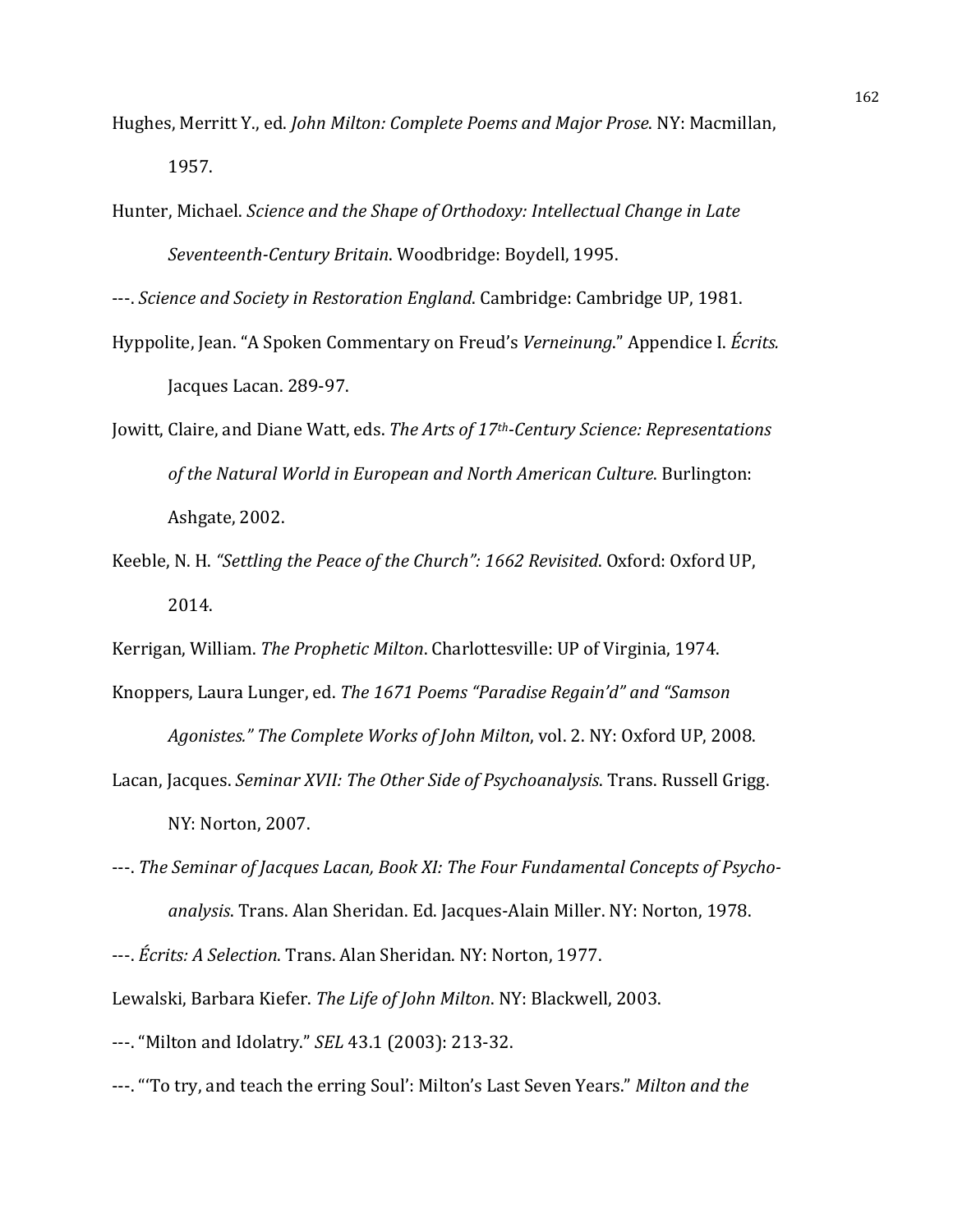Hughes, Merritt Y., ed. *John Milton: Complete Poems and Major Prose*. NY: Macmillan, 1957.

Hunter, Michael. *Science and the Shape of Orthodoxy: Intellectual Change in Late Seventeenth-Century Britain*. Woodbridge: Boydell, 1995.

---. *Science and Society in Restoration England*. Cambridge: Cambridge UP, 1981.

Hyppolite, Jean. "A Spoken Commentary on Freud's *Verneinung*." Appendice I. *Écrits.* Jacques Lacan. 289-97.

Jowitt, Claire, and Diane Watt, eds. *The Arts of 17th-Century Science: Representations of the Natural World in European and North American Culture*. Burlington: Ashgate, 2002.

Keeble, N. H. *"Settling the Peace of the Church": 1662 Revisited*. Oxford: Oxford UP, 2014.

Kerrigan, William. *The Prophetic Milton*. Charlottesville: UP of Virginia, 1974.

Knoppers, Laura Lunger, ed. *The 1671 Poems "Paradise Regain'd" and "Samson Agonistes." The Complete Works of John Milton*, vol. 2. NY: Oxford UP, 2008.

Lacan, Jacques. *Seminar XVII: The Other Side of Psychoanalysis*. Trans. Russell Grigg. NY: Norton, 2007.

---. *The Seminar of Jacques Lacan, Book XI: The Four Fundamental Concepts of Psycho-analysis*. Trans. Alan Sheridan. Ed. Jacques-Alain Miller. NY: Norton, 1978.

---. *Écrits: A Selection*. Trans. Alan Sheridan. NY: Norton, 1977.

Lewalski, Barbara Kiefer. *The Life of John Milton*. NY: Blackwell, 2003.

---. "Milton and Idolatry." *SEL* 43.1 (2003): 213-32.

---. "'To try, and teach the erring Soul': Milton's Last Seven Years." *Milton and the*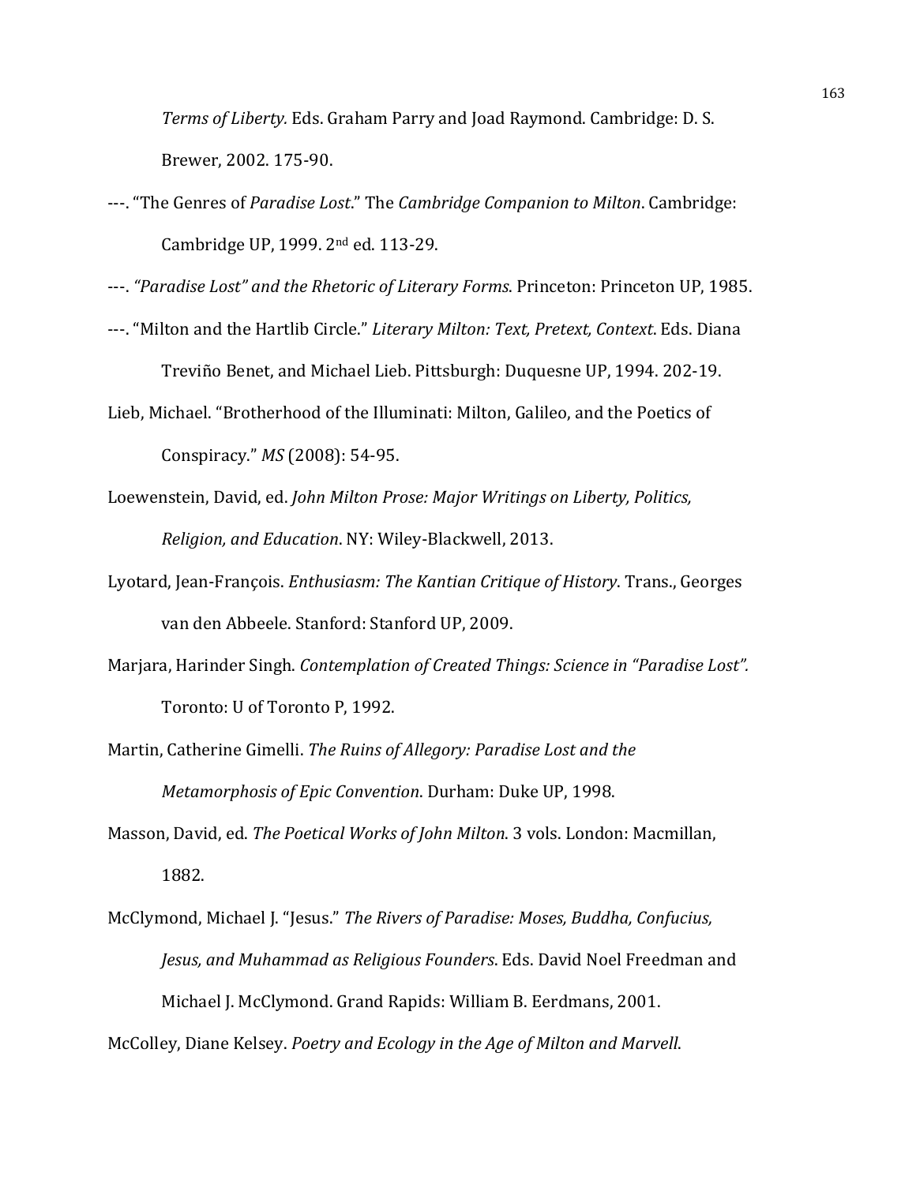*Terms of Liberty.* Eds. Graham Parry and Joad Raymond. Cambridge: D. S. Brewer, 2002. 175-90.

---. "The Genres of *Paradise Lost*." The *Cambridge Companion to Milton*. Cambridge: Cambridge UP, 1999. 2nd ed. 113-29.

---. *"Paradise Lost" and the Rhetoric of Literary Forms*. Princeton: Princeton UP, 1985.

---. "Milton and the Hartlib Circle." *Literary Milton: Text, Pretext, Context*. Eds. Diana Treviño Benet, and Michael Lieb. Pittsburgh: Duquesne UP, 1994. 202-19.

Lieb, Michael. "Brotherhood of the Illuminati: Milton, Galileo, and the Poetics of Conspiracy." *MS* (2008): 54-95.

Loewenstein, David, ed. *John Milton Prose: Major Writings on Liberty, Politics, Religion, and Education*. NY: Wiley-Blackwell, 2013.

Lyotard, Jean-François. *Enthusiasm: The Kantian Critique of History*. Trans., Georges van den Abbeele. Stanford: Stanford UP, 2009.

Marjara, Harinder Singh. *Contemplation of Created Things: Science in "Paradise Lost".* Toronto: U of Toronto P, 1992.

Martin, Catherine Gimelli. *The Ruins of Allegory: Paradise Lost and the Metamorphosis of Epic Convention*. Durham: Duke UP, 1998.

Masson, David, ed. *The Poetical Works of John Milton*. 3 vols. London: Macmillan, 1882.

McClymond, Michael J. "Jesus." *The Rivers of Paradise: Moses, Buddha, Confucius, Jesus, and Muhammad as Religious Founders*. Eds. David Noel Freedman and Michael J. McClymond. Grand Rapids: William B. Eerdmans, 2001.

McColley, Diane Kelsey. *Poetry and Ecology in the Age of Milton and Marvell*.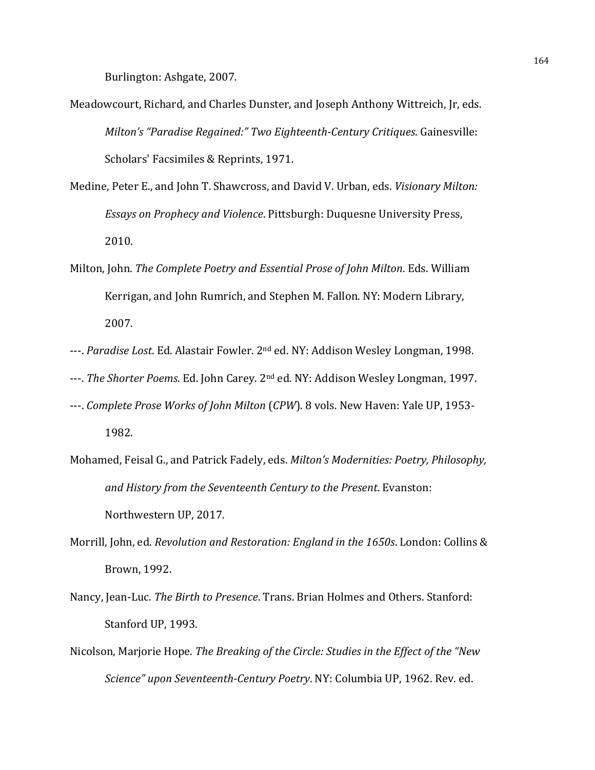Burlington: Ashgate, 2007.

Meadowcourt, Richard, and Charles Dunster, and Joseph Anthony Wittreich, Jr, eds. *Milton's "Paradise Regained:" Two Eighteenth-Century Critiques*. Gainesville: Scholars' Facsimiles & Reprints, 1971.

Medine, Peter E., and John T. Shawcross, and David V. Urban, eds. *Visionary Milton: Essays on Prophecy and Violence*. Pittsburgh: Duquesne University Press, 2010.

Milton, John. *The Complete Poetry and Essential Prose of John Milton*. Eds. William Kerrigan, and John Rumrich, and Stephen M. Fallon. NY: Modern Library, 2007.

---. *Paradise Lost*. Ed. Alastair Fowler. 2nd ed. NY: Addison Wesley Longman, 1998.

---. *The Shorter Poems*. Ed. John Carey. 2nd ed. NY: Addison Wesley Longman, 1997.

---. *Complete Prose Works of John Milton* (*CPW*). 8 vols. New Haven: Yale UP, 1953-1982.

Mohamed, Feisal G., and Patrick Fadely, eds. *Milton's Modernities: Poetry, Philosophy, and History from the Seventeenth Century to the Present*. Evanston: Northwestern UP, 2017.

Morrill, John, ed. *Revolution and Restoration: England in the 1650s*. London: Collins & Brown, 1992.

Nancy, Jean-Luc. *The Birth to Presence*. Trans. Brian Holmes and Others. Stanford: Stanford UP, 1993.

Nicolson, Marjorie Hope. *The Breaking of the Circle: Studies in the Effect of the "New Science" upon Seventeenth-Century Poetry*. NY: Columbia UP, 1962. Rev. ed.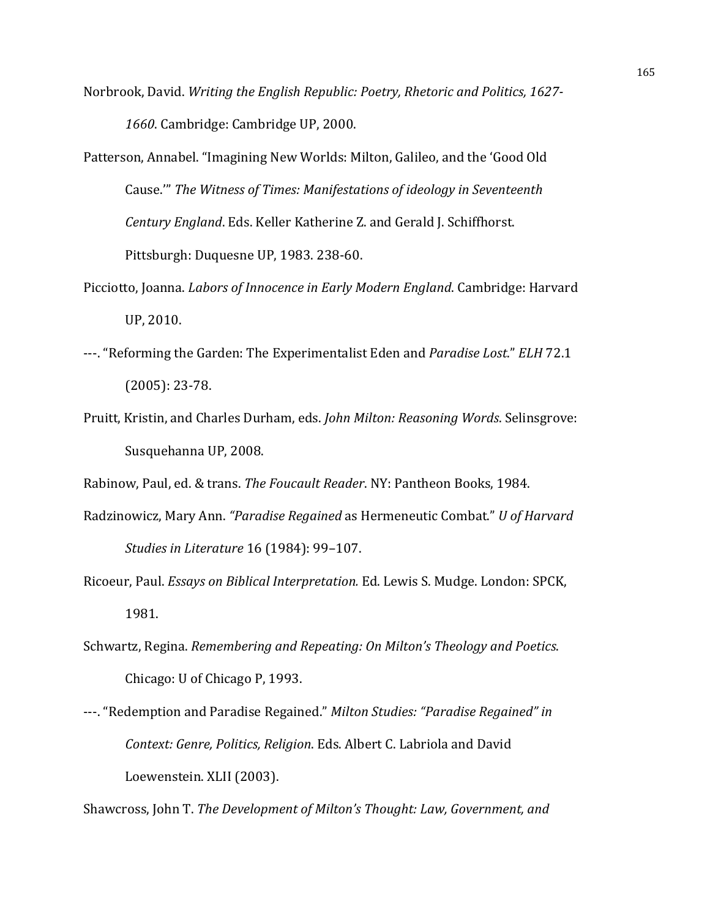Norbrook, David. *Writing the English Republic: Poetry, Rhetoric and Politics, 1627-1660*. Cambridge: Cambridge UP, 2000.

Patterson, Annabel. "Imagining New Worlds: Milton, Galileo, and the 'Good Old Cause.'" *The Witness of Times: Manifestations of ideology in Seventeenth Century England*. Eds. Keller Katherine Z. and Gerald J. Schiffhorst. Pittsburgh: Duquesne UP, 1983. 238-60.

Picciotto, Joanna. *Labors of Innocence in Early Modern England*. Cambridge: Harvard UP, 2010.

---. "Reforming the Garden: The Experimentalist Eden and *Paradise Lost*." *ELH* 72.1 (2005): 23-78.

Pruitt, Kristin, and Charles Durham, eds. *John Milton: Reasoning Words*. Selinsgrove: Susquehanna UP, 2008.

Rabinow, Paul, ed. & trans. *The Foucault Reader*. NY: Pantheon Books, 1984.

Radzinowicz, Mary Ann. *"Paradise Regained* as Hermeneutic Combat." *U of Harvard Studies in Literature* 16 (1984): 99–107.

Ricoeur, Paul. *Essays on Biblical Interpretation.* Ed. Lewis S. Mudge. London: SPCK, 1981.

Schwartz, Regina. *Remembering and Repeating: On Milton's Theology and Poetics*. Chicago: U of Chicago P, 1993.

---. "Redemption and Paradise Regained." *Milton Studies: "Paradise Regained" in Context: Genre, Politics, Religion*. Eds. Albert C. Labriola and David Loewenstein. XLII (2003).

Shawcross, John T. *The Development of Milton's Thought: Law, Government, and*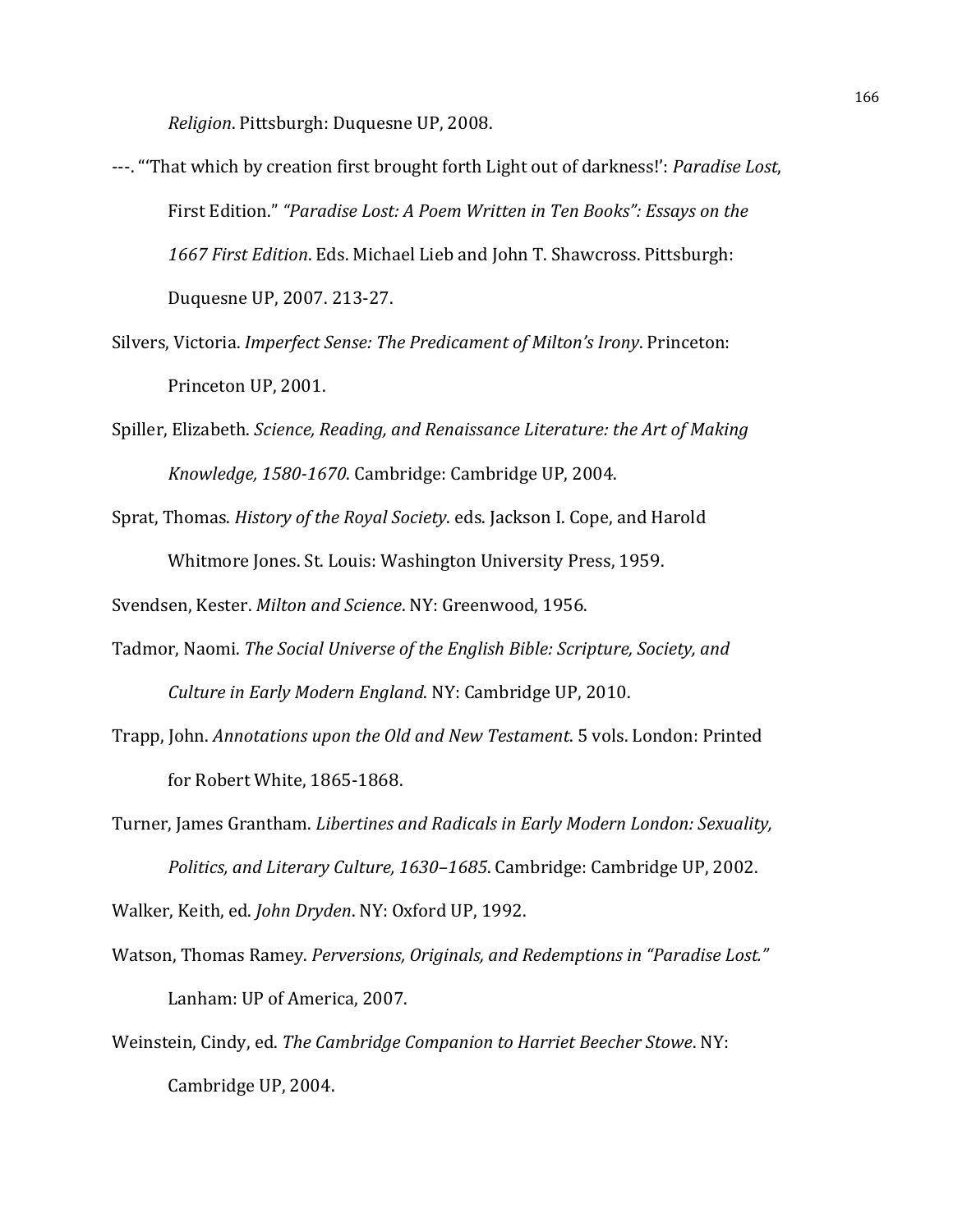*Religion*. Pittsburgh: Duquesne UP, 2008.

---. "'That which by creation first brought forth Light out of darkness!': *Paradise Lost*, First Edition." *"Paradise Lost: A Poem Written in Ten Books": Essays on the 1667 First Edition*. Eds. Michael Lieb and John T. Shawcross. Pittsburgh: Duquesne UP, 2007. 213-27.

Silvers, Victoria. *Imperfect Sense: The Predicament of Milton's Irony*. Princeton: Princeton UP, 2001.

Spiller, Elizabeth. *Science, Reading, and Renaissance Literature: the Art of Making Knowledge, 1580-1670*. Cambridge: Cambridge UP, 2004.

Sprat, Thomas. *History of the Royal Society*. eds. Jackson I. Cope, and Harold Whitmore Jones. St. Louis: Washington University Press, 1959.

Svendsen, Kester. *Milton and Science*. NY: Greenwood, 1956.

Tadmor, Naomi. *The Social Universe of the English Bible: Scripture, Society, and Culture in Early Modern England*. NY: Cambridge UP, 2010.

Trapp, John. *Annotations upon the Old and New Testament*. 5 vols. London: Printed for Robert White, 1865-1868.

Turner, James Grantham. *Libertines and Radicals in Early Modern London: Sexuality, Politics, and Literary Culture, 1630–1685*. Cambridge: Cambridge UP, 2002.

Walker, Keith, ed. *John Dryden*. NY: Oxford UP, 1992.

Watson, Thomas Ramey. *Perversions, Originals, and Redemptions in "Paradise Lost."* Lanham: UP of America, 2007.

Weinstein, Cindy, ed. *The Cambridge Companion to Harriet Beecher Stowe*. NY: Cambridge UP, 2004.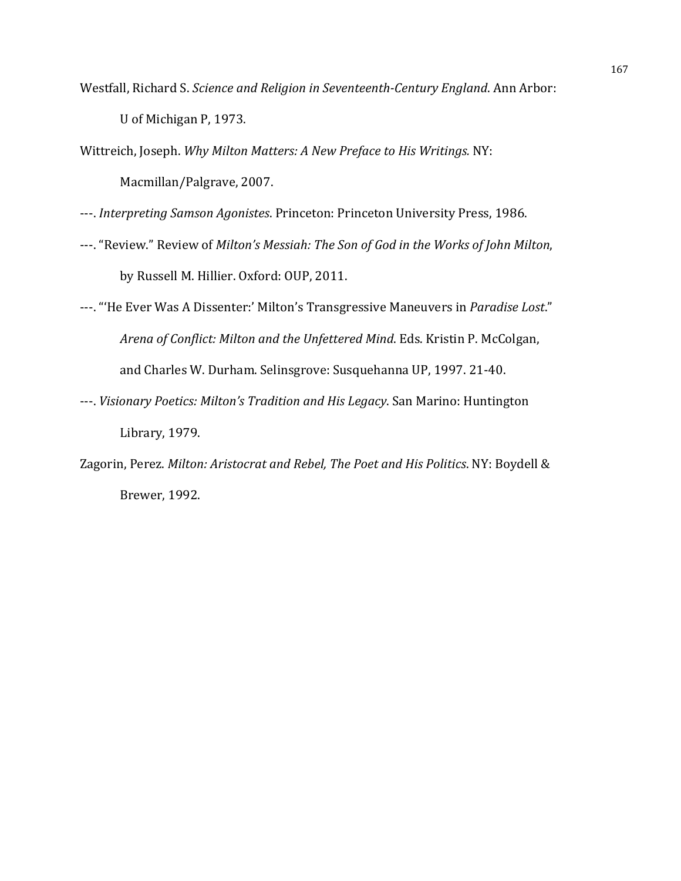Westfall, Richard S. *Science and Religion in Seventeenth-Century England*. Ann Arbor: U of Michigan P, 1973.

Wittreich, Joseph. *Why Milton Matters: A New Preface to His Writings.* NY: Macmillan/Palgrave, 2007.

---. *Interpreting Samson Agonistes*. Princeton: Princeton University Press, 1986.

---. "Review." Review of *Milton's Messiah: The Son of God in the Works of John Milton*, by Russell M. Hillier. Oxford: OUP, 2011.

---. "'He Ever Was A Dissenter:' Milton's Transgressive Maneuvers in *Paradise Lost*." *Arena of Conflict: Milton and the Unfettered Mind*. Eds. Kristin P. McColgan, and Charles W. Durham. Selinsgrove: Susquehanna UP, 1997. 21-40.

---. *Visionary Poetics: Milton's Tradition and His Legacy*. San Marino: Huntington Library, 1979.

Zagorin, Perez. *Milton: Aristocrat and Rebel, The Poet and His Politics*. NY: Boydell & Brewer, 1992.